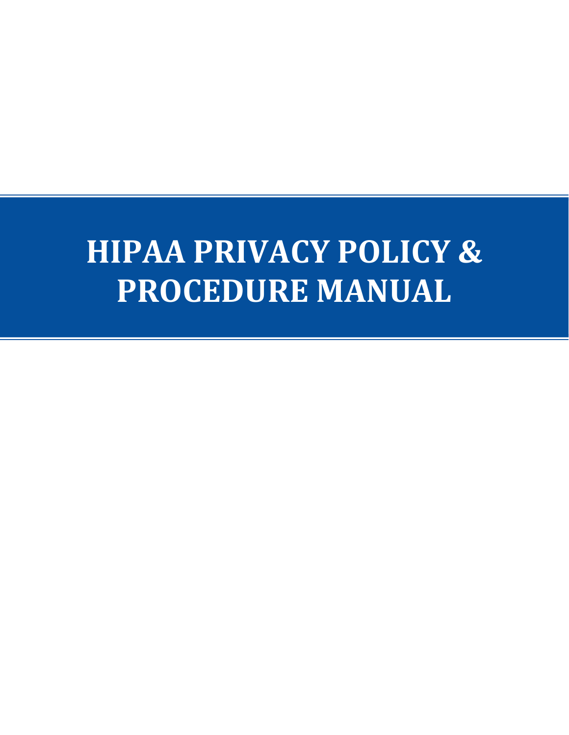# HIPAA PRIVACY POLICY & PROCEDURE MANUAL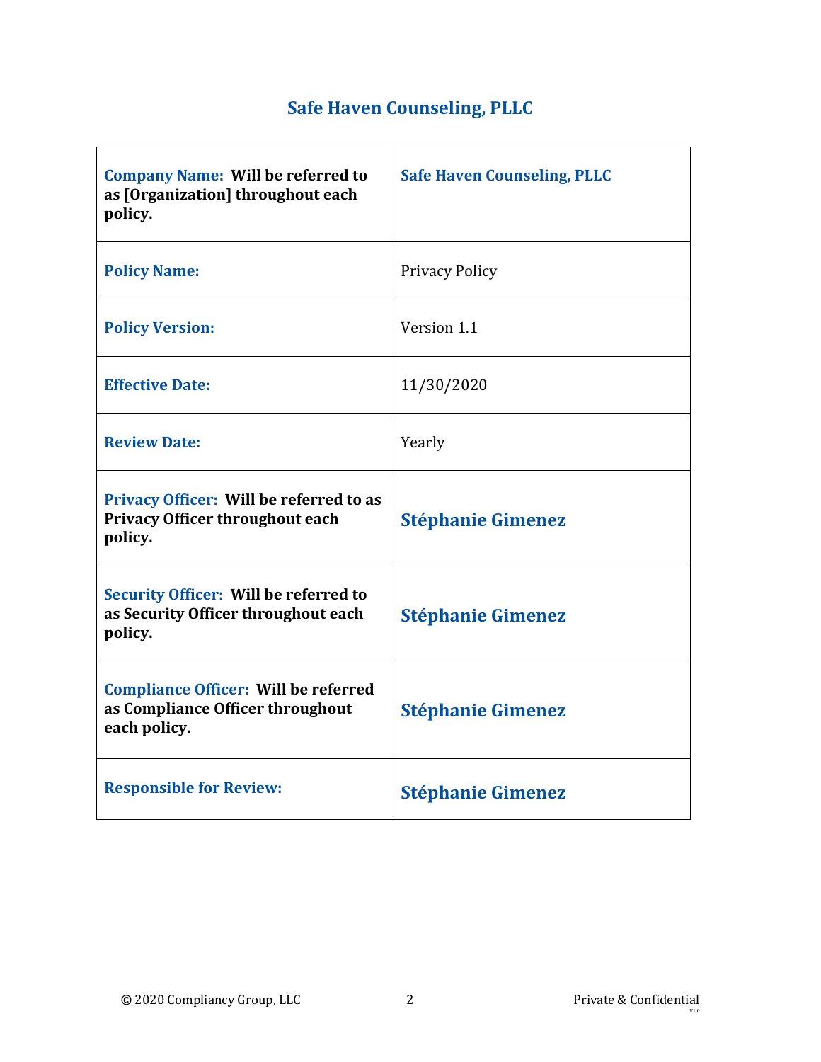# Safe Haven Counseling, PLLC

| **Company Name: Will be referred to as [Organization] throughout each policy.** | **Safe Haven Counseling, PLLC** |
|---|---|
| **Policy Name:** | Privacy Policy |
| **Policy Version:** | Version 1.1 |
| **Effective Date:** | 11/30/2020 |
| **Review Date:** | Yearly |
| **Privacy Officer: Will be referred to as Privacy Officer throughout each policy.** | **Stéphanie Gimenez** |
| **Security Officer: Will be referred to as Security Officer throughout each policy.** | **Stéphanie Gimenez** |
| **Compliance Officer: Will be referred as Compliance Officer throughout each policy.** | **Stéphanie Gimenez** |
| **Responsible for Review:** | **Stéphanie Gimenez** |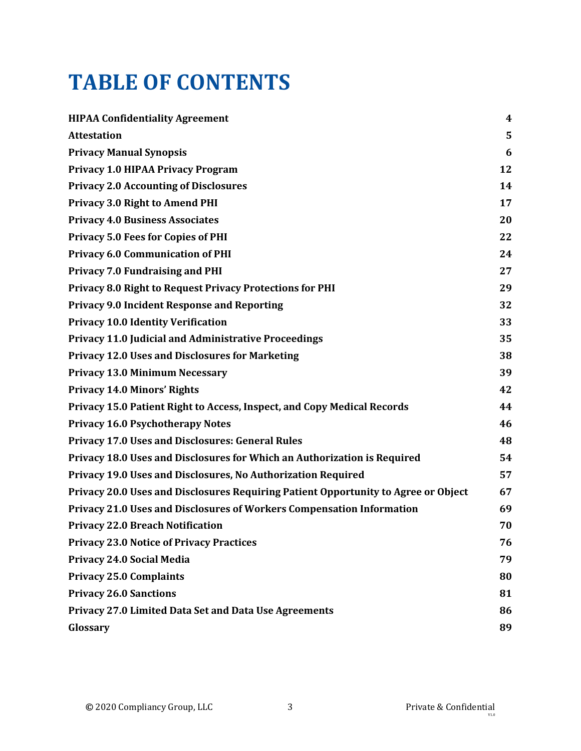# TABLE OF CONTENTS

| | |
|---|---|
| **HIPAA Confidentiality Agreement** | **4** |
| **Attestation** | **5** |
| **Privacy Manual Synopsis** | **6** |
| **Privacy 1.0 HIPAA Privacy Program** | **12** |
| **Privacy 2.0 Accounting of Disclosures** | **14** |
| **Privacy 3.0 Right to Amend PHI** | **17** |
| **Privacy 4.0 Business Associates** | **20** |
| **Privacy 5.0 Fees for Copies of PHI** | **22** |
| **Privacy 6.0 Communication of PHI** | **24** |
| **Privacy 7.0 Fundraising and PHI** | **27** |
| **Privacy 8.0 Right to Request Privacy Protections for PHI** | **29** |
| **Privacy 9.0 Incident Response and Reporting** | **32** |
| **Privacy 10.0 Identity Verification** | **33** |
| **Privacy 11.0 Judicial and Administrative Proceedings** | **35** |
| **Privacy 12.0 Uses and Disclosures for Marketing** | **38** |
| **Privacy 13.0 Minimum Necessary** | **39** |
| **Privacy 14.0 Minors' Rights** | **42** |
| **Privacy 15.0 Patient Right to Access, Inspect, and Copy Medical Records** | **44** |
| **Privacy 16.0 Psychotherapy Notes** | **46** |
| **Privacy 17.0 Uses and Disclosures: General Rules** | **48** |
| **Privacy 18.0 Uses and Disclosures for Which an Authorization is Required** | **54** |
| **Privacy 19.0 Uses and Disclosures, No Authorization Required** | **57** |
| **Privacy 20.0 Uses and Disclosures Requiring Patient Opportunity to Agree or Object** | **67** |
| **Privacy 21.0 Uses and Disclosures of Workers Compensation Information** | **69** |
| **Privacy 22.0 Breach Notification** | **70** |
| **Privacy 23.0 Notice of Privacy Practices** | **76** |
| **Privacy 24.0 Social Media** | **79** |
| **Privacy 25.0 Complaints** | **80** |
| **Privacy 26.0 Sanctions** | **81** |
| **Privacy 27.0 Limited Data Set and Data Use Agreements** | **86** |
| **Glossary** | **89** |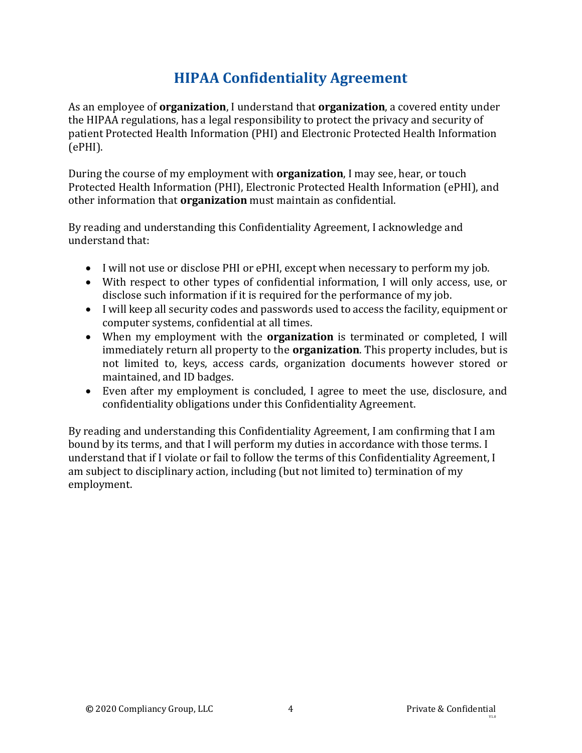# HIPAA Confidentiality Agreement

As an employee of **organization**, I understand that **organization**, a covered entity under the HIPAA regulations, has a legal responsibility to protect the privacy and security of patient Protected Health Information (PHI) and Electronic Protected Health Information (ePHI).

During the course of my employment with **organization**, I may see, hear, or touch Protected Health Information (PHI), Electronic Protected Health Information (ePHI), and other information that **organization** must maintain as confidential.

By reading and understanding this Confidentiality Agreement, I acknowledge and understand that:

- I will not use or disclose PHI or ePHI, except when necessary to perform my job.
- With respect to other types of confidential information, I will only access, use, or disclose such information if it is required for the performance of my job.
- I will keep all security codes and passwords used to access the facility, equipment or computer systems, confidential at all times.
- When my employment with the **organization** is terminated or completed, I will immediately return all property to the **organization**. This property includes, but is not limited to, keys, access cards, organization documents however stored or maintained, and ID badges.
- Even after my employment is concluded, I agree to meet the use, disclosure, and confidentiality obligations under this Confidentiality Agreement.

By reading and understanding this Confidentiality Agreement, I am confirming that I am bound by its terms, and that I will perform my duties in accordance with those terms. I understand that if I violate or fail to follow the terms of this Confidentiality Agreement, I am subject to disciplinary action, including (but not limited to) termination of my employment.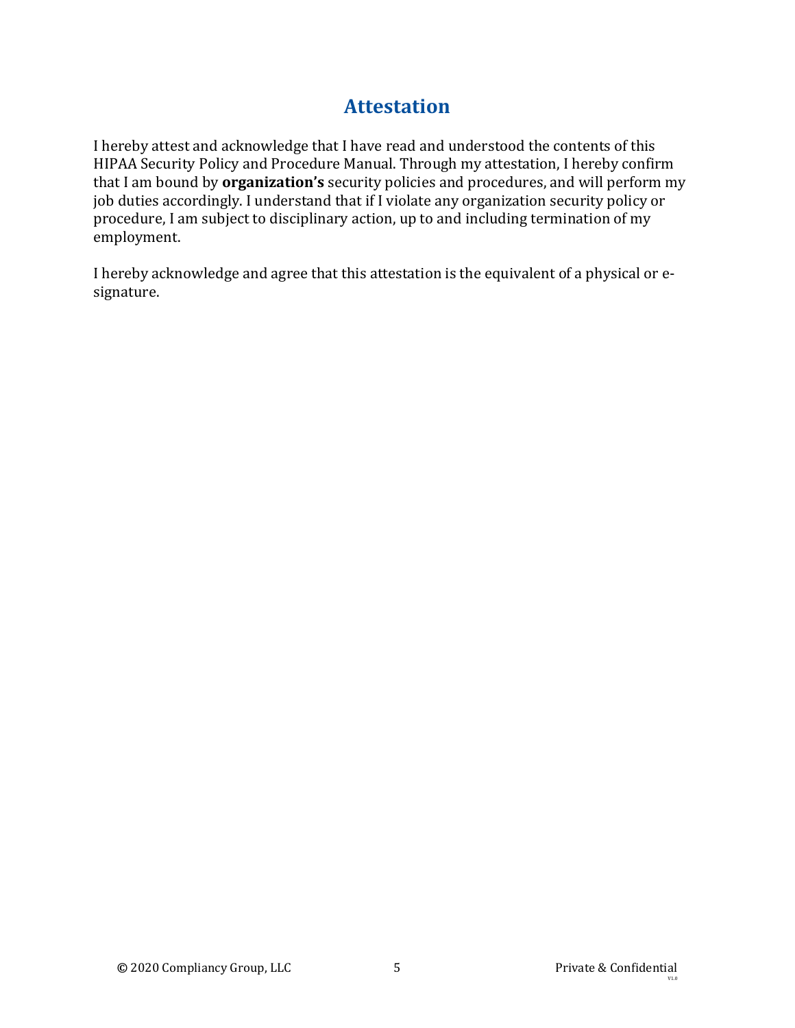# Attestation

I hereby attest and acknowledge that I have read and understood the contents of this HIPAA Security Policy and Procedure Manual. Through my attestation, I hereby confirm that I am bound by **organization's** security policies and procedures, and will perform my job duties accordingly. I understand that if I violate any organization security policy or procedure, I am subject to disciplinary action, up to and including termination of my employment.

I hereby acknowledge and agree that this attestation is the equivalent of a physical or e-signature.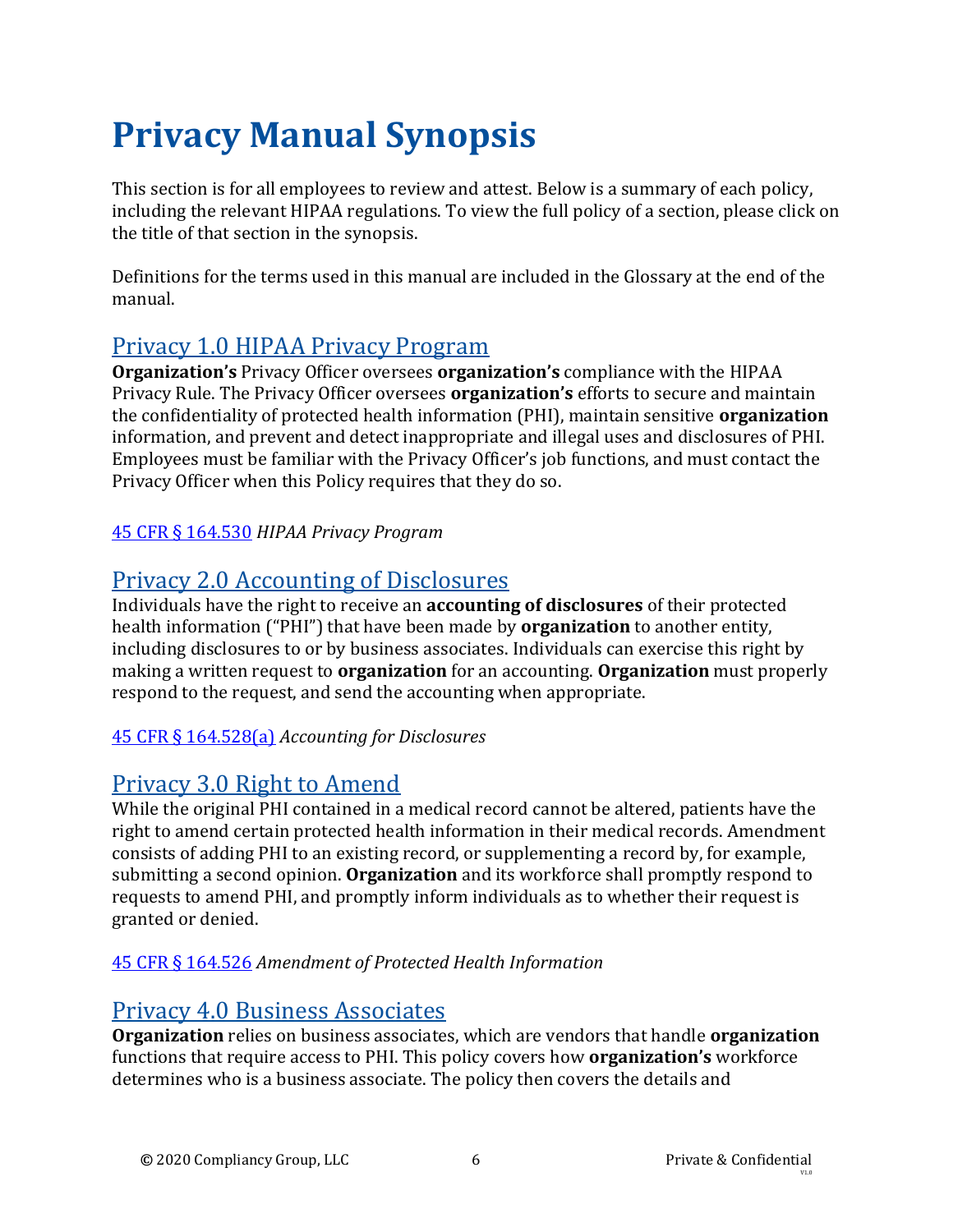# Privacy Manual Synopsis

This section is for all employees to review and attest. Below is a summary of each policy, including the relevant HIPAA regulations. To view the full policy of a section, please click on the title of that section in the synopsis.

Definitions for the terms used in this manual are included in the Glossary at the end of the manual.

## Privacy 1.0 HIPAA Privacy Program

**Organization's** Privacy Officer oversees **organization's** compliance with the HIPAA Privacy Rule. The Privacy Officer oversees **organization's** efforts to secure and maintain the confidentiality of protected health information (PHI), maintain sensitive **organization** information, and prevent and detect inappropriate and illegal uses and disclosures of PHI. Employees must be familiar with the Privacy Officer's job functions, and must contact the Privacy Officer when this Policy requires that they do so.

45 CFR § 164.530 *HIPAA Privacy Program*

## Privacy 2.0 Accounting of Disclosures

Individuals have the right to receive an **accounting of disclosures** of their protected health information ("PHI") that have been made by **organization** to another entity, including disclosures to or by business associates. Individuals can exercise this right by making a written request to **organization** for an accounting. **Organization** must properly respond to the request, and send the accounting when appropriate.

45 CFR § 164.528(a) *Accounting for Disclosures*

## Privacy 3.0 Right to Amend

While the original PHI contained in a medical record cannot be altered, patients have the right to amend certain protected health information in their medical records. Amendment consists of adding PHI to an existing record, or supplementing a record by, for example, submitting a second opinion. **Organization** and its workforce shall promptly respond to requests to amend PHI, and promptly inform individuals as to whether their request is granted or denied.

45 CFR § 164.526 *Amendment of Protected Health Information*

## Privacy 4.0 Business Associates

**Organization** relies on business associates, which are vendors that handle **organization** functions that require access to PHI. This policy covers how **organization's** workforce determines who is a business associate. The policy then covers the details and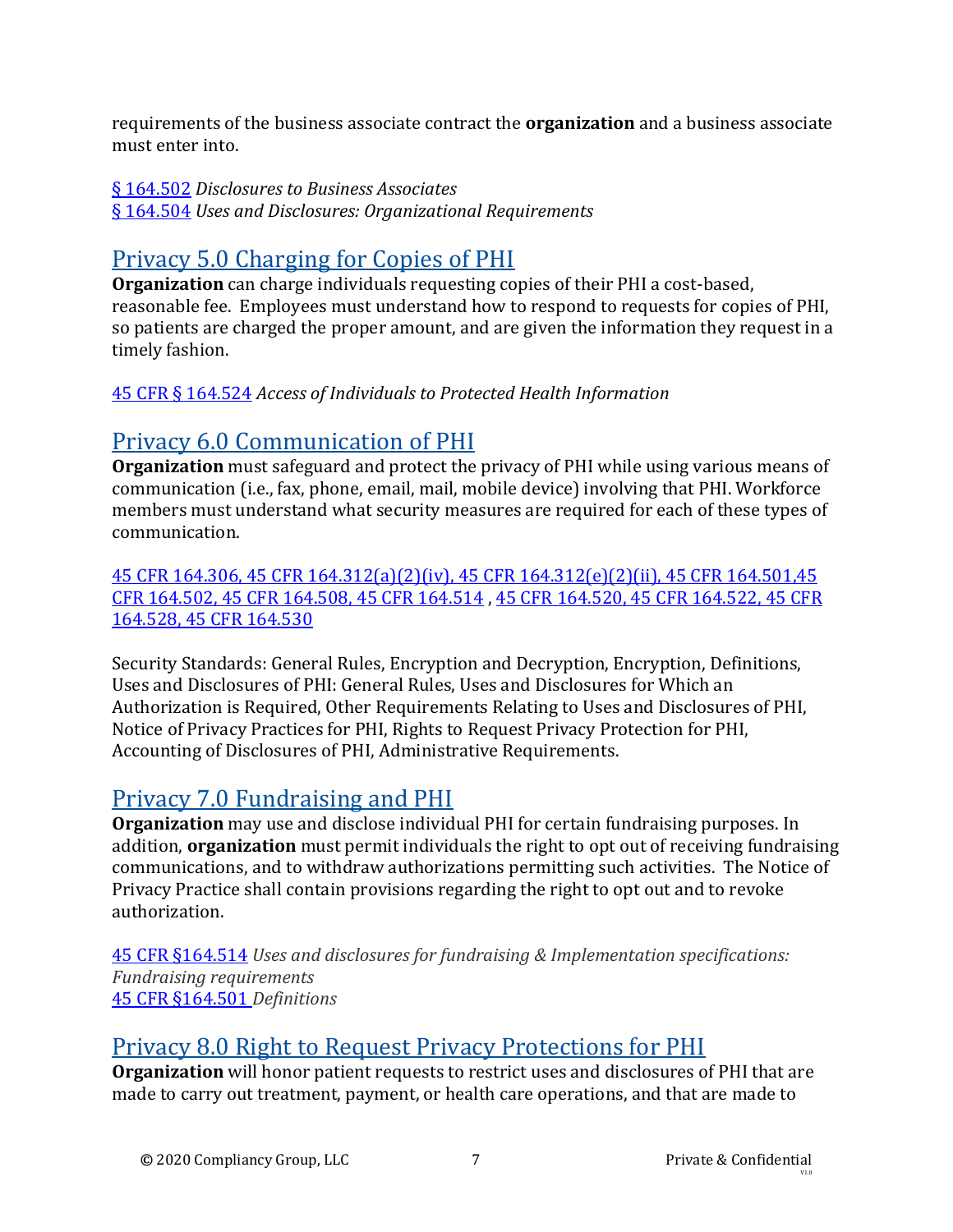requirements of the business associate contract the **organization** and a business associate must enter into.

§ 164.502 *Disclosures to Business Associates*
§ 164.504 *Uses and Disclosures: Organizational Requirements*

## Privacy 5.0 Charging for Copies of PHI

**Organization** can charge individuals requesting copies of their PHI a cost-based, reasonable fee. Employees must understand how to respond to requests for copies of PHI, so patients are charged the proper amount, and are given the information they request in a timely fashion.

45 CFR § 164.524 *Access of Individuals to Protected Health Information*

## Privacy 6.0 Communication of PHI

**Organization** must safeguard and protect the privacy of PHI while using various means of communication (i.e., fax, phone, email, mail, mobile device) involving that PHI. Workforce members must understand what security measures are required for each of these types of communication.

45 CFR 164.306, 45 CFR 164.312(a)(2)(iv), 45 CFR 164.312(e)(2)(ii), 45 CFR 164.501,45 CFR 164.502, 45 CFR 164.508, 45 CFR 164.514 , 45 CFR 164.520, 45 CFR 164.522, 45 CFR 164.528, 45 CFR 164.530

Security Standards: General Rules, Encryption and Decryption, Encryption, Definitions, Uses and Disclosures of PHI: General Rules, Uses and Disclosures for Which an Authorization is Required, Other Requirements Relating to Uses and Disclosures of PHI, Notice of Privacy Practices for PHI, Rights to Request Privacy Protection for PHI, Accounting of Disclosures of PHI, Administrative Requirements.

## Privacy 7.0 Fundraising and PHI

**Organization** may use and disclose individual PHI for certain fundraising purposes. In addition, **organization** must permit individuals the right to opt out of receiving fundraising communications, and to withdraw authorizations permitting such activities. The Notice of Privacy Practice shall contain provisions regarding the right to opt out and to revoke authorization.

45 CFR §164.514 *Uses and disclosures for fundraising & Implementation specifications: Fundraising requirements*
45 CFR §164.501 *Definitions*

## Privacy 8.0 Right to Request Privacy Protections for PHI

**Organization** will honor patient requests to restrict uses and disclosures of PHI that are made to carry out treatment, payment, or health care operations, and that are made to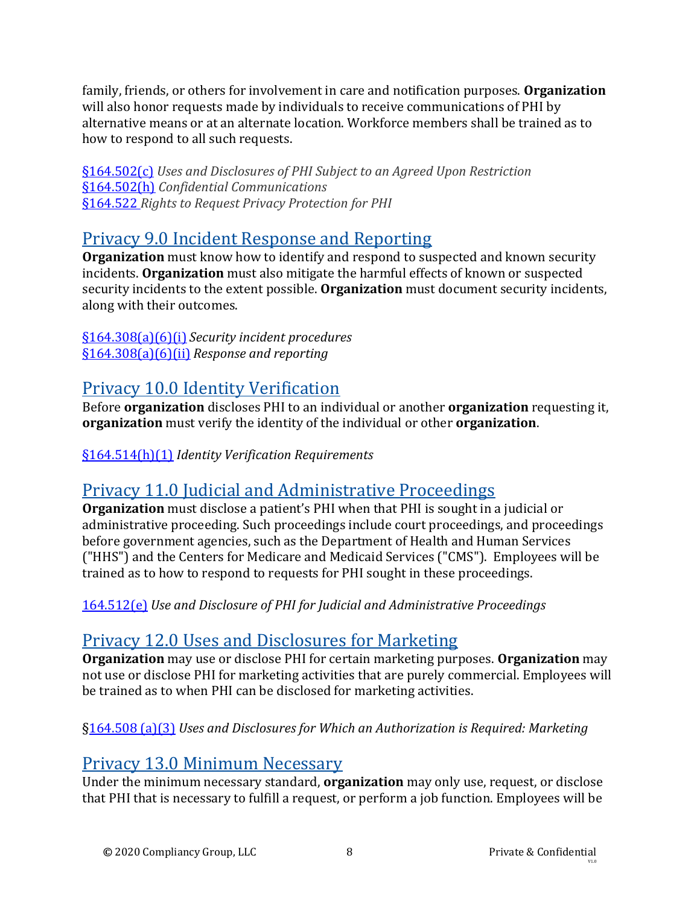family, friends, or others for involvement in care and notification purposes. **Organization** will also honor requests made by individuals to receive communications of PHI by alternative means or at an alternate location. Workforce members shall be trained as to how to respond to all such requests.

§164.502(c) *Uses and Disclosures of PHI Subject to an Agreed Upon Restriction*
§164.502(h) *Confidential Communications*
§164.522 *Rights to Request Privacy Protection for PHI*

## Privacy 9.0 Incident Response and Reporting

**Organization** must know how to identify and respond to suspected and known security incidents. **Organization** must also mitigate the harmful effects of known or suspected security incidents to the extent possible. **Organization** must document security incidents, along with their outcomes.

§164.308(a)(6)(i) *Security incident procedures*
§164.308(a)(6)(ii) *Response and reporting*

## Privacy 10.0 Identity Verification

Before **organization** discloses PHI to an individual or another **organization** requesting it, **organization** must verify the identity of the individual or other **organization**.

§164.514(h)(1) *Identity Verification Requirements*

## Privacy 11.0 Judicial and Administrative Proceedings

**Organization** must disclose a patient's PHI when that PHI is sought in a judicial or administrative proceeding. Such proceedings include court proceedings, and proceedings before government agencies, such as the Department of Health and Human Services ("HHS") and the Centers for Medicare and Medicaid Services ("CMS"). Employees will be trained as to how to respond to requests for PHI sought in these proceedings.

164.512(e) *Use and Disclosure of PHI for Judicial and Administrative Proceedings*

## Privacy 12.0 Uses and Disclosures for Marketing

**Organization** may use or disclose PHI for certain marketing purposes. **Organization** may not use or disclose PHI for marketing activities that are purely commercial. Employees will be trained as to when PHI can be disclosed for marketing activities.

§164.508 (a)(3) *Uses and Disclosures for Which an Authorization is Required: Marketing*

## Privacy 13.0 Minimum Necessary

Under the minimum necessary standard, **organization** may only use, request, or disclose that PHI that is necessary to fulfill a request, or perform a job function. Employees will be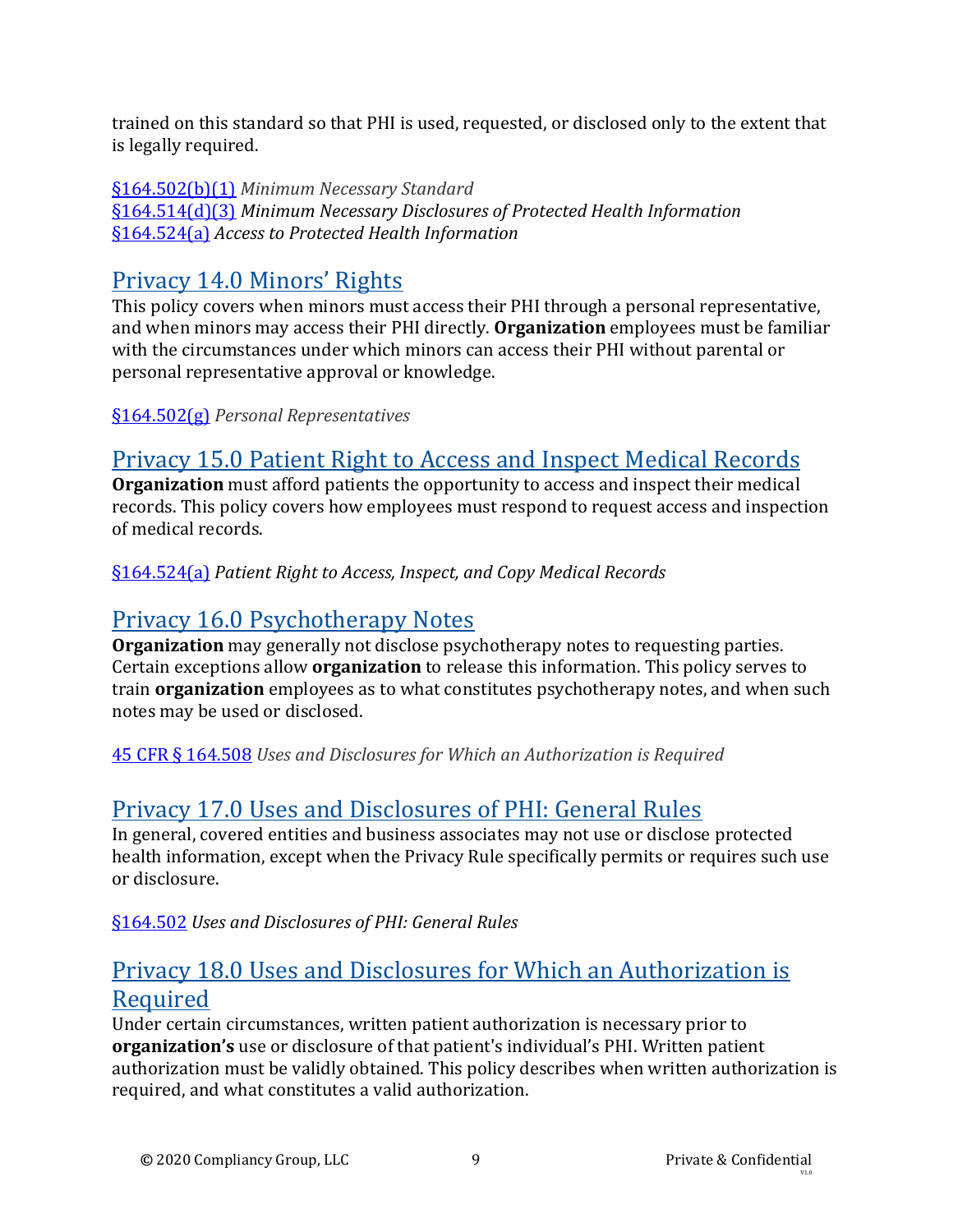trained on this standard so that PHI is used, requested, or disclosed only to the extent that is legally required.

[§164.502(b)(1)](#) *Minimum Necessary Standard*
[§164.514(d)(3)](#) *Minimum Necessary Disclosures of Protected Health Information*
[§164.524(a)](#) *Access to Protected Health Information*

## Privacy 14.0 Minors' Rights

This policy covers when minors must access their PHI through a personal representative, and when minors may access their PHI directly. **Organization** employees must be familiar with the circumstances under which minors can access their PHI without parental or personal representative approval or knowledge.

[§164.502(g)](#) *Personal Representatives*

## Privacy 15.0 Patient Right to Access and Inspect Medical Records

**Organization** must afford patients the opportunity to access and inspect their medical records. This policy covers how employees must respond to request access and inspection of medical records.

[§164.524(a)](#) *Patient Right to Access, Inspect, and Copy Medical Records*

## Privacy 16.0 Psychotherapy Notes

**Organization** may generally not disclose psychotherapy notes to requesting parties. Certain exceptions allow **organization** to release this information. This policy serves to train **organization** employees as to what constitutes psychotherapy notes, and when such notes may be used or disclosed.

[45 CFR § 164.508](#) *Uses and Disclosures for Which an Authorization is Required*

## Privacy 17.0 Uses and Disclosures of PHI: General Rules

In general, covered entities and business associates may not use or disclose protected health information, except when the Privacy Rule specifically permits or requires such use or disclosure.

[§164.502](#) *Uses and Disclosures of PHI: General Rules*

## Privacy 18.0 Uses and Disclosures for Which an Authorization is Required

Under certain circumstances, written patient authorization is necessary prior to **organization's** use or disclosure of that patient's individual's PHI. Written patient authorization must be validly obtained. This policy describes when written authorization is required, and what constitutes a valid authorization.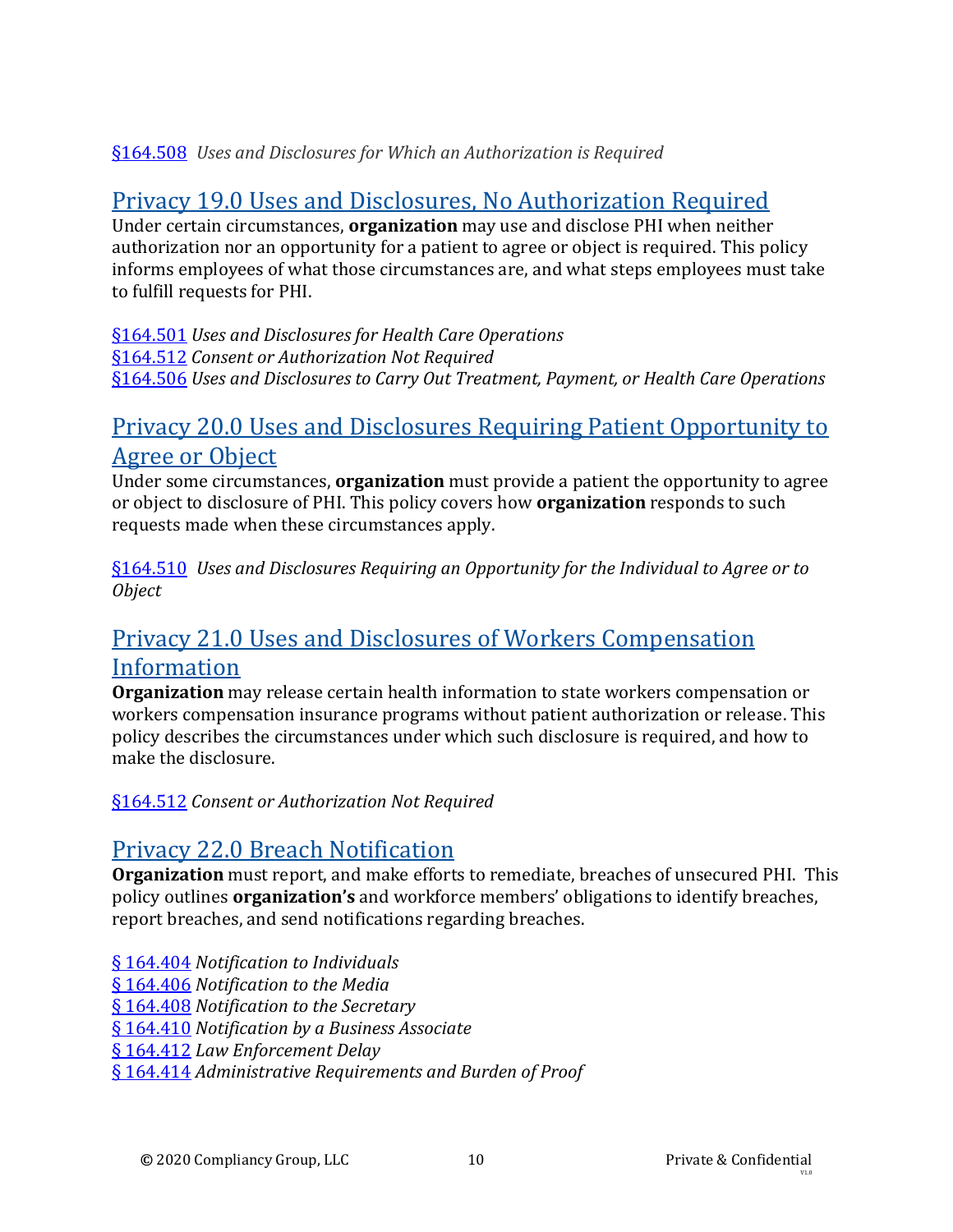§164.508 *Uses and Disclosures for Which an Authorization is Required*

## Privacy 19.0 Uses and Disclosures, No Authorization Required

Under certain circumstances, **organization** may use and disclose PHI when neither authorization nor an opportunity for a patient to agree or object is required. This policy informs employees of what those circumstances are, and what steps employees must take to fulfill requests for PHI.

§164.501 *Uses and Disclosures for Health Care Operations*
§164.512 *Consent or Authorization Not Required*
§164.506 *Uses and Disclosures to Carry Out Treatment, Payment, or Health Care Operations*

## Privacy 20.0 Uses and Disclosures Requiring Patient Opportunity to Agree or Object

Under some circumstances, **organization** must provide a patient the opportunity to agree or object to disclosure of PHI. This policy covers how **organization** responds to such requests made when these circumstances apply.

§164.510 *Uses and Disclosures Requiring an Opportunity for the Individual to Agree or to Object*

## Privacy 21.0 Uses and Disclosures of Workers Compensation Information

**Organization** may release certain health information to state workers compensation or workers compensation insurance programs without patient authorization or release. This policy describes the circumstances under which such disclosure is required, and how to make the disclosure.

§164.512 *Consent or Authorization Not Required*

## Privacy 22.0 Breach Notification

**Organization** must report, and make efforts to remediate, breaches of unsecured PHI. This policy outlines **organization's** and workforce members' obligations to identify breaches, report breaches, and send notifications regarding breaches.

§ 164.404 *Notification to Individuals*
§ 164.406 *Notification to the Media*
§ 164.408 *Notification to the Secretary*
§ 164.410 *Notification by a Business Associate*
§ 164.412 *Law Enforcement Delay*
§ 164.414 *Administrative Requirements and Burden of Proof*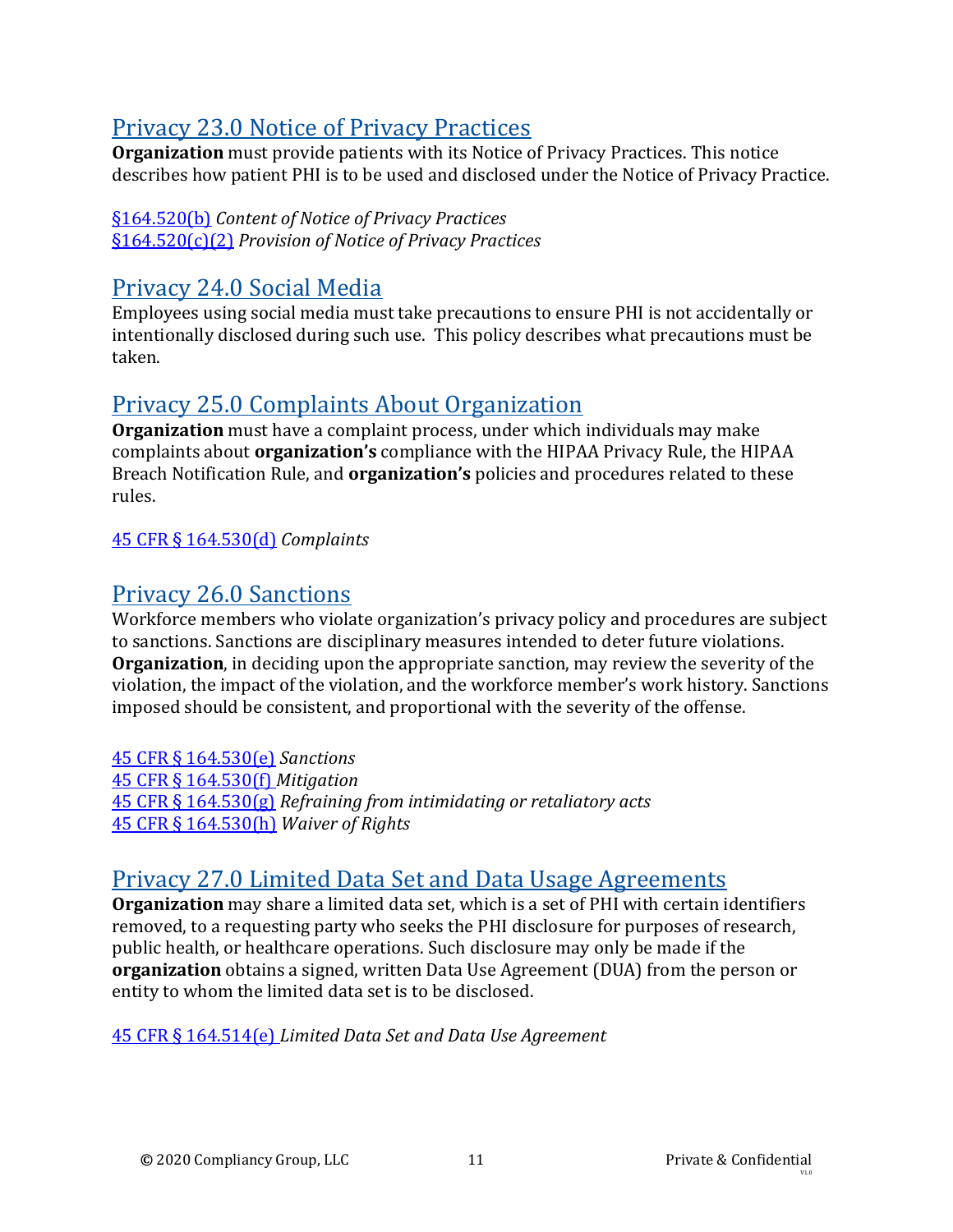## Privacy 23.0 Notice of Privacy Practices

**Organization** must provide patients with its Notice of Privacy Practices. This notice describes how patient PHI is to be used and disclosed under the Notice of Privacy Practice.

§164.520(b) *Content of Notice of Privacy Practices*
§164.520(c)(2) *Provision of Notice of Privacy Practices*

## Privacy 24.0 Social Media

Employees using social media must take precautions to ensure PHI is not accidentally or intentionally disclosed during such use. This policy describes what precautions must be taken.

## Privacy 25.0 Complaints About Organization

**Organization** must have a complaint process, under which individuals may make complaints about **organization's** compliance with the HIPAA Privacy Rule, the HIPAA Breach Notification Rule, and **organization's** policies and procedures related to these rules.

45 CFR § 164.530(d) *Complaints*

## Privacy 26.0 Sanctions

Workforce members who violate organization's privacy policy and procedures are subject to sanctions. Sanctions are disciplinary measures intended to deter future violations. **Organization**, in deciding upon the appropriate sanction, may review the severity of the violation, the impact of the violation, and the workforce member's work history. Sanctions imposed should be consistent, and proportional with the severity of the offense.

45 CFR § 164.530(e) *Sanctions*
45 CFR § 164.530(f) *Mitigation*
45 CFR § 164.530(g) *Refraining from intimidating or retaliatory acts*
45 CFR § 164.530(h) *Waiver of Rights*

## Privacy 27.0 Limited Data Set and Data Usage Agreements

**Organization** may share a limited data set, which is a set of PHI with certain identifiers removed, to a requesting party who seeks the PHI disclosure for purposes of research, public health, or healthcare operations. Such disclosure may only be made if the **organization** obtains a signed, written Data Use Agreement (DUA) from the person or entity to whom the limited data set is to be disclosed.

45 CFR § 164.514(e) *Limited Data Set and Data Use Agreement*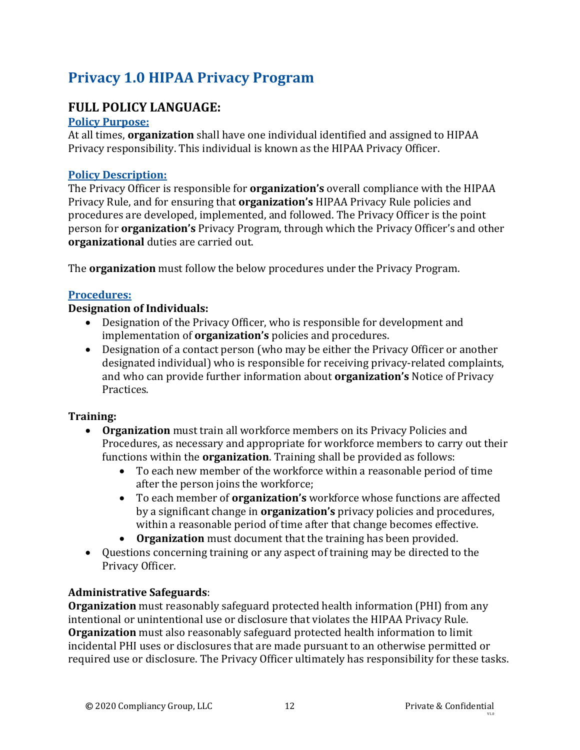# Privacy 1.0 HIPAA Privacy Program

## FULL POLICY LANGUAGE:

### Policy Purpose:

At all times, **organization** shall have one individual identified and assigned to HIPAA Privacy responsibility. This individual is known as the HIPAA Privacy Officer.

### Policy Description:

The Privacy Officer is responsible for **organization's** overall compliance with the HIPAA Privacy Rule, and for ensuring that **organization's** HIPAA Privacy Rule policies and procedures are developed, implemented, and followed. The Privacy Officer is the point person for **organization's** Privacy Program, through which the Privacy Officer's and other **organizational** duties are carried out.

The **organization** must follow the below procedures under the Privacy Program.

### Procedures:

**Designation of Individuals:**

- Designation of the Privacy Officer, who is responsible for development and implementation of **organization's** policies and procedures.
- Designation of a contact person (who may be either the Privacy Officer or another designated individual) who is responsible for receiving privacy-related complaints, and who can provide further information about **organization's** Notice of Privacy Practices.

**Training:**

- **Organization** must train all workforce members on its Privacy Policies and Procedures, as necessary and appropriate for workforce members to carry out their functions within the **organization**. Training shall be provided as follows:
  - To each new member of the workforce within a reasonable period of time after the person joins the workforce;
  - To each member of **organization's** workforce whose functions are affected by a significant change in **organization's** privacy policies and procedures, within a reasonable period of time after that change becomes effective.
  - **Organization** must document that the training has been provided.
- Questions concerning training or any aspect of training may be directed to the Privacy Officer.

**Administrative Safeguards**:

**Organization** must reasonably safeguard protected health information (PHI) from any intentional or unintentional use or disclosure that violates the HIPAA Privacy Rule. **Organization** must also reasonably safeguard protected health information to limit incidental PHI uses or disclosures that are made pursuant to an otherwise permitted or required use or disclosure. The Privacy Officer ultimately has responsibility for these tasks.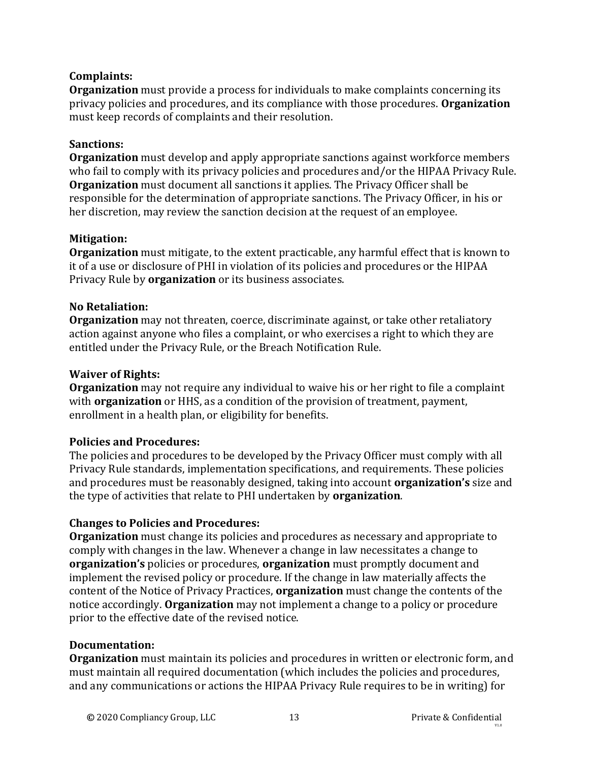**Complaints:**
**Organization** must provide a process for individuals to make complaints concerning its privacy policies and procedures, and its compliance with those procedures. **Organization** must keep records of complaints and their resolution.

**Sanctions:**
**Organization** must develop and apply appropriate sanctions against workforce members who fail to comply with its privacy policies and procedures and/or the HIPAA Privacy Rule. **Organization** must document all sanctions it applies. The Privacy Officer shall be responsible for the determination of appropriate sanctions. The Privacy Officer, in his or her discretion, may review the sanction decision at the request of an employee.

**Mitigation:**
**Organization** must mitigate, to the extent practicable, any harmful effect that is known to it of a use or disclosure of PHI in violation of its policies and procedures or the HIPAA Privacy Rule by **organization** or its business associates.

**No Retaliation:**
**Organization** may not threaten, coerce, discriminate against, or take other retaliatory action against anyone who files a complaint, or who exercises a right to which they are entitled under the Privacy Rule, or the Breach Notification Rule.

**Waiver of Rights:**
**Organization** may not require any individual to waive his or her right to file a complaint with **organization** or HHS, as a condition of the provision of treatment, payment, enrollment in a health plan, or eligibility for benefits.

**Policies and Procedures:**
The policies and procedures to be developed by the Privacy Officer must comply with all Privacy Rule standards, implementation specifications, and requirements. These policies and procedures must be reasonably designed, taking into account **organization's** size and the type of activities that relate to PHI undertaken by **organization**.

**Changes to Policies and Procedures:**
**Organization** must change its policies and procedures as necessary and appropriate to comply with changes in the law. Whenever a change in law necessitates a change to **organization's** policies or procedures, **organization** must promptly document and implement the revised policy or procedure. If the change in law materially affects the content of the Notice of Privacy Practices, **organization** must change the contents of the notice accordingly. **Organization** may not implement a change to a policy or procedure prior to the effective date of the revised notice.

**Documentation:**
**Organization** must maintain its policies and procedures in written or electronic form, and must maintain all required documentation (which includes the policies and procedures, and any communications or actions the HIPAA Privacy Rule requires to be in writing) for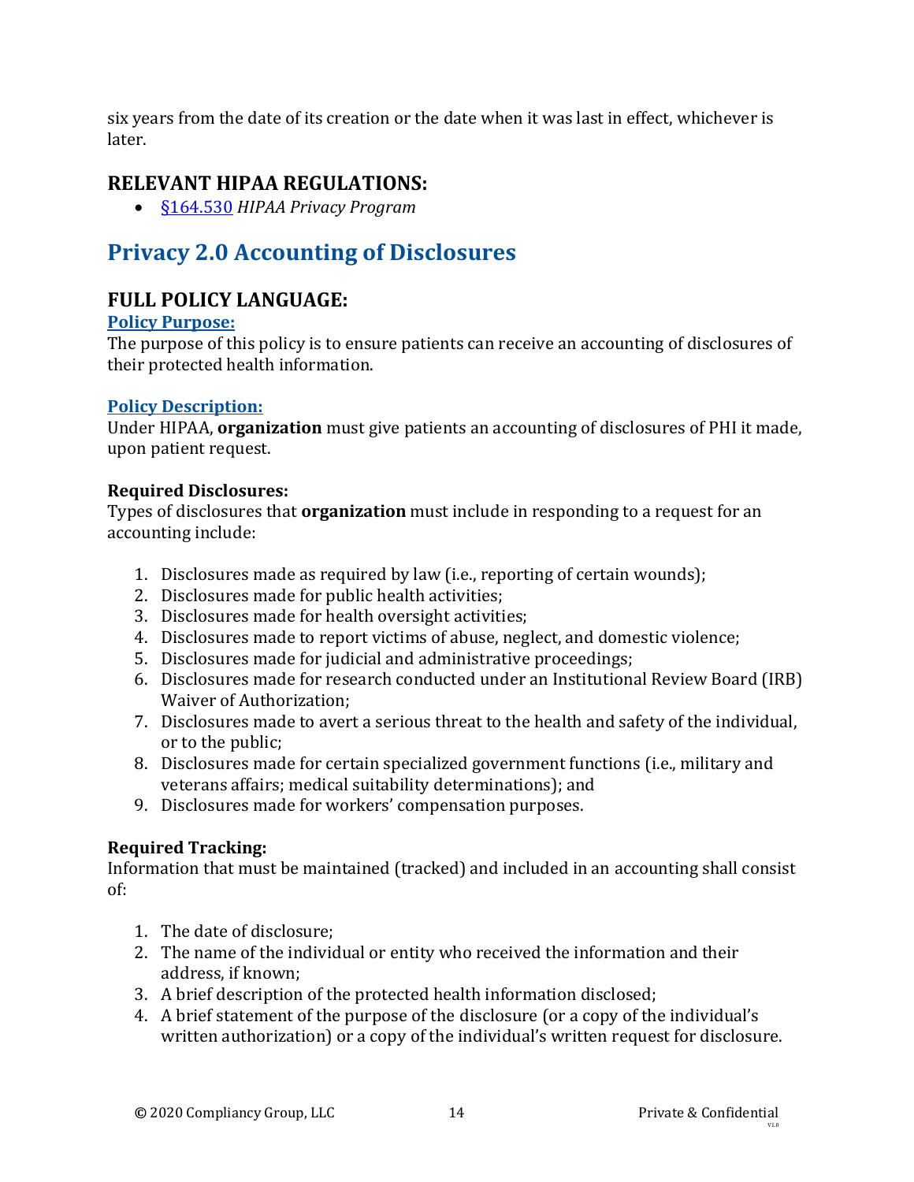six years from the date of its creation or the date when it was last in effect, whichever is later.

## RELEVANT HIPAA REGULATIONS:

- [§164.530](#) *HIPAA Privacy Program*

# Privacy 2.0 Accounting of Disclosures

## FULL POLICY LANGUAGE:

### Policy Purpose:

The purpose of this policy is to ensure patients can receive an accounting of disclosures of their protected health information.

### Policy Description:

Under HIPAA, **organization** must give patients an accounting of disclosures of PHI it made, upon patient request.

**Required Disclosures:**

Types of disclosures that **organization** must include in responding to a request for an accounting include:

1. Disclosures made as required by law (i.e., reporting of certain wounds);
2. Disclosures made for public health activities;
3. Disclosures made for health oversight activities;
4. Disclosures made to report victims of abuse, neglect, and domestic violence;
5. Disclosures made for judicial and administrative proceedings;
6. Disclosures made for research conducted under an Institutional Review Board (IRB) Waiver of Authorization;
7. Disclosures made to avert a serious threat to the health and safety of the individual, or to the public;
8. Disclosures made for certain specialized government functions (i.e., military and veterans affairs; medical suitability determinations); and
9. Disclosures made for workers' compensation purposes.

**Required Tracking:**

Information that must be maintained (tracked) and included in an accounting shall consist of:

1. The date of disclosure;
2. The name of the individual or entity who received the information and their address, if known;
3. A brief description of the protected health information disclosed;
4. A brief statement of the purpose of the disclosure (or a copy of the individual's written authorization) or a copy of the individual's written request for disclosure.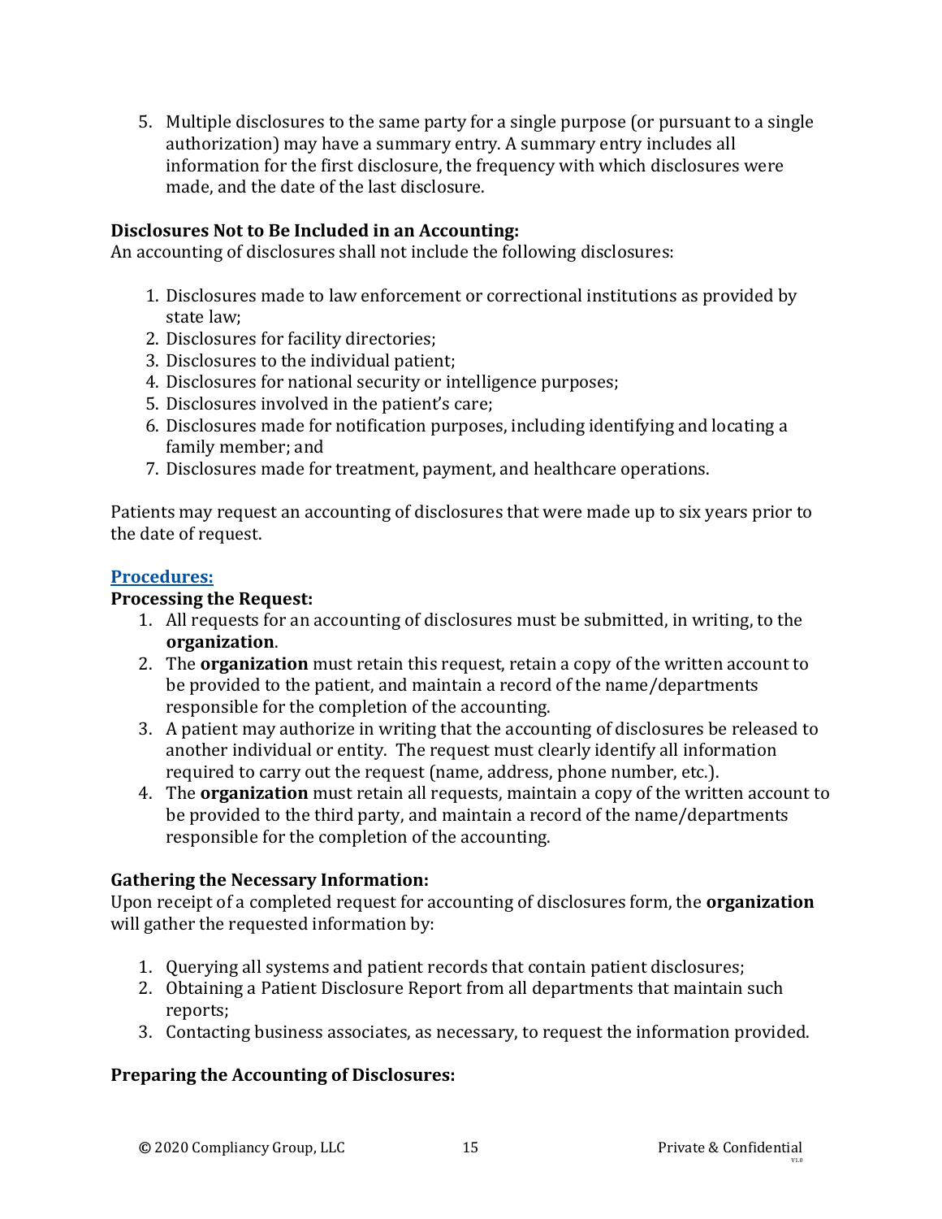5. Multiple disclosures to the same party for a single purpose (or pursuant to a single authorization) may have a summary entry. A summary entry includes all information for the first disclosure, the frequency with which disclosures were made, and the date of the last disclosure.

**Disclosures Not to Be Included in an Accounting:**
An accounting of disclosures shall not include the following disclosures:

1. Disclosures made to law enforcement or correctional institutions as provided by state law;
2. Disclosures for facility directories;
3. Disclosures to the individual patient;
4. Disclosures for national security or intelligence purposes;
5. Disclosures involved in the patient's care;
6. Disclosures made for notification purposes, including identifying and locating a family member; and
7. Disclosures made for treatment, payment, and healthcare operations.

Patients may request an accounting of disclosures that were made up to six years prior to the date of request.

## Procedures:

**Processing the Request:**

1. All requests for an accounting of disclosures must be submitted, in writing, to the **organization**.
2. The **organization** must retain this request, retain a copy of the written account to be provided to the patient, and maintain a record of the name/departments responsible for the completion of the accounting.
3. A patient may authorize in writing that the accounting of disclosures be released to another individual or entity. The request must clearly identify all information required to carry out the request (name, address, phone number, etc.).
4. The **organization** must retain all requests, maintain a copy of the written account to be provided to the third party, and maintain a record of the name/departments responsible for the completion of the accounting.

**Gathering the Necessary Information:**
Upon receipt of a completed request for accounting of disclosures form, the **organization** will gather the requested information by:

1. Querying all systems and patient records that contain patient disclosures;
2. Obtaining a Patient Disclosure Report from all departments that maintain such reports;
3. Contacting business associates, as necessary, to request the information provided.

**Preparing the Accounting of Disclosures:**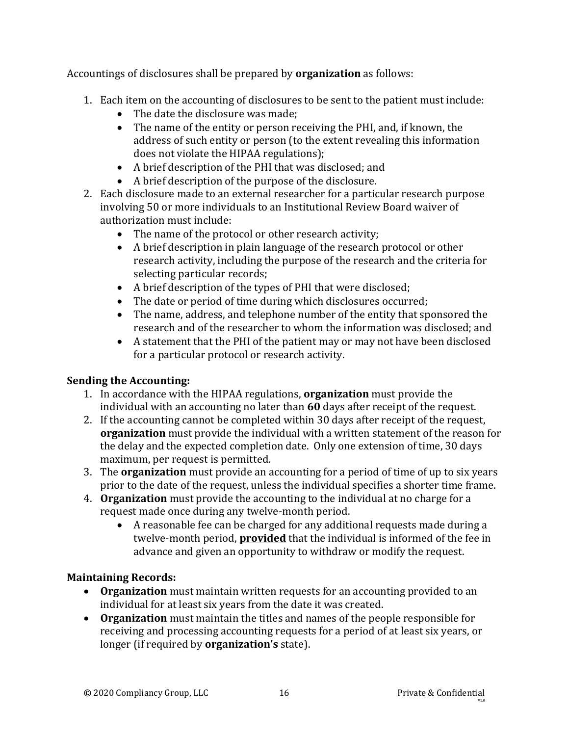Accountings of disclosures shall be prepared by **organization** as follows:

1. Each item on the accounting of disclosures to be sent to the patient must include:
   - The date the disclosure was made;
   - The name of the entity or person receiving the PHI, and, if known, the address of such entity or person (to the extent revealing this information does not violate the HIPAA regulations);
   - A brief description of the PHI that was disclosed; and
   - A brief description of the purpose of the disclosure.
2. Each disclosure made to an external researcher for a particular research purpose involving 50 or more individuals to an Institutional Review Board waiver of authorization must include:
   - The name of the protocol or other research activity;
   - A brief description in plain language of the research protocol or other research activity, including the purpose of the research and the criteria for selecting particular records;
   - A brief description of the types of PHI that were disclosed;
   - The date or period of time during which disclosures occurred;
   - The name, address, and telephone number of the entity that sponsored the research and of the researcher to whom the information was disclosed; and
   - A statement that the PHI of the patient may or may not have been disclosed for a particular protocol or research activity.

**Sending the Accounting:**

1. In accordance with the HIPAA regulations, **organization** must provide the individual with an accounting no later than **60** days after receipt of the request.
2. If the accounting cannot be completed within 30 days after receipt of the request, **organization** must provide the individual with a written statement of the reason for the delay and the expected completion date. Only one extension of time, 30 days maximum, per request is permitted.
3. The **organization** must provide an accounting for a period of time of up to six years prior to the date of the request, unless the individual specifies a shorter time frame.
4. **Organization** must provide the accounting to the individual at no charge for a request made once during any twelve-month period.
   - A reasonable fee can be charged for any additional requests made during a twelve-month period, <u>**provided**</u> that the individual is informed of the fee in advance and given an opportunity to withdraw or modify the request.

**Maintaining Records:**

- **Organization** must maintain written requests for an accounting provided to an individual for at least six years from the date it was created.
- **Organization** must maintain the titles and names of the people responsible for receiving and processing accounting requests for a period of at least six years, or longer (if required by **organization's** state).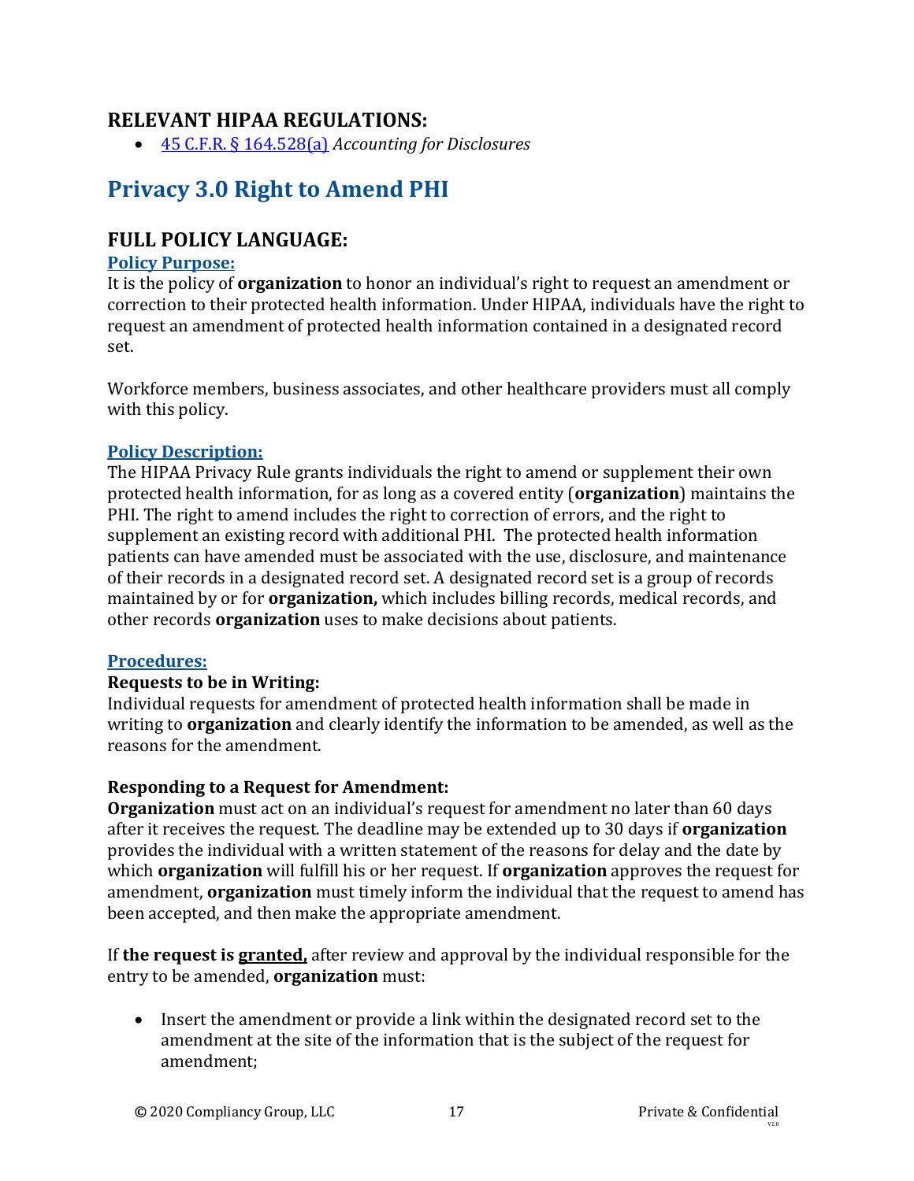## RELEVANT HIPAA REGULATIONS:

- [45 C.F.R. § 164.528(a)] *Accounting for Disclosures*

# Privacy 3.0 Right to Amend PHI

## FULL POLICY LANGUAGE:

### Policy Purpose:

It is the policy of **organization** to honor an individual's right to request an amendment or correction to their protected health information. Under HIPAA, individuals have the right to request an amendment of protected health information contained in a designated record set.

Workforce members, business associates, and other healthcare providers must all comply with this policy.

### Policy Description:

The HIPAA Privacy Rule grants individuals the right to amend or supplement their own protected health information, for as long as a covered entity (**organization**) maintains the PHI. The right to amend includes the right to correction of errors, and the right to supplement an existing record with additional PHI. The protected health information patients can have amended must be associated with the use, disclosure, and maintenance of their records in a designated record set. A designated record set is a group of records maintained by or for **organization,** which includes billing records, medical records, and other records **organization** uses to make decisions about patients.

### Procedures:

**Requests to be in Writing:**

Individual requests for amendment of protected health information shall be made in writing to **organization** and clearly identify the information to be amended, as well as the reasons for the amendment.

**Responding to a Request for Amendment:**

**Organization** must act on an individual's request for amendment no later than 60 days after it receives the request. The deadline may be extended up to 30 days if **organization** provides the individual with a written statement of the reasons for delay and the date by which **organization** will fulfill his or her request. If **organization** approves the request for amendment, **organization** must timely inform the individual that the request to amend has been accepted, and then make the appropriate amendment.

If **the request is <u>granted</u>,** after review and approval by the individual responsible for the entry to be amended, **organization** must:

- Insert the amendment or provide a link within the designated record set to the amendment at the site of the information that is the subject of the request for amendment;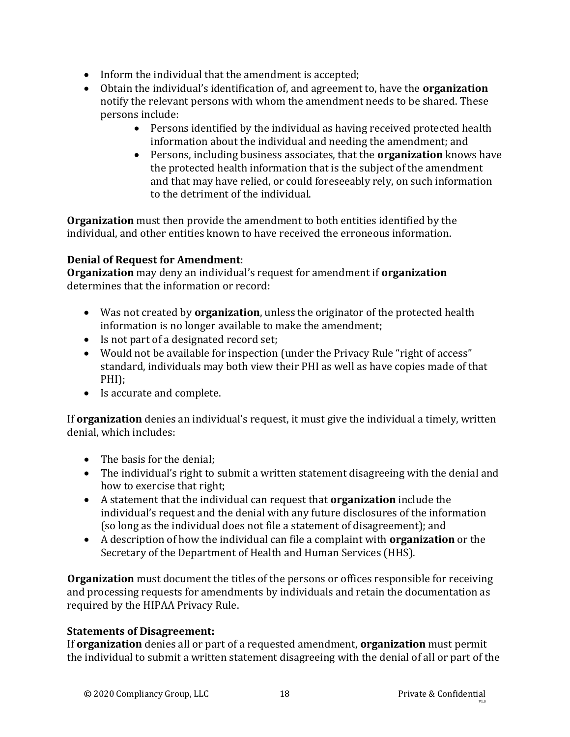- Inform the individual that the amendment is accepted;
- Obtain the individual's identification of, and agreement to, have the **organization** notify the relevant persons with whom the amendment needs to be shared. These persons include:
    - Persons identified by the individual as having received protected health information about the individual and needing the amendment; and
    - Persons, including business associates, that the **organization** knows have the protected health information that is the subject of the amendment and that may have relied, or could foreseeably rely, on such information to the detriment of the individual.

**Organization** must then provide the amendment to both entities identified by the individual, and other entities known to have received the erroneous information.

**Denial of Request for Amendment**:
**Organization** may deny an individual's request for amendment if **organization** determines that the information or record:

- Was not created by **organization**, unless the originator of the protected health information is no longer available to make the amendment;
- Is not part of a designated record set;
- Would not be available for inspection (under the Privacy Rule "right of access" standard, individuals may both view their PHI as well as have copies made of that PHI);
- Is accurate and complete.

If **organization** denies an individual's request, it must give the individual a timely, written denial, which includes:

- The basis for the denial;
- The individual's right to submit a written statement disagreeing with the denial and how to exercise that right;
- A statement that the individual can request that **organization** include the individual's request and the denial with any future disclosures of the information (so long as the individual does not file a statement of disagreement); and
- A description of how the individual can file a complaint with **organization** or the Secretary of the Department of Health and Human Services (HHS).

**Organization** must document the titles of the persons or offices responsible for receiving and processing requests for amendments by individuals and retain the documentation as required by the HIPAA Privacy Rule.

**Statements of Disagreement:**
If **organization** denies all or part of a requested amendment, **organization** must permit the individual to submit a written statement disagreeing with the denial of all or part of the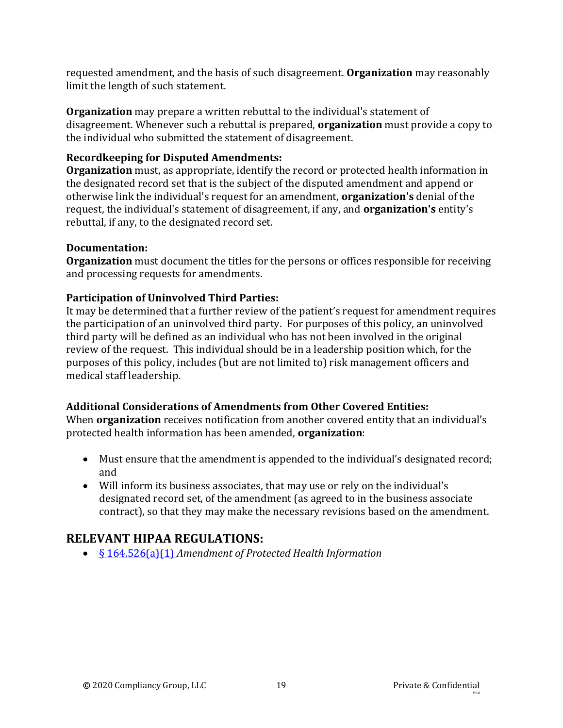requested amendment, and the basis of such disagreement. **Organization** may reasonably limit the length of such statement.

**Organization** may prepare a written rebuttal to the individual's statement of disagreement. Whenever such a rebuttal is prepared**, organization** must provide a copy to the individual who submitted the statement of disagreement.

**Recordkeeping for Disputed Amendments:**
**Organization** must, as appropriate, identify the record or protected health information in the designated record set that is the subject of the disputed amendment and append or otherwise link the individual's request for an amendment, **organization's** denial of the request, the individual's statement of disagreement, if any, and **organization's** entity's rebuttal, if any, to the designated record set.

**Documentation:**
**Organization** must document the titles for the persons or offices responsible for receiving and processing requests for amendments.

**Participation of Uninvolved Third Parties:**
It may be determined that a further review of the patient's request for amendment requires the participation of an uninvolved third party. For purposes of this policy, an uninvolved third party will be defined as an individual who has not been involved in the original review of the request. This individual should be in a leadership position which, for the purposes of this policy, includes (but are not limited to) risk management officers and medical staff leadership.

**Additional Considerations of Amendments from Other Covered Entities:**
When **organization** receives notification from another covered entity that an individual's protected health information has been amended, **organization**:

- Must ensure that the amendment is appended to the individual's designated record; and
- Will inform its business associates, that may use or rely on the individual's designated record set, of the amendment (as agreed to in the business associate contract), so that they may make the necessary revisions based on the amendment.

## RELEVANT HIPAA REGULATIONS:

- § 164.526(a)(1) *Amendment of Protected Health Information*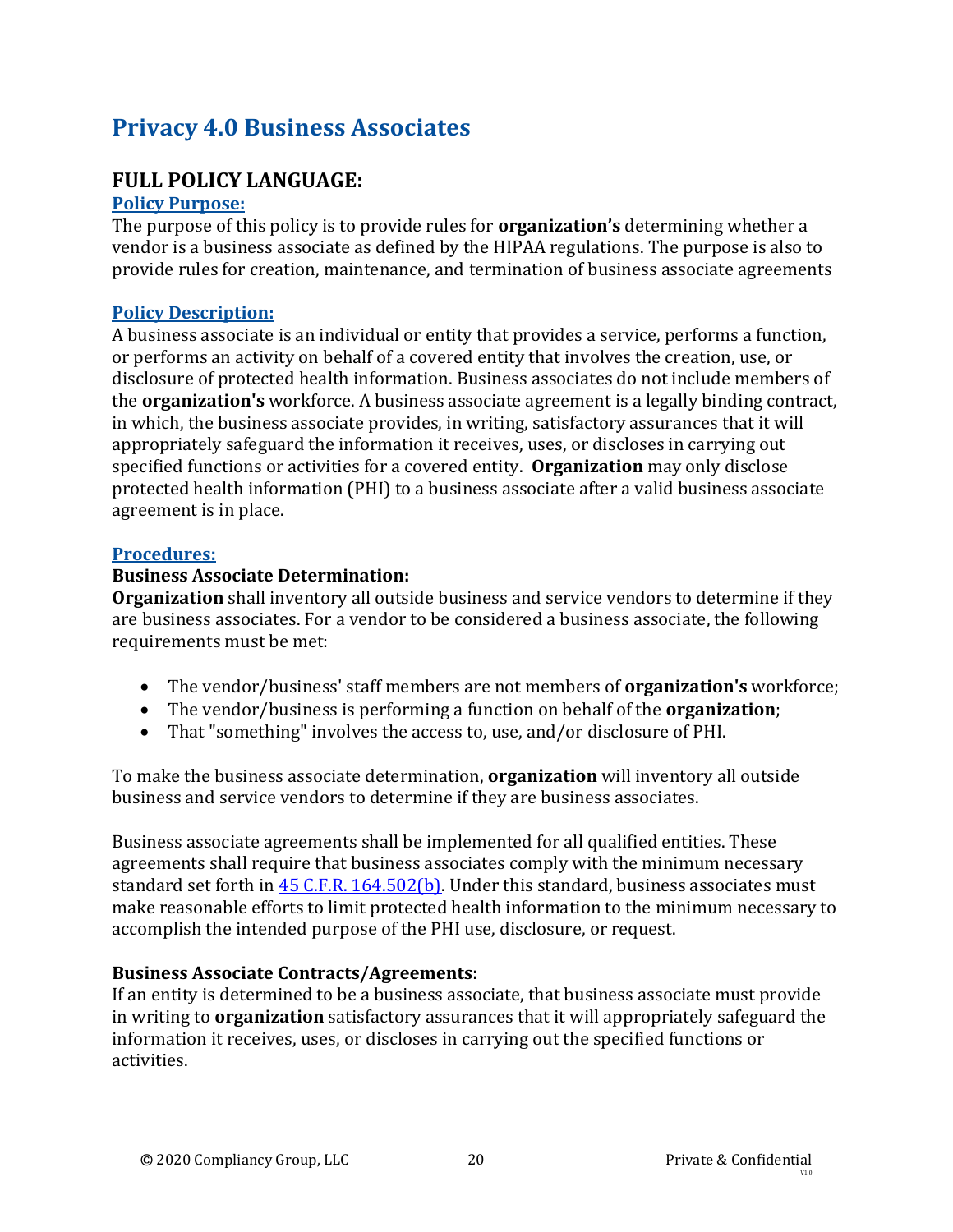# Privacy 4.0 Business Associates

## FULL POLICY LANGUAGE:

### Policy Purpose:

The purpose of this policy is to provide rules for **organization's** determining whether a vendor is a business associate as defined by the HIPAA regulations. The purpose is also to provide rules for creation, maintenance, and termination of business associate agreements

### Policy Description:

A business associate is an individual or entity that provides a service, performs a function, or performs an activity on behalf of a covered entity that involves the creation, use, or disclosure of protected health information. Business associates do not include members of the **organization's** workforce. A business associate agreement is a legally binding contract, in which, the business associate provides, in writing, satisfactory assurances that it will appropriately safeguard the information it receives, uses, or discloses in carrying out specified functions or activities for a covered entity. **Organization** may only disclose protected health information (PHI) to a business associate after a valid business associate agreement is in place.

### Procedures:

**Business Associate Determination:**

**Organization** shall inventory all outside business and service vendors to determine if they are business associates. For a vendor to be considered a business associate, the following requirements must be met:

- The vendor/business' staff members are not members of **organization's** workforce;
- The vendor/business is performing a function on behalf of the **organization**;
- That "something" involves the access to, use, and/or disclosure of PHI.

To make the business associate determination, **organization** will inventory all outside business and service vendors to determine if they are business associates.

Business associate agreements shall be implemented for all qualified entities. These agreements shall require that business associates comply with the minimum necessary standard set forth in [45 C.F.R. 164.502(b)](). Under this standard, business associates must make reasonable efforts to limit protected health information to the minimum necessary to accomplish the intended purpose of the PHI use, disclosure, or request.

**Business Associate Contracts/Agreements:**

If an entity is determined to be a business associate, that business associate must provide in writing to **organization** satisfactory assurances that it will appropriately safeguard the information it receives, uses, or discloses in carrying out the specified functions or activities.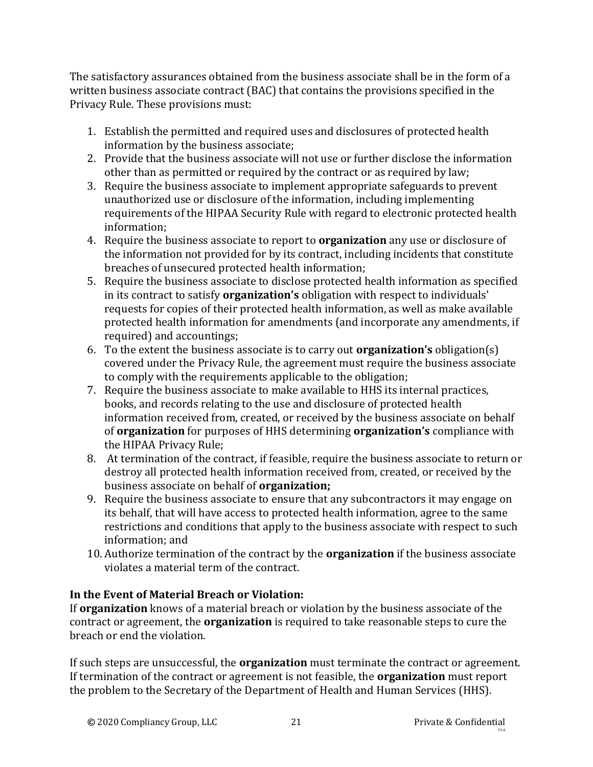The satisfactory assurances obtained from the business associate shall be in the form of a written business associate contract (BAC) that contains the provisions specified in the Privacy Rule. These provisions must:

1. Establish the permitted and required uses and disclosures of protected health information by the business associate;
2. Provide that the business associate will not use or further disclose the information other than as permitted or required by the contract or as required by law;
3. Require the business associate to implement appropriate safeguards to prevent unauthorized use or disclosure of the information, including implementing requirements of the HIPAA Security Rule with regard to electronic protected health information;
4. Require the business associate to report to **organization** any use or disclosure of the information not provided for by its contract, including incidents that constitute breaches of unsecured protected health information;
5. Require the business associate to disclose protected health information as specified in its contract to satisfy **organization's** obligation with respect to individuals' requests for copies of their protected health information, as well as make available protected health information for amendments (and incorporate any amendments, if required) and accountings;
6. To the extent the business associate is to carry out **organization's** obligation(s) covered under the Privacy Rule, the agreement must require the business associate to comply with the requirements applicable to the obligation;
7. Require the business associate to make available to HHS its internal practices, books, and records relating to the use and disclosure of protected health information received from, created, or received by the business associate on behalf of **organization** for purposes of HHS determining **organization's** compliance with the HIPAA Privacy Rule;
8. At termination of the contract, if feasible, require the business associate to return or destroy all protected health information received from, created, or received by the business associate on behalf of **organization;**
9. Require the business associate to ensure that any subcontractors it may engage on its behalf, that will have access to protected health information, agree to the same restrictions and conditions that apply to the business associate with respect to such information; and
10. Authorize termination of the contract by the **organization** if the business associate violates a material term of the contract.

**In the Event of Material Breach or Violation:**
If **organization** knows of a material breach or violation by the business associate of the contract or agreement, the **organization** is required to take reasonable steps to cure the breach or end the violation.

If such steps are unsuccessful, the **organization** must terminate the contract or agreement. If termination of the contract or agreement is not feasible, the **organization** must report the problem to the Secretary of the Department of Health and Human Services (HHS).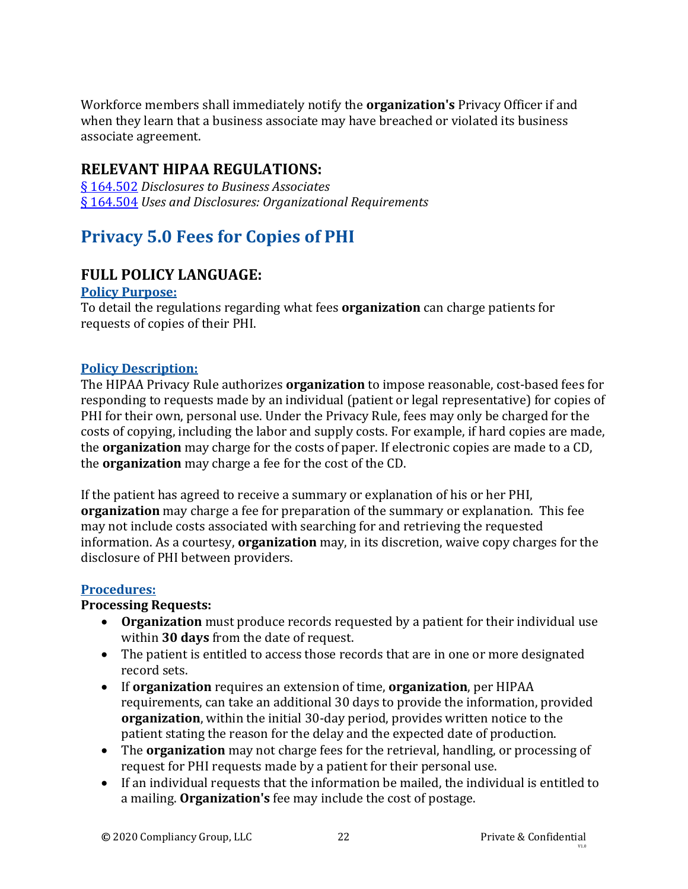Workforce members shall immediately notify the **organization's** Privacy Officer if and when they learn that a business associate may have breached or violated its business associate agreement.

## RELEVANT HIPAA REGULATIONS:

[§ 164.502](#) *Disclosures to Business Associates*
[§ 164.504](#) *Uses and Disclosures: Organizational Requirements*

# Privacy 5.0 Fees for Copies of PHI

## FULL POLICY LANGUAGE:

### Policy Purpose:

To detail the regulations regarding what fees **organization** can charge patients for requests of copies of their PHI.

### Policy Description:

The HIPAA Privacy Rule authorizes **organization** to impose reasonable, cost-based fees for responding to requests made by an individual (patient or legal representative) for copies of PHI for their own, personal use. Under the Privacy Rule, fees may only be charged for the costs of copying, including the labor and supply costs. For example, if hard copies are made, the **organization** may charge for the costs of paper. If electronic copies are made to a CD, the **organization** may charge a fee for the cost of the CD.

If the patient has agreed to receive a summary or explanation of his or her PHI, **organization** may charge a fee for preparation of the summary or explanation. This fee may not include costs associated with searching for and retrieving the requested information. As a courtesy, **organization** may, in its discretion, waive copy charges for the disclosure of PHI between providers.

### Procedures:

**Processing Requests:**

- **Organization** must produce records requested by a patient for their individual use within **30 days** from the date of request.
- The patient is entitled to access those records that are in one or more designated record sets.
- If **organization** requires an extension of time, **organization**, per HIPAA requirements, can take an additional 30 days to provide the information, provided **organization**, within the initial 30-day period, provides written notice to the patient stating the reason for the delay and the expected date of production.
- The **organization** may not charge fees for the retrieval, handling, or processing of request for PHI requests made by a patient for their personal use.
- If an individual requests that the information be mailed, the individual is entitled to a mailing. **Organization's** fee may include the cost of postage.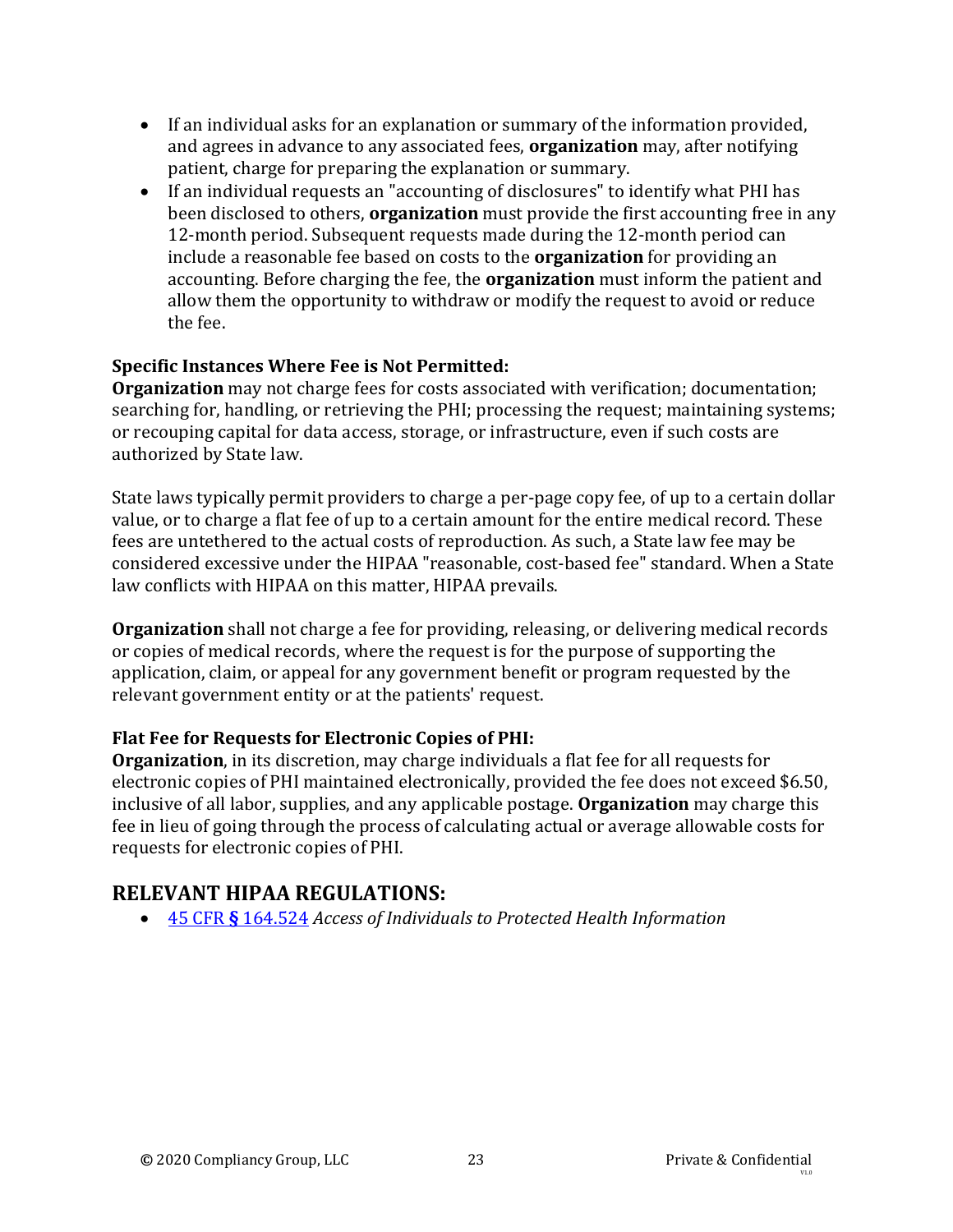- If an individual asks for an explanation or summary of the information provided, and agrees in advance to any associated fees, **organization** may, after notifying patient, charge for preparing the explanation or summary.
- If an individual requests an "accounting of disclosures" to identify what PHI has been disclosed to others, **organization** must provide the first accounting free in any 12-month period. Subsequent requests made during the 12-month period can include a reasonable fee based on costs to the **organization** for providing an accounting. Before charging the fee, the **organization** must inform the patient and allow them the opportunity to withdraw or modify the request to avoid or reduce the fee.

**Specific Instances Where Fee is Not Permitted:**
**Organization** may not charge fees for costs associated with verification; documentation; searching for, handling, or retrieving the PHI; processing the request; maintaining systems; or recouping capital for data access, storage, or infrastructure, even if such costs are authorized by State law.

State laws typically permit providers to charge a per-page copy fee, of up to a certain dollar value, or to charge a flat fee of up to a certain amount for the entire medical record. These fees are untethered to the actual costs of reproduction. As such, a State law fee may be considered excessive under the HIPAA "reasonable, cost-based fee" standard. When a State law conflicts with HIPAA on this matter, HIPAA prevails.

**Organization** shall not charge a fee for providing, releasing, or delivering medical records or copies of medical records, where the request is for the purpose of supporting the application, claim, or appeal for any government benefit or program requested by the relevant government entity or at the patients' request.

**Flat Fee for Requests for Electronic Copies of PHI:**
**Organization**, in its discretion, may charge individuals a flat fee for all requests for electronic copies of PHI maintained electronically, provided the fee does not exceed $6.50, inclusive of all labor, supplies, and any applicable postage. **Organization** may charge this fee in lieu of going through the process of calculating actual or average allowable costs for requests for electronic copies of PHI.

## RELEVANT HIPAA REGULATIONS:

- 45 CFR **§** 164.524 *Access of Individuals to Protected Health Information*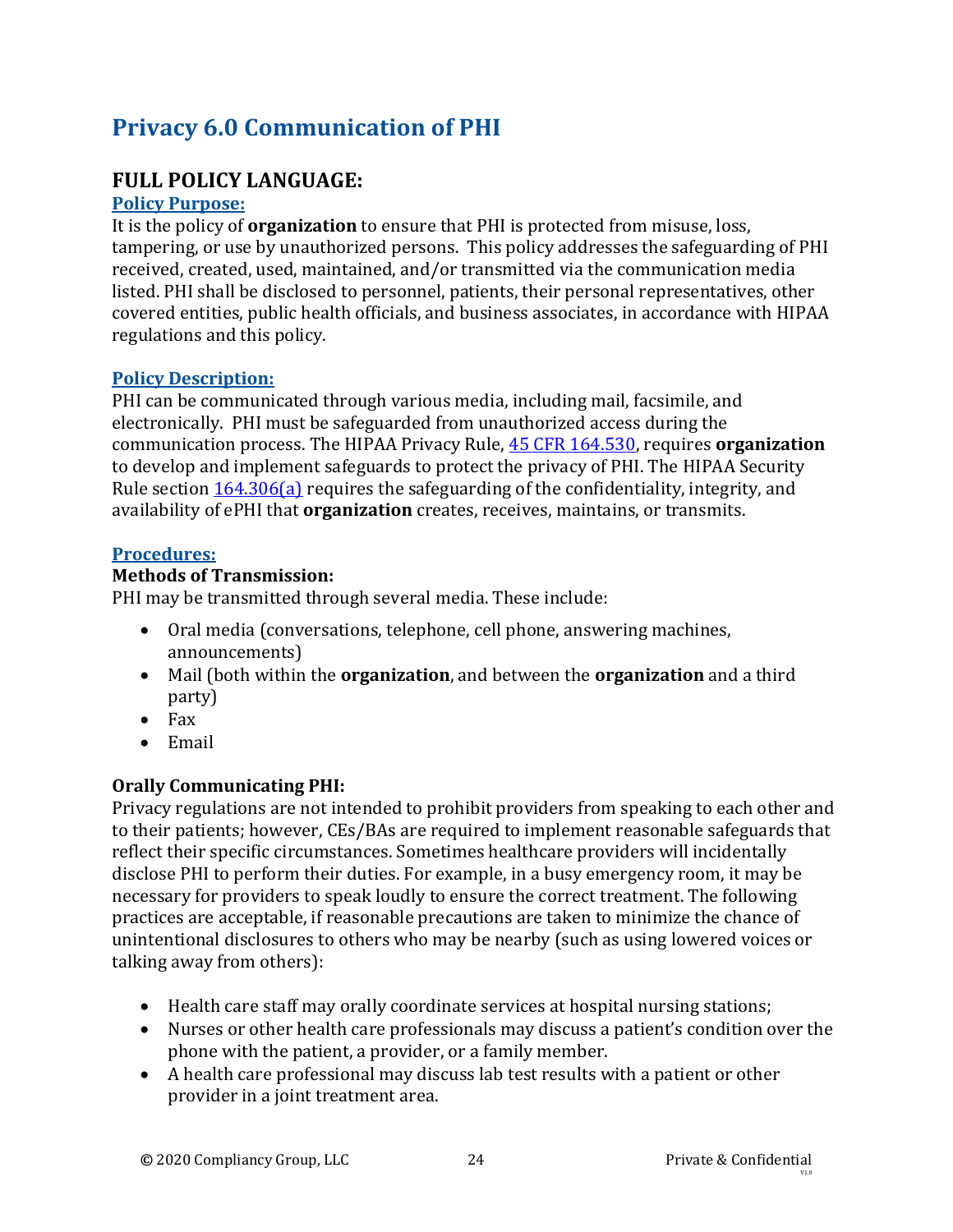# Privacy 6.0 Communication of PHI

## FULL POLICY LANGUAGE:

### Policy Purpose:

It is the policy of **organization** to ensure that PHI is protected from misuse, loss, tampering, or use by unauthorized persons. This policy addresses the safeguarding of PHI received, created, used, maintained, and/or transmitted via the communication media listed. PHI shall be disclosed to personnel, patients, their personal representatives, other covered entities, public health officials, and business associates, in accordance with HIPAA regulations and this policy.

### Policy Description:

PHI can be communicated through various media, including mail, facsimile, and electronically. PHI must be safeguarded from unauthorized access during the communication process. The HIPAA Privacy Rule, 45 CFR 164.530, requires **organization** to develop and implement safeguards to protect the privacy of PHI. The HIPAA Security Rule section 164.306(a) requires the safeguarding of the confidentiality, integrity, and availability of ePHI that **organization** creates, receives, maintains, or transmits.

### Procedures:

**Methods of Transmission:**

PHI may be transmitted through several media. These include:

- Oral media (conversations, telephone, cell phone, answering machines, announcements)
- Mail (both within the **organization**, and between the **organization** and a third party)
- Fax
- Email

**Orally Communicating PHI:**

Privacy regulations are not intended to prohibit providers from speaking to each other and to their patients; however, CEs/BAs are required to implement reasonable safeguards that reflect their specific circumstances. Sometimes healthcare providers will incidentally disclose PHI to perform their duties. For example, in a busy emergency room, it may be necessary for providers to speak loudly to ensure the correct treatment. The following practices are acceptable, if reasonable precautions are taken to minimize the chance of unintentional disclosures to others who may be nearby (such as using lowered voices or talking away from others):

- Health care staff may orally coordinate services at hospital nursing stations;
- Nurses or other health care professionals may discuss a patient's condition over the phone with the patient, a provider, or a family member.
- A health care professional may discuss lab test results with a patient or other provider in a joint treatment area.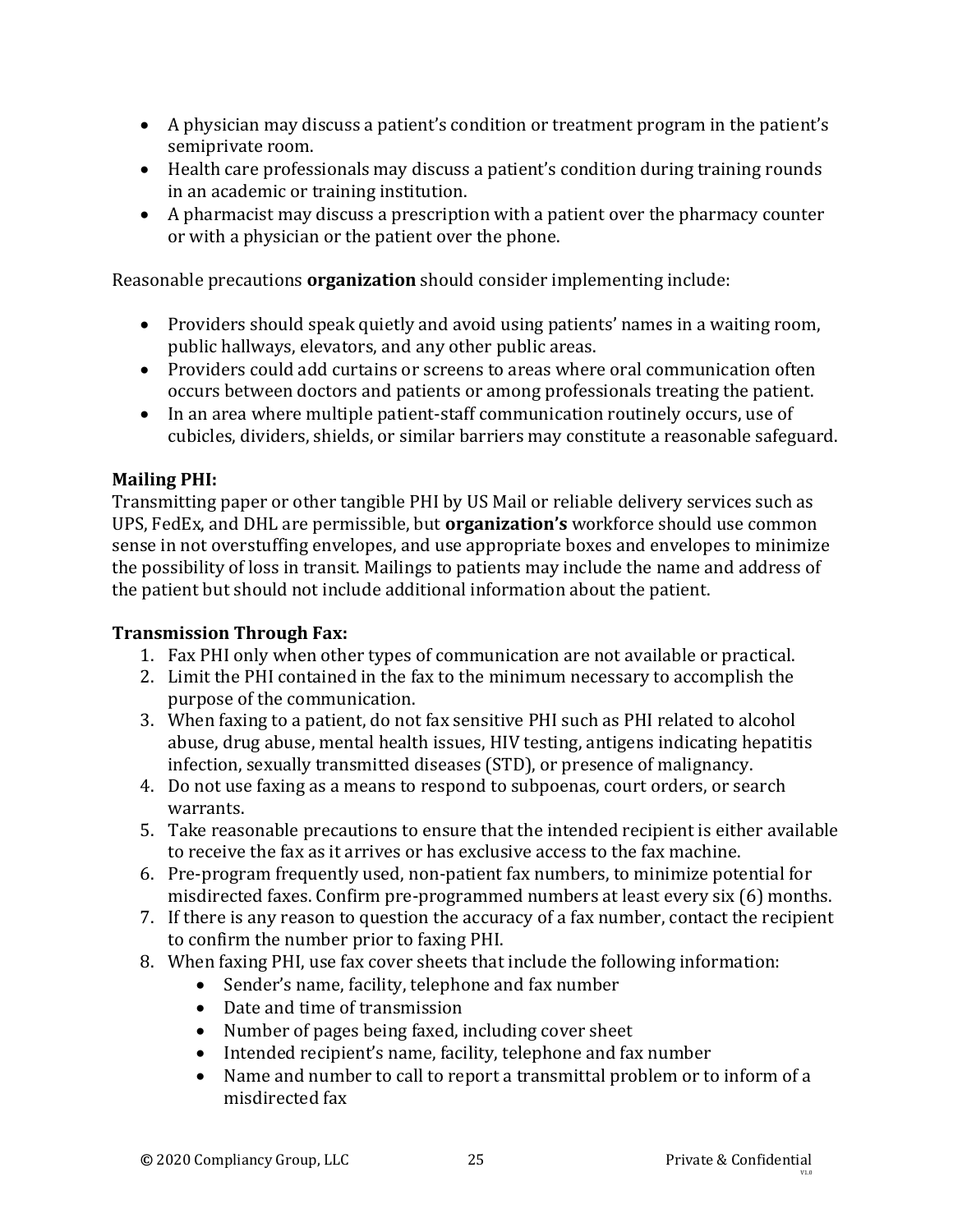- A physician may discuss a patient's condition or treatment program in the patient's semiprivate room.
- Health care professionals may discuss a patient's condition during training rounds in an academic or training institution.
- A pharmacist may discuss a prescription with a patient over the pharmacy counter or with a physician or the patient over the phone.

Reasonable precautions **organization** should consider implementing include:

- Providers should speak quietly and avoid using patients' names in a waiting room, public hallways, elevators, and any other public areas.
- Providers could add curtains or screens to areas where oral communication often occurs between doctors and patients or among professionals treating the patient.
- In an area where multiple patient-staff communication routinely occurs, use of cubicles, dividers, shields, or similar barriers may constitute a reasonable safeguard.

**Mailing PHI:**
Transmitting paper or other tangible PHI by US Mail or reliable delivery services such as UPS, FedEx, and DHL are permissible, but **organization's** workforce should use common sense in not overstuffing envelopes, and use appropriate boxes and envelopes to minimize the possibility of loss in transit. Mailings to patients may include the name and address of the patient but should not include additional information about the patient.

**Transmission Through Fax:**

1. Fax PHI only when other types of communication are not available or practical.
2. Limit the PHI contained in the fax to the minimum necessary to accomplish the purpose of the communication.
3. When faxing to a patient, do not fax sensitive PHI such as PHI related to alcohol abuse, drug abuse, mental health issues, HIV testing, antigens indicating hepatitis infection, sexually transmitted diseases (STD), or presence of malignancy.
4. Do not use faxing as a means to respond to subpoenas, court orders, or search warrants.
5. Take reasonable precautions to ensure that the intended recipient is either available to receive the fax as it arrives or has exclusive access to the fax machine.
6. Pre-program frequently used, non-patient fax numbers, to minimize potential for misdirected faxes. Confirm pre-programmed numbers at least every six (6) months.
7. If there is any reason to question the accuracy of a fax number, contact the recipient to confirm the number prior to faxing PHI.
8. When faxing PHI, use fax cover sheets that include the following information:
   - Sender's name, facility, telephone and fax number
   - Date and time of transmission
   - Number of pages being faxed, including cover sheet
   - Intended recipient's name, facility, telephone and fax number
   - Name and number to call to report a transmittal problem or to inform of a misdirected fax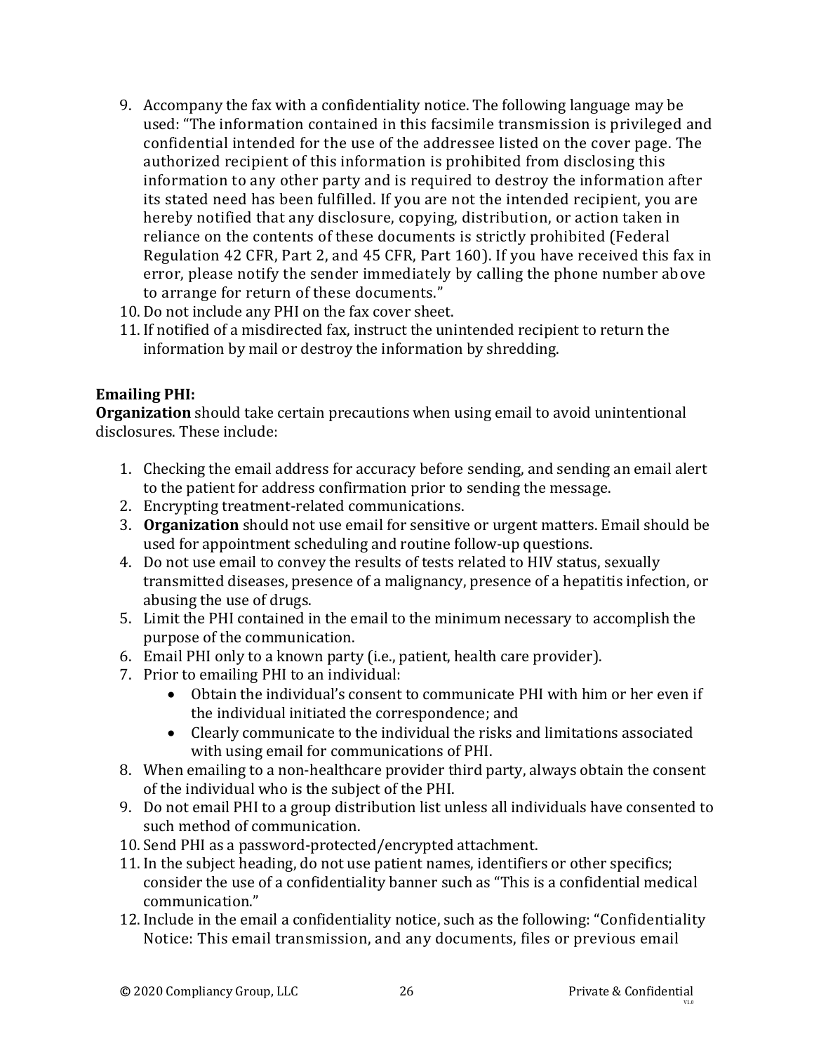9. Accompany the fax with a confidentiality notice. The following language may be used: "The information contained in this facsimile transmission is privileged and confidential intended for the use of the addressee listed on the cover page. The authorized recipient of this information is prohibited from disclosing this information to any other party and is required to destroy the information after its stated need has been fulfilled. If you are not the intended recipient, you are hereby notified that any disclosure, copying, distribution, or action taken in reliance on the contents of these documents is strictly prohibited (Federal Regulation 42 CFR, Part 2, and 45 CFR, Part 160). If you have received this fax in error, please notify the sender immediately by calling the phone number above to arrange for return of these documents."
10. Do not include any PHI on the fax cover sheet.
11. If notified of a misdirected fax, instruct the unintended recipient to return the information by mail or destroy the information by shredding.

**Emailing PHI:**
**Organization** should take certain precautions when using email to avoid unintentional disclosures. These include:

1. Checking the email address for accuracy before sending, and sending an email alert to the patient for address confirmation prior to sending the message.
2. Encrypting treatment-related communications.
3. **Organization** should not use email for sensitive or urgent matters. Email should be used for appointment scheduling and routine follow-up questions.
4. Do not use email to convey the results of tests related to HIV status, sexually transmitted diseases, presence of a malignancy, presence of a hepatitis infection, or abusing the use of drugs.
5. Limit the PHI contained in the email to the minimum necessary to accomplish the purpose of the communication.
6. Email PHI only to a known party (i.e., patient, health care provider).
7. Prior to emailing PHI to an individual:
   - Obtain the individual's consent to communicate PHI with him or her even if the individual initiated the correspondence; and
   - Clearly communicate to the individual the risks and limitations associated with using email for communications of PHI.
8. When emailing to a non-healthcare provider third party, always obtain the consent of the individual who is the subject of the PHI.
9. Do not email PHI to a group distribution list unless all individuals have consented to such method of communication.
10. Send PHI as a password-protected/encrypted attachment.
11. In the subject heading, do not use patient names, identifiers or other specifics; consider the use of a confidentiality banner such as "This is a confidential medical communication."
12. Include in the email a confidentiality notice, such as the following: "Confidentiality Notice: This email transmission, and any documents, files or previous email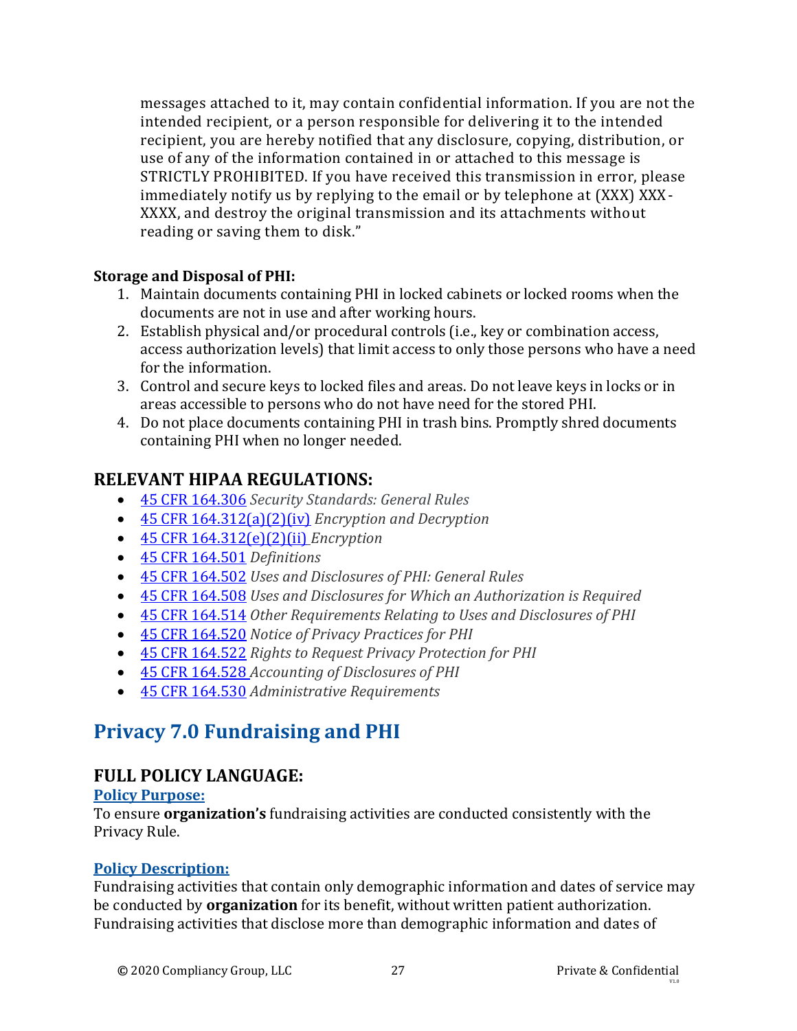messages attached to it, may contain confidential information. If you are not the intended recipient, or a person responsible for delivering it to the intended recipient, you are hereby notified that any disclosure, copying, distribution, or use of any of the information contained in or attached to this message is STRICTLY PROHIBITED. If you have received this transmission in error, please immediately notify us by replying to the email or by telephone at (XXX) XXX-XXXX, and destroy the original transmission and its attachments without reading or saving them to disk."

**Storage and Disposal of PHI:**

1. Maintain documents containing PHI in locked cabinets or locked rooms when the documents are not in use and after working hours.
2. Establish physical and/or procedural controls (i.e., key or combination access, access authorization levels) that limit access to only those persons who have a need for the information.
3. Control and secure keys to locked files and areas. Do not leave keys in locks or in areas accessible to persons who do not have need for the stored PHI.
4. Do not place documents containing PHI in trash bins. Promptly shred documents containing PHI when no longer needed.

## RELEVANT HIPAA REGULATIONS:

- 45 CFR 164.306 *Security Standards: General Rules*
- 45 CFR 164.312(a)(2)(iv) *Encryption and Decryption*
- 45 CFR 164.312(e)(2)(ii) *Encryption*
- 45 CFR 164.501 *Definitions*
- 45 CFR 164.502 *Uses and Disclosures of PHI: General Rules*
- 45 CFR 164.508 *Uses and Disclosures for Which an Authorization is Required*
- 45 CFR 164.514 *Other Requirements Relating to Uses and Disclosures of PHI*
- 45 CFR 164.520 *Notice of Privacy Practices for PHI*
- 45 CFR 164.522 *Rights to Request Privacy Protection for PHI*
- 45 CFR 164.528 *Accounting of Disclosures of PHI*
- 45 CFR 164.530 *Administrative Requirements*

# Privacy 7.0 Fundraising and PHI

## FULL POLICY LANGUAGE:

### Policy Purpose:

To ensure **organization's** fundraising activities are conducted consistently with the Privacy Rule.

### Policy Description:

Fundraising activities that contain only demographic information and dates of service may be conducted by **organization** for its benefit, without written patient authorization. Fundraising activities that disclose more than demographic information and dates of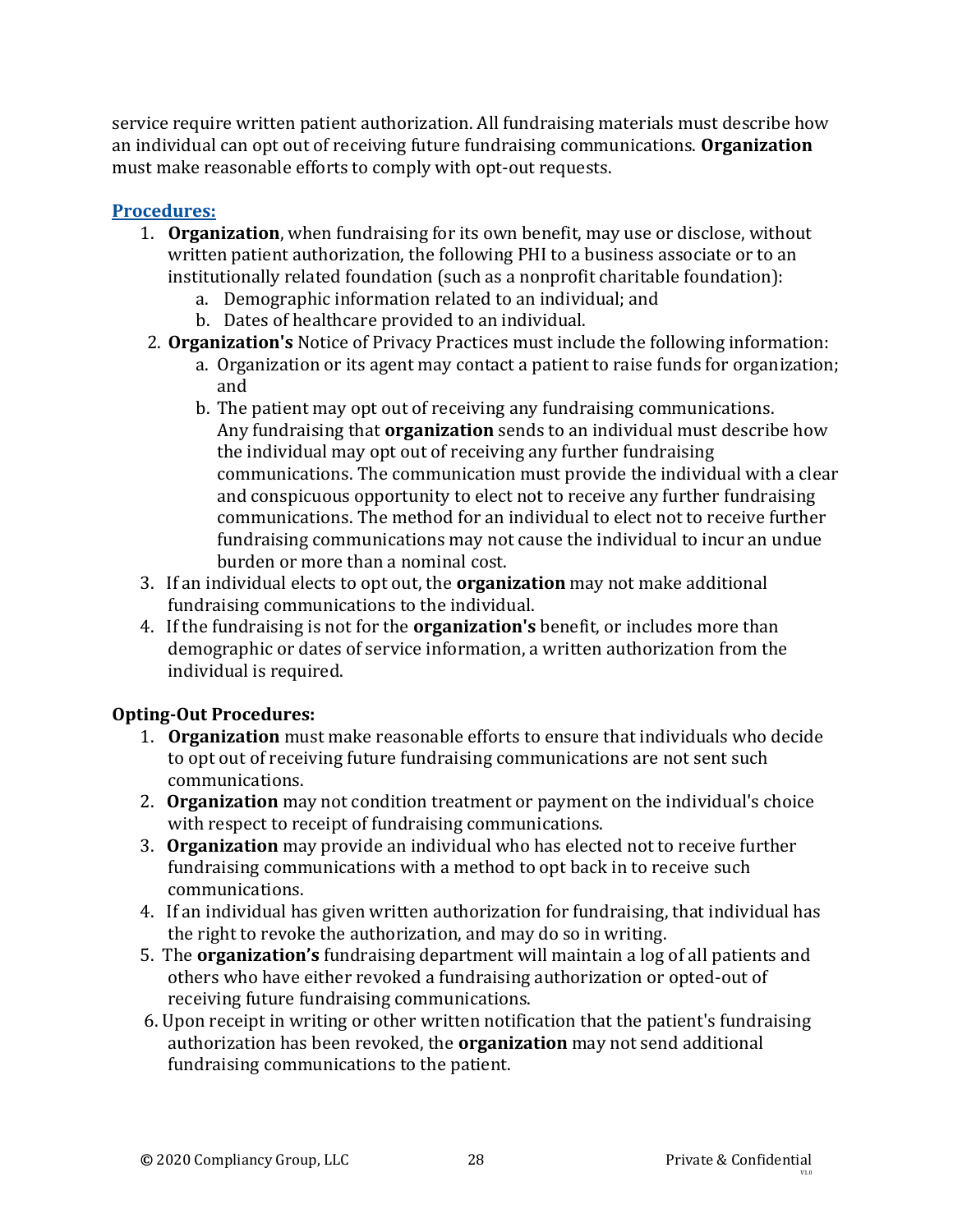service require written patient authorization. All fundraising materials must describe how an individual can opt out of receiving future fundraising communications. **Organization** must make reasonable efforts to comply with opt-out requests.

## Procedures:

1. **Organization**, when fundraising for its own benefit, may use or disclose, without written patient authorization, the following PHI to a business associate or to an institutionally related foundation (such as a nonprofit charitable foundation):
   a. Demographic information related to an individual; and
   b. Dates of healthcare provided to an individual.
2. **Organization's** Notice of Privacy Practices must include the following information:
   a. Organization or its agent may contact a patient to raise funds for organization; and
   b. The patient may opt out of receiving any fundraising communications. Any fundraising that **organization** sends to an individual must describe how the individual may opt out of receiving any further fundraising communications. The communication must provide the individual with a clear and conspicuous opportunity to elect not to receive any further fundraising communications. The method for an individual to elect not to receive further fundraising communications may not cause the individual to incur an undue burden or more than a nominal cost.
3. If an individual elects to opt out, the **organization** may not make additional fundraising communications to the individual.
4. If the fundraising is not for the **organization's** benefit, or includes more than demographic or dates of service information, a written authorization from the individual is required.

### Opting-Out Procedures:

1. **Organization** must make reasonable efforts to ensure that individuals who decide to opt out of receiving future fundraising communications are not sent such communications.
2. **Organization** may not condition treatment or payment on the individual's choice with respect to receipt of fundraising communications.
3. **Organization** may provide an individual who has elected not to receive further fundraising communications with a method to opt back in to receive such communications.
4. If an individual has given written authorization for fundraising, that individual has the right to revoke the authorization, and may do so in writing.
5. The **organization's** fundraising department will maintain a log of all patients and others who have either revoked a fundraising authorization or opted-out of receiving future fundraising communications.
6. Upon receipt in writing or other written notification that the patient's fundraising authorization has been revoked, the **organization** may not send additional fundraising communications to the patient.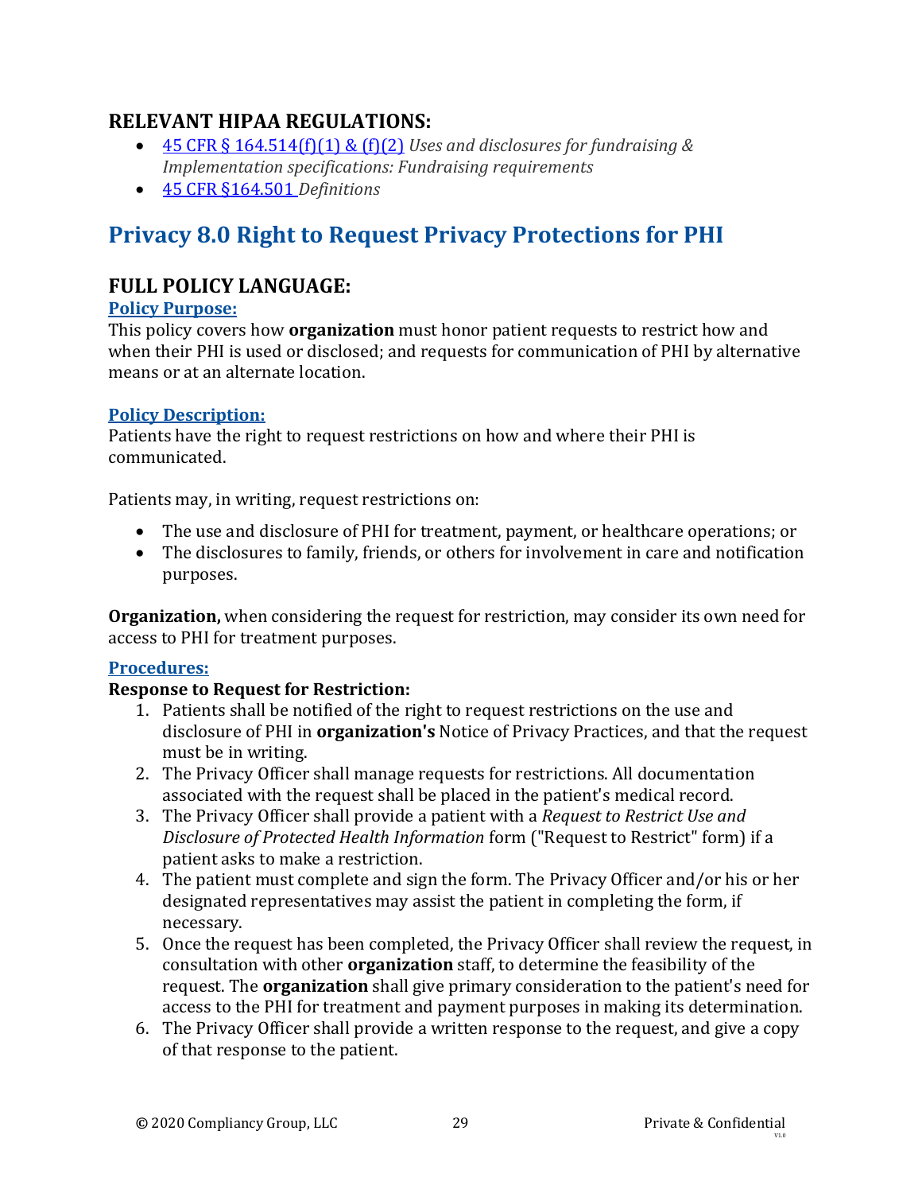## RELEVANT HIPAA REGULATIONS:

- [45 CFR § 164.514(f)(1) & (f)(2)] *Uses and disclosures for fundraising & Implementation specifications: Fundraising requirements*
- [45 CFR §164.501] *Definitions*

# Privacy 8.0 Right to Request Privacy Protections for PHI

## FULL POLICY LANGUAGE:

### Policy Purpose:

This policy covers how **organization** must honor patient requests to restrict how and when their PHI is used or disclosed; and requests for communication of PHI by alternative means or at an alternate location.

### Policy Description:

Patients have the right to request restrictions on how and where their PHI is communicated.

Patients may, in writing, request restrictions on:

- The use and disclosure of PHI for treatment, payment, or healthcare operations; or
- The disclosures to family, friends, or others for involvement in care and notification purposes.

**Organization,** when considering the request for restriction, may consider its own need for access to PHI for treatment purposes.

### Procedures:

**Response to Request for Restriction:**

1. Patients shall be notified of the right to request restrictions on the use and disclosure of PHI in **organization's** Notice of Privacy Practices, and that the request must be in writing.
2. The Privacy Officer shall manage requests for restrictions. All documentation associated with the request shall be placed in the patient's medical record.
3. The Privacy Officer shall provide a patient with a *Request to Restrict Use and Disclosure of Protected Health Information* form ("Request to Restrict" form) if a patient asks to make a restriction.
4. The patient must complete and sign the form. The Privacy Officer and/or his or her designated representatives may assist the patient in completing the form, if necessary.
5. Once the request has been completed, the Privacy Officer shall review the request, in consultation with other **organization** staff, to determine the feasibility of the request. The **organization** shall give primary consideration to the patient's need for access to the PHI for treatment and payment purposes in making its determination.
6. The Privacy Officer shall provide a written response to the request, and give a copy of that response to the patient.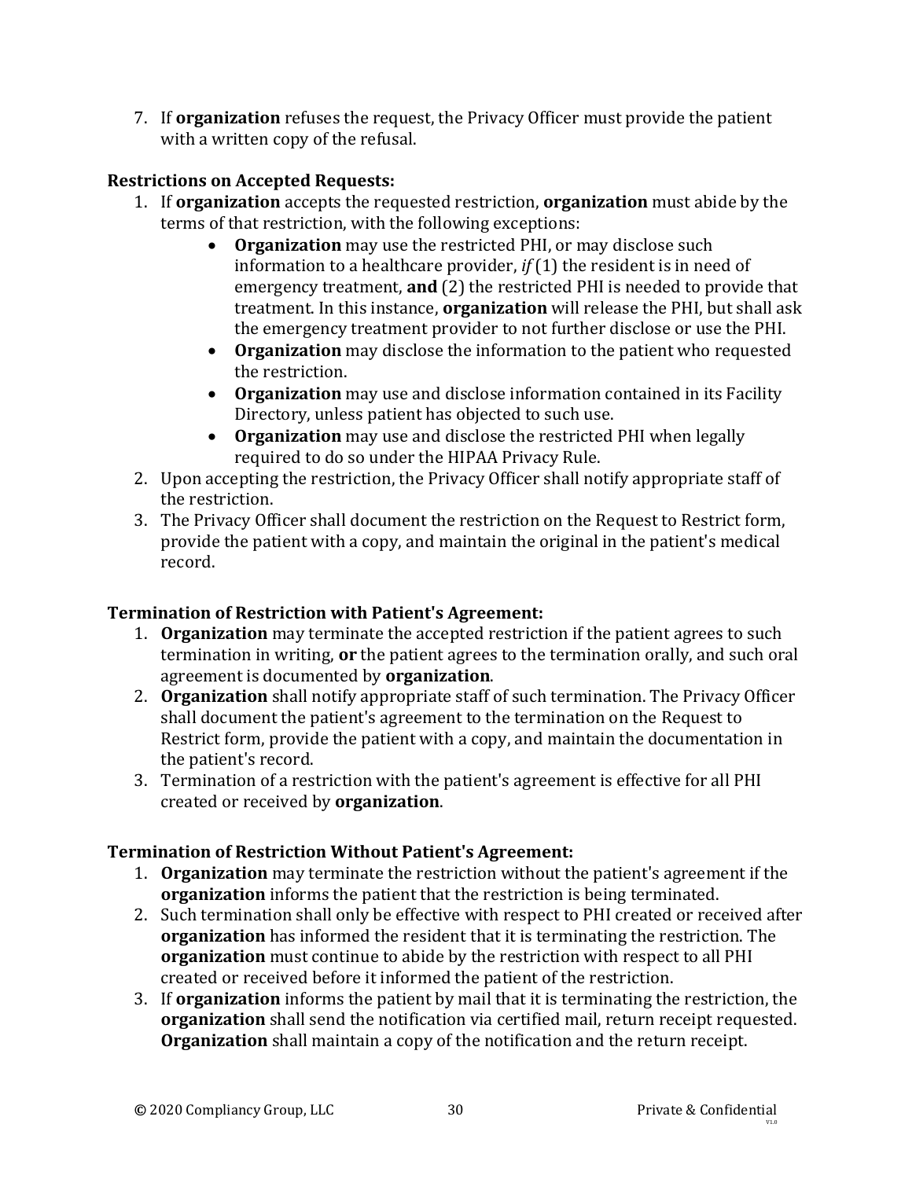7. If **organization** refuses the request, the Privacy Officer must provide the patient with a written copy of the refusal.

**Restrictions on Accepted Requests:**

1. If **organization** accepts the requested restriction, **organization** must abide by the terms of that restriction, with the following exceptions:
   - **Organization** may use the restricted PHI, or may disclose such information to a healthcare provider, *if* (1) the resident is in need of emergency treatment, **and** (2) the restricted PHI is needed to provide that treatment. In this instance, **organization** will release the PHI, but shall ask the emergency treatment provider to not further disclose or use the PHI.
   - **Organization** may disclose the information to the patient who requested the restriction.
   - **Organization** may use and disclose information contained in its Facility Directory, unless patient has objected to such use.
   - **Organization** may use and disclose the restricted PHI when legally required to do so under the HIPAA Privacy Rule.
2. Upon accepting the restriction, the Privacy Officer shall notify appropriate staff of the restriction.
3. The Privacy Officer shall document the restriction on the Request to Restrict form, provide the patient with a copy, and maintain the original in the patient's medical record.

**Termination of Restriction with Patient's Agreement:**

1. **Organization** may terminate the accepted restriction if the patient agrees to such termination in writing, **or** the patient agrees to the termination orally, and such oral agreement is documented by **organization**.
2. **Organization** shall notify appropriate staff of such termination. The Privacy Officer shall document the patient's agreement to the termination on the Request to Restrict form, provide the patient with a copy, and maintain the documentation in the patient's record.
3. Termination of a restriction with the patient's agreement is effective for all PHI created or received by **organization**.

**Termination of Restriction Without Patient's Agreement:**

1. **Organization** may terminate the restriction without the patient's agreement if the **organization** informs the patient that the restriction is being terminated.
2. Such termination shall only be effective with respect to PHI created or received after **organization** has informed the resident that it is terminating the restriction. The **organization** must continue to abide by the restriction with respect to all PHI created or received before it informed the patient of the restriction.
3. If **organization** informs the patient by mail that it is terminating the restriction, the **organization** shall send the notification via certified mail, return receipt requested. **Organization** shall maintain a copy of the notification and the return receipt.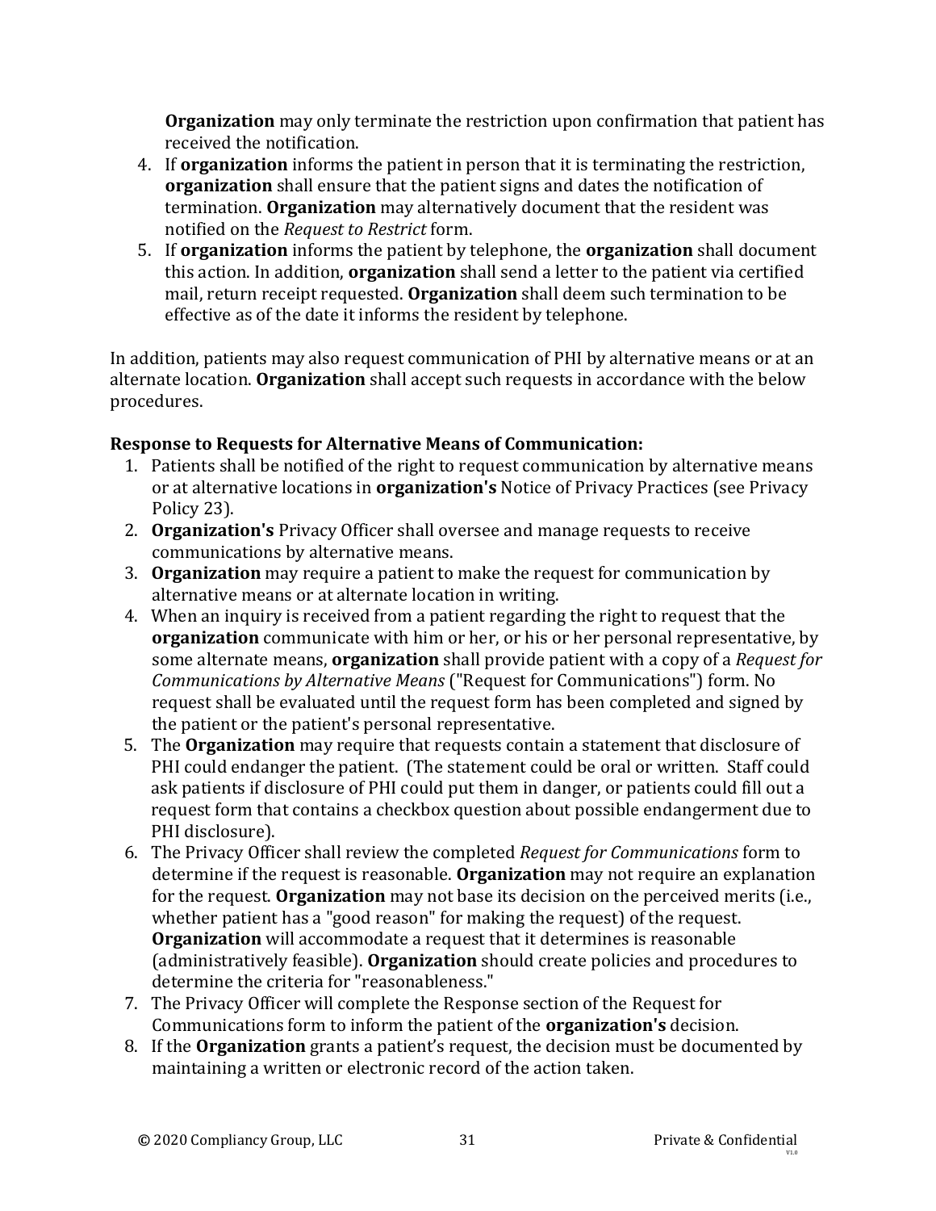**Organization** may only terminate the restriction upon confirmation that patient has received the notification.

4. If **organization** informs the patient in person that it is terminating the restriction, **organization** shall ensure that the patient signs and dates the notification of termination. **Organization** may alternatively document that the resident was notified on the *Request to Restrict* form.
5. If **organization** informs the patient by telephone, the **organization** shall document this action. In addition, **organization** shall send a letter to the patient via certified mail, return receipt requested. **Organization** shall deem such termination to be effective as of the date it informs the resident by telephone.

In addition, patients may also request communication of PHI by alternative means or at an alternate location. **Organization** shall accept such requests in accordance with the below procedures.

**Response to Requests for Alternative Means of Communication:**

1. Patients shall be notified of the right to request communication by alternative means or at alternative locations in **organization's** Notice of Privacy Practices (see Privacy Policy 23).
2. **Organization's** Privacy Officer shall oversee and manage requests to receive communications by alternative means.
3. **Organization** may require a patient to make the request for communication by alternative means or at alternate location in writing.
4. When an inquiry is received from a patient regarding the right to request that the **organization** communicate with him or her, or his or her personal representative, by some alternate means, **organization** shall provide patient with a copy of a *Request for Communications by Alternative Means* ("Request for Communications") form. No request shall be evaluated until the request form has been completed and signed by the patient or the patient's personal representative.
5. The **Organization** may require that requests contain a statement that disclosure of PHI could endanger the patient. (The statement could be oral or written. Staff could ask patients if disclosure of PHI could put them in danger, or patients could fill out a request form that contains a checkbox question about possible endangerment due to PHI disclosure).
6. The Privacy Officer shall review the completed *Request for Communications* form to determine if the request is reasonable. **Organization** may not require an explanation for the request. **Organization** may not base its decision on the perceived merits (i.e., whether patient has a "good reason" for making the request) of the request. **Organization** will accommodate a request that it determines is reasonable (administratively feasible). **Organization** should create policies and procedures to determine the criteria for "reasonableness."
7. The Privacy Officer will complete the Response section of the Request for Communications form to inform the patient of the **organization's** decision.
8. If the **Organization** grants a patient's request, the decision must be documented by maintaining a written or electronic record of the action taken.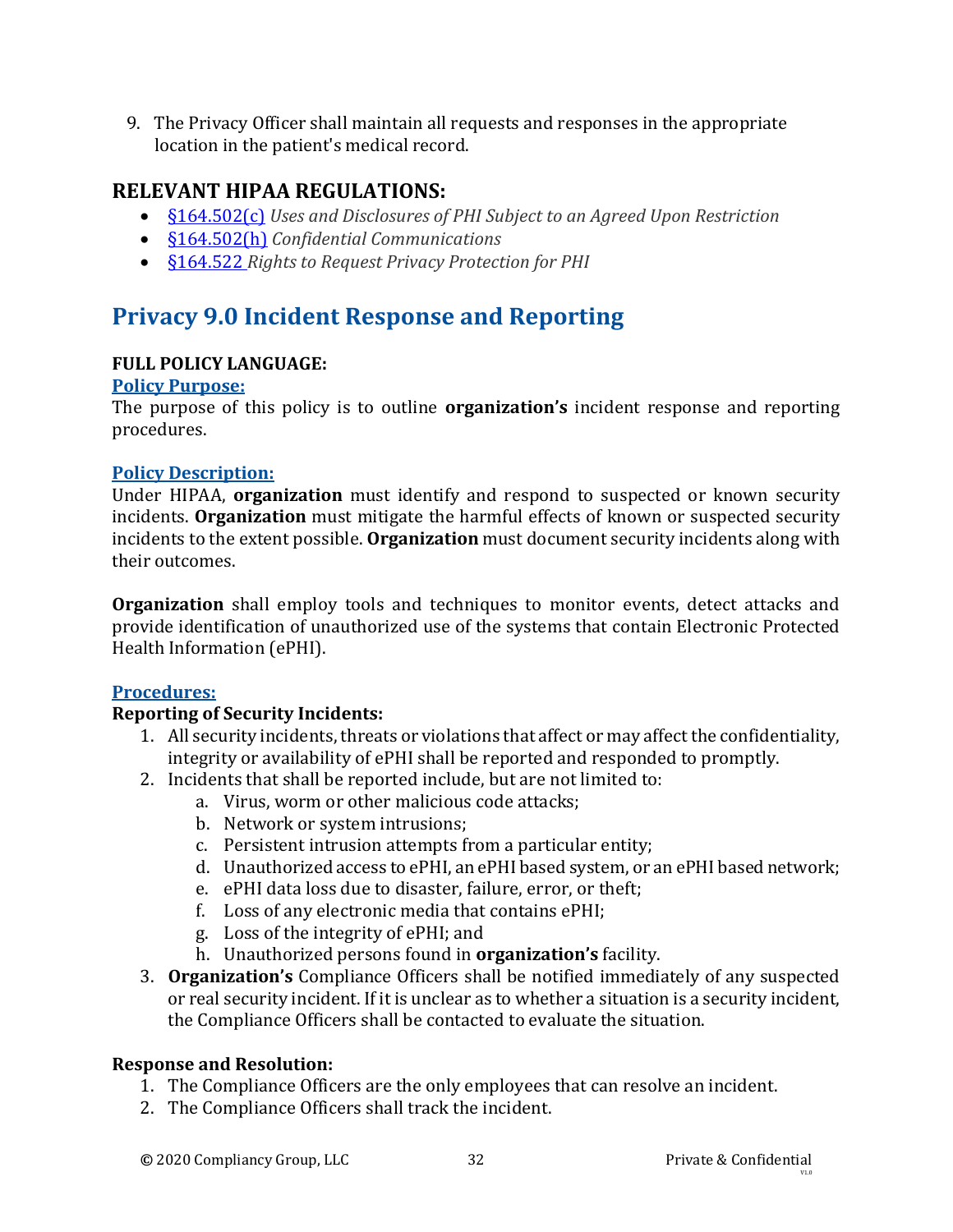9. The Privacy Officer shall maintain all requests and responses in the appropriate location in the patient's medical record.

## RELEVANT HIPAA REGULATIONS:

- §164.502(c) *Uses and Disclosures of PHI Subject to an Agreed Upon Restriction*
- §164.502(h) *Confidential Communications*
- §164.522 *Rights to Request Privacy Protection for PHI*

# Privacy 9.0 Incident Response and Reporting

**FULL POLICY LANGUAGE:**

**Policy Purpose:**

The purpose of this policy is to outline **organization's** incident response and reporting procedures.

**Policy Description:**

Under HIPAA, **organization** must identify and respond to suspected or known security incidents. **Organization** must mitigate the harmful effects of known or suspected security incidents to the extent possible. **Organization** must document security incidents along with their outcomes.

**Organization** shall employ tools and techniques to monitor events, detect attacks and provide identification of unauthorized use of the systems that contain Electronic Protected Health Information (ePHI).

**Procedures:**

**Reporting of Security Incidents:**

1. All security incidents, threats or violations that affect or may affect the confidentiality, integrity or availability of ePHI shall be reported and responded to promptly.
2. Incidents that shall be reported include, but are not limited to:
   a. Virus, worm or other malicious code attacks;
   b. Network or system intrusions;
   c. Persistent intrusion attempts from a particular entity;
   d. Unauthorized access to ePHI, an ePHI based system, or an ePHI based network;
   e. ePHI data loss due to disaster, failure, error, or theft;
   f. Loss of any electronic media that contains ePHI;
   g. Loss of the integrity of ePHI; and
   h. Unauthorized persons found in **organization's** facility.
3. **Organization's** Compliance Officers shall be notified immediately of any suspected or real security incident. If it is unclear as to whether a situation is a security incident, the Compliance Officers shall be contacted to evaluate the situation.

**Response and Resolution:**

1. The Compliance Officers are the only employees that can resolve an incident.
2. The Compliance Officers shall track the incident.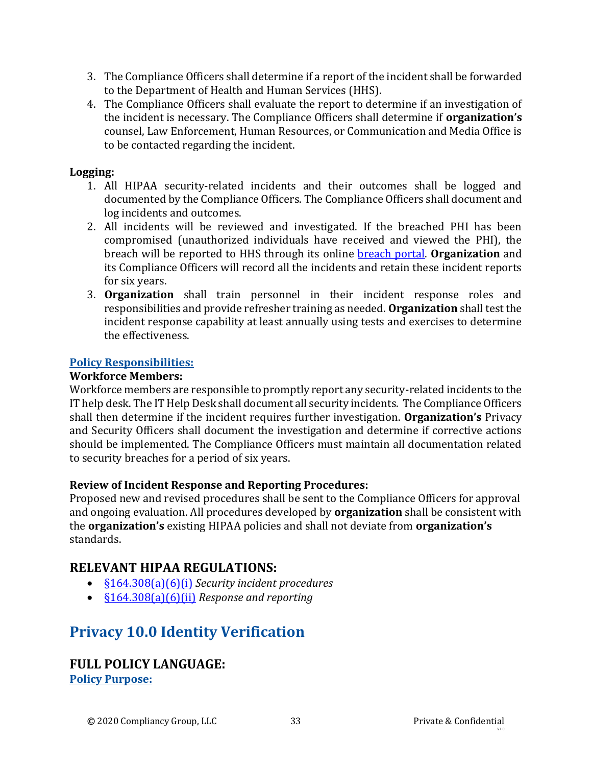3. The Compliance Officers shall determine if a report of the incident shall be forwarded to the Department of Health and Human Services (HHS).
4. The Compliance Officers shall evaluate the report to determine if an investigation of the incident is necessary. The Compliance Officers shall determine if **organization's** counsel, Law Enforcement, Human Resources, or Communication and Media Office is to be contacted regarding the incident.

**Logging:**

1. All HIPAA security-related incidents and their outcomes shall be logged and documented by the Compliance Officers. The Compliance Officers shall document and log incidents and outcomes.
2. All incidents will be reviewed and investigated. If the breached PHI has been compromised (unauthorized individuals have received and viewed the PHI), the breach will be reported to HHS through its online breach portal. **Organization** and its Compliance Officers will record all the incidents and retain these incident reports for six years.
3. **Organization** shall train personnel in their incident response roles and responsibilities and provide refresher training as needed. **Organization** shall test the incident response capability at least annually using tests and exercises to determine the effectiveness.

**Policy Responsibilities:**

**Workforce Members:**

Workforce members are responsible to promptly report any security-related incidents to the IT help desk. The IT Help Desk shall document all security incidents. The Compliance Officers shall then determine if the incident requires further investigation. **Organization's** Privacy and Security Officers shall document the investigation and determine if corrective actions should be implemented. The Compliance Officers must maintain all documentation related to security breaches for a period of six years.

**Review of Incident Response and Reporting Procedures:**

Proposed new and revised procedures shall be sent to the Compliance Officers for approval and ongoing evaluation. All procedures developed by **organization** shall be consistent with the **organization's** existing HIPAA policies and shall not deviate from **organization's** standards.

## RELEVANT HIPAA REGULATIONS:

- §164.308(a)(6)(i) *Security incident procedures*
- §164.308(a)(6)(ii) *Response and reporting*

# Privacy 10.0 Identity Verification

## FULL POLICY LANGUAGE:

**Policy Purpose:**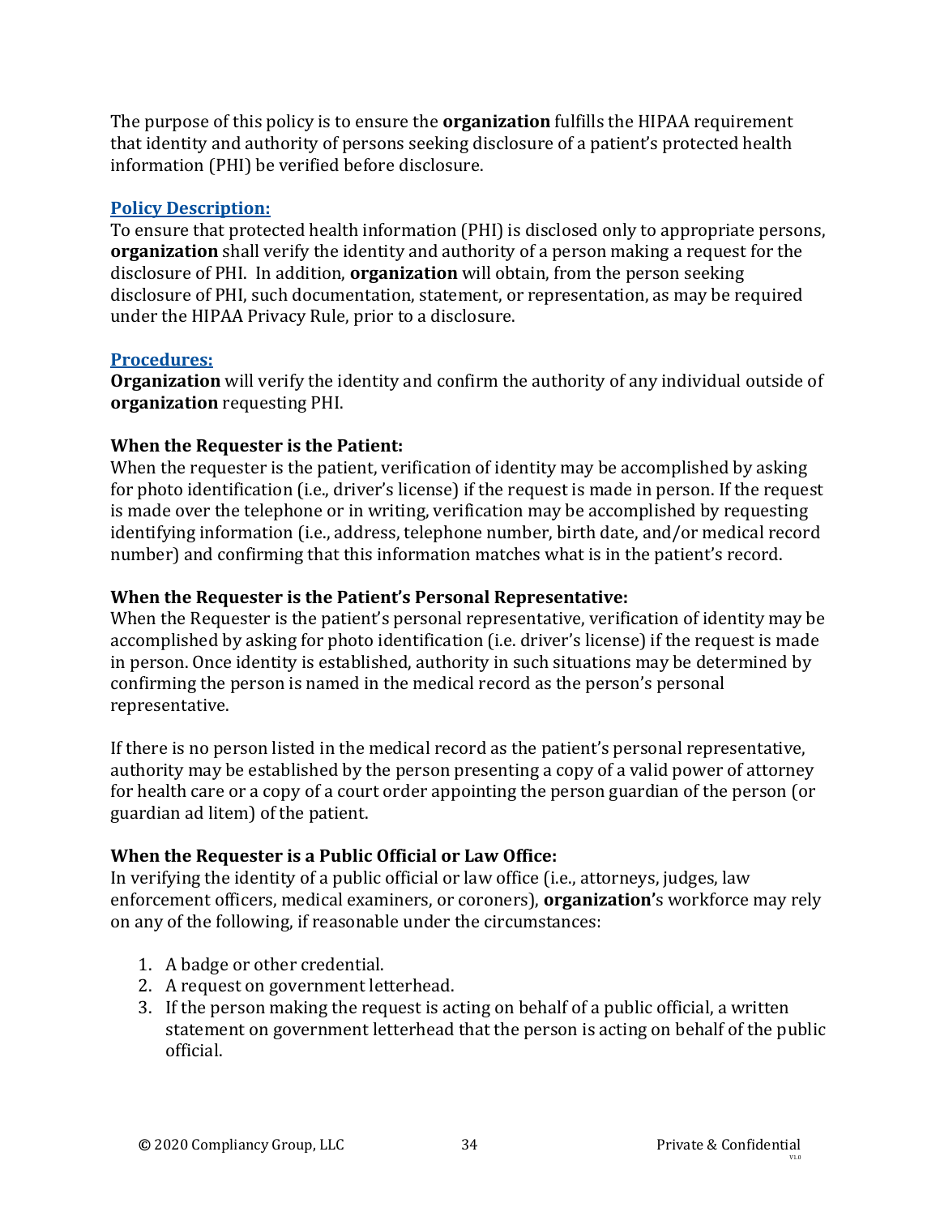The purpose of this policy is to ensure the **organization** fulfills the HIPAA requirement that identity and authority of persons seeking disclosure of a patient's protected health information (PHI) be verified before disclosure.

## Policy Description:

To ensure that protected health information (PHI) is disclosed only to appropriate persons, **organization** shall verify the identity and authority of a person making a request for the disclosure of PHI. In addition, **organization** will obtain, from the person seeking disclosure of PHI, such documentation, statement, or representation, as may be required under the HIPAA Privacy Rule, prior to a disclosure.

## Procedures:

**Organization** will verify the identity and confirm the authority of any individual outside of **organization** requesting PHI.

### When the Requester is the Patient:

When the requester is the patient, verification of identity may be accomplished by asking for photo identification (i.e., driver's license) if the request is made in person. If the request is made over the telephone or in writing, verification may be accomplished by requesting identifying information (i.e., address, telephone number, birth date, and/or medical record number) and confirming that this information matches what is in the patient's record.

### When the Requester is the Patient's Personal Representative:

When the Requester is the patient's personal representative, verification of identity may be accomplished by asking for photo identification (i.e. driver's license) if the request is made in person. Once identity is established, authority in such situations may be determined by confirming the person is named in the medical record as the person's personal representative.

If there is no person listed in the medical record as the patient's personal representative, authority may be established by the person presenting a copy of a valid power of attorney for health care or a copy of a court order appointing the person guardian of the person (or guardian ad litem) of the patient.

### When the Requester is a Public Official or Law Office:

In verifying the identity of a public official or law office (i.e., attorneys, judges, law enforcement officers, medical examiners, or coroners), **organization'**s workforce may rely on any of the following, if reasonable under the circumstances:

1. A badge or other credential.
2. A request on government letterhead.
3. If the person making the request is acting on behalf of a public official, a written statement on government letterhead that the person is acting on behalf of the public official.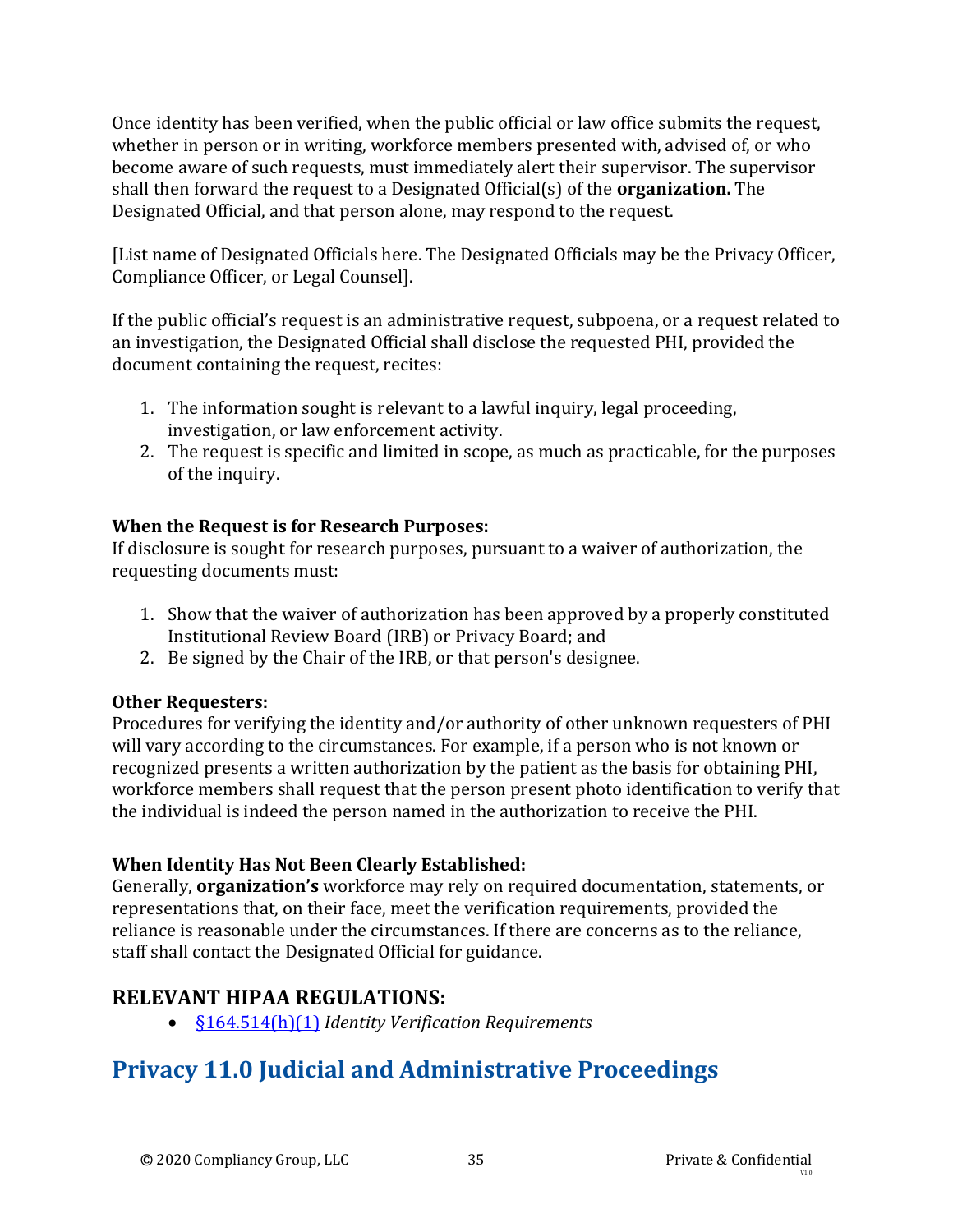Once identity has been verified, when the public official or law office submits the request, whether in person or in writing, workforce members presented with, advised of, or who become aware of such requests, must immediately alert their supervisor. The supervisor shall then forward the request to a Designated Official(s) of the **organization.** The Designated Official, and that person alone, may respond to the request.

[List name of Designated Officials here. The Designated Officials may be the Privacy Officer, Compliance Officer, or Legal Counsel].

If the public official's request is an administrative request, subpoena, or a request related to an investigation, the Designated Official shall disclose the requested PHI, provided the document containing the request, recites:

1. The information sought is relevant to a lawful inquiry, legal proceeding, investigation, or law enforcement activity.
2. The request is specific and limited in scope, as much as practicable, for the purposes of the inquiry.

**When the Request is for Research Purposes:**
If disclosure is sought for research purposes, pursuant to a waiver of authorization, the requesting documents must:

1. Show that the waiver of authorization has been approved by a properly constituted Institutional Review Board (IRB) or Privacy Board; and
2. Be signed by the Chair of the IRB, or that person's designee.

**Other Requesters:**
Procedures for verifying the identity and/or authority of other unknown requesters of PHI will vary according to the circumstances. For example, if a person who is not known or recognized presents a written authorization by the patient as the basis for obtaining PHI, workforce members shall request that the person present photo identification to verify that the individual is indeed the person named in the authorization to receive the PHI.

**When Identity Has Not Been Clearly Established:**
Generally, **organization's** workforce may rely on required documentation, statements, or representations that, on their face, meet the verification requirements, provided the reliance is reasonable under the circumstances. If there are concerns as to the reliance, staff shall contact the Designated Official for guidance.

## RELEVANT HIPAA REGULATIONS:

- §164.514(h)(1) *Identity Verification Requirements*

# Privacy 11.0 Judicial and Administrative Proceedings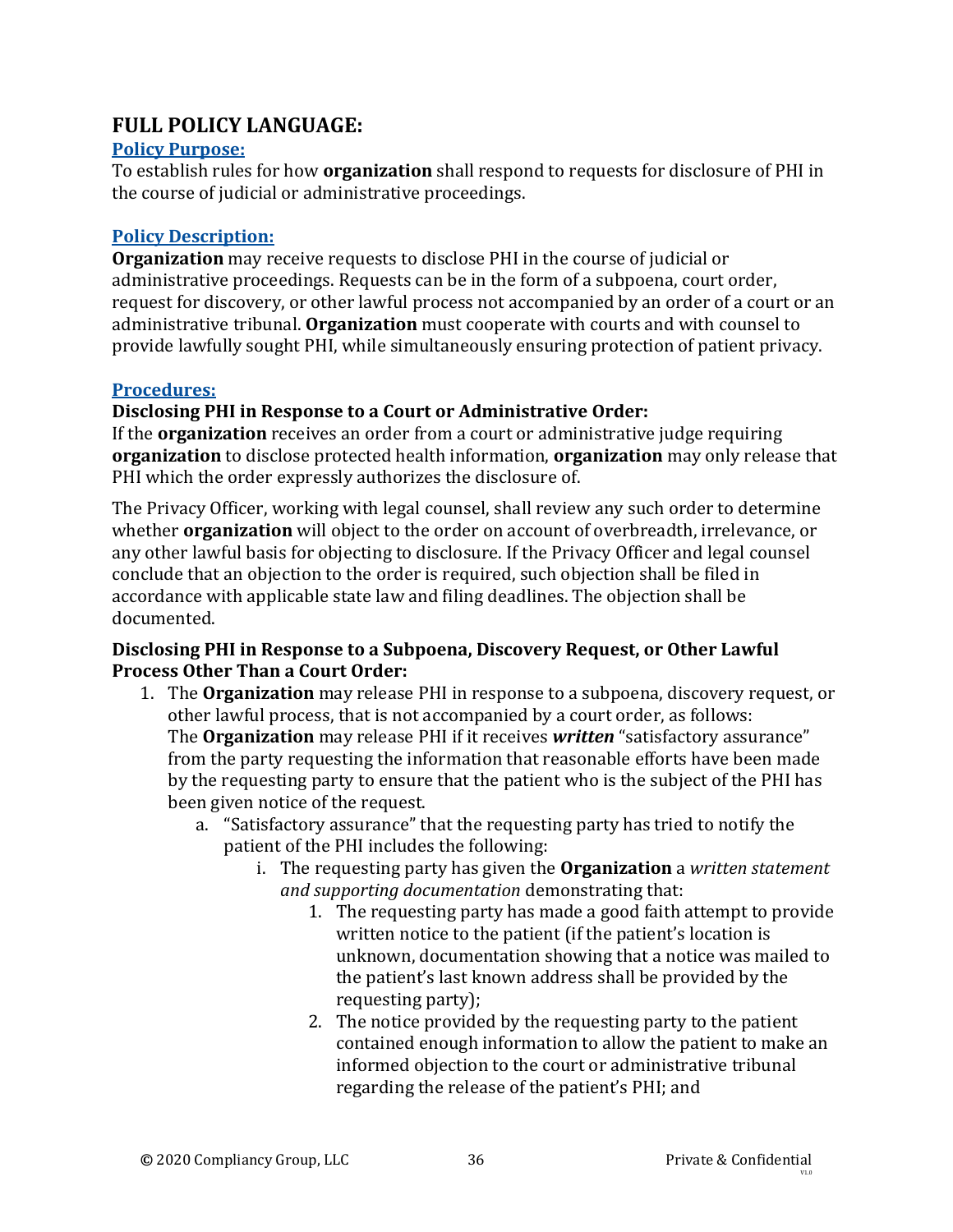## FULL POLICY LANGUAGE:

### Policy Purpose:

To establish rules for how **organization** shall respond to requests for disclosure of PHI in the course of judicial or administrative proceedings.

### Policy Description:

**Organization** may receive requests to disclose PHI in the course of judicial or administrative proceedings. Requests can be in the form of a subpoena, court order, request for discovery, or other lawful process not accompanied by an order of a court or an administrative tribunal. **Organization** must cooperate with courts and with counsel to provide lawfully sought PHI, while simultaneously ensuring protection of patient privacy.

### Procedures:

**Disclosing PHI in Response to a Court or Administrative Order:**

If the **organization** receives an order from a court or administrative judge requiring **organization** to disclose protected health information, **organization** may only release that PHI which the order expressly authorizes the disclosure of.

The Privacy Officer, working with legal counsel, shall review any such order to determine whether **organization** will object to the order on account of overbreadth, irrelevance, or any other lawful basis for objecting to disclosure. If the Privacy Officer and legal counsel conclude that an objection to the order is required, such objection shall be filed in accordance with applicable state law and filing deadlines. The objection shall be documented.

**Disclosing PHI in Response to a Subpoena, Discovery Request, or Other Lawful Process Other Than a Court Order:**

1. The **Organization** may release PHI in response to a subpoena, discovery request, or other lawful process, that is not accompanied by a court order, as follows:
   The **Organization** may release PHI if it receives ***written*** "satisfactory assurance" from the party requesting the information that reasonable efforts have been made by the requesting party to ensure that the patient who is the subject of the PHI has been given notice of the request.
   a. "Satisfactory assurance" that the requesting party has tried to notify the patient of the PHI includes the following:
      i. The requesting party has given the **Organization** a *written statement and supporting documentation* demonstrating that:
         1. The requesting party has made a good faith attempt to provide written notice to the patient (if the patient's location is unknown, documentation showing that a notice was mailed to the patient's last known address shall be provided by the requesting party);
         2. The notice provided by the requesting party to the patient contained enough information to allow the patient to make an informed objection to the court or administrative tribunal regarding the release of the patient's PHI; and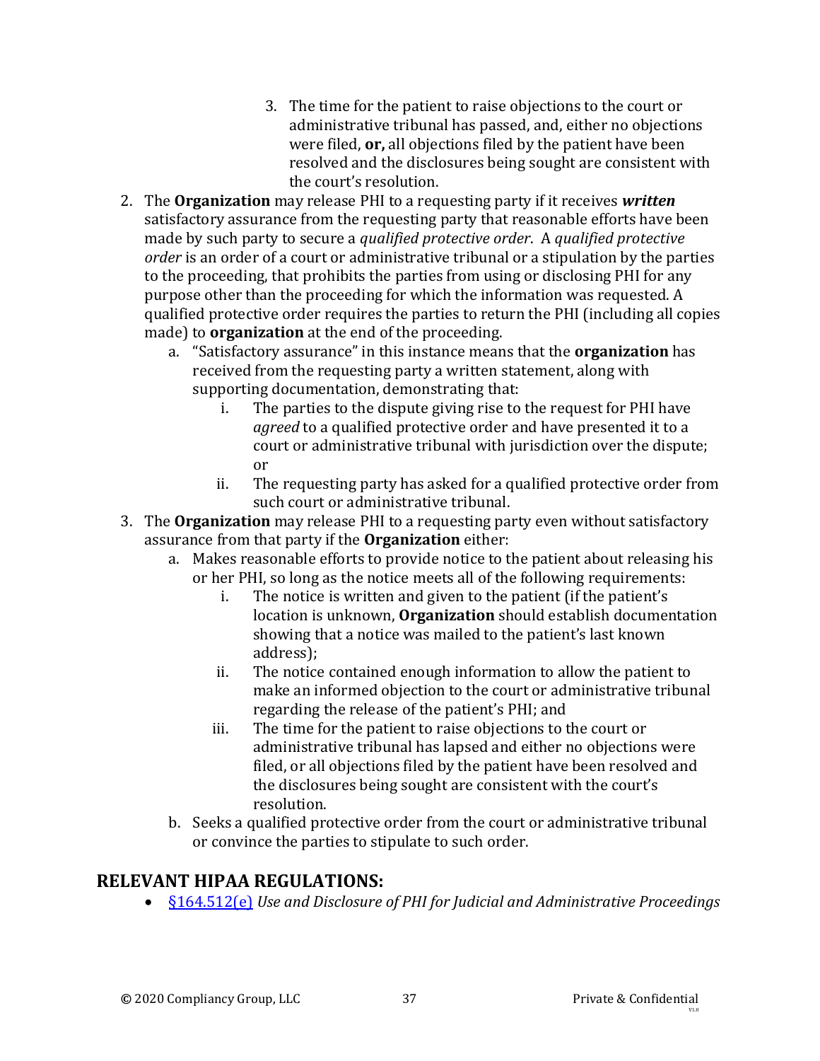3. The time for the patient to raise objections to the court or administrative tribunal has passed, and, either no objections were filed, **or,** all objections filed by the patient have been resolved and the disclosures being sought are consistent with the court's resolution.

2. The **Organization** may release PHI to a requesting party if it receives ***written*** satisfactory assurance from the requesting party that reasonable efforts have been made by such party to secure a *qualified protective order*. A *qualified protective order* is an order of a court or administrative tribunal or a stipulation by the parties to the proceeding, that prohibits the parties from using or disclosing PHI for any purpose other than the proceeding for which the information was requested. A qualified protective order requires the parties to return the PHI (including all copies made) to **organization** at the end of the proceeding.
    a. "Satisfactory assurance" in this instance means that the **organization** has received from the requesting party a written statement, along with supporting documentation, demonstrating that:
        i. The parties to the dispute giving rise to the request for PHI have *agreed* to a qualified protective order and have presented it to a court or administrative tribunal with jurisdiction over the dispute; or
        ii. The requesting party has asked for a qualified protective order from such court or administrative tribunal.
3. The **Organization** may release PHI to a requesting party even without satisfactory assurance from that party if the **Organization** either:
    a. Makes reasonable efforts to provide notice to the patient about releasing his or her PHI, so long as the notice meets all of the following requirements:
        i. The notice is written and given to the patient (if the patient's location is unknown, **Organization** should establish documentation showing that a notice was mailed to the patient's last known address);
        ii. The notice contained enough information to allow the patient to make an informed objection to the court or administrative tribunal regarding the release of the patient's PHI; and
        iii. The time for the patient to raise objections to the court or administrative tribunal has lapsed and either no objections were filed, or all objections filed by the patient have been resolved and the disclosures being sought are consistent with the court's resolution.
    b. Seeks a qualified protective order from the court or administrative tribunal or convince the parties to stipulate to such order.

## RELEVANT HIPAA REGULATIONS:

- §164.512(e) *Use and Disclosure of PHI for Judicial and Administrative Proceedings*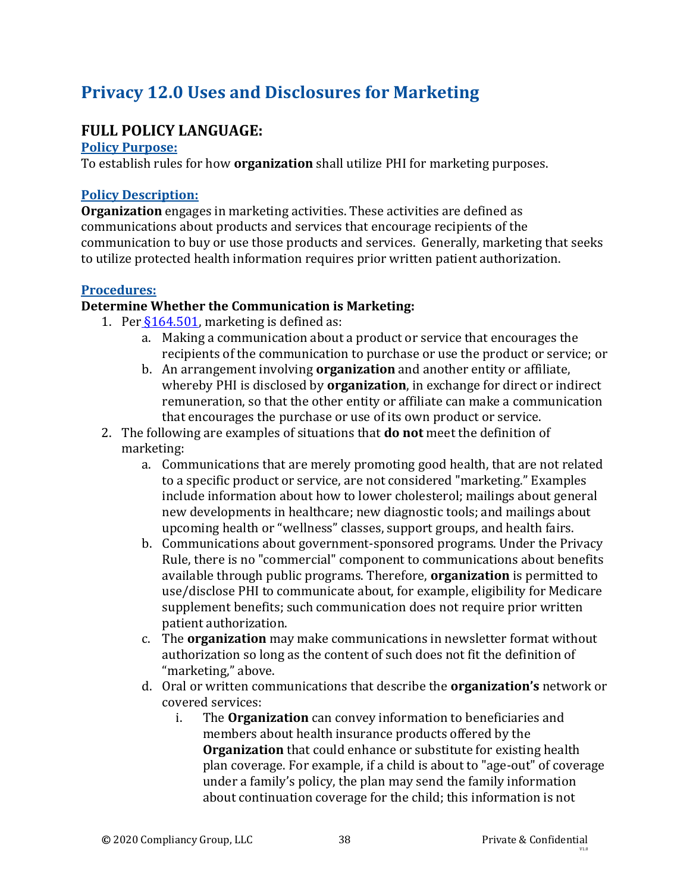# Privacy 12.0 Uses and Disclosures for Marketing

## FULL POLICY LANGUAGE:

### Policy Purpose:

To establish rules for how **organization** shall utilize PHI for marketing purposes.

### Policy Description:

**Organization** engages in marketing activities. These activities are defined as communications about products and services that encourage recipients of the communication to buy or use those products and services. Generally, marketing that seeks to utilize protected health information requires prior written patient authorization.

### Procedures:

**Determine Whether the Communication is Marketing:**

1. Per §164.501, marketing is defined as:
   a. Making a communication about a product or service that encourages the recipients of the communication to purchase or use the product or service; or
   b. An arrangement involving **organization** and another entity or affiliate, whereby PHI is disclosed by **organization**, in exchange for direct or indirect remuneration, so that the other entity or affiliate can make a communication that encourages the purchase or use of its own product or service.
2. The following are examples of situations that **do not** meet the definition of marketing:
   a. Communications that are merely promoting good health, that are not related to a specific product or service, are not considered "marketing." Examples include information about how to lower cholesterol; mailings about general new developments in healthcare; new diagnostic tools; and mailings about upcoming health or "wellness" classes, support groups, and health fairs.
   b. Communications about government-sponsored programs. Under the Privacy Rule, there is no "commercial" component to communications about benefits available through public programs. Therefore, **organization** is permitted to use/disclose PHI to communicate about, for example, eligibility for Medicare supplement benefits; such communication does not require prior written patient authorization.
   c. The **organization** may make communications in newsletter format without authorization so long as the content of such does not fit the definition of "marketing," above.
   d. Oral or written communications that describe the **organization's** network or covered services:
      i. The **Organization** can convey information to beneficiaries and members about health insurance products offered by the **Organization** that could enhance or substitute for existing health plan coverage. For example, if a child is about to "age-out" of coverage under a family's policy, the plan may send the family information about continuation coverage for the child; this information is not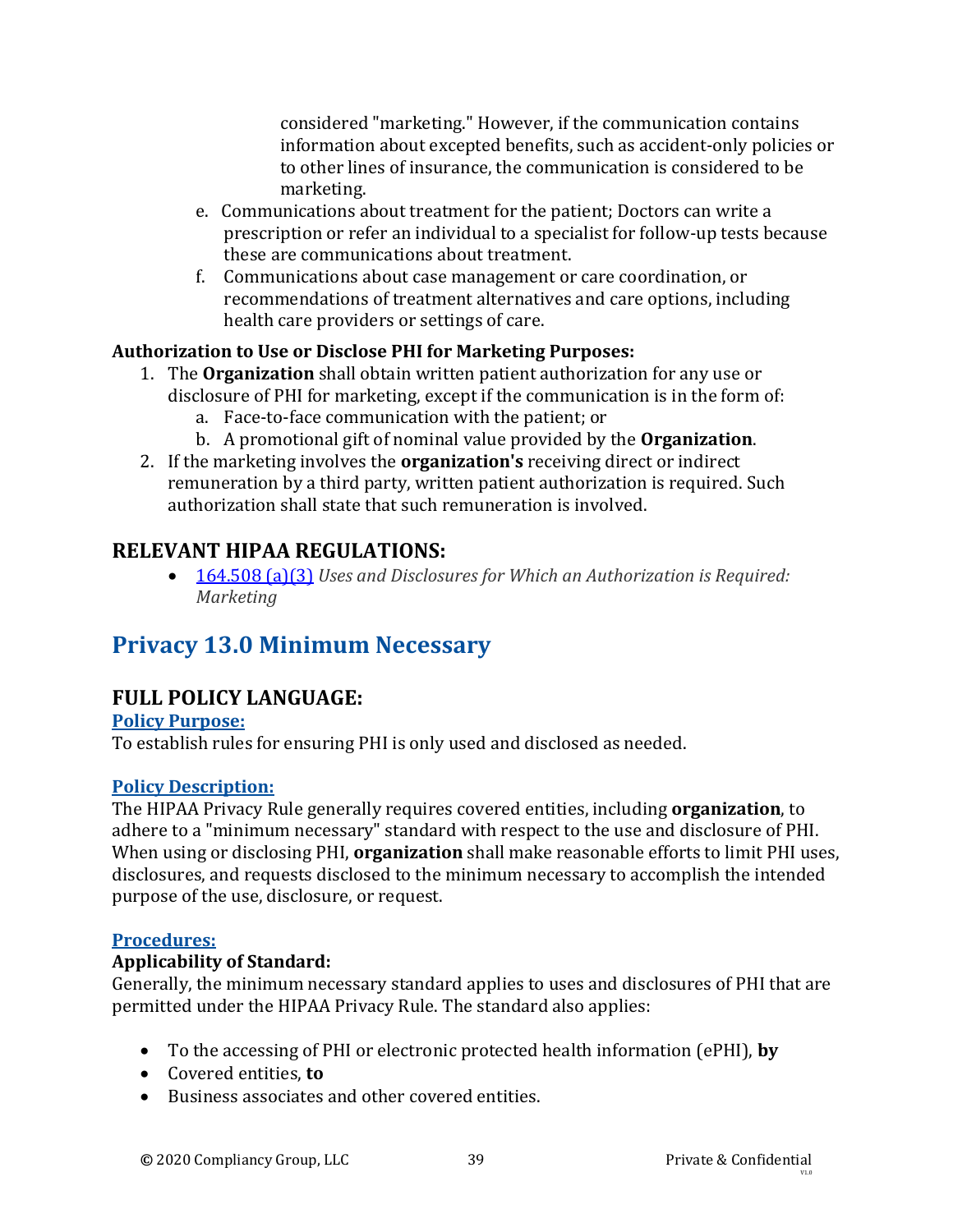considered "marketing." However, if the communication contains information about excepted benefits, such as accident-only policies or to other lines of insurance, the communication is considered to be marketing.

e. Communications about treatment for the patient; Doctors can write a prescription or refer an individual to a specialist for follow-up tests because these are communications about treatment.
f. Communications about case management or care coordination, or recommendations of treatment alternatives and care options, including health care providers or settings of care.

**Authorization to Use or Disclose PHI for Marketing Purposes:**

1. The **Organization** shall obtain written patient authorization for any use or disclosure of PHI for marketing, except if the communication is in the form of:
   a. Face-to-face communication with the patient; or
   b. A promotional gift of nominal value provided by the **Organization**.
2. If the marketing involves the **organization's** receiving direct or indirect remuneration by a third party, written patient authorization is required. Such authorization shall state that such remuneration is involved.

## RELEVANT HIPAA REGULATIONS:

- 164.508 (a)(3) *Uses and Disclosures for Which an Authorization is Required: Marketing*

# Privacy 13.0 Minimum Necessary

## FULL POLICY LANGUAGE:

**Policy Purpose:**

To establish rules for ensuring PHI is only used and disclosed as needed.

**Policy Description:**

The HIPAA Privacy Rule generally requires covered entities, including **organization**, to adhere to a "minimum necessary" standard with respect to the use and disclosure of PHI. When using or disclosing PHI, **organization** shall make reasonable efforts to limit PHI uses, disclosures, and requests disclosed to the minimum necessary to accomplish the intended purpose of the use, disclosure, or request.

**Procedures:**

**Applicability of Standard:**

Generally, the minimum necessary standard applies to uses and disclosures of PHI that are permitted under the HIPAA Privacy Rule. The standard also applies:

- To the accessing of PHI or electronic protected health information (ePHI), **by**
- Covered entities, **to**
- Business associates and other covered entities.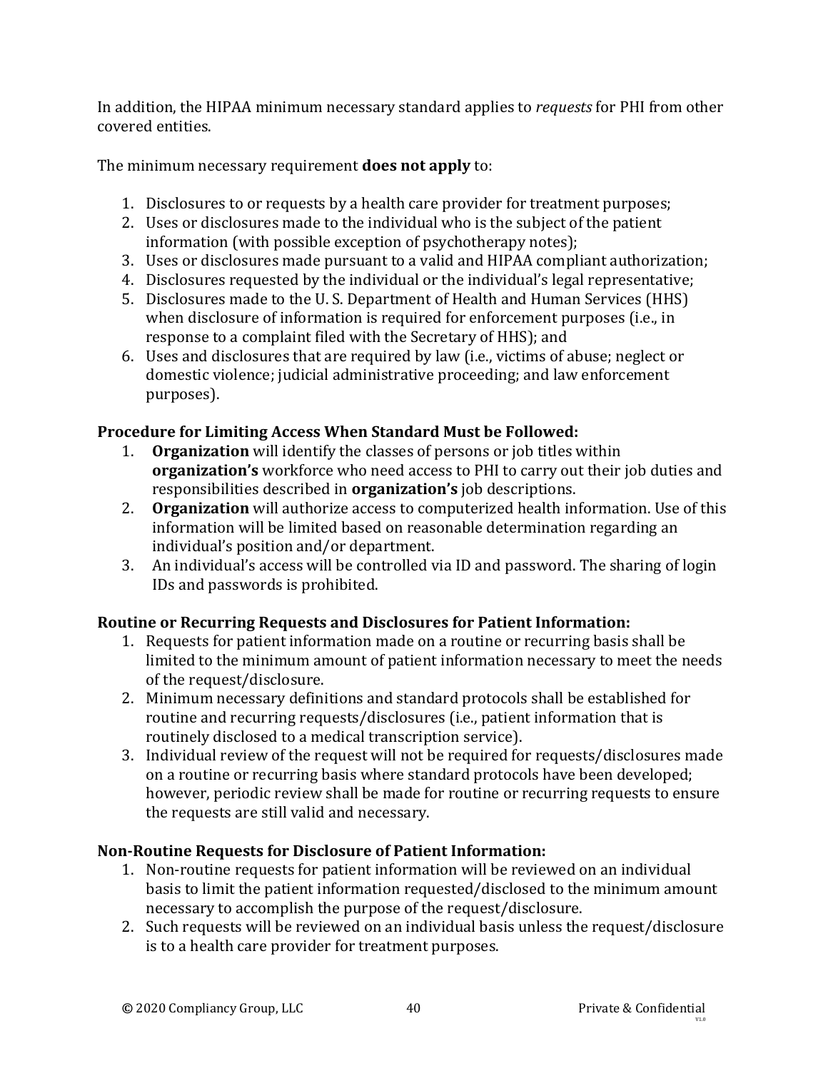In addition, the HIPAA minimum necessary standard applies to *requests* for PHI from other covered entities.

The minimum necessary requirement **does not apply** to:

1. Disclosures to or requests by a health care provider for treatment purposes;
2. Uses or disclosures made to the individual who is the subject of the patient information (with possible exception of psychotherapy notes);
3. Uses or disclosures made pursuant to a valid and HIPAA compliant authorization;
4. Disclosures requested by the individual or the individual's legal representative;
5. Disclosures made to the U. S. Department of Health and Human Services (HHS) when disclosure of information is required for enforcement purposes (i.e., in response to a complaint filed with the Secretary of HHS); and
6. Uses and disclosures that are required by law (i.e., victims of abuse; neglect or domestic violence; judicial administrative proceeding; and law enforcement purposes).

**Procedure for Limiting Access When Standard Must be Followed:**

1. **Organization** will identify the classes of persons or job titles within **organization's** workforce who need access to PHI to carry out their job duties and responsibilities described in **organization's** job descriptions.
2. **Organization** will authorize access to computerized health information. Use of this information will be limited based on reasonable determination regarding an individual's position and/or department.
3. An individual's access will be controlled via ID and password. The sharing of login IDs and passwords is prohibited.

**Routine or Recurring Requests and Disclosures for Patient Information:**

1. Requests for patient information made on a routine or recurring basis shall be limited to the minimum amount of patient information necessary to meet the needs of the request/disclosure.
2. Minimum necessary definitions and standard protocols shall be established for routine and recurring requests/disclosures (i.e., patient information that is routinely disclosed to a medical transcription service).
3. Individual review of the request will not be required for requests/disclosures made on a routine or recurring basis where standard protocols have been developed; however, periodic review shall be made for routine or recurring requests to ensure the requests are still valid and necessary.

**Non-Routine Requests for Disclosure of Patient Information:**

1. Non-routine requests for patient information will be reviewed on an individual basis to limit the patient information requested/disclosed to the minimum amount necessary to accomplish the purpose of the request/disclosure.
2. Such requests will be reviewed on an individual basis unless the request/disclosure is to a health care provider for treatment purposes.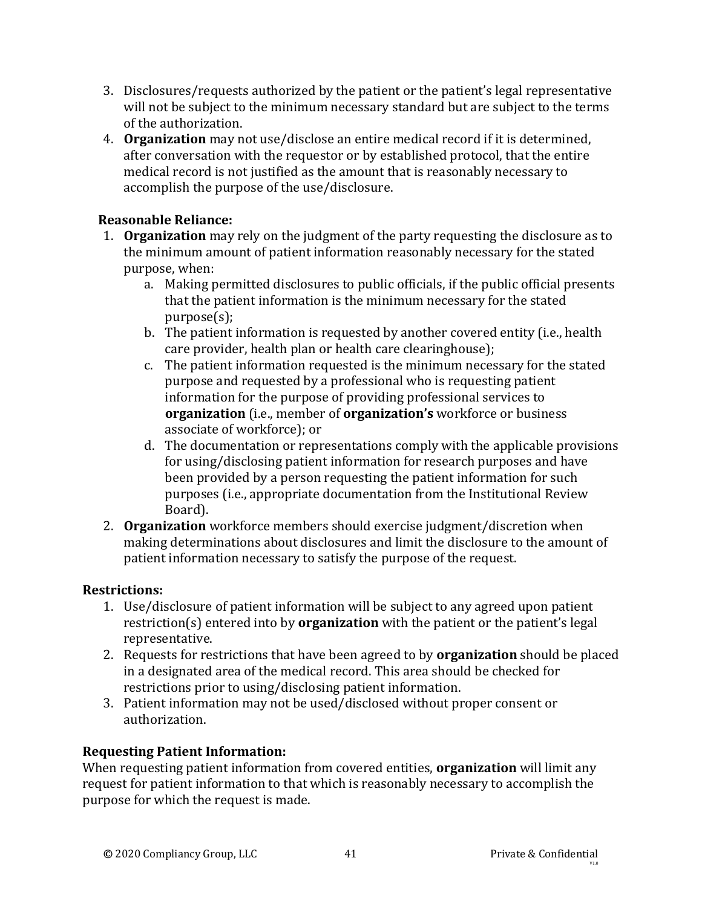3. Disclosures/requests authorized by the patient or the patient's legal representative will not be subject to the minimum necessary standard but are subject to the terms of the authorization.
4. **Organization** may not use/disclose an entire medical record if it is determined, after conversation with the requestor or by established protocol, that the entire medical record is not justified as the amount that is reasonably necessary to accomplish the purpose of the use/disclosure.

**Reasonable Reliance:**

1. **Organization** may rely on the judgment of the party requesting the disclosure as to the minimum amount of patient information reasonably necessary for the stated purpose, when:
   a. Making permitted disclosures to public officials, if the public official presents that the patient information is the minimum necessary for the stated purpose(s);
   b. The patient information is requested by another covered entity (i.e., health care provider, health plan or health care clearinghouse);
   c. The patient information requested is the minimum necessary for the stated purpose and requested by a professional who is requesting patient information for the purpose of providing professional services to **organization** (i.e., member of **organization's** workforce or business associate of workforce); or
   d. The documentation or representations comply with the applicable provisions for using/disclosing patient information for research purposes and have been provided by a person requesting the patient information for such purposes (i.e., appropriate documentation from the Institutional Review Board).
2. **Organization** workforce members should exercise judgment/discretion when making determinations about disclosures and limit the disclosure to the amount of patient information necessary to satisfy the purpose of the request.

**Restrictions:**

1. Use/disclosure of patient information will be subject to any agreed upon patient restriction(s) entered into by **organization** with the patient or the patient's legal representative.
2. Requests for restrictions that have been agreed to by **organization** should be placed in a designated area of the medical record. This area should be checked for restrictions prior to using/disclosing patient information.
3. Patient information may not be used/disclosed without proper consent or authorization.

**Requesting Patient Information:**

When requesting patient information from covered entities, **organization** will limit any request for patient information to that which is reasonably necessary to accomplish the purpose for which the request is made.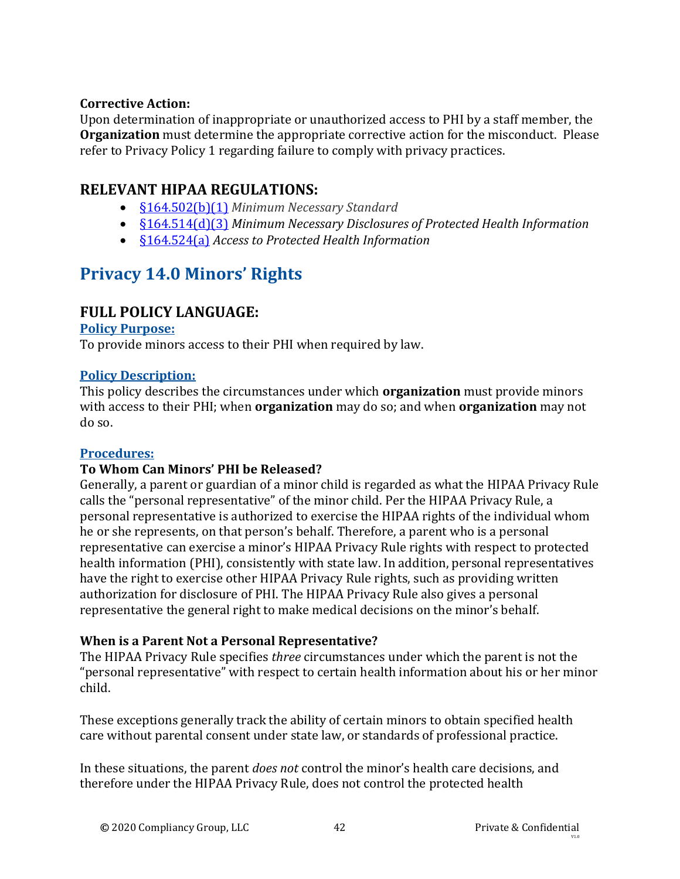**Corrective Action:**
Upon determination of inappropriate or unauthorized access to PHI by a staff member, the **Organization** must determine the appropriate corrective action for the misconduct. Please refer to Privacy Policy 1 regarding failure to comply with privacy practices.

## RELEVANT HIPAA REGULATIONS:

- §164.502(b)(1) *Minimum Necessary Standard*
- §164.514(d)(3) *Minimum Necessary Disclosures of Protected Health Information*
- §164.524(a) *Access to Protected Health Information*

# Privacy 14.0 Minors' Rights

## FULL POLICY LANGUAGE:

### Policy Purpose:

To provide minors access to their PHI when required by law.

### Policy Description:

This policy describes the circumstances under which **organization** must provide minors with access to their PHI; when **organization** may do so; and when **organization** may not do so.

### Procedures:

**To Whom Can Minors' PHI be Released?**
Generally, a parent or guardian of a minor child is regarded as what the HIPAA Privacy Rule calls the "personal representative" of the minor child. Per the HIPAA Privacy Rule, a personal representative is authorized to exercise the HIPAA rights of the individual whom he or she represents, on that person's behalf. Therefore, a parent who is a personal representative can exercise a minor's HIPAA Privacy Rule rights with respect to protected health information (PHI), consistently with state law. In addition, personal representatives have the right to exercise other HIPAA Privacy Rule rights, such as providing written authorization for disclosure of PHI. The HIPAA Privacy Rule also gives a personal representative the general right to make medical decisions on the minor's behalf.

**When is a Parent Not a Personal Representative?**
The HIPAA Privacy Rule specifies *three* circumstances under which the parent is not the "personal representative" with respect to certain health information about his or her minor child.

These exceptions generally track the ability of certain minors to obtain specified health care without parental consent under state law, or standards of professional practice.

In these situations, the parent *does not* control the minor's health care decisions, and therefore under the HIPAA Privacy Rule, does not control the protected health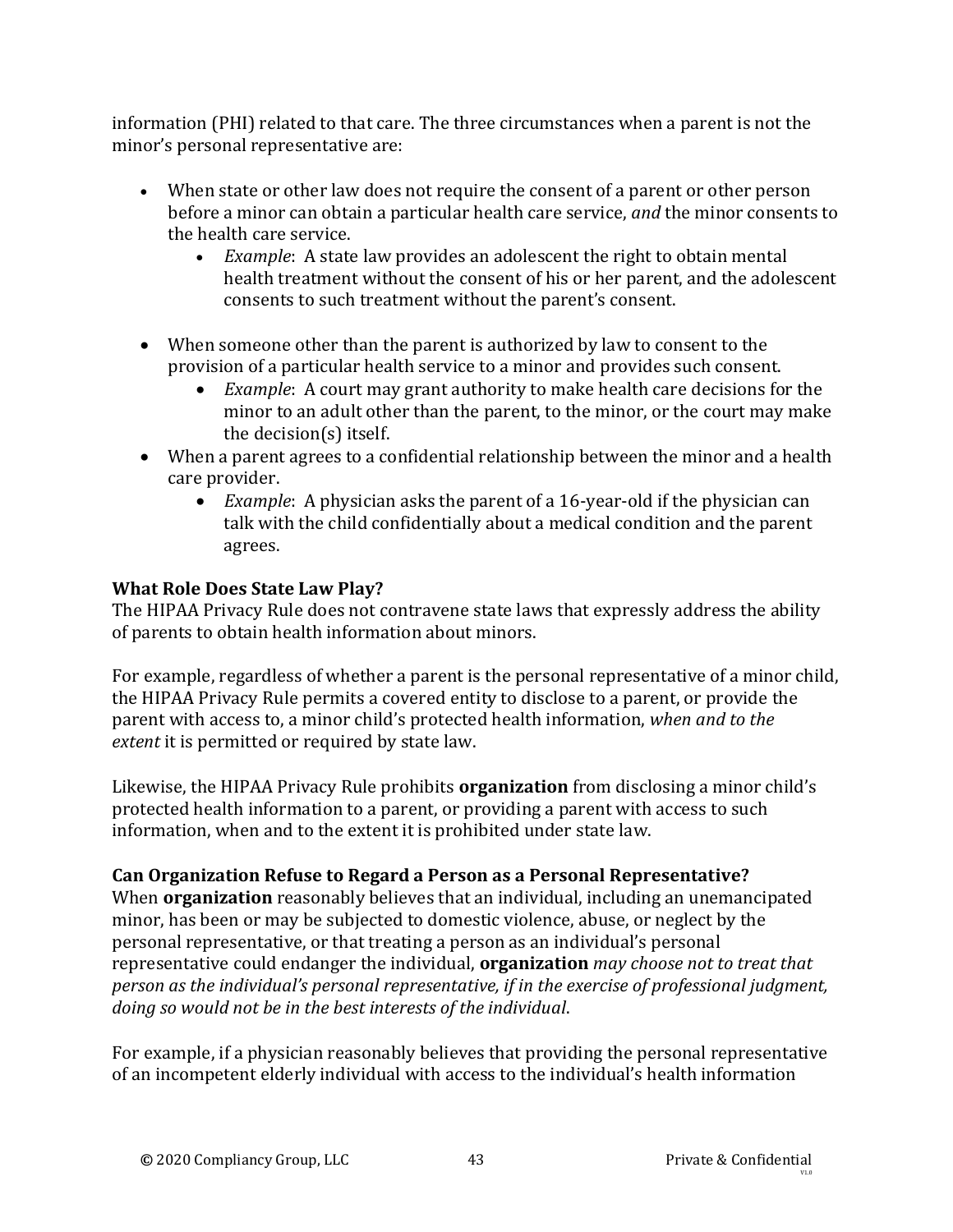information (PHI) related to that care. The three circumstances when a parent is not the minor's personal representative are:

- When state or other law does not require the consent of a parent or other person before a minor can obtain a particular health care service, *and* the minor consents to the health care service.
    - *Example*: A state law provides an adolescent the right to obtain mental health treatment without the consent of his or her parent, and the adolescent consents to such treatment without the parent's consent.
- When someone other than the parent is authorized by law to consent to the provision of a particular health service to a minor and provides such consent.
    - *Example*: A court may grant authority to make health care decisions for the minor to an adult other than the parent, to the minor, or the court may make the decision(s) itself.
- When a parent agrees to a confidential relationship between the minor and a health care provider.
    - *Example*: A physician asks the parent of a 16-year-old if the physician can talk with the child confidentially about a medical condition and the parent agrees.

**What Role Does State Law Play?**

The HIPAA Privacy Rule does not contravene state laws that expressly address the ability of parents to obtain health information about minors.

For example, regardless of whether a parent is the personal representative of a minor child, the HIPAA Privacy Rule permits a covered entity to disclose to a parent, or provide the parent with access to, a minor child's protected health information, *when and to the extent* it is permitted or required by state law.

Likewise, the HIPAA Privacy Rule prohibits **organization** from disclosing a minor child's protected health information to a parent, or providing a parent with access to such information, when and to the extent it is prohibited under state law.

**Can Organization Refuse to Regard a Person as a Personal Representative?**

When **organization** reasonably believes that an individual, including an unemancipated minor, has been or may be subjected to domestic violence, abuse, or neglect by the personal representative, or that treating a person as an individual's personal representative could endanger the individual, **organization** *may choose not to treat that person as the individual's personal representative, if in the exercise of professional judgment, doing so would not be in the best interests of the individual*.

For example, if a physician reasonably believes that providing the personal representative of an incompetent elderly individual with access to the individual's health information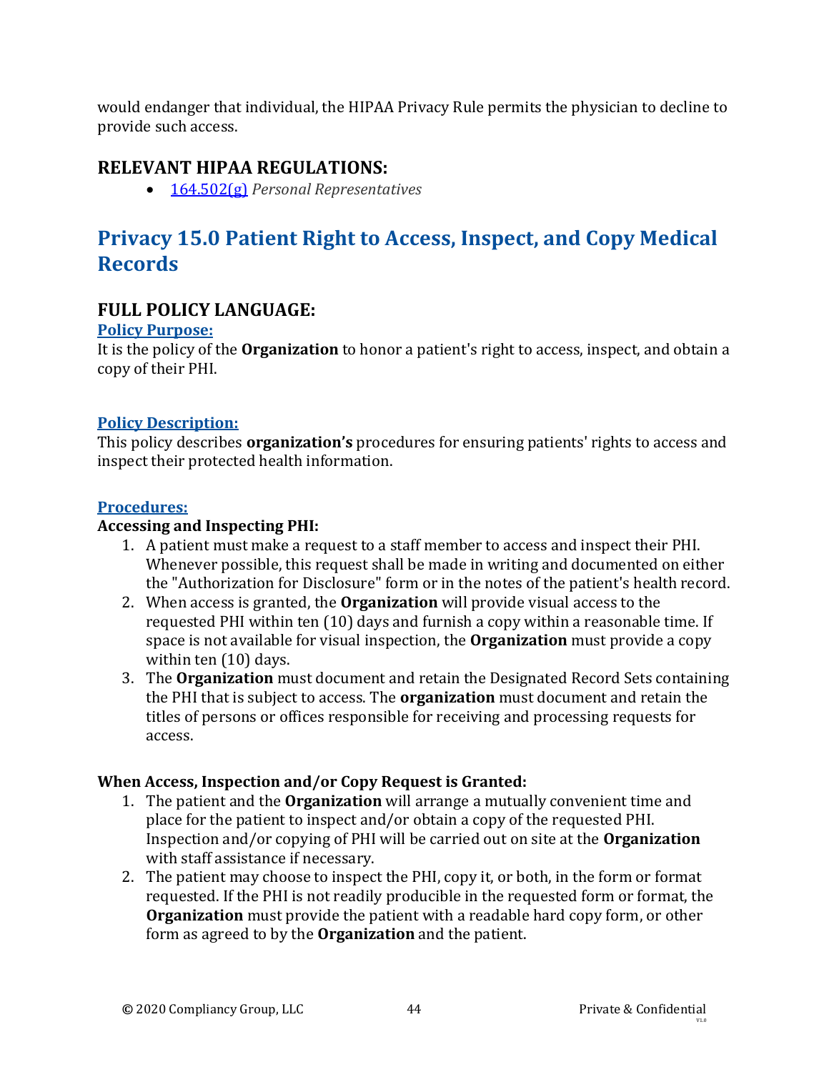would endanger that individual, the HIPAA Privacy Rule permits the physician to decline to provide such access.

## RELEVANT HIPAA REGULATIONS:

- [164.502(g)](#) *Personal Representatives*

# Privacy 15.0 Patient Right to Access, Inspect, and Copy Medical Records

## FULL POLICY LANGUAGE:

### Policy Purpose:

It is the policy of the **Organization** to honor a patient's right to access, inspect, and obtain a copy of their PHI.

### Policy Description:

This policy describes **organization's** procedures for ensuring patients' rights to access and inspect their protected health information.

### Procedures:

**Accessing and Inspecting PHI:**

1. A patient must make a request to a staff member to access and inspect their PHI. Whenever possible, this request shall be made in writing and documented on either the "Authorization for Disclosure" form or in the notes of the patient's health record.
2. When access is granted, the **Organization** will provide visual access to the requested PHI within ten (10) days and furnish a copy within a reasonable time. If space is not available for visual inspection, the **Organization** must provide a copy within ten (10) days.
3. The **Organization** must document and retain the Designated Record Sets containing the PHI that is subject to access. The **organization** must document and retain the titles of persons or offices responsible for receiving and processing requests for access.

**When Access, Inspection and/or Copy Request is Granted:**

1. The patient and the **Organization** will arrange a mutually convenient time and place for the patient to inspect and/or obtain a copy of the requested PHI. Inspection and/or copying of PHI will be carried out on site at the **Organization** with staff assistance if necessary.
2. The patient may choose to inspect the PHI, copy it, or both, in the form or format requested. If the PHI is not readily producible in the requested form or format, the **Organization** must provide the patient with a readable hard copy form, or other form as agreed to by the **Organization** and the patient.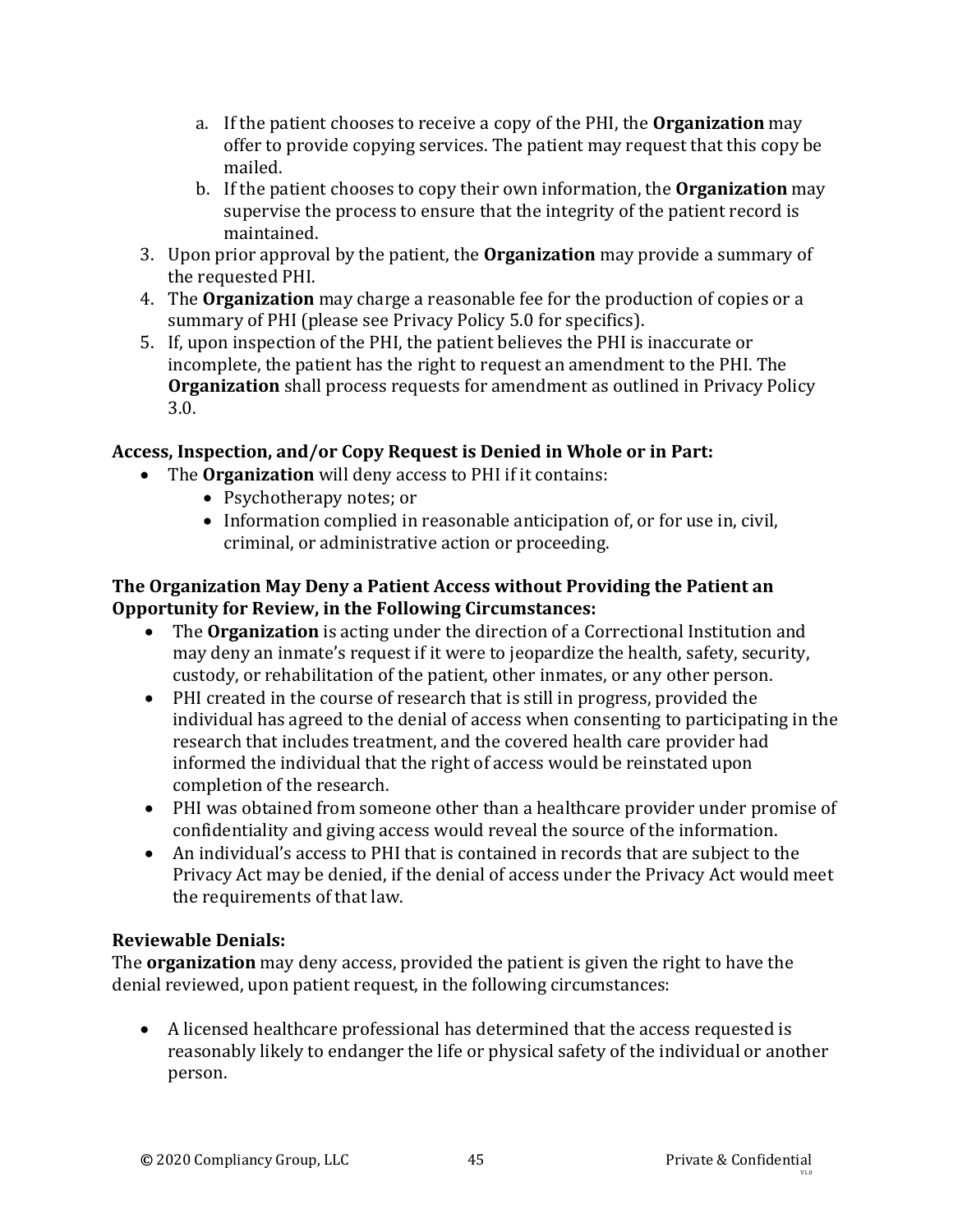a. If the patient chooses to receive a copy of the PHI, the **Organization** may offer to provide copying services. The patient may request that this copy be mailed.
   b. If the patient chooses to copy their own information, the **Organization** may supervise the process to ensure that the integrity of the patient record is maintained.
3. Upon prior approval by the patient, the **Organization** may provide a summary of the requested PHI.
4. The **Organization** may charge a reasonable fee for the production of copies or a summary of PHI (please see Privacy Policy 5.0 for specifics).
5. If, upon inspection of the PHI, the patient believes the PHI is inaccurate or incomplete, the patient has the right to request an amendment to the PHI. The **Organization** shall process requests for amendment as outlined in Privacy Policy 3.0.

**Access, Inspection, and/or Copy Request is Denied in Whole or in Part:**

- The **Organization** will deny access to PHI if it contains:
  - Psychotherapy notes; or
  - Information complied in reasonable anticipation of, or for use in, civil, criminal, or administrative action or proceeding.

**The Organization May Deny a Patient Access without Providing the Patient an Opportunity for Review, in the Following Circumstances:**

- The **Organization** is acting under the direction of a Correctional Institution and may deny an inmate's request if it were to jeopardize the health, safety, security, custody, or rehabilitation of the patient, other inmates, or any other person.
- PHI created in the course of research that is still in progress, provided the individual has agreed to the denial of access when consenting to participating in the research that includes treatment, and the covered health care provider had informed the individual that the right of access would be reinstated upon completion of the research.
- PHI was obtained from someone other than a healthcare provider under promise of confidentiality and giving access would reveal the source of the information.
- An individual's access to PHI that is contained in records that are subject to the Privacy Act may be denied, if the denial of access under the Privacy Act would meet the requirements of that law.

**Reviewable Denials:**

The **organization** may deny access, provided the patient is given the right to have the denial reviewed, upon patient request, in the following circumstances:

- A licensed healthcare professional has determined that the access requested is reasonably likely to endanger the life or physical safety of the individual or another person.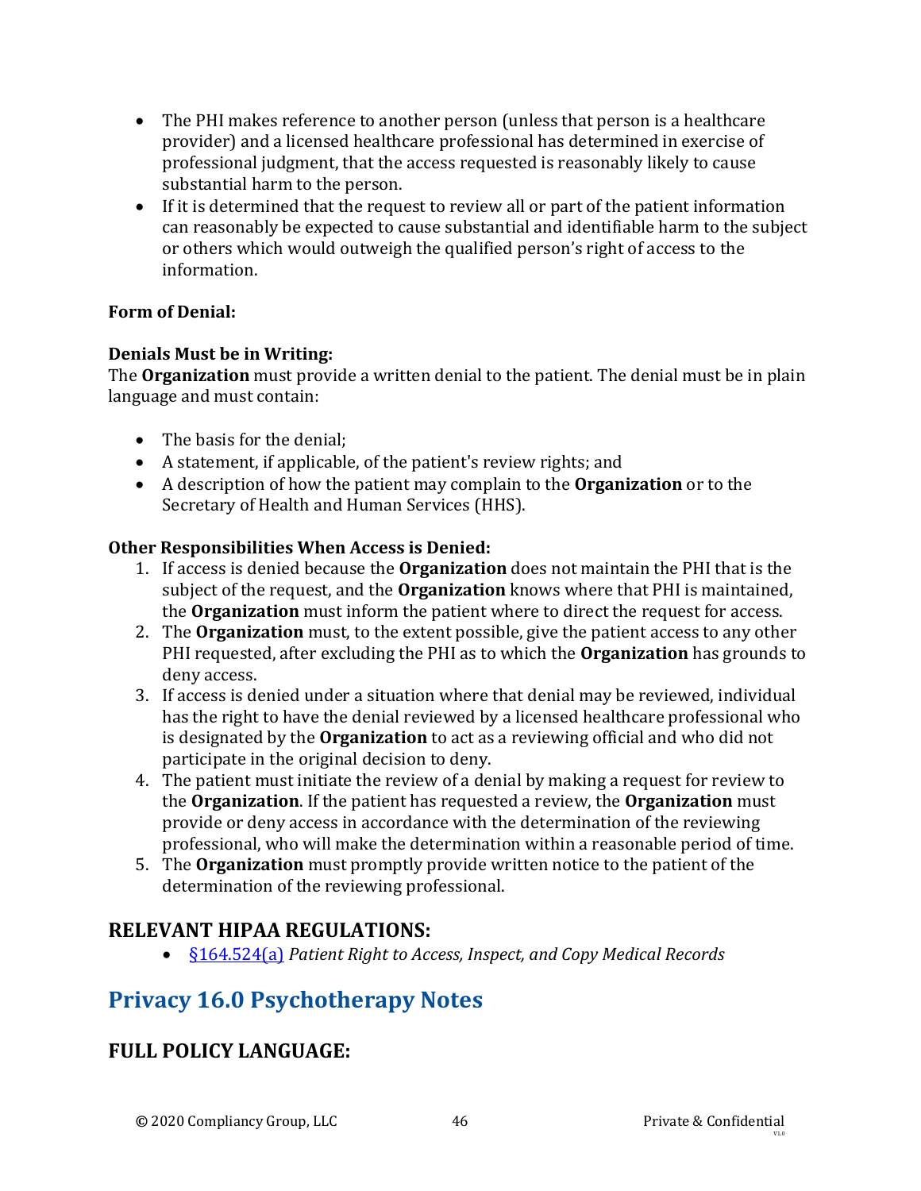- The PHI makes reference to another person (unless that person is a healthcare provider) and a licensed healthcare professional has determined in exercise of professional judgment, that the access requested is reasonably likely to cause substantial harm to the person.
- If it is determined that the request to review all or part of the patient information can reasonably be expected to cause substantial and identifiable harm to the subject or others which would outweigh the qualified person's right of access to the information.

**Form of Denial:**

**Denials Must be in Writing:**
The **Organization** must provide a written denial to the patient. The denial must be in plain language and must contain:

- The basis for the denial;
- A statement, if applicable, of the patient's review rights; and
- A description of how the patient may complain to the **Organization** or to the Secretary of Health and Human Services (HHS).

**Other Responsibilities When Access is Denied:**

1. If access is denied because the **Organization** does not maintain the PHI that is the subject of the request, and the **Organization** knows where that PHI is maintained, the **Organization** must inform the patient where to direct the request for access.
2. The **Organization** must, to the extent possible, give the patient access to any other PHI requested, after excluding the PHI as to which the **Organization** has grounds to deny access.
3. If access is denied under a situation where that denial may be reviewed, individual has the right to have the denial reviewed by a licensed healthcare professional who is designated by the **Organization** to act as a reviewing official and who did not participate in the original decision to deny.
4. The patient must initiate the review of a denial by making a request for review to the **Organization**. If the patient has requested a review, the **Organization** must provide or deny access in accordance with the determination of the reviewing professional, who will make the determination within a reasonable period of time.
5. The **Organization** must promptly provide written notice to the patient of the determination of the reviewing professional.

## RELEVANT HIPAA REGULATIONS:

- §164.524(a) *Patient Right to Access, Inspect, and Copy Medical Records*

# Privacy 16.0 Psychotherapy Notes

## FULL POLICY LANGUAGE: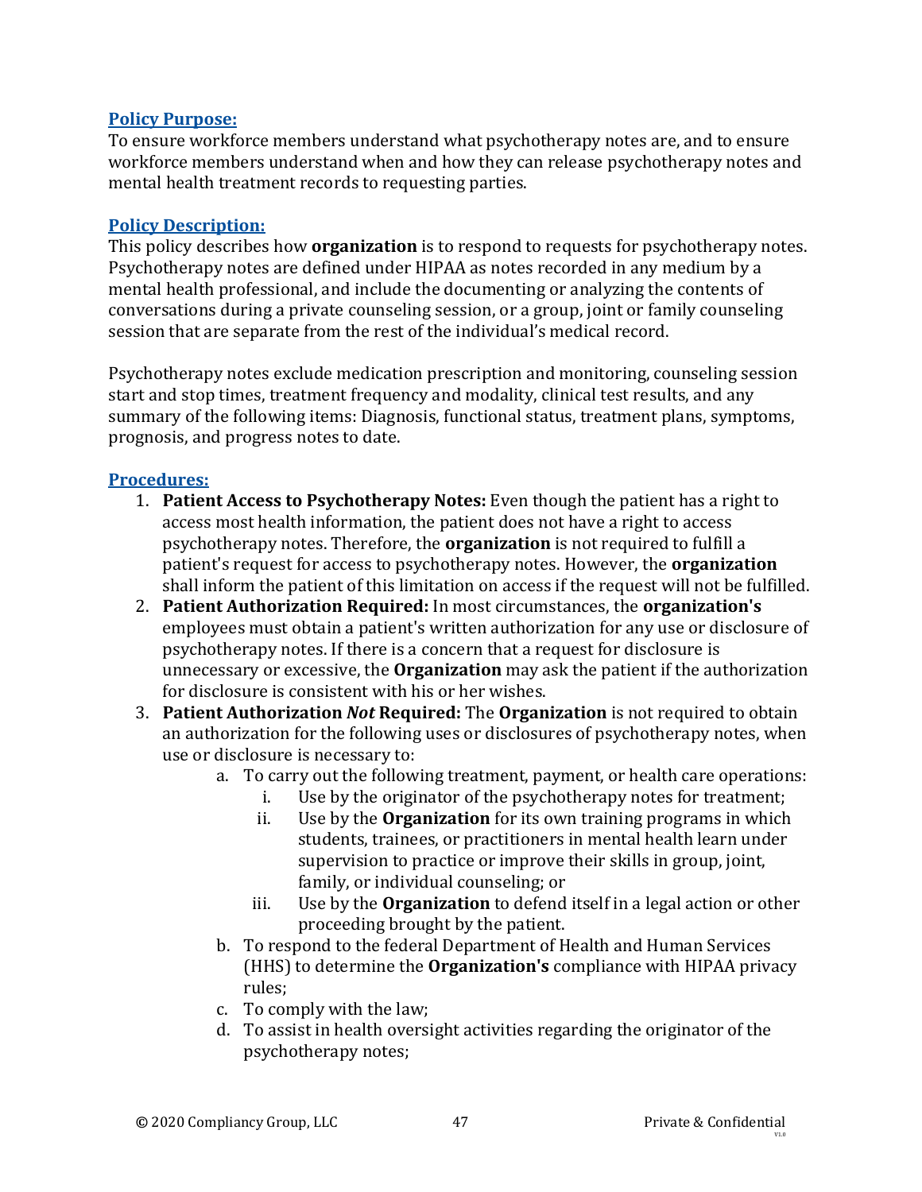**Policy Purpose:**
To ensure workforce members understand what psychotherapy notes are, and to ensure workforce members understand when and how they can release psychotherapy notes and mental health treatment records to requesting parties.

**Policy Description:**
This policy describes how **organization** is to respond to requests for psychotherapy notes. Psychotherapy notes are defined under HIPAA as notes recorded in any medium by a mental health professional, and include the documenting or analyzing the contents of conversations during a private counseling session, or a group, joint or family counseling session that are separate from the rest of the individual's medical record.

Psychotherapy notes exclude medication prescription and monitoring, counseling session start and stop times, treatment frequency and modality, clinical test results, and any summary of the following items: Diagnosis, functional status, treatment plans, symptoms, prognosis, and progress notes to date.

**Procedures:**

1. **Patient Access to Psychotherapy Notes:** Even though the patient has a right to access most health information, the patient does not have a right to access psychotherapy notes. Therefore, the **organization** is not required to fulfill a patient's request for access to psychotherapy notes. However, the **organization** shall inform the patient of this limitation on access if the request will not be fulfilled.
2. **Patient Authorization Required:** In most circumstances, the **organization's** employees must obtain a patient's written authorization for any use or disclosure of psychotherapy notes. If there is a concern that a request for disclosure is unnecessary or excessive, the **Organization** may ask the patient if the authorization for disclosure is consistent with his or her wishes.
3. **Patient Authorization *Not* Required:** The **Organization** is not required to obtain an authorization for the following uses or disclosures of psychotherapy notes, when use or disclosure is necessary to:
    a. To carry out the following treatment, payment, or health care operations:
        i. Use by the originator of the psychotherapy notes for treatment;
        ii. Use by the **Organization** for its own training programs in which students, trainees, or practitioners in mental health learn under supervision to practice or improve their skills in group, joint, family, or individual counseling; or
        iii. Use by the **Organization** to defend itself in a legal action or other proceeding brought by the patient.
    b. To respond to the federal Department of Health and Human Services (HHS) to determine the **Organization's** compliance with HIPAA privacy rules;
    c. To comply with the law;
    d. To assist in health oversight activities regarding the originator of the psychotherapy notes;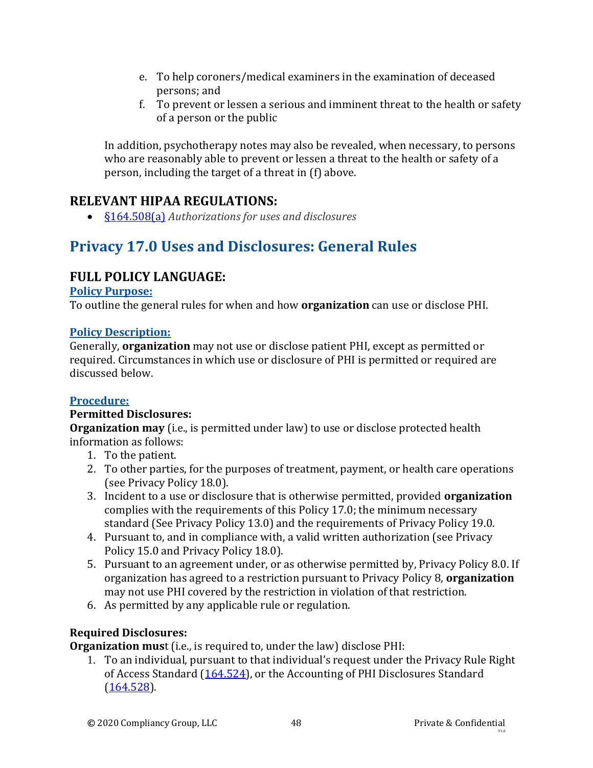e. To help coroners/medical examiners in the examination of deceased persons; and
f. To prevent or lessen a serious and imminent threat to the health or safety of a person or the public

In addition, psychotherapy notes may also be revealed, when necessary, to persons who are reasonably able to prevent or lessen a threat to the health or safety of a person, including the target of a threat in (f) above.

## RELEVANT HIPAA REGULATIONS:

- §164.508(a) *Authorizations for uses and disclosures*

# Privacy 17.0 Uses and Disclosures: General Rules

## FULL POLICY LANGUAGE:

**Policy Purpose:**

To outline the general rules for when and how **organization** can use or disclose PHI.

**Policy Description:**

Generally, **organization** may not use or disclose patient PHI, except as permitted or required. Circumstances in which use or disclosure of PHI is permitted or required are discussed below.

**Procedure:**

**Permitted Disclosures:**

**Organization may** (i.e., is permitted under law) to use or disclose protected health information as follows:

1. To the patient.
2. To other parties, for the purposes of treatment, payment, or health care operations (see Privacy Policy 18.0).
3. Incident to a use or disclosure that is otherwise permitted, provided **organization** complies with the requirements of this Policy 17.0; the minimum necessary standard (See Privacy Policy 13.0) and the requirements of Privacy Policy 19.0.
4. Pursuant to, and in compliance with, a valid written authorization (see Privacy Policy 15.0 and Privacy Policy 18.0).
5. Pursuant to an agreement under, or as otherwise permitted by, Privacy Policy 8.0. If organization has agreed to a restriction pursuant to Privacy Policy 8, **organization** may not use PHI covered by the restriction in violation of that restriction.
6. As permitted by any applicable rule or regulation.

**Required Disclosures:**

**Organization must** (i.e., is required to, under the law) disclose PHI:

1. To an individual, pursuant to that individual's request under the Privacy Rule Right of Access Standard (164.524), or the Accounting of PHI Disclosures Standard (164.528).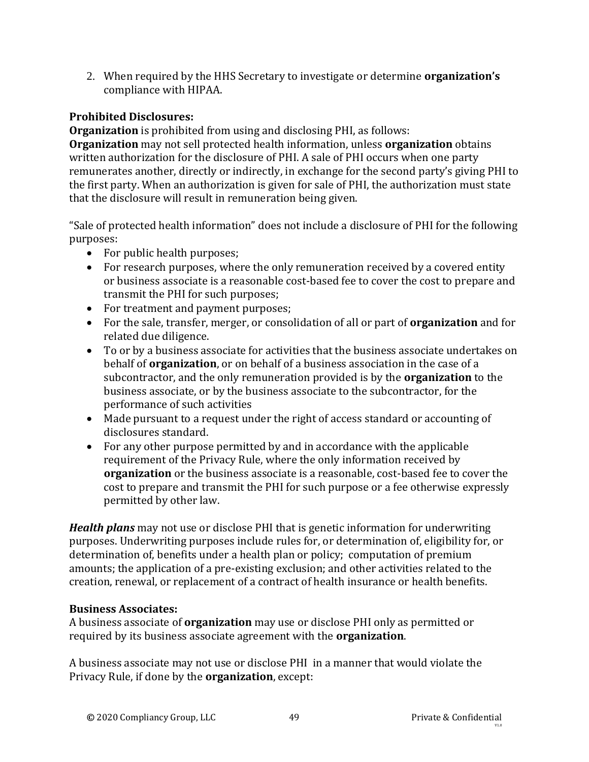2. When required by the HHS Secretary to investigate or determine **organization's** compliance with HIPAA.

**Prohibited Disclosures:**
**Organization** is prohibited from using and disclosing PHI, as follows:
**Organization** may not sell protected health information, unless **organization** obtains written authorization for the disclosure of PHI. A sale of PHI occurs when one party remunerates another, directly or indirectly, in exchange for the second party's giving PHI to the first party. When an authorization is given for sale of PHI, the authorization must state that the disclosure will result in remuneration being given.

"Sale of protected health information" does not include a disclosure of PHI for the following purposes:

- For public health purposes;
- For research purposes, where the only remuneration received by a covered entity or business associate is a reasonable cost-based fee to cover the cost to prepare and transmit the PHI for such purposes;
- For treatment and payment purposes;
- For the sale, transfer, merger, or consolidation of all or part of **organization** and for related due diligence.
- To or by a business associate for activities that the business associate undertakes on behalf of **organization**, or on behalf of a business association in the case of a subcontractor, and the only remuneration provided is by the **organization** to the business associate, or by the business associate to the subcontractor, for the performance of such activities
- Made pursuant to a request under the right of access standard or accounting of disclosures standard.
- For any other purpose permitted by and in accordance with the applicable requirement of the Privacy Rule, where the only information received by **organization** or the business associate is a reasonable, cost-based fee to cover the cost to prepare and transmit the PHI for such purpose or a fee otherwise expressly permitted by other law.

***Health plans*** may not use or disclose PHI that is genetic information for underwriting purposes. Underwriting purposes include rules for, or determination of, eligibility for, or determination of, benefits under a health plan or policy; computation of premium amounts; the application of a pre-existing exclusion; and other activities related to the creation, renewal, or replacement of a contract of health insurance or health benefits.

**Business Associates:**
A business associate of **organization** may use or disclose PHI only as permitted or required by its business associate agreement with the **organization**.

A business associate may not use or disclose PHI in a manner that would violate the Privacy Rule, if done by the **organization**, except: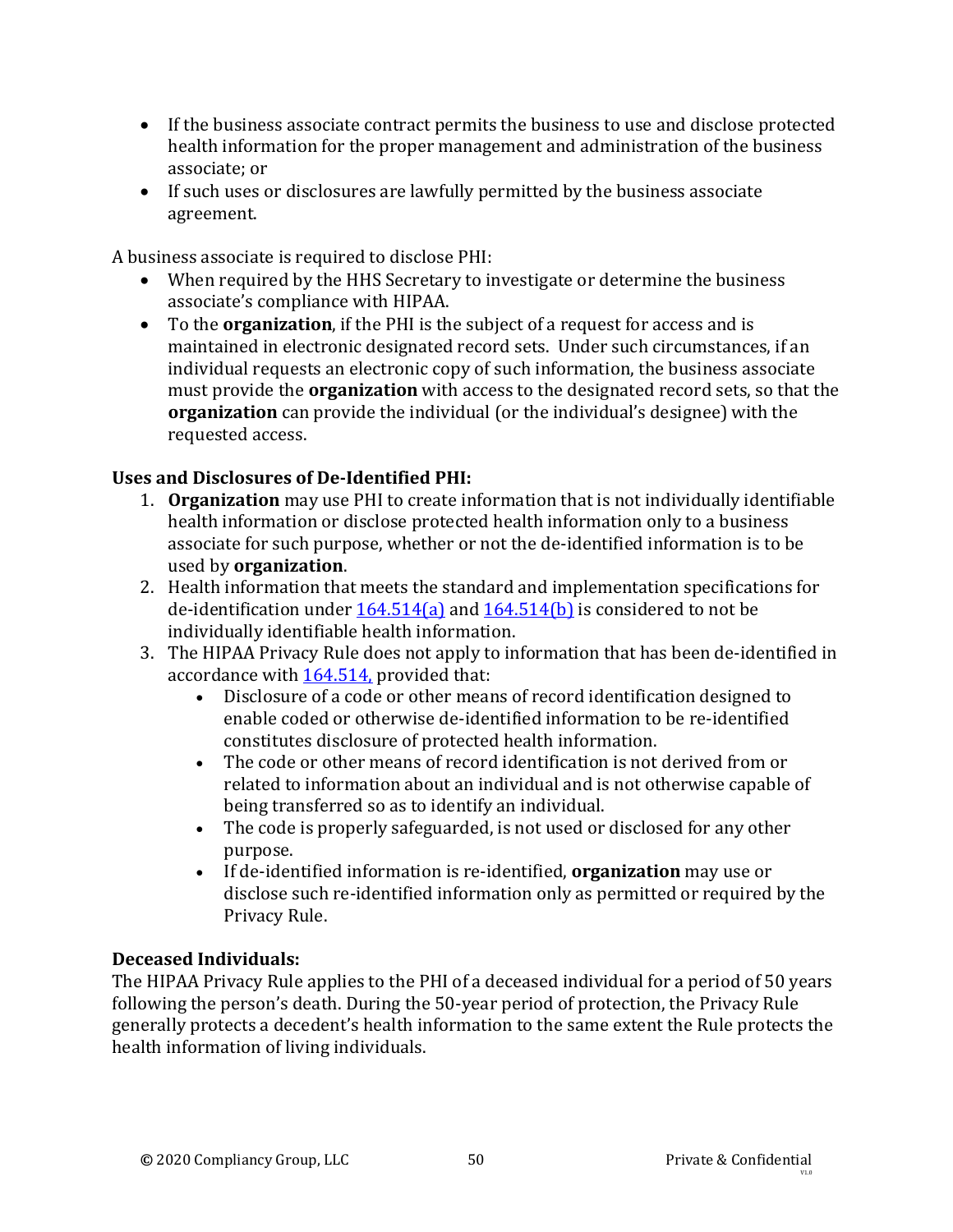- If the business associate contract permits the business to use and disclose protected health information for the proper management and administration of the business associate; or
- If such uses or disclosures are lawfully permitted by the business associate agreement.

A business associate is required to disclose PHI:

- When required by the HHS Secretary to investigate or determine the business associate's compliance with HIPAA.
- To the **organization**, if the PHI is the subject of a request for access and is maintained in electronic designated record sets. Under such circumstances, if an individual requests an electronic copy of such information, the business associate must provide the **organization** with access to the designated record sets, so that the **organization** can provide the individual (or the individual's designee) with the requested access.

**Uses and Disclosures of De-Identified PHI:**

1. **Organization** may use PHI to create information that is not individually identifiable health information or disclose protected health information only to a business associate for such purpose, whether or not the de-identified information is to be used by **organization**.
2. Health information that meets the standard and implementation specifications for de-identification under 164.514(a) and 164.514(b) is considered to not be individually identifiable health information.
3. The HIPAA Privacy Rule does not apply to information that has been de-identified in accordance with 164.514, provided that:
   - Disclosure of a code or other means of record identification designed to enable coded or otherwise de-identified information to be re-identified constitutes disclosure of protected health information.
   - The code or other means of record identification is not derived from or related to information about an individual and is not otherwise capable of being transferred so as to identify an individual.
   - The code is properly safeguarded, is not used or disclosed for any other purpose.
   - If de-identified information is re-identified, **organization** may use or disclose such re-identified information only as permitted or required by the Privacy Rule.

**Deceased Individuals:**

The HIPAA Privacy Rule applies to the PHI of a deceased individual for a period of 50 years following the person's death. During the 50-year period of protection, the Privacy Rule generally protects a decedent's health information to the same extent the Rule protects the health information of living individuals.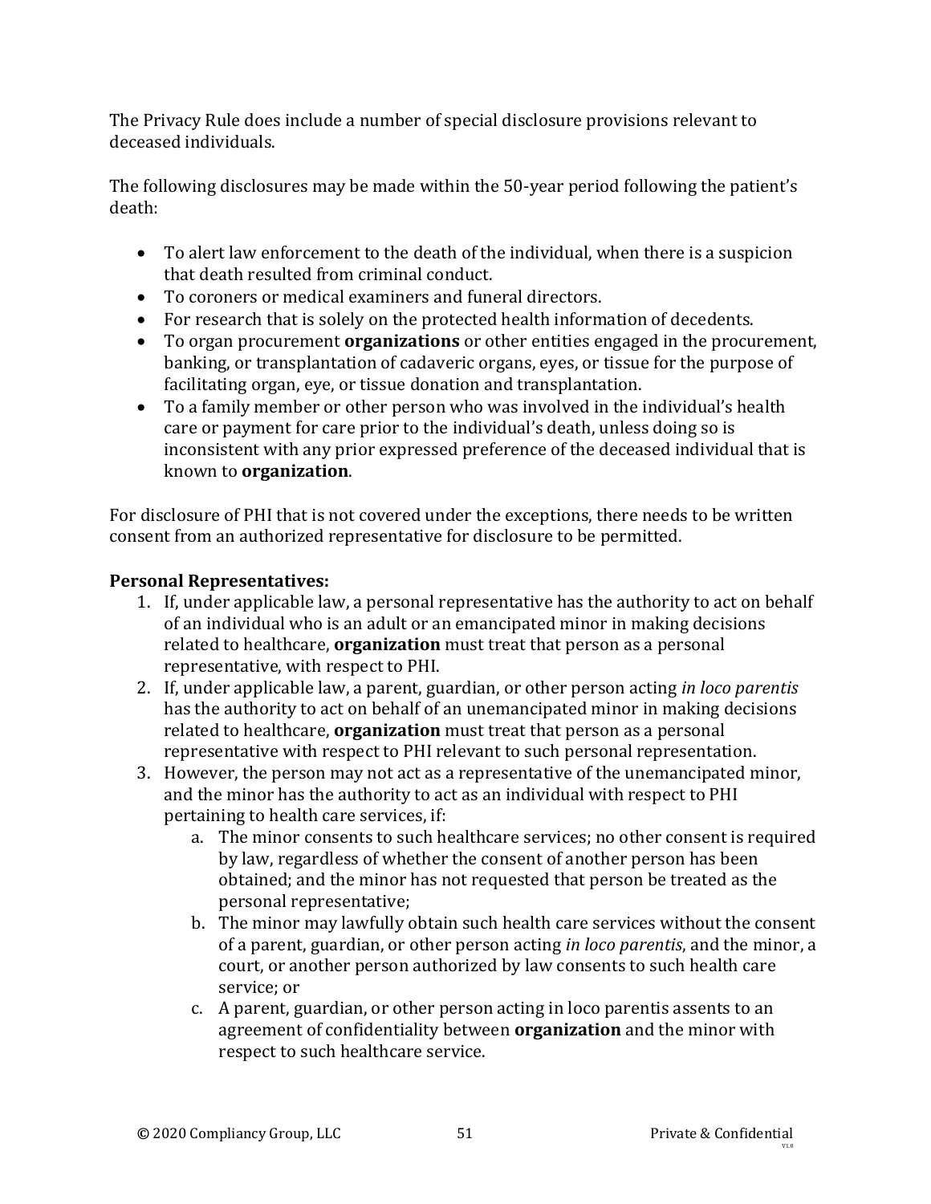The Privacy Rule does include a number of special disclosure provisions relevant to deceased individuals.

The following disclosures may be made within the 50-year period following the patient's death:

- To alert law enforcement to the death of the individual, when there is a suspicion that death resulted from criminal conduct.
- To coroners or medical examiners and funeral directors.
- For research that is solely on the protected health information of decedents.
- To organ procurement **organizations** or other entities engaged in the procurement, banking, or transplantation of cadaveric organs, eyes, or tissue for the purpose of facilitating organ, eye, or tissue donation and transplantation.
- To a family member or other person who was involved in the individual's health care or payment for care prior to the individual's death, unless doing so is inconsistent with any prior expressed preference of the deceased individual that is known to **organization**.

For disclosure of PHI that is not covered under the exceptions, there needs to be written consent from an authorized representative for disclosure to be permitted.

**Personal Representatives:**

1. If, under applicable law, a personal representative has the authority to act on behalf of an individual who is an adult or an emancipated minor in making decisions related to healthcare, **organization** must treat that person as a personal representative, with respect to PHI.
2. If, under applicable law, a parent, guardian, or other person acting *in loco parentis* has the authority to act on behalf of an unemancipated minor in making decisions related to healthcare, **organization** must treat that person as a personal representative with respect to PHI relevant to such personal representation.
3. However, the person may not act as a representative of the unemancipated minor, and the minor has the authority to act as an individual with respect to PHI pertaining to health care services, if:
   a. The minor consents to such healthcare services; no other consent is required by law, regardless of whether the consent of another person has been obtained; and the minor has not requested that person be treated as the personal representative;
   b. The minor may lawfully obtain such health care services without the consent of a parent, guardian, or other person acting *in loco parentis*, and the minor, a court, or another person authorized by law consents to such health care service; or
   c. A parent, guardian, or other person acting in loco parentis assents to an agreement of confidentiality between **organization** and the minor with respect to such healthcare service.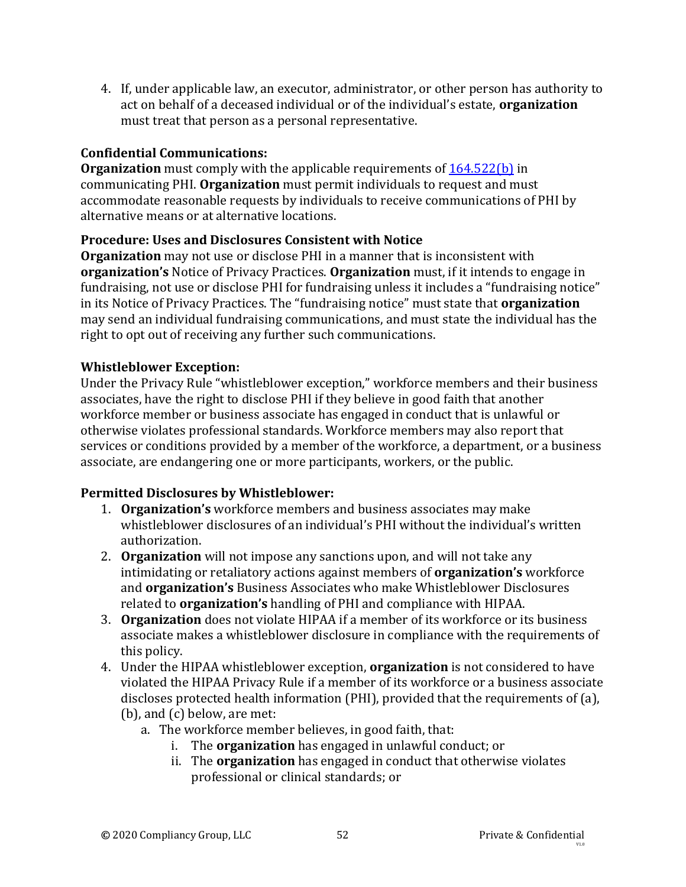4. If, under applicable law, an executor, administrator, or other person has authority to act on behalf of a deceased individual or of the individual's estate, **organization** must treat that person as a personal representative.

**Confidential Communications:**
**Organization** must comply with the applicable requirements of 164.522(b) in communicating PHI. **Organization** must permit individuals to request and must accommodate reasonable requests by individuals to receive communications of PHI by alternative means or at alternative locations.

**Procedure: Uses and Disclosures Consistent with Notice**
**Organization** may not use or disclose PHI in a manner that is inconsistent with **organization's** Notice of Privacy Practices. **Organization** must, if it intends to engage in fundraising, not use or disclose PHI for fundraising unless it includes a "fundraising notice" in its Notice of Privacy Practices. The "fundraising notice" must state that **organization** may send an individual fundraising communications, and must state the individual has the right to opt out of receiving any further such communications.

**Whistleblower Exception:**
Under the Privacy Rule "whistleblower exception," workforce members and their business associates, have the right to disclose PHI if they believe in good faith that another workforce member or business associate has engaged in conduct that is unlawful or otherwise violates professional standards. Workforce members may also report that services or conditions provided by a member of the workforce, a department, or a business associate, are endangering one or more participants, workers, or the public.

**Permitted Disclosures by Whistleblower:**

1. **Organization's** workforce members and business associates may make whistleblower disclosures of an individual's PHI without the individual's written authorization.
2. **Organization** will not impose any sanctions upon, and will not take any intimidating or retaliatory actions against members of **organization's** workforce and **organization's** Business Associates who make Whistleblower Disclosures related to **organization's** handling of PHI and compliance with HIPAA.
3. **Organization** does not violate HIPAA if a member of its workforce or its business associate makes a whistleblower disclosure in compliance with the requirements of this policy.
4. Under the HIPAA whistleblower exception, **organization** is not considered to have violated the HIPAA Privacy Rule if a member of its workforce or a business associate discloses protected health information (PHI), provided that the requirements of (a), (b), and (c) below, are met:
   a. The workforce member believes, in good faith, that:
      i. The **organization** has engaged in unlawful conduct; or
      ii. The **organization** has engaged in conduct that otherwise violates professional or clinical standards; or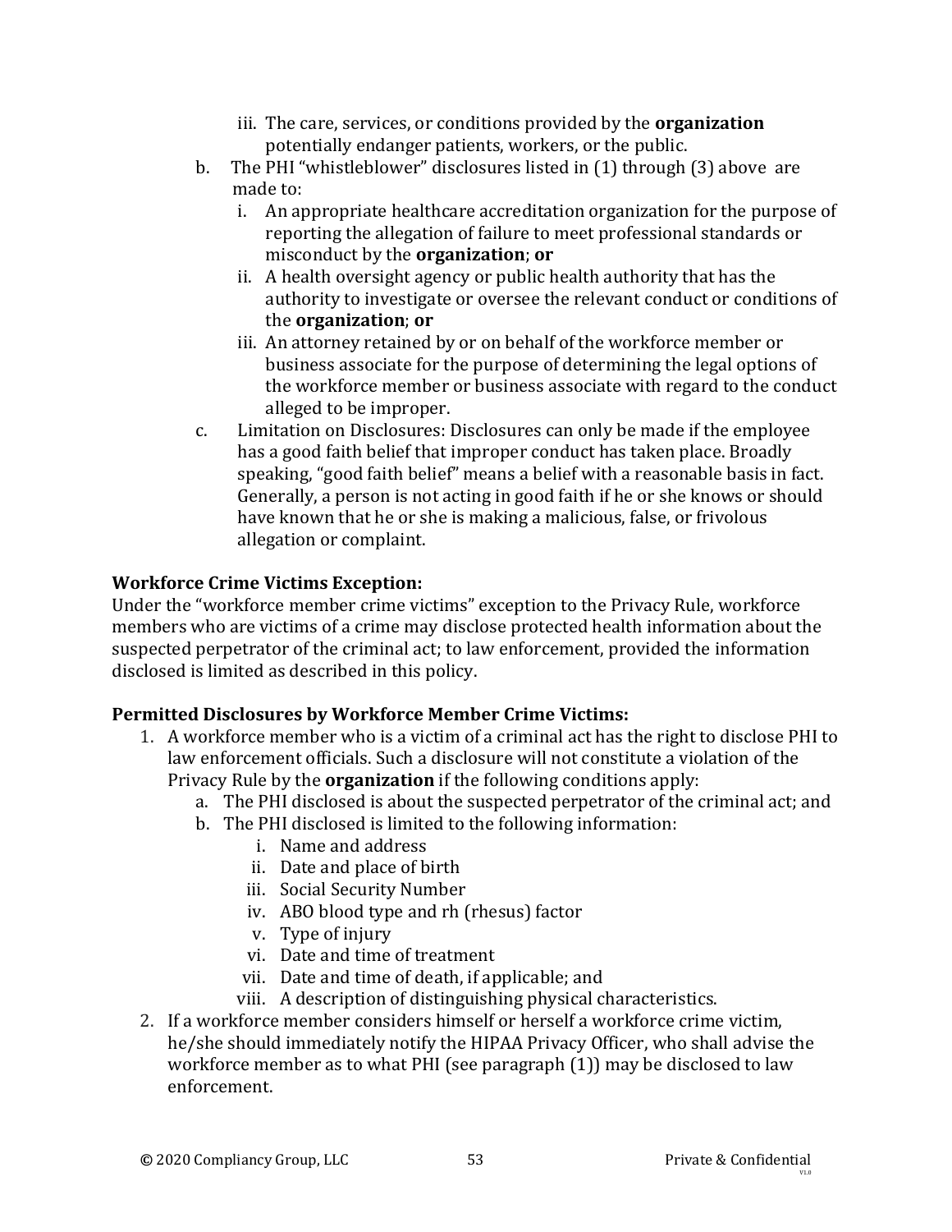iii. The care, services, or conditions provided by the **organization** potentially endanger patients, workers, or the public.

b. The PHI "whistleblower" disclosures listed in (1) through (3) above are made to:
    i. An appropriate healthcare accreditation organization for the purpose of reporting the allegation of failure to meet professional standards or misconduct by the **organization**; **or**
    ii. A health oversight agency or public health authority that has the authority to investigate or oversee the relevant conduct or conditions of the **organization**; **or**
    iii. An attorney retained by or on behalf of the workforce member or business associate for the purpose of determining the legal options of the workforce member or business associate with regard to the conduct alleged to be improper.

c. Limitation on Disclosures: Disclosures can only be made if the employee has a good faith belief that improper conduct has taken place. Broadly speaking, "good faith belief" means a belief with a reasonable basis in fact. Generally, a person is not acting in good faith if he or she knows or should have known that he or she is making a malicious, false, or frivolous allegation or complaint.

**Workforce Crime Victims Exception:**
Under the "workforce member crime victims" exception to the Privacy Rule, workforce members who are victims of a crime may disclose protected health information about the suspected perpetrator of the criminal act; to law enforcement, provided the information disclosed is limited as described in this policy.

**Permitted Disclosures by Workforce Member Crime Victims:**

1. A workforce member who is a victim of a criminal act has the right to disclose PHI to law enforcement officials. Such a disclosure will not constitute a violation of the Privacy Rule by the **organization** if the following conditions apply:
    a. The PHI disclosed is about the suspected perpetrator of the criminal act; and
    b. The PHI disclosed is limited to the following information:
        i. Name and address
        ii. Date and place of birth
        iii. Social Security Number
        iv. ABO blood type and rh (rhesus) factor
        v. Type of injury
        vi. Date and time of treatment
        vii. Date and time of death, if applicable; and
        viii. A description of distinguishing physical characteristics.
2. If a workforce member considers himself or herself a workforce crime victim, he/she should immediately notify the HIPAA Privacy Officer, who shall advise the workforce member as to what PHI (see paragraph (1)) may be disclosed to law enforcement.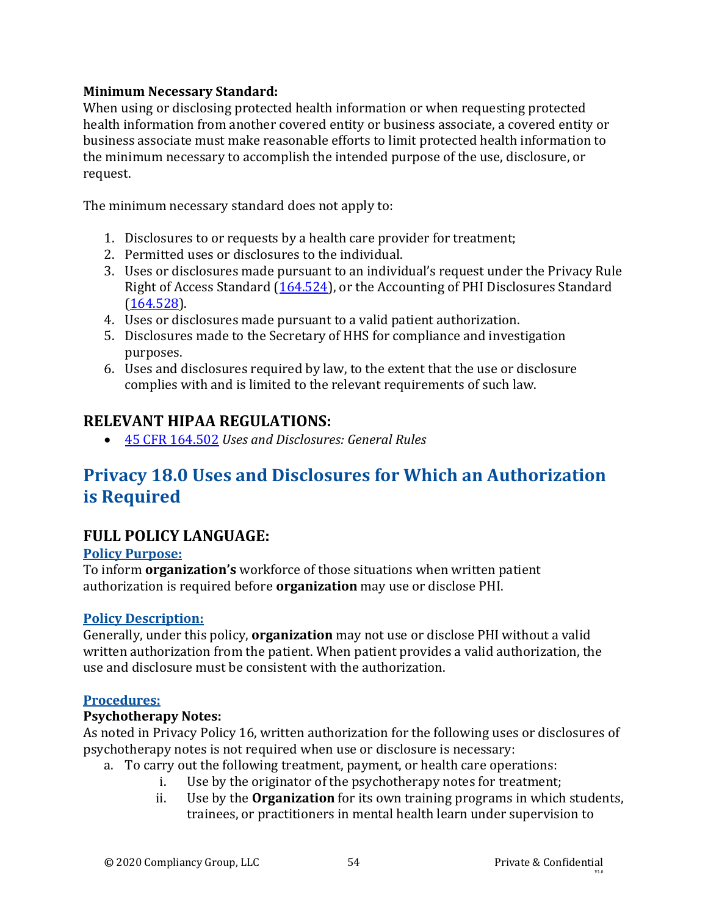**Minimum Necessary Standard:**
When using or disclosing protected health information or when requesting protected health information from another covered entity or business associate, a covered entity or business associate must make reasonable efforts to limit protected health information to the minimum necessary to accomplish the intended purpose of the use, disclosure, or request.

The minimum necessary standard does not apply to:

1. Disclosures to or requests by a health care provider for treatment;
2. Permitted uses or disclosures to the individual.
3. Uses or disclosures made pursuant to an individual's request under the Privacy Rule Right of Access Standard (164.524), or the Accounting of PHI Disclosures Standard (164.528).
4. Uses or disclosures made pursuant to a valid patient authorization.
5. Disclosures made to the Secretary of HHS for compliance and investigation purposes.
6. Uses and disclosures required by law, to the extent that the use or disclosure complies with and is limited to the relevant requirements of such law.

## RELEVANT HIPAA REGULATIONS:

- 45 CFR 164.502 *Uses and Disclosures: General Rules*

# Privacy 18.0 Uses and Disclosures for Which an Authorization is Required

## FULL POLICY LANGUAGE:

### Policy Purpose:

To inform **organization's** workforce of those situations when written patient authorization is required before **organization** may use or disclose PHI.

### Policy Description:

Generally, under this policy, **organization** may not use or disclose PHI without a valid written authorization from the patient. When patient provides a valid authorization, the use and disclosure must be consistent with the authorization.

### Procedures:

**Psychotherapy Notes:**
As noted in Privacy Policy 16, written authorization for the following uses or disclosures of psychotherapy notes is not required when use or disclosure is necessary:

a. To carry out the following treatment, payment, or health care operations:
    i. Use by the originator of the psychotherapy notes for treatment;
    ii. Use by the **Organization** for its own training programs in which students, trainees, or practitioners in mental health learn under supervision to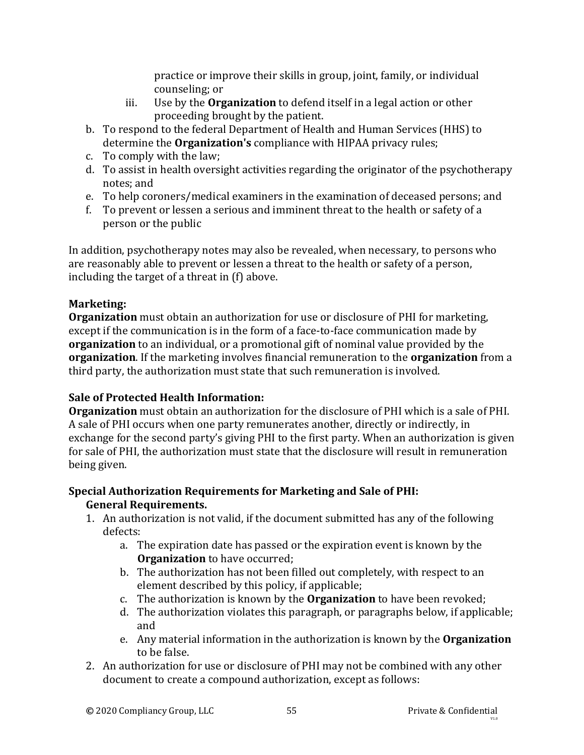practice or improve their skills in group, joint, family, or individual counseling; or

   iii. Use by the **Organization** to defend itself in a legal action or other proceeding brought by the patient.

b. To respond to the federal Department of Health and Human Services (HHS) to determine the **Organization's** compliance with HIPAA privacy rules;
c. To comply with the law;
d. To assist in health oversight activities regarding the originator of the psychotherapy notes; and
e. To help coroners/medical examiners in the examination of deceased persons; and
f. To prevent or lessen a serious and imminent threat to the health or safety of a person or the public

In addition, psychotherapy notes may also be revealed, when necessary, to persons who are reasonably able to prevent or lessen a threat to the health or safety of a person, including the target of a threat in (f) above.

**Marketing:**
**Organization** must obtain an authorization for use or disclosure of PHI for marketing, except if the communication is in the form of a face-to-face communication made by **organization** to an individual, or a promotional gift of nominal value provided by the **organization**. If the marketing involves financial remuneration to the **organization** from a third party, the authorization must state that such remuneration is involved.

**Sale of Protected Health Information:**
**Organization** must obtain an authorization for the disclosure of PHI which is a sale of PHI. A sale of PHI occurs when one party remunerates another, directly or indirectly, in exchange for the second party's giving PHI to the first party. When an authorization is given for sale of PHI, the authorization must state that the disclosure will result in remuneration being given.

**Special Authorization Requirements for Marketing and Sale of PHI:**
**General Requirements.**

1. An authorization is not valid, if the document submitted has any of the following defects:
   a. The expiration date has passed or the expiration event is known by the **Organization** to have occurred;
   b. The authorization has not been filled out completely, with respect to an element described by this policy, if applicable;
   c. The authorization is known by the **Organization** to have been revoked;
   d. The authorization violates this paragraph, or paragraphs below, if applicable; and
   e. Any material information in the authorization is known by the **Organization** to be false.
2. An authorization for use or disclosure of PHI may not be combined with any other document to create a compound authorization, except as follows: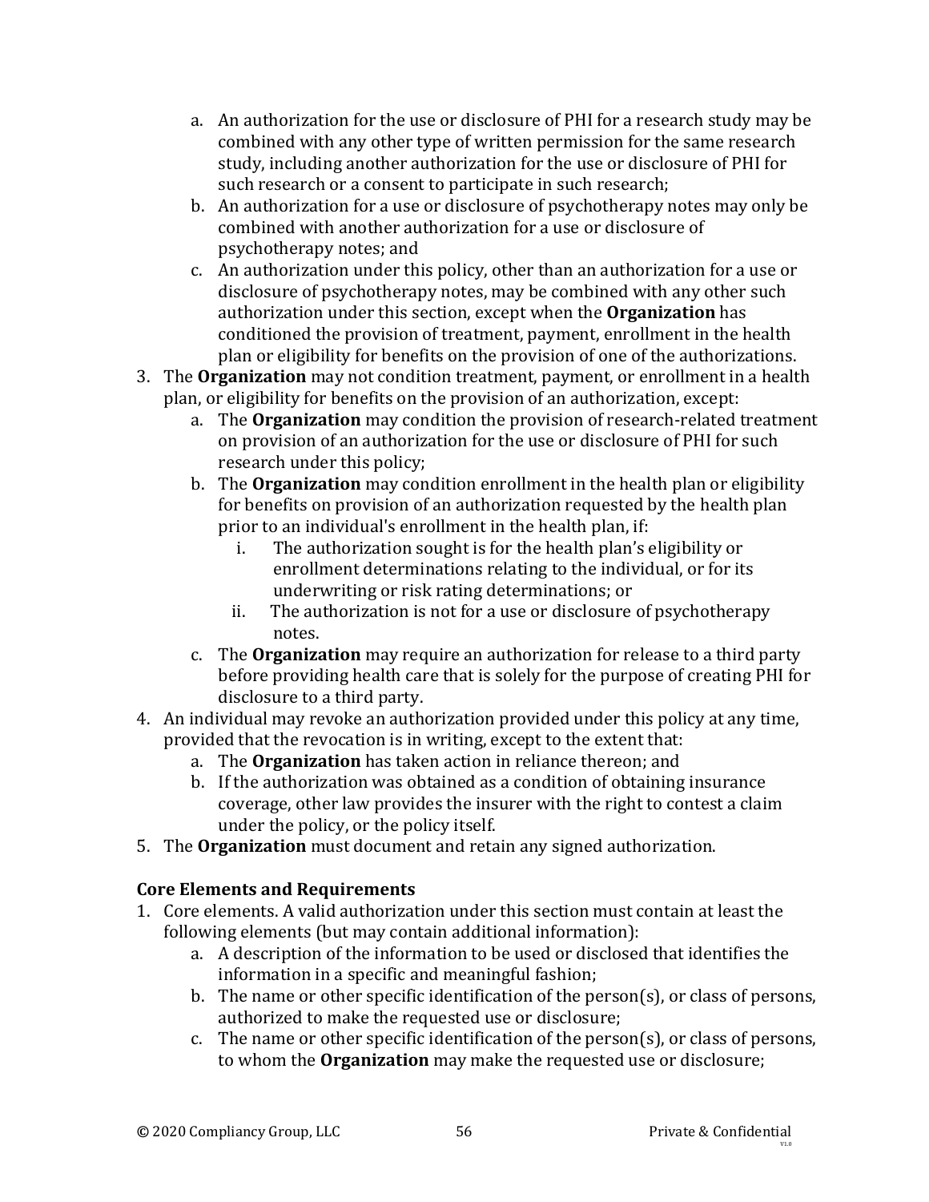a. An authorization for the use or disclosure of PHI for a research study may be combined with any other type of written permission for the same research study, including another authorization for the use or disclosure of PHI for such research or a consent to participate in such research;
   b. An authorization for a use or disclosure of psychotherapy notes may only be combined with another authorization for a use or disclosure of psychotherapy notes; and
   c. An authorization under this policy, other than an authorization for a use or disclosure of psychotherapy notes, may be combined with any other such authorization under this section, except when the **Organization** has conditioned the provision of treatment, payment, enrollment in the health plan or eligibility for benefits on the provision of one of the authorizations.
3. The **Organization** may not condition treatment, payment, or enrollment in a health plan, or eligibility for benefits on the provision of an authorization, except:
   a. The **Organization** may condition the provision of research-related treatment on provision of an authorization for the use or disclosure of PHI for such research under this policy;
   b. The **Organization** may condition enrollment in the health plan or eligibility for benefits on provision of an authorization requested by the health plan prior to an individual's enrollment in the health plan, if:
      i. The authorization sought is for the health plan's eligibility or enrollment determinations relating to the individual, or for its underwriting or risk rating determinations; or
      ii. The authorization is not for a use or disclosure of psychotherapy notes.
   c. The **Organization** may require an authorization for release to a third party before providing health care that is solely for the purpose of creating PHI for disclosure to a third party.
4. An individual may revoke an authorization provided under this policy at any time, provided that the revocation is in writing, except to the extent that:
   a. The **Organization** has taken action in reliance thereon; and
   b. If the authorization was obtained as a condition of obtaining insurance coverage, other law provides the insurer with the right to contest a claim under the policy, or the policy itself.
5. The **Organization** must document and retain any signed authorization.

**Core Elements and Requirements**

1. Core elements. A valid authorization under this section must contain at least the following elements (but may contain additional information):
   a. A description of the information to be used or disclosed that identifies the information in a specific and meaningful fashion;
   b. The name or other specific identification of the person(s), or class of persons, authorized to make the requested use or disclosure;
   c. The name or other specific identification of the person(s), or class of persons, to whom the **Organization** may make the requested use or disclosure;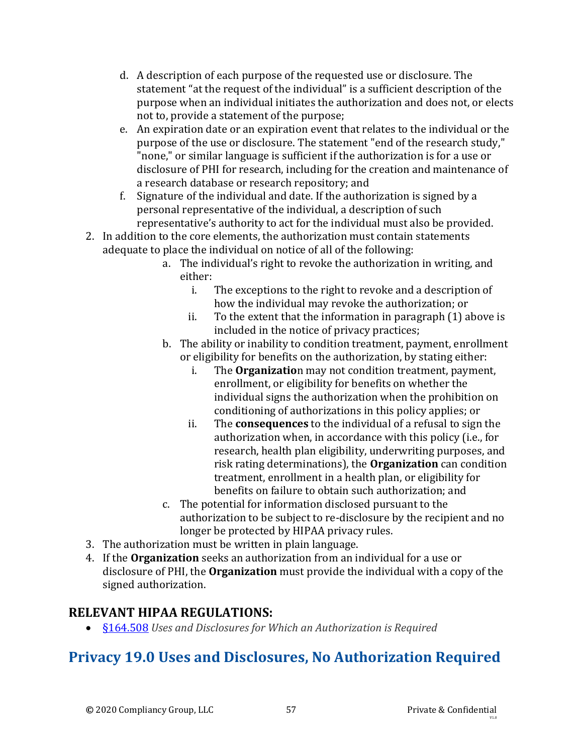d. A description of each purpose of the requested use or disclosure. The statement "at the request of the individual" is a sufficient description of the purpose when an individual initiates the authorization and does not, or elects not to, provide a statement of the purpose;
   e. An expiration date or an expiration event that relates to the individual or the purpose of the use or disclosure. The statement "end of the research study," "none," or similar language is sufficient if the authorization is for a use or disclosure of PHI for research, including for the creation and maintenance of a research database or research repository; and
   f. Signature of the individual and date. If the authorization is signed by a personal representative of the individual, a description of such representative's authority to act for the individual must also be provided.
2. In addition to the core elements, the authorization must contain statements adequate to place the individual on notice of all of the following:
   a. The individual's right to revoke the authorization in writing, and either:
      i. The exceptions to the right to revoke and a description of how the individual may revoke the authorization; or
      ii. To the extent that the information in paragraph (1) above is included in the notice of privacy practices;
   b. The ability or inability to condition treatment, payment, enrollment or eligibility for benefits on the authorization, by stating either:
      i. The **Organizatio**n may not condition treatment, payment, enrollment, or eligibility for benefits on whether the individual signs the authorization when the prohibition on conditioning of authorizations in this policy applies; or
      ii. The **consequences** to the individual of a refusal to sign the authorization when, in accordance with this policy (i.e., for research, health plan eligibility, underwriting purposes, and risk rating determinations), the **Organization** can condition treatment, enrollment in a health plan, or eligibility for benefits on failure to obtain such authorization; and
   c. The potential for information disclosed pursuant to the authorization to be subject to re-disclosure by the recipient and no longer be protected by HIPAA privacy rules.
3. The authorization must be written in plain language.
4. If the **Organization** seeks an authorization from an individual for a use or disclosure of PHI, the **Organization** must provide the individual with a copy of the signed authorization.

### RELEVANT HIPAA REGULATIONS:

- §164.508 *Uses and Disclosures for Which an Authorization is Required*

## Privacy 19.0 Uses and Disclosures, No Authorization Required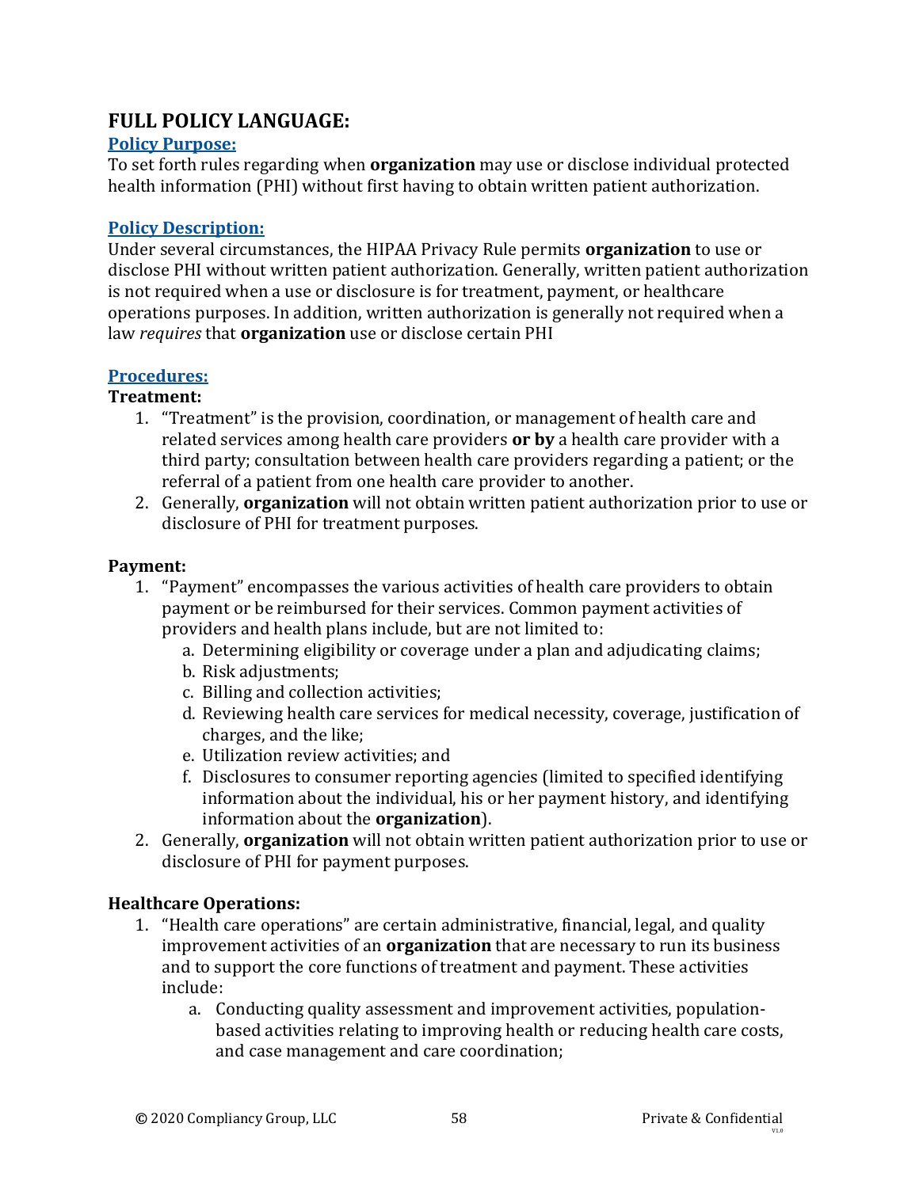# FULL POLICY LANGUAGE:

## Policy Purpose:

To set forth rules regarding when **organization** may use or disclose individual protected health information (PHI) without first having to obtain written patient authorization.

## Policy Description:

Under several circumstances, the HIPAA Privacy Rule permits **organization** to use or disclose PHI without written patient authorization. Generally, written patient authorization is not required when a use or disclosure is for treatment, payment, or healthcare operations purposes. In addition, written authorization is generally not required when a law *requires* that **organization** use or disclose certain PHI

## Procedures:

**Treatment:**

1. "Treatment" is the provision, coordination, or management of health care and related services among health care providers **or by** a health care provider with a third party; consultation between health care providers regarding a patient; or the referral of a patient from one health care provider to another.
2. Generally, **organization** will not obtain written patient authorization prior to use or disclosure of PHI for treatment purposes.

**Payment:**

1. "Payment" encompasses the various activities of health care providers to obtain payment or be reimbursed for their services. Common payment activities of providers and health plans include, but are not limited to:
   a. Determining eligibility or coverage under a plan and adjudicating claims;
   b. Risk adjustments;
   c. Billing and collection activities;
   d. Reviewing health care services for medical necessity, coverage, justification of charges, and the like;
   e. Utilization review activities; and
   f. Disclosures to consumer reporting agencies (limited to specified identifying information about the individual, his or her payment history, and identifying information about the **organization**).
2. Generally, **organization** will not obtain written patient authorization prior to use or disclosure of PHI for payment purposes.

**Healthcare Operations:**

1. "Health care operations" are certain administrative, financial, legal, and quality improvement activities of an **organization** that are necessary to run its business and to support the core functions of treatment and payment. These activities include:
   a. Conducting quality assessment and improvement activities, population-based activities relating to improving health or reducing health care costs, and case management and care coordination;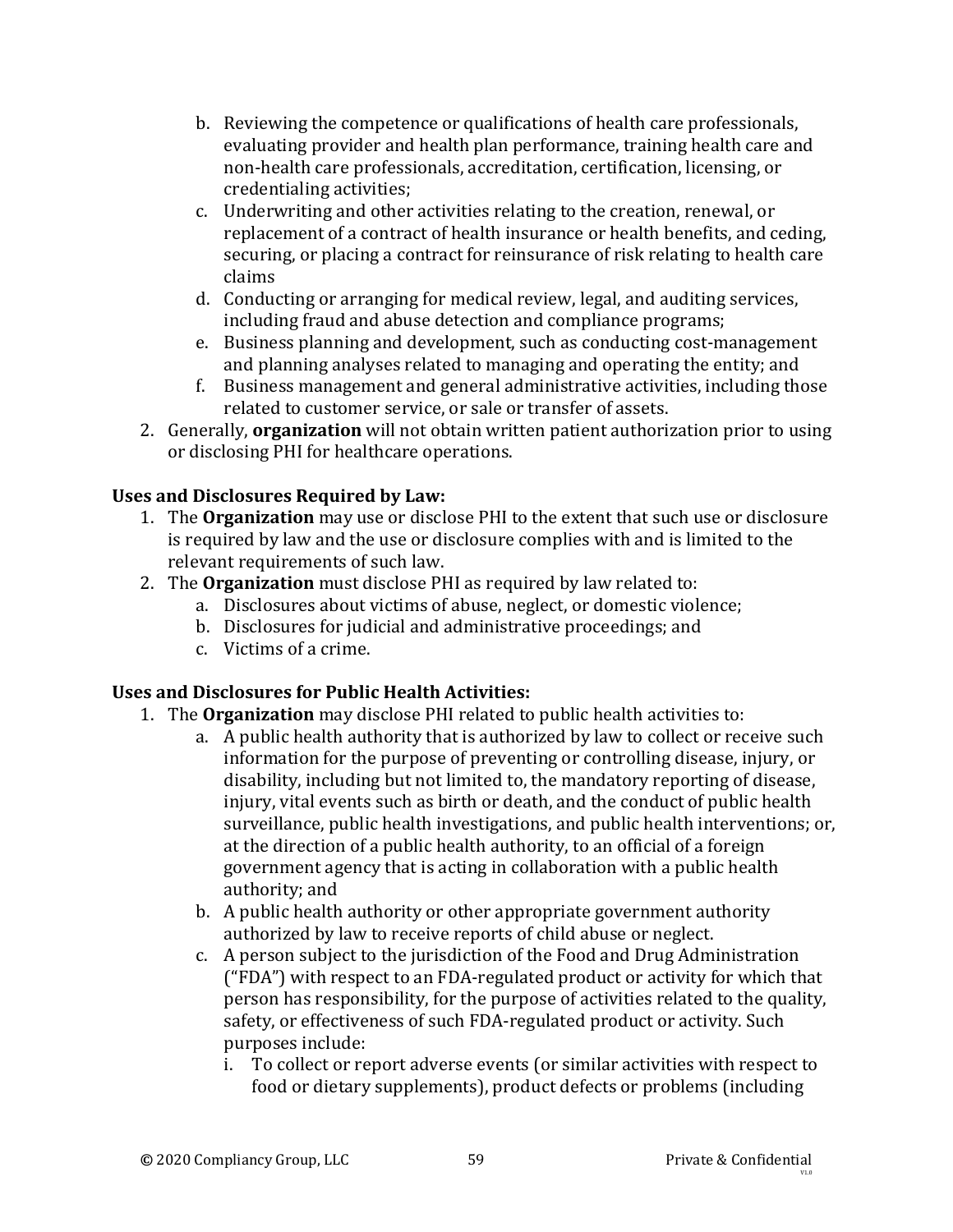b. Reviewing the competence or qualifications of health care professionals, evaluating provider and health plan performance, training health care and non-health care professionals, accreditation, certification, licensing, or credentialing activities;
   c. Underwriting and other activities relating to the creation, renewal, or replacement of a contract of health insurance or health benefits, and ceding, securing, or placing a contract for reinsurance of risk relating to health care claims
   d. Conducting or arranging for medical review, legal, and auditing services, including fraud and abuse detection and compliance programs;
   e. Business planning and development, such as conducting cost-management and planning analyses related to managing and operating the entity; and
   f. Business management and general administrative activities, including those related to customer service, or sale or transfer of assets.
2. Generally, **organization** will not obtain written patient authorization prior to using or disclosing PHI for healthcare operations.

**Uses and Disclosures Required by Law:**

1. The **Organization** may use or disclose PHI to the extent that such use or disclosure is required by law and the use or disclosure complies with and is limited to the relevant requirements of such law.
2. The **Organization** must disclose PHI as required by law related to:
   a. Disclosures about victims of abuse, neglect, or domestic violence;
   b. Disclosures for judicial and administrative proceedings; and
   c. Victims of a crime.

**Uses and Disclosures for Public Health Activities:**

1. The **Organization** may disclose PHI related to public health activities to:
   a. A public health authority that is authorized by law to collect or receive such information for the purpose of preventing or controlling disease, injury, or disability, including but not limited to, the mandatory reporting of disease, injury, vital events such as birth or death, and the conduct of public health surveillance, public health investigations, and public health interventions; or, at the direction of a public health authority, to an official of a foreign government agency that is acting in collaboration with a public health authority; and
   b. A public health authority or other appropriate government authority authorized by law to receive reports of child abuse or neglect.
   c. A person subject to the jurisdiction of the Food and Drug Administration ("FDA") with respect to an FDA-regulated product or activity for which that person has responsibility, for the purpose of activities related to the quality, safety, or effectiveness of such FDA-regulated product or activity. Such purposes include:
      i. To collect or report adverse events (or similar activities with respect to food or dietary supplements), product defects or problems (including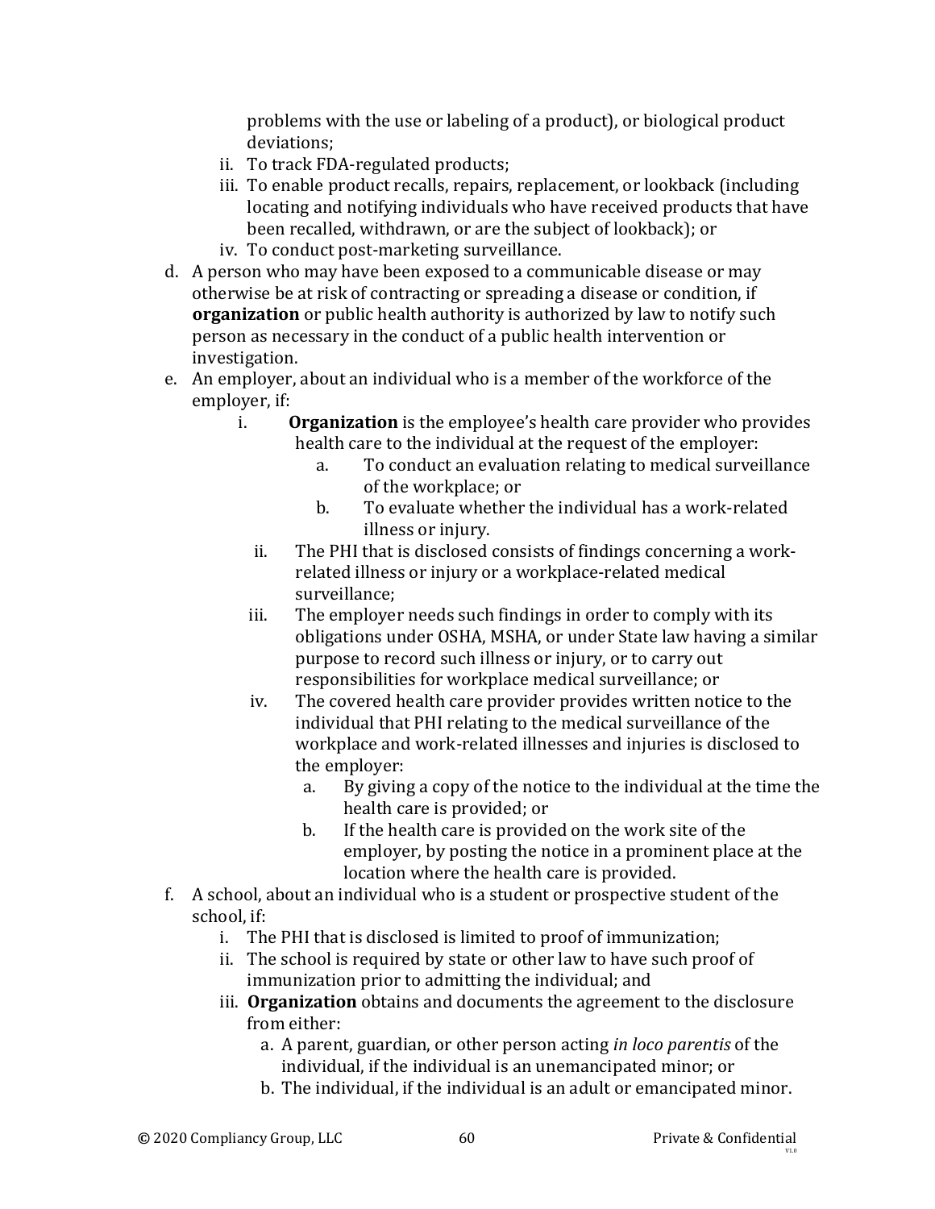problems with the use or labeling of a product), or biological product deviations;

   ii. To track FDA-regulated products;
   iii. To enable product recalls, repairs, replacement, or lookback (including locating and notifying individuals who have received products that have been recalled, withdrawn, or are the subject of lookback); or
   iv. To conduct post-marketing surveillance.

d. A person who may have been exposed to a communicable disease or may otherwise be at risk of contracting or spreading a disease or condition, if **organization** or public health authority is authorized by law to notify such person as necessary in the conduct of a public health intervention or investigation.

e. An employer, about an individual who is a member of the workforce of the employer, if:
   i. **Organization** is the employee's health care provider who provides health care to the individual at the request of the employer:
      a. To conduct an evaluation relating to medical surveillance of the workplace; or
      b. To evaluate whether the individual has a work-related illness or injury.
   ii. The PHI that is disclosed consists of findings concerning a work-related illness or injury or a workplace-related medical surveillance;
   iii. The employer needs such findings in order to comply with its obligations under OSHA, MSHA, or under State law having a similar purpose to record such illness or injury, or to carry out responsibilities for workplace medical surveillance; or
   iv. The covered health care provider provides written notice to the individual that PHI relating to the medical surveillance of the workplace and work-related illnesses and injuries is disclosed to the employer:
      a. By giving a copy of the notice to the individual at the time the health care is provided; or
      b. If the health care is provided on the work site of the employer, by posting the notice in a prominent place at the location where the health care is provided.

f. A school, about an individual who is a student or prospective student of the school, if:
   i. The PHI that is disclosed is limited to proof of immunization;
   ii. The school is required by state or other law to have such proof of immunization prior to admitting the individual; and
   iii. **Organization** obtains and documents the agreement to the disclosure from either:
      a. A parent, guardian, or other person acting *in loco parentis* of the individual, if the individual is an unemancipated minor; or
      b. The individual, if the individual is an adult or emancipated minor.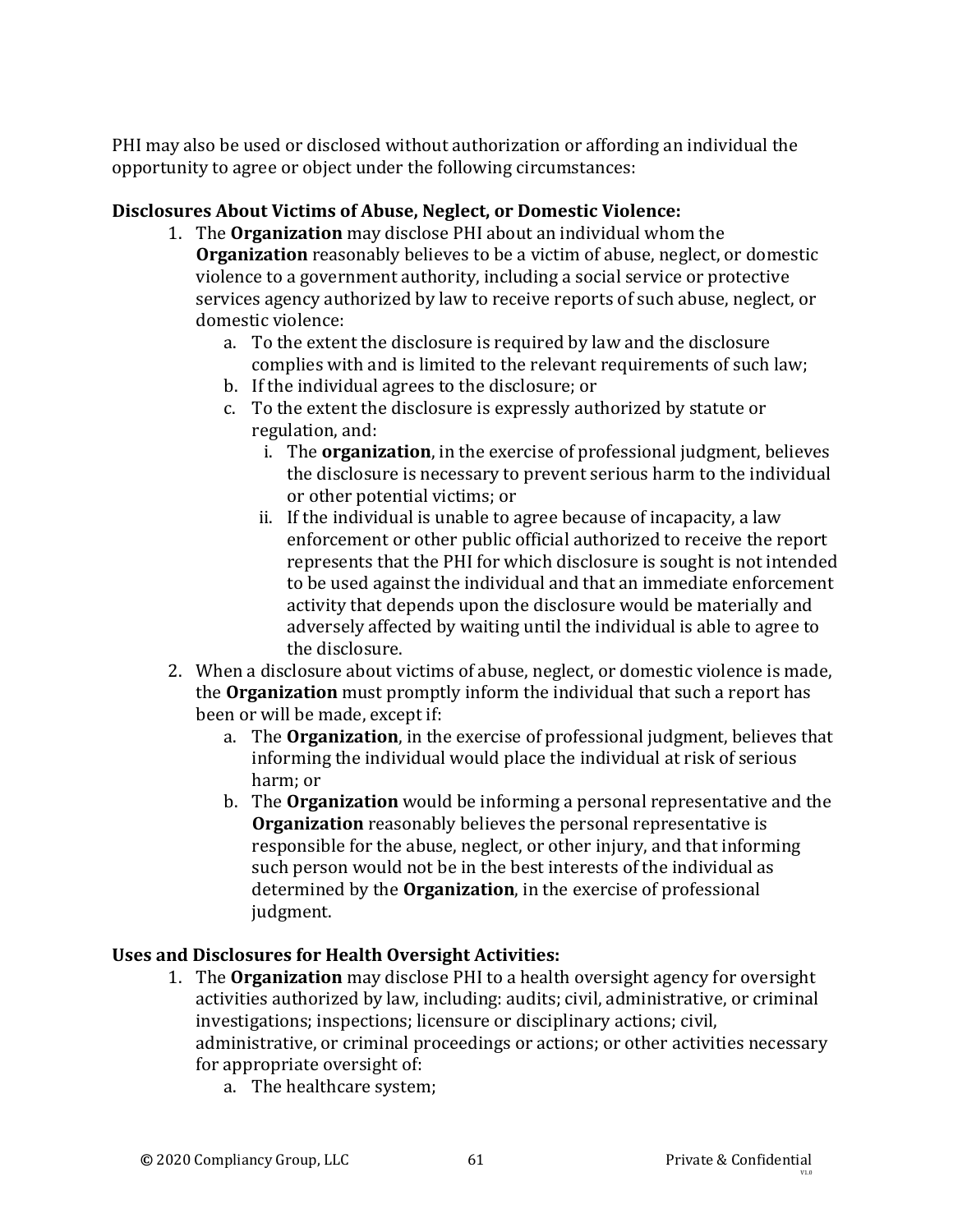PHI may also be used or disclosed without authorization or affording an individual the opportunity to agree or object under the following circumstances:

**Disclosures About Victims of Abuse, Neglect, or Domestic Violence:**

1. The **Organization** may disclose PHI about an individual whom the **Organization** reasonably believes to be a victim of abuse, neglect, or domestic violence to a government authority, including a social service or protective services agency authorized by law to receive reports of such abuse, neglect, or domestic violence:
    a. To the extent the disclosure is required by law and the disclosure complies with and is limited to the relevant requirements of such law;
    b. If the individual agrees to the disclosure; or
    c. To the extent the disclosure is expressly authorized by statute or regulation, and:
        i. The **organization**, in the exercise of professional judgment, believes the disclosure is necessary to prevent serious harm to the individual or other potential victims; or
        ii. If the individual is unable to agree because of incapacity, a law enforcement or other public official authorized to receive the report represents that the PHI for which disclosure is sought is not intended to be used against the individual and that an immediate enforcement activity that depends upon the disclosure would be materially and adversely affected by waiting until the individual is able to agree to the disclosure.
2. When a disclosure about victims of abuse, neglect, or domestic violence is made, the **Organization** must promptly inform the individual that such a report has been or will be made, except if:
    a. The **Organization**, in the exercise of professional judgment, believes that informing the individual would place the individual at risk of serious harm; or
    b. The **Organization** would be informing a personal representative and the **Organization** reasonably believes the personal representative is responsible for the abuse, neglect, or other injury, and that informing such person would not be in the best interests of the individual as determined by the **Organization**, in the exercise of professional judgment.

**Uses and Disclosures for Health Oversight Activities:**

1. The **Organization** may disclose PHI to a health oversight agency for oversight activities authorized by law, including: audits; civil, administrative, or criminal investigations; inspections; licensure or disciplinary actions; civil, administrative, or criminal proceedings or actions; or other activities necessary for appropriate oversight of:
    a. The healthcare system;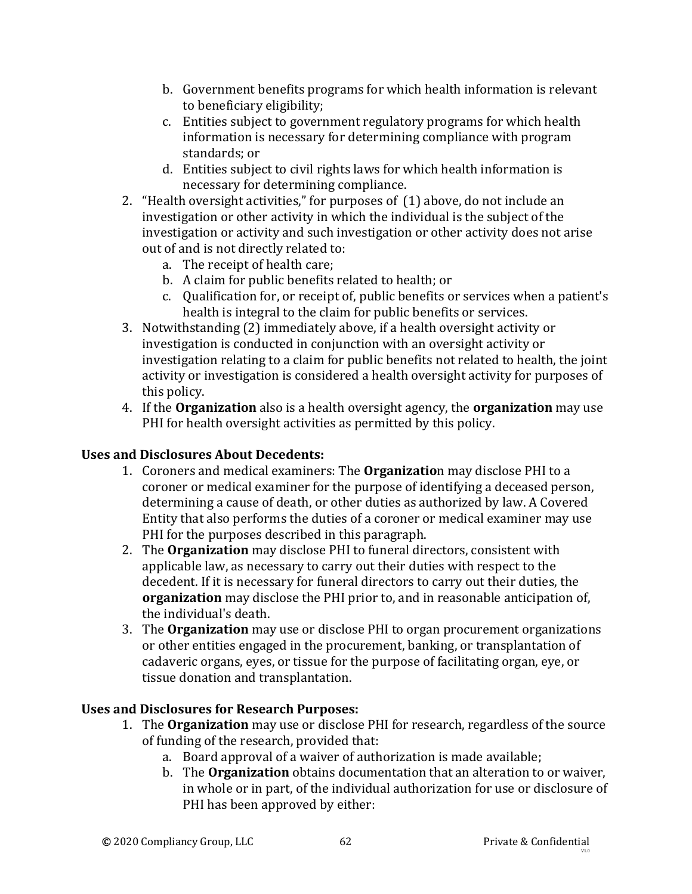b. Government benefits programs for which health information is relevant to beneficiary eligibility;
   c. Entities subject to government regulatory programs for which health information is necessary for determining compliance with program standards; or
   d. Entities subject to civil rights laws for which health information is necessary for determining compliance.
2. "Health oversight activities," for purposes of (1) above, do not include an investigation or other activity in which the individual is the subject of the investigation or activity and such investigation or other activity does not arise out of and is not directly related to:
   a. The receipt of health care;
   b. A claim for public benefits related to health; or
   c. Qualification for, or receipt of, public benefits or services when a patient's health is integral to the claim for public benefits or services.
3. Notwithstanding (2) immediately above, if a health oversight activity or investigation is conducted in conjunction with an oversight activity or investigation relating to a claim for public benefits not related to health, the joint activity or investigation is considered a health oversight activity for purposes of this policy.
4. If the **Organization** also is a health oversight agency, the **organization** may use PHI for health oversight activities as permitted by this policy.

**Uses and Disclosures About Decedents:**

1. Coroners and medical examiners: The **Organizatio**n may disclose PHI to a coroner or medical examiner for the purpose of identifying a deceased person, determining a cause of death, or other duties as authorized by law. A Covered Entity that also performs the duties of a coroner or medical examiner may use PHI for the purposes described in this paragraph.
2. The **Organization** may disclose PHI to funeral directors, consistent with applicable law, as necessary to carry out their duties with respect to the decedent. If it is necessary for funeral directors to carry out their duties, the **organization** may disclose the PHI prior to, and in reasonable anticipation of, the individual's death.
3. The **Organization** may use or disclose PHI to organ procurement organizations or other entities engaged in the procurement, banking, or transplantation of cadaveric organs, eyes, or tissue for the purpose of facilitating organ, eye, or tissue donation and transplantation.

**Uses and Disclosures for Research Purposes:**

1. The **Organization** may use or disclose PHI for research, regardless of the source of funding of the research, provided that:
   a. Board approval of a waiver of authorization is made available;
   b. The **Organization** obtains documentation that an alteration to or waiver, in whole or in part, of the individual authorization for use or disclosure of PHI has been approved by either: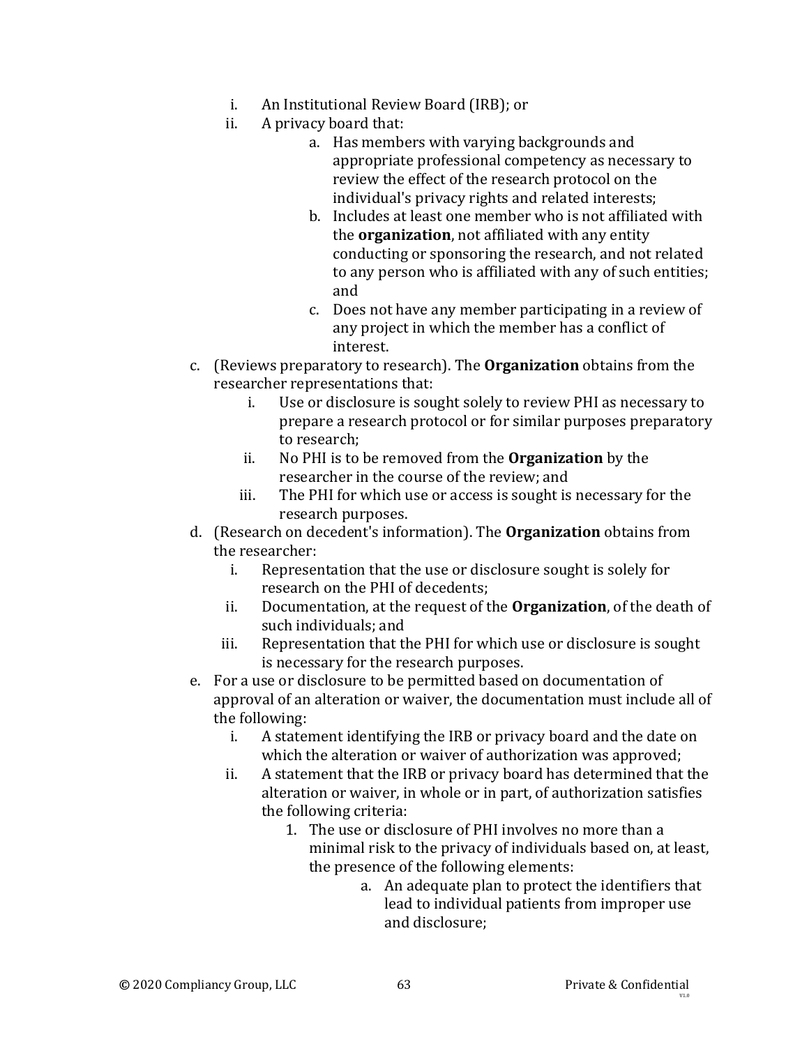i. An Institutional Review Board (IRB); or
   ii. A privacy board that:
      a. Has members with varying backgrounds and appropriate professional competency as necessary to review the effect of the research protocol on the individual's privacy rights and related interests;
      b. Includes at least one member who is not affiliated with the **organization**, not affiliated with any entity conducting or sponsoring the research, and not related to any person who is affiliated with any of such entities; and
      c. Does not have any member participating in a review of any project in which the member has a conflict of interest.

c. (Reviews preparatory to research). The **Organization** obtains from the researcher representations that:
   i. Use or disclosure is sought solely to review PHI as necessary to prepare a research protocol or for similar purposes preparatory to research;
   ii. No PHI is to be removed from the **Organization** by the researcher in the course of the review; and
   iii. The PHI for which use or access is sought is necessary for the research purposes.

d. (Research on decedent's information). The **Organization** obtains from the researcher:
   i. Representation that the use or disclosure sought is solely for research on the PHI of decedents;
   ii. Documentation, at the request of the **Organization**, of the death of such individuals; and
   iii. Representation that the PHI for which use or disclosure is sought is necessary for the research purposes.

e. For a use or disclosure to be permitted based on documentation of approval of an alteration or waiver, the documentation must include all of the following:
   i. A statement identifying the IRB or privacy board and the date on which the alteration or waiver of authorization was approved;
   ii. A statement that the IRB or privacy board has determined that the alteration or waiver, in whole or in part, of authorization satisfies the following criteria:
      1. The use or disclosure of PHI involves no more than a minimal risk to the privacy of individuals based on, at least, the presence of the following elements:
         a. An adequate plan to protect the identifiers that lead to individual patients from improper use and disclosure;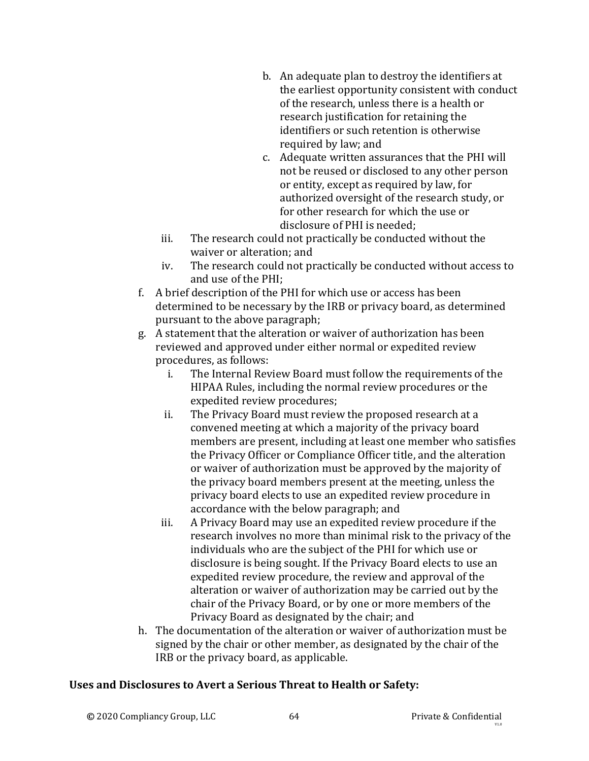b. An adequate plan to destroy the identifiers at the earliest opportunity consistent with conduct of the research, unless there is a health or research justification for retaining the identifiers or such retention is otherwise required by law; and
c. Adequate written assurances that the PHI will not be reused or disclosed to any other person or entity, except as required by law, for authorized oversight of the research study, or for other research for which the use or disclosure of PHI is needed;

iii. The research could not practically be conducted without the waiver or alteration; and
iv. The research could not practically be conducted without access to and use of the PHI;

f. A brief description of the PHI for which use or access has been determined to be necessary by the IRB or privacy board, as determined pursuant to the above paragraph;
g. A statement that the alteration or waiver of authorization has been reviewed and approved under either normal or expedited review procedures, as follows:
   i. The Internal Review Board must follow the requirements of the HIPAA Rules, including the normal review procedures or the expedited review procedures;
   ii. The Privacy Board must review the proposed research at a convened meeting at which a majority of the privacy board members are present, including at least one member who satisfies the Privacy Officer or Compliance Officer title, and the alteration or waiver of authorization must be approved by the majority of the privacy board members present at the meeting, unless the privacy board elects to use an expedited review procedure in accordance with the below paragraph; and
   iii. A Privacy Board may use an expedited review procedure if the research involves no more than minimal risk to the privacy of the individuals who are the subject of the PHI for which use or disclosure is being sought. If the Privacy Board elects to use an expedited review procedure, the review and approval of the alteration or waiver of authorization may be carried out by the chair of the Privacy Board, or by one or more members of the Privacy Board as designated by the chair; and
h. The documentation of the alteration or waiver of authorization must be signed by the chair or other member, as designated by the chair of the IRB or the privacy board, as applicable.

**Uses and Disclosures to Avert a Serious Threat to Health or Safety:**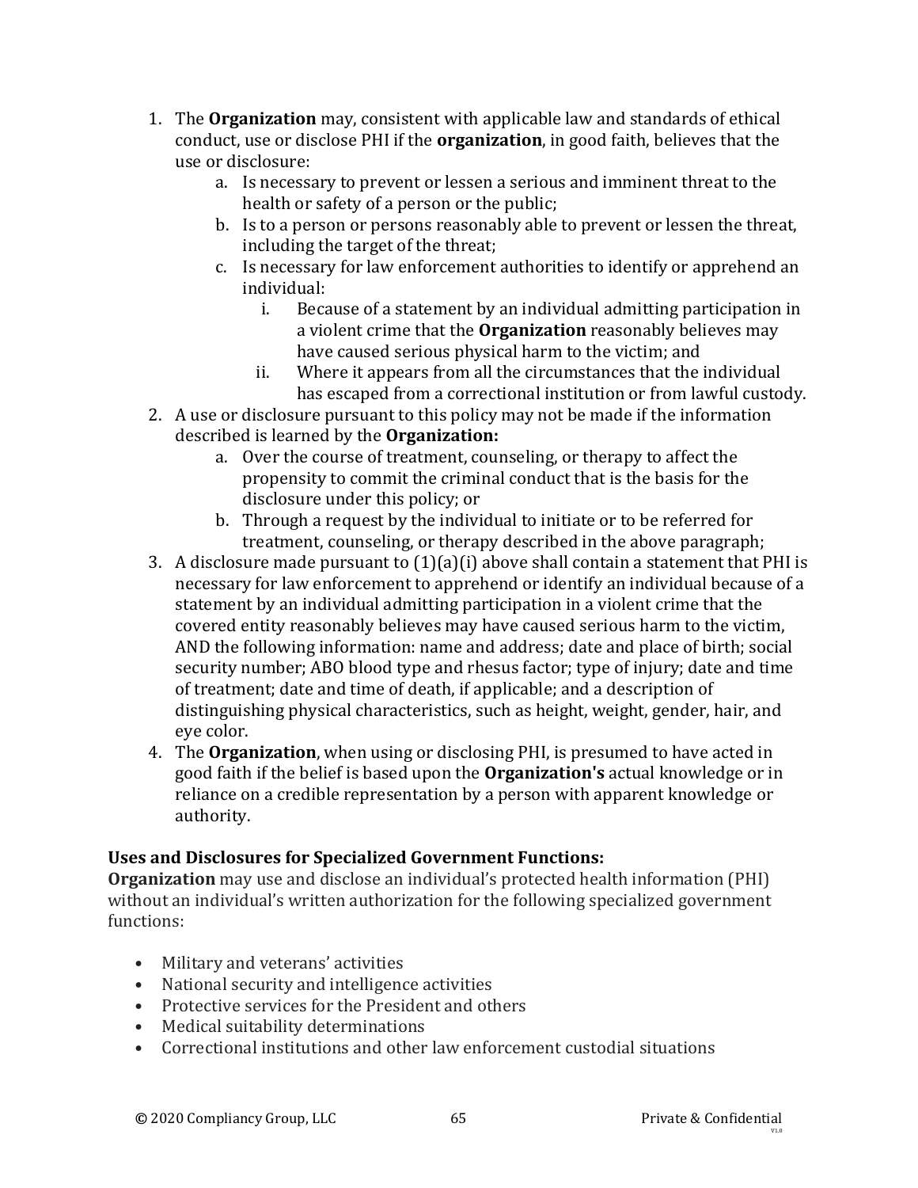1. The **Organization** may, consistent with applicable law and standards of ethical conduct, use or disclose PHI if the **organization**, in good faith, believes that the use or disclosure:
    a. Is necessary to prevent or lessen a serious and imminent threat to the health or safety of a person or the public;
    b. Is to a person or persons reasonably able to prevent or lessen the threat, including the target of the threat;
    c. Is necessary for law enforcement authorities to identify or apprehend an individual:
        i. Because of a statement by an individual admitting participation in a violent crime that the **Organization** reasonably believes may have caused serious physical harm to the victim; and
        ii. Where it appears from all the circumstances that the individual has escaped from a correctional institution or from lawful custody.
2. A use or disclosure pursuant to this policy may not be made if the information described is learned by the **Organization:**
    a. Over the course of treatment, counseling, or therapy to affect the propensity to commit the criminal conduct that is the basis for the disclosure under this policy; or
    b. Through a request by the individual to initiate or to be referred for treatment, counseling, or therapy described in the above paragraph;
3. A disclosure made pursuant to (1)(a)(i) above shall contain a statement that PHI is necessary for law enforcement to apprehend or identify an individual because of a statement by an individual admitting participation in a violent crime that the covered entity reasonably believes may have caused serious harm to the victim, AND the following information: name and address; date and place of birth; social security number; ABO blood type and rhesus factor; type of injury; date and time of treatment; date and time of death, if applicable; and a description of distinguishing physical characteristics, such as height, weight, gender, hair, and eye color.
4. The **Organization**, when using or disclosing PHI, is presumed to have acted in good faith if the belief is based upon the **Organization's** actual knowledge or in reliance on a credible representation by a person with apparent knowledge or authority.

**Uses and Disclosures for Specialized Government Functions:**
**Organization** may use and disclose an individual's protected health information (PHI) without an individual's written authorization for the following specialized government functions:

- Military and veterans' activities
- National security and intelligence activities
- Protective services for the President and others
- Medical suitability determinations
- Correctional institutions and other law enforcement custodial situations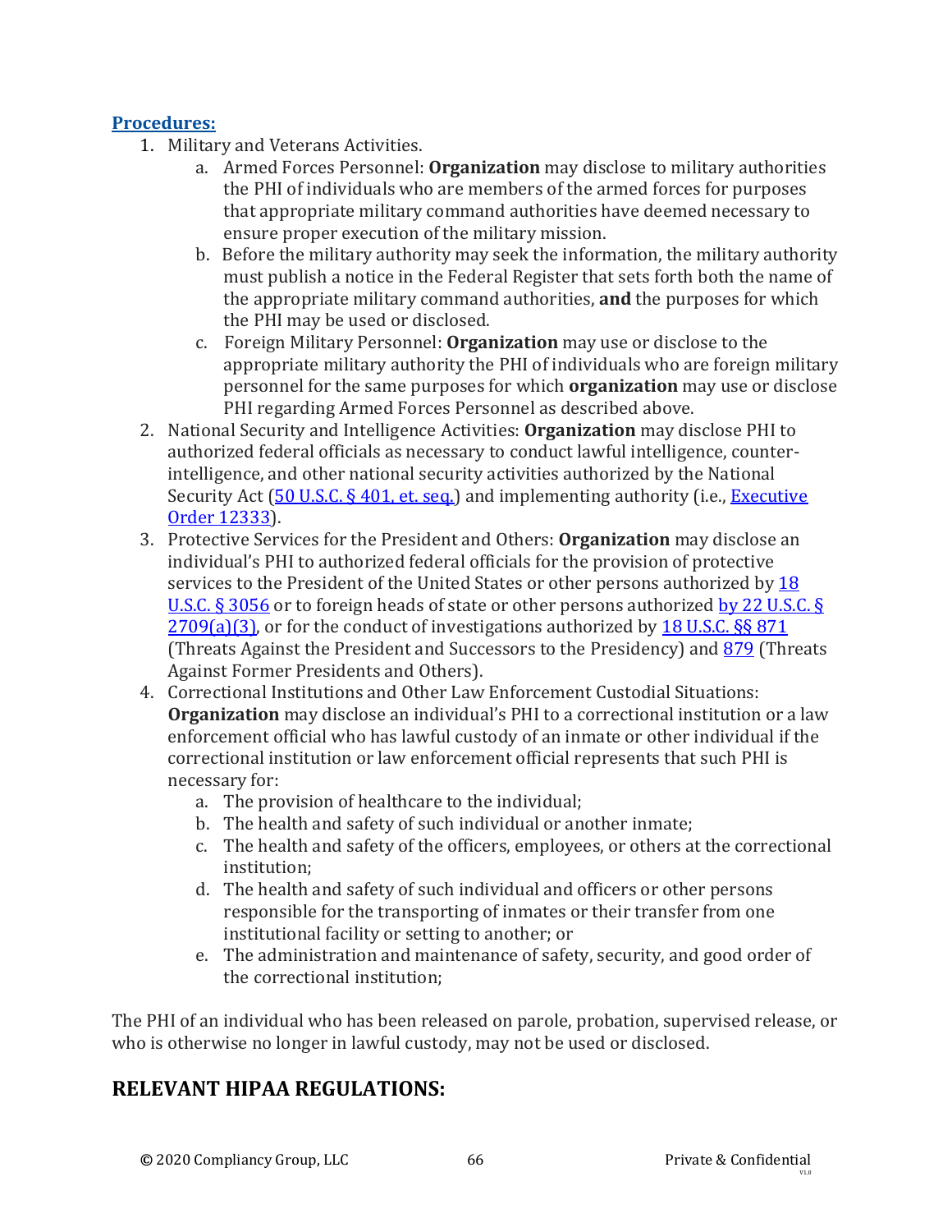**Procedures:**

1. Military and Veterans Activities.
    a. Armed Forces Personnel: **Organization** may disclose to military authorities the PHI of individuals who are members of the armed forces for purposes that appropriate military command authorities have deemed necessary to ensure proper execution of the military mission.
    b. Before the military authority may seek the information, the military authority must publish a notice in the Federal Register that sets forth both the name of the appropriate military command authorities, **and** the purposes for which the PHI may be used or disclosed.
    c. Foreign Military Personnel: **Organization** may use or disclose to the appropriate military authority the PHI of individuals who are foreign military personnel for the same purposes for which **organization** may use or disclose PHI regarding Armed Forces Personnel as described above.
2. National Security and Intelligence Activities: **Organization** may disclose PHI to authorized federal officials as necessary to conduct lawful intelligence, counter-intelligence, and other national security activities authorized by the National Security Act (50 U.S.C. § 401, et. seq.) and implementing authority (i.e., Executive Order 12333).
3. Protective Services for the President and Others: **Organization** may disclose an individual's PHI to authorized federal officials for the provision of protective services to the President of the United States or other persons authorized by 18 U.S.C. § 3056 or to foreign heads of state or other persons authorized by 22 U.S.C. § 2709(a)(3), or for the conduct of investigations authorized by 18 U.S.C. §§ 871 (Threats Against the President and Successors to the Presidency) and 879 (Threats Against Former Presidents and Others).
4. Correctional Institutions and Other Law Enforcement Custodial Situations: **Organization** may disclose an individual's PHI to a correctional institution or a law enforcement official who has lawful custody of an inmate or other individual if the correctional institution or law enforcement official represents that such PHI is necessary for:
    a. The provision of healthcare to the individual;
    b. The health and safety of such individual or another inmate;
    c. The health and safety of the officers, employees, or others at the correctional institution;
    d. The health and safety of such individual and officers or other persons responsible for the transporting of inmates or their transfer from one institutional facility or setting to another; or
    e. The administration and maintenance of safety, security, and good order of the correctional institution;

The PHI of an individual who has been released on parole, probation, supervised release, or who is otherwise no longer in lawful custody, may not be used or disclosed.

## RELEVANT HIPAA REGULATIONS: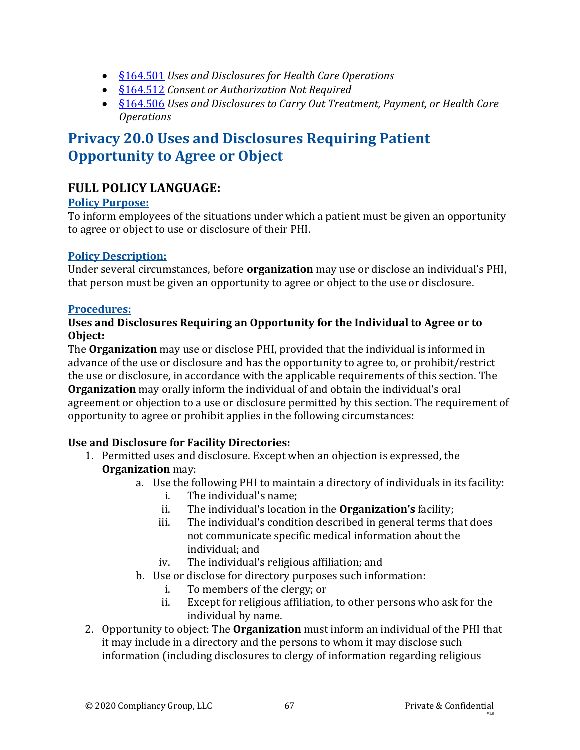- [§164.501](#) *Uses and Disclosures for Health Care Operations*
- [§164.512](#) *Consent or Authorization Not Required*
- [§164.506](#) *Uses and Disclosures to Carry Out Treatment, Payment, or Health Care Operations*

# Privacy 20.0 Uses and Disclosures Requiring Patient Opportunity to Agree or Object

## FULL POLICY LANGUAGE:

### Policy Purpose:

To inform employees of the situations under which a patient must be given an opportunity to agree or object to use or disclosure of their PHI.

### Policy Description:

Under several circumstances, before **organization** may use or disclose an individual's PHI, that person must be given an opportunity to agree or object to the use or disclosure.

### Procedures:

**Uses and Disclosures Requiring an Opportunity for the Individual to Agree or to Object:**

The **Organization** may use or disclose PHI, provided that the individual is informed in advance of the use or disclosure and has the opportunity to agree to, or prohibit/restrict the use or disclosure, in accordance with the applicable requirements of this section. The **Organization** may orally inform the individual of and obtain the individual's oral agreement or objection to a use or disclosure permitted by this section. The requirement of opportunity to agree or prohibit applies in the following circumstances:

**Use and Disclosure for Facility Directories:**

1. Permitted uses and disclosure. Except when an objection is expressed, the **Organization** may:
    a. Use the following PHI to maintain a directory of individuals in its facility:
        i. The individual's name;
        ii. The individual's location in the **Organization's** facility;
        iii. The individual's condition described in general terms that does not communicate specific medical information about the individual; and
        iv. The individual's religious affiliation; and
    b. Use or disclose for directory purposes such information:
        i. To members of the clergy; or
        ii. Except for religious affiliation, to other persons who ask for the individual by name.
2. Opportunity to object: The **Organization** must inform an individual of the PHI that it may include in a directory and the persons to whom it may disclose such information (including disclosures to clergy of information regarding religious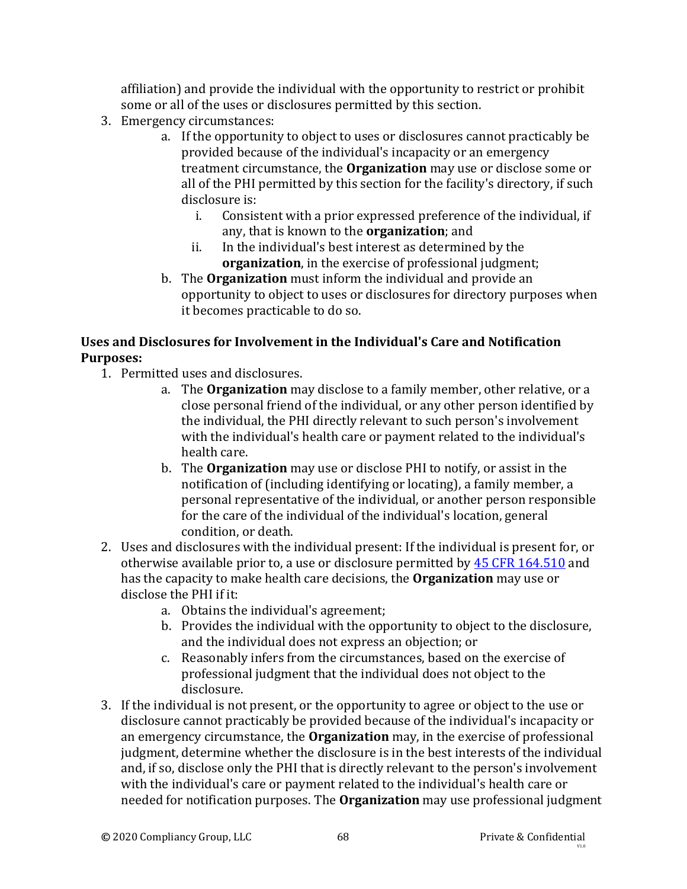affiliation) and provide the individual with the opportunity to restrict or prohibit some or all of the uses or disclosures permitted by this section.

3. Emergency circumstances:
   a. If the opportunity to object to uses or disclosures cannot practicably be provided because of the individual's incapacity or an emergency treatment circumstance, the **Organization** may use or disclose some or all of the PHI permitted by this section for the facility's directory, if such disclosure is:
      i. Consistent with a prior expressed preference of the individual, if any, that is known to the **organization**; and
      ii. In the individual's best interest as determined by the **organization**, in the exercise of professional judgment;
   b. The **Organization** must inform the individual and provide an opportunity to object to uses or disclosures for directory purposes when it becomes practicable to do so.

**Uses and Disclosures for Involvement in the Individual's Care and Notification Purposes:**

1. Permitted uses and disclosures.
   a. The **Organization** may disclose to a family member, other relative, or a close personal friend of the individual, or any other person identified by the individual, the PHI directly relevant to such person's involvement with the individual's health care or payment related to the individual's health care.
   b. The **Organization** may use or disclose PHI to notify, or assist in the notification of (including identifying or locating), a family member, a personal representative of the individual, or another person responsible for the care of the individual of the individual's location, general condition, or death.
2. Uses and disclosures with the individual present: If the individual is present for, or otherwise available prior to, a use or disclosure permitted by [45 CFR 164.510]() and has the capacity to make health care decisions, the **Organization** may use or disclose the PHI if it:
   a. Obtains the individual's agreement;
   b. Provides the individual with the opportunity to object to the disclosure, and the individual does not express an objection; or
   c. Reasonably infers from the circumstances, based on the exercise of professional judgment that the individual does not object to the disclosure.
3. If the individual is not present, or the opportunity to agree or object to the use or disclosure cannot practicably be provided because of the individual's incapacity or an emergency circumstance, the **Organization** may, in the exercise of professional judgment, determine whether the disclosure is in the best interests of the individual and, if so, disclose only the PHI that is directly relevant to the person's involvement with the individual's care or payment related to the individual's health care or needed for notification purposes. The **Organization** may use professional judgment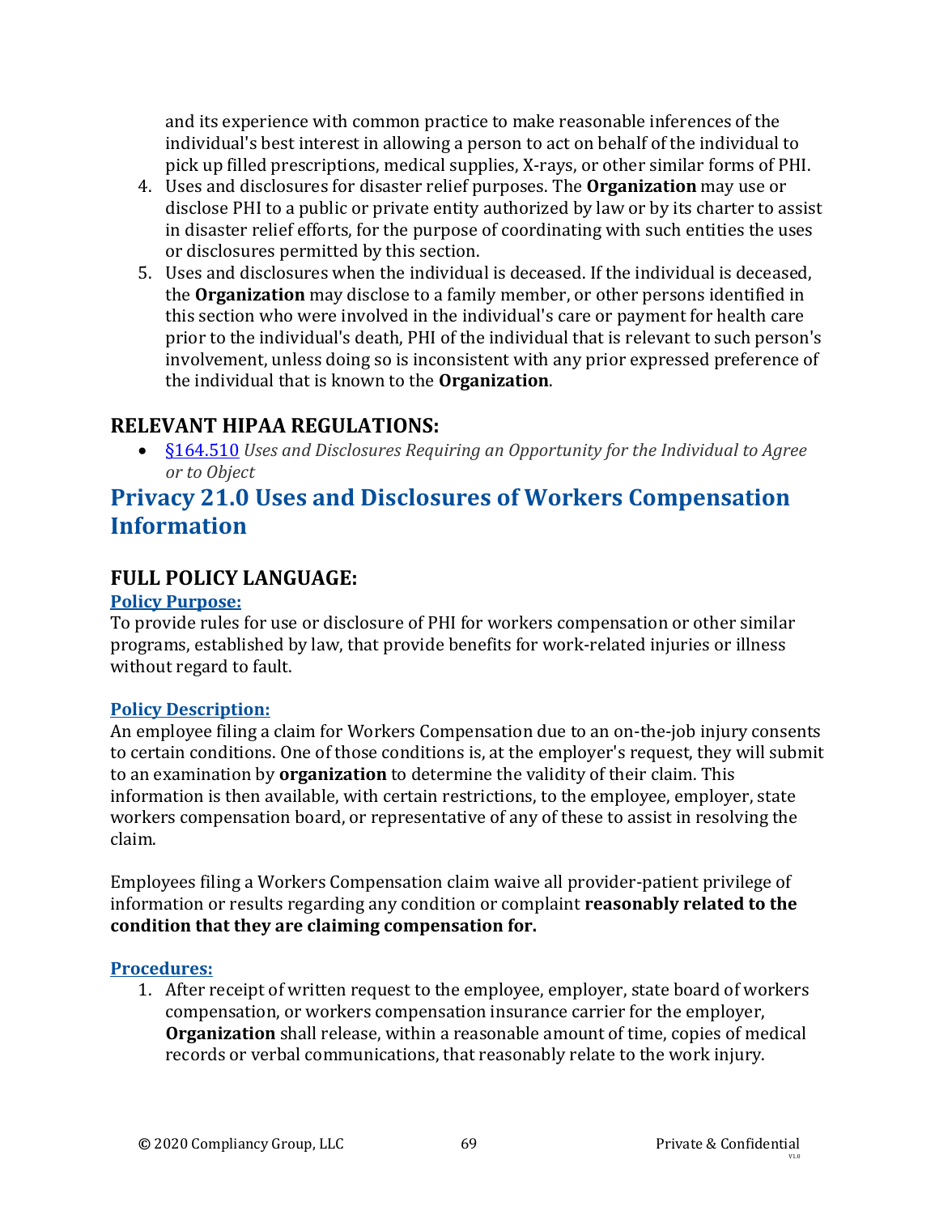and its experience with common practice to make reasonable inferences of the individual's best interest in allowing a person to act on behalf of the individual to pick up filled prescriptions, medical supplies, X-rays, or other similar forms of PHI.

4. Uses and disclosures for disaster relief purposes. The **Organization** may use or disclose PHI to a public or private entity authorized by law or by its charter to assist in disaster relief efforts, for the purpose of coordinating with such entities the uses or disclosures permitted by this section.
5. Uses and disclosures when the individual is deceased. If the individual is deceased, the **Organization** may disclose to a family member, or other persons identified in this section who were involved in the individual's care or payment for health care prior to the individual's death, PHI of the individual that is relevant to such person's involvement, unless doing so is inconsistent with any prior expressed preference of the individual that is known to the **Organization**.

## RELEVANT HIPAA REGULATIONS:

- §164.510 *Uses and Disclosures Requiring an Opportunity for the Individual to Agree or to Object*

# Privacy 21.0 Uses and Disclosures of Workers Compensation Information

## FULL POLICY LANGUAGE:

### Policy Purpose:

To provide rules for use or disclosure of PHI for workers compensation or other similar programs, established by law, that provide benefits for work-related injuries or illness without regard to fault.

### Policy Description:

An employee filing a claim for Workers Compensation due to an on-the-job injury consents to certain conditions. One of those conditions is, at the employer's request, they will submit to an examination by **organization** to determine the validity of their claim. This information is then available, with certain restrictions, to the employee, employer, state workers compensation board, or representative of any of these to assist in resolving the claim.

Employees filing a Workers Compensation claim waive all provider-patient privilege of information or results regarding any condition or complaint **reasonably related to the condition that they are claiming compensation for.**

### Procedures:

1. After receipt of written request to the employee, employer, state board of workers compensation, or workers compensation insurance carrier for the employer, **Organization** shall release, within a reasonable amount of time, copies of medical records or verbal communications, that reasonably relate to the work injury.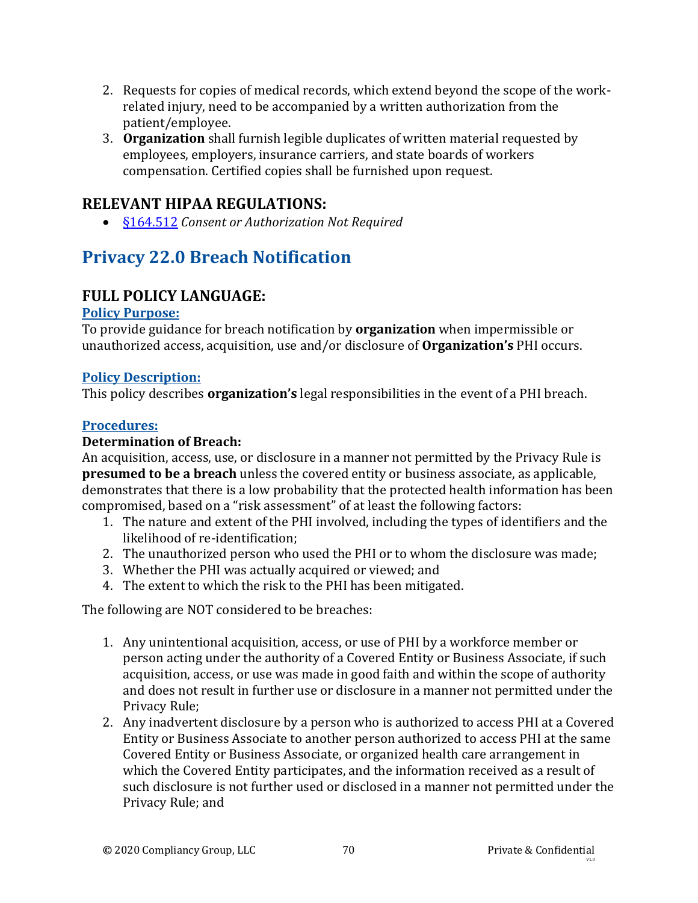2. Requests for copies of medical records, which extend beyond the scope of the work-related injury, need to be accompanied by a written authorization from the patient/employee.
3. **Organization** shall furnish legible duplicates of written material requested by employees, employers, insurance carriers, and state boards of workers compensation. Certified copies shall be furnished upon request.

## RELEVANT HIPAA REGULATIONS:

- [§164.512](#) *Consent or Authorization Not Required*

# Privacy 22.0 Breach Notification

## FULL POLICY LANGUAGE:

### Policy Purpose:

To provide guidance for breach notification by **organization** when impermissible or unauthorized access, acquisition, use and/or disclosure of **Organization's** PHI occurs.

### Policy Description:

This policy describes **organization's** legal responsibilities in the event of a PHI breach.

### Procedures:

**Determination of Breach:**

An acquisition, access, use, or disclosure in a manner not permitted by the Privacy Rule is **presumed to be a breach** unless the covered entity or business associate, as applicable, demonstrates that there is a low probability that the protected health information has been compromised, based on a "risk assessment" of at least the following factors:

1. The nature and extent of the PHI involved, including the types of identifiers and the likelihood of re-identification;
2. The unauthorized person who used the PHI or to whom the disclosure was made;
3. Whether the PHI was actually acquired or viewed; and
4. The extent to which the risk to the PHI has been mitigated.

The following are NOT considered to be breaches:

1. Any unintentional acquisition, access, or use of PHI by a workforce member or person acting under the authority of a Covered Entity or Business Associate, if such acquisition, access, or use was made in good faith and within the scope of authority and does not result in further use or disclosure in a manner not permitted under the Privacy Rule;
2. Any inadvertent disclosure by a person who is authorized to access PHI at a Covered Entity or Business Associate to another person authorized to access PHI at the same Covered Entity or Business Associate, or organized health care arrangement in which the Covered Entity participates, and the information received as a result of such disclosure is not further used or disclosed in a manner not permitted under the Privacy Rule; and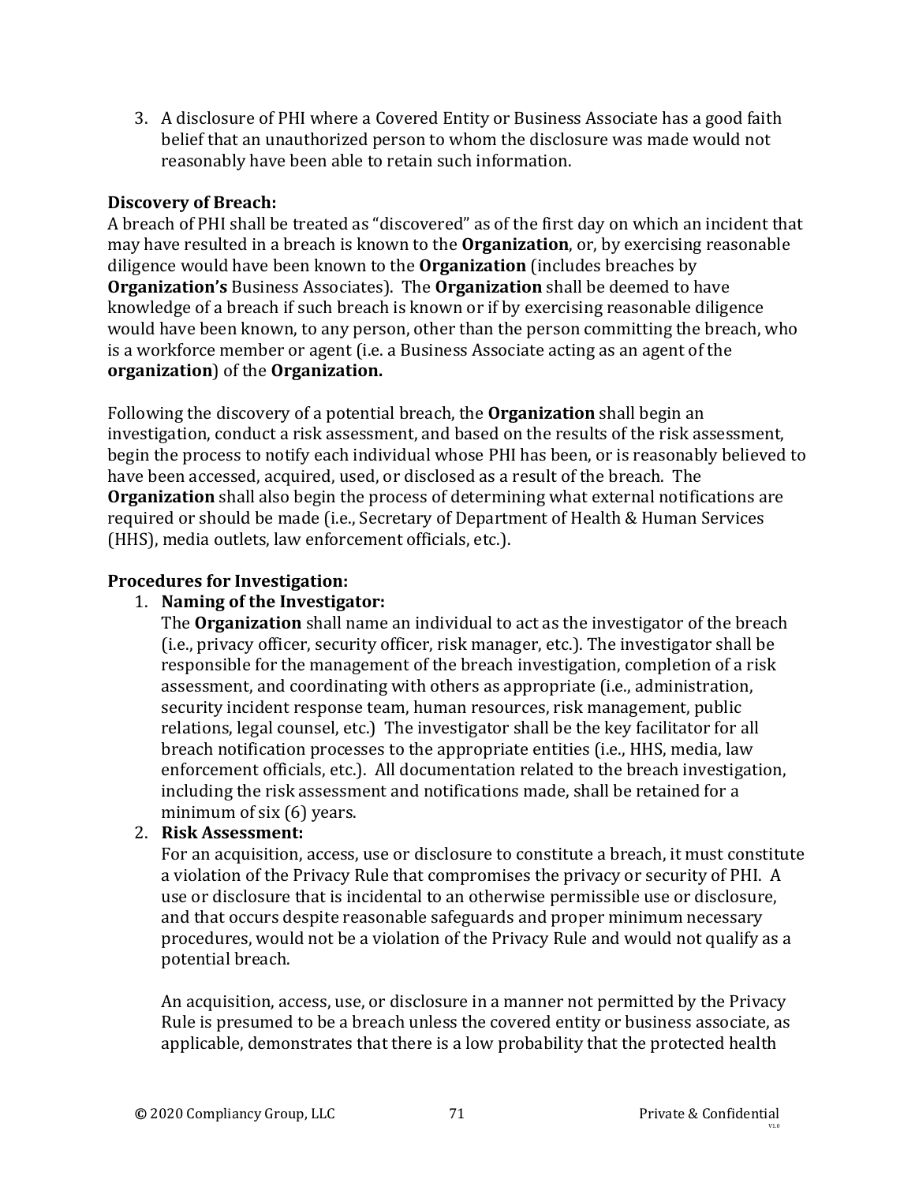3. A disclosure of PHI where a Covered Entity or Business Associate has a good faith belief that an unauthorized person to whom the disclosure was made would not reasonably have been able to retain such information.

**Discovery of Breach:**
A breach of PHI shall be treated as "discovered" as of the first day on which an incident that may have resulted in a breach is known to the **Organization**, or, by exercising reasonable diligence would have been known to the **Organization** (includes breaches by **Organization's** Business Associates). The **Organization** shall be deemed to have knowledge of a breach if such breach is known or if by exercising reasonable diligence would have been known, to any person, other than the person committing the breach, who is a workforce member or agent (i.e. a Business Associate acting as an agent of the **organization**) of the **Organization.**

Following the discovery of a potential breach, the **Organization** shall begin an investigation, conduct a risk assessment, and based on the results of the risk assessment, begin the process to notify each individual whose PHI has been, or is reasonably believed to have been accessed, acquired, used, or disclosed as a result of the breach. The **Organization** shall also begin the process of determining what external notifications are required or should be made (i.e., Secretary of Department of Health & Human Services (HHS), media outlets, law enforcement officials, etc.).

**Procedures for Investigation:**

1. **Naming of the Investigator:**
   The **Organization** shall name an individual to act as the investigator of the breach (i.e., privacy officer, security officer, risk manager, etc.). The investigator shall be responsible for the management of the breach investigation, completion of a risk assessment, and coordinating with others as appropriate (i.e., administration, security incident response team, human resources, risk management, public relations, legal counsel, etc.) The investigator shall be the key facilitator for all breach notification processes to the appropriate entities (i.e., HHS, media, law enforcement officials, etc.). All documentation related to the breach investigation, including the risk assessment and notifications made, shall be retained for a minimum of six (6) years.
2. **Risk Assessment:**
   For an acquisition, access, use or disclosure to constitute a breach, it must constitute a violation of the Privacy Rule that compromises the privacy or security of PHI. A use or disclosure that is incidental to an otherwise permissible use or disclosure, and that occurs despite reasonable safeguards and proper minimum necessary procedures, would not be a violation of the Privacy Rule and would not qualify as a potential breach.

   An acquisition, access, use, or disclosure in a manner not permitted by the Privacy Rule is presumed to be a breach unless the covered entity or business associate, as applicable, demonstrates that there is a low probability that the protected health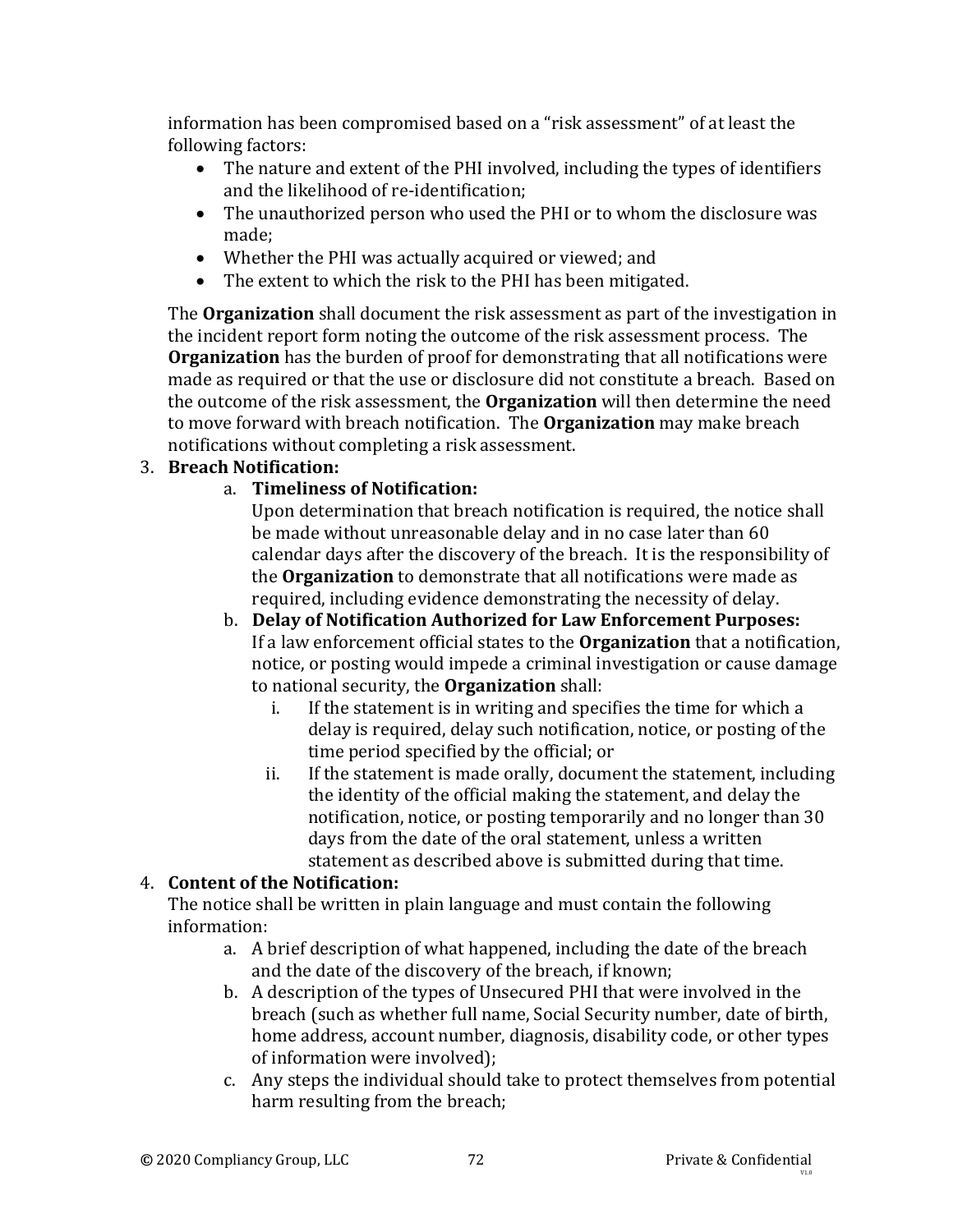information has been compromised based on a "risk assessment" of at least the following factors:

- The nature and extent of the PHI involved, including the types of identifiers and the likelihood of re-identification;
- The unauthorized person who used the PHI or to whom the disclosure was made;
- Whether the PHI was actually acquired or viewed; and
- The extent to which the risk to the PHI has been mitigated.

The **Organization** shall document the risk assessment as part of the investigation in the incident report form noting the outcome of the risk assessment process. The **Organization** has the burden of proof for demonstrating that all notifications were made as required or that the use or disclosure did not constitute a breach. Based on the outcome of the risk assessment, the **Organization** will then determine the need to move forward with breach notification. The **Organization** may make breach notifications without completing a risk assessment.

3. **Breach Notification:**
   a. **Timeliness of Notification:**
      Upon determination that breach notification is required, the notice shall be made without unreasonable delay and in no case later than 60 calendar days after the discovery of the breach. It is the responsibility of the **Organization** to demonstrate that all notifications were made as required, including evidence demonstrating the necessity of delay.
   b. **Delay of Notification Authorized for Law Enforcement Purposes:**
      If a law enforcement official states to the **Organization** that a notification, notice, or posting would impede a criminal investigation or cause damage to national security, the **Organization** shall:
      i. If the statement is in writing and specifies the time for which a delay is required, delay such notification, notice, or posting of the time period specified by the official; or
      ii. If the statement is made orally, document the statement, including the identity of the official making the statement, and delay the notification, notice, or posting temporarily and no longer than 30 days from the date of the oral statement, unless a written statement as described above is submitted during that time.
4. **Content of the Notification:**
   The notice shall be written in plain language and must contain the following information:
   a. A brief description of what happened, including the date of the breach and the date of the discovery of the breach, if known;
   b. A description of the types of Unsecured PHI that were involved in the breach (such as whether full name, Social Security number, date of birth, home address, account number, diagnosis, disability code, or other types of information were involved);
   c. Any steps the individual should take to protect themselves from potential harm resulting from the breach;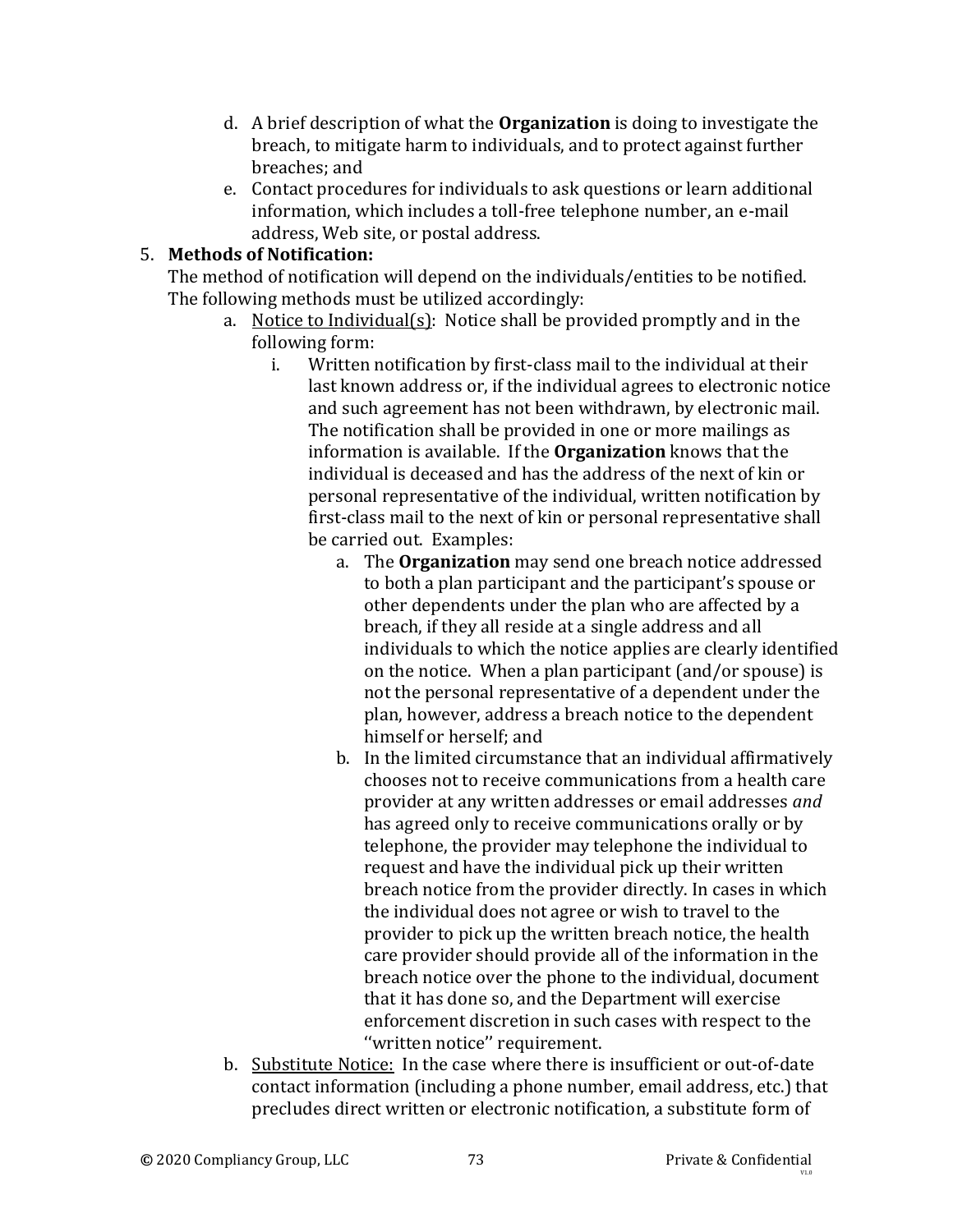d. A brief description of what the **Organization** is doing to investigate the breach, to mitigate harm to individuals, and to protect against further breaches; and
e. Contact procedures for individuals to ask questions or learn additional information, which includes a toll-free telephone number, an e-mail address, Web site, or postal address.

5. **Methods of Notification:**
   The method of notification will depend on the individuals/entities to be notified. The following methods must be utilized accordingly:
   a. <u>Notice to Individual(s)</u>: Notice shall be provided promptly and in the following form:
      i. Written notification by first-class mail to the individual at their last known address or, if the individual agrees to electronic notice and such agreement has not been withdrawn, by electronic mail. The notification shall be provided in one or more mailings as information is available. If the **Organization** knows that the individual is deceased and has the address of the next of kin or personal representative of the individual, written notification by first-class mail to the next of kin or personal representative shall be carried out. Examples:
         a. The **Organization** may send one breach notice addressed to both a plan participant and the participant's spouse or other dependents under the plan who are affected by a breach, if they all reside at a single address and all individuals to which the notice applies are clearly identified on the notice. When a plan participant (and/or spouse) is not the personal representative of a dependent under the plan, however, address a breach notice to the dependent himself or herself; and
         b. In the limited circumstance that an individual affirmatively chooses not to receive communications from a health care provider at any written addresses or email addresses *and* has agreed only to receive communications orally or by telephone, the provider may telephone the individual to request and have the individual pick up their written breach notice from the provider directly. In cases in which the individual does not agree or wish to travel to the provider to pick up the written breach notice, the health care provider should provide all of the information in the breach notice over the phone to the individual, document that it has done so, and the Department will exercise enforcement discretion in such cases with respect to the ''written notice'' requirement.
   b. <u>Substitute Notice:</u> In the case where there is insufficient or out-of-date contact information (including a phone number, email address, etc.) that precludes direct written or electronic notification, a substitute form of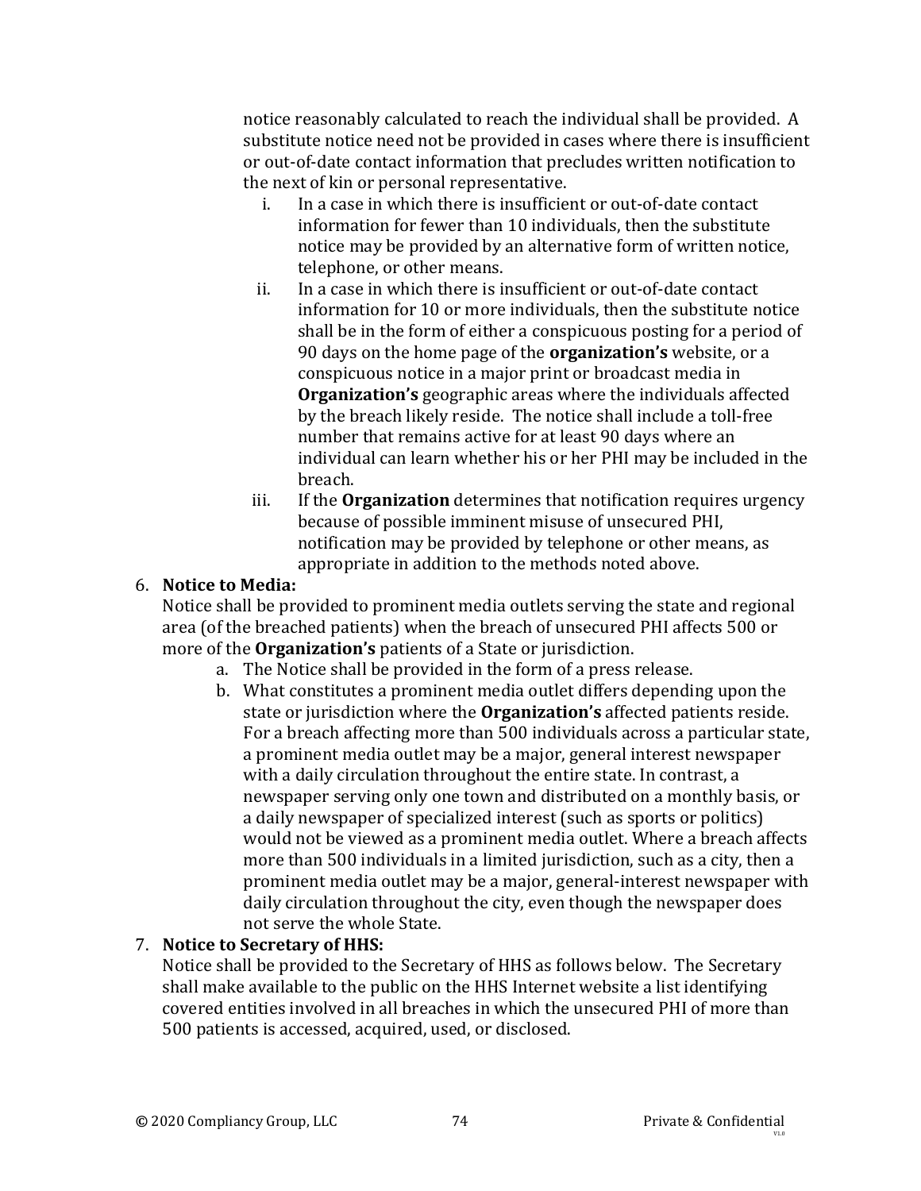notice reasonably calculated to reach the individual shall be provided. A substitute notice need not be provided in cases where there is insufficient or out-of-date contact information that precludes written notification to the next of kin or personal representative.

i. In a case in which there is insufficient or out-of-date contact information for fewer than 10 individuals, then the substitute notice may be provided by an alternative form of written notice, telephone, or other means.

ii. In a case in which there is insufficient or out-of-date contact information for 10 or more individuals, then the substitute notice shall be in the form of either a conspicuous posting for a period of 90 days on the home page of the **organization's** website, or a conspicuous notice in a major print or broadcast media in **Organization's** geographic areas where the individuals affected by the breach likely reside. The notice shall include a toll-free number that remains active for at least 90 days where an individual can learn whether his or her PHI may be included in the breach.

iii. If the **Organization** determines that notification requires urgency because of possible imminent misuse of unsecured PHI, notification may be provided by telephone or other means, as appropriate in addition to the methods noted above.

6. **Notice to Media:**
   Notice shall be provided to prominent media outlets serving the state and regional area (of the breached patients) when the breach of unsecured PHI affects 500 or more of the **Organization's** patients of a State or jurisdiction.
   a. The Notice shall be provided in the form of a press release.
   b. What constitutes a prominent media outlet differs depending upon the state or jurisdiction where the **Organization's** affected patients reside. For a breach affecting more than 500 individuals across a particular state, a prominent media outlet may be a major, general interest newspaper with a daily circulation throughout the entire state. In contrast, a newspaper serving only one town and distributed on a monthly basis, or a daily newspaper of specialized interest (such as sports or politics) would not be viewed as a prominent media outlet. Where a breach affects more than 500 individuals in a limited jurisdiction, such as a city, then a prominent media outlet may be a major, general-interest newspaper with daily circulation throughout the city, even though the newspaper does not serve the whole State.
7. **Notice to Secretary of HHS:**
   Notice shall be provided to the Secretary of HHS as follows below. The Secretary shall make available to the public on the HHS Internet website a list identifying covered entities involved in all breaches in which the unsecured PHI of more than 500 patients is accessed, acquired, used, or disclosed.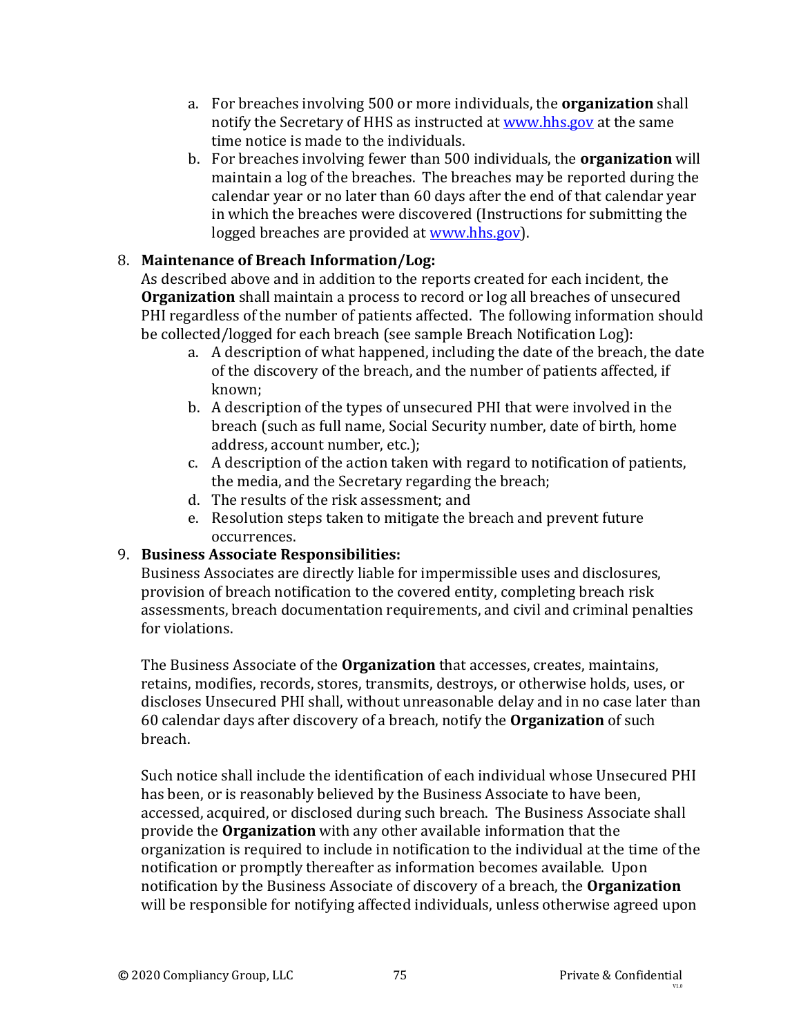a. For breaches involving 500 or more individuals, the **organization** shall notify the Secretary of HHS as instructed at [www.hhs.gov](http://www.hhs.gov) at the same time notice is made to the individuals.
b. For breaches involving fewer than 500 individuals, the **organization** will maintain a log of the breaches. The breaches may be reported during the calendar year or no later than 60 days after the end of that calendar year in which the breaches were discovered (Instructions for submitting the logged breaches are provided at [www.hhs.gov](http://www.hhs.gov)).

8. **Maintenance of Breach Information/Log:**
   As described above and in addition to the reports created for each incident, the **Organization** shall maintain a process to record or log all breaches of unsecured PHI regardless of the number of patients affected. The following information should be collected/logged for each breach (see sample Breach Notification Log):
   a. A description of what happened, including the date of the breach, the date of the discovery of the breach, and the number of patients affected, if known;
   b. A description of the types of unsecured PHI that were involved in the breach (such as full name, Social Security number, date of birth, home address, account number, etc.);
   c. A description of the action taken with regard to notification of patients, the media, and the Secretary regarding the breach;
   d. The results of the risk assessment; and
   e. Resolution steps taken to mitigate the breach and prevent future occurrences.

9. **Business Associate Responsibilities:**
   Business Associates are directly liable for impermissible uses and disclosures, provision of breach notification to the covered entity, completing breach risk assessments, breach documentation requirements, and civil and criminal penalties for violations.

   The Business Associate of the **Organization** that accesses, creates, maintains, retains, modifies, records, stores, transmits, destroys, or otherwise holds, uses, or discloses Unsecured PHI shall, without unreasonable delay and in no case later than 60 calendar days after discovery of a breach, notify the **Organization** of such breach.

   Such notice shall include the identification of each individual whose Unsecured PHI has been, or is reasonably believed by the Business Associate to have been, accessed, acquired, or disclosed during such breach. The Business Associate shall provide the **Organization** with any other available information that the organization is required to include in notification to the individual at the time of the notification or promptly thereafter as information becomes available. Upon notification by the Business Associate of discovery of a breach, the **Organization** will be responsible for notifying affected individuals, unless otherwise agreed upon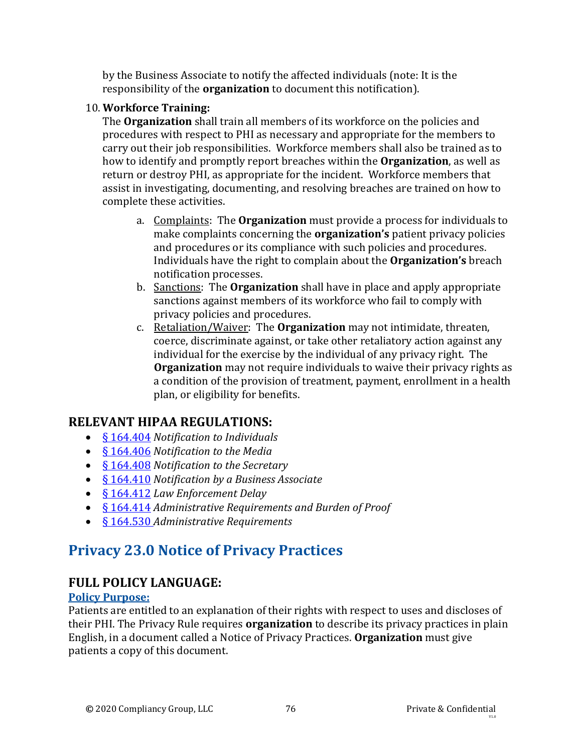by the Business Associate to notify the affected individuals (note: It is the responsibility of the **organization** to document this notification).

10. **Workforce Training:**
   The **Organization** shall train all members of its workforce on the policies and procedures with respect to PHI as necessary and appropriate for the members to carry out their job responsibilities. Workforce members shall also be trained as to how to identify and promptly report breaches within the **Organization**, as well as return or destroy PHI, as appropriate for the incident. Workforce members that assist in investigating, documenting, and resolving breaches are trained on how to complete these activities.

   a. Complaints: The **Organization** must provide a process for individuals to make complaints concerning the **organization's** patient privacy policies and procedures or its compliance with such policies and procedures. Individuals have the right to complain about the **Organization's** breach notification processes.
   b. Sanctions: The **Organization** shall have in place and apply appropriate sanctions against members of its workforce who fail to comply with privacy policies and procedures.
   c. Retaliation/Waiver: The **Organization** may not intimidate, threaten, coerce, discriminate against, or take other retaliatory action against any individual for the exercise by the individual of any privacy right. The **Organization** may not require individuals to waive their privacy rights as a condition of the provision of treatment, payment, enrollment in a health plan, or eligibility for benefits.

## RELEVANT HIPAA REGULATIONS:

- § 164.404 *Notification to Individuals*
- § 164.406 *Notification to the Media*
- § 164.408 *Notification to the Secretary*
- § 164.410 *Notification by a Business Associate*
- § 164.412 *Law Enforcement Delay*
- § 164.414 *Administrative Requirements and Burden of Proof*
- § 164.530 *Administrative Requirements*

# Privacy 23.0 Notice of Privacy Practices

## FULL POLICY LANGUAGE:

### Policy Purpose:

Patients are entitled to an explanation of their rights with respect to uses and discloses of their PHI. The Privacy Rule requires **organization** to describe its privacy practices in plain English, in a document called a Notice of Privacy Practices. **Organization** must give patients a copy of this document.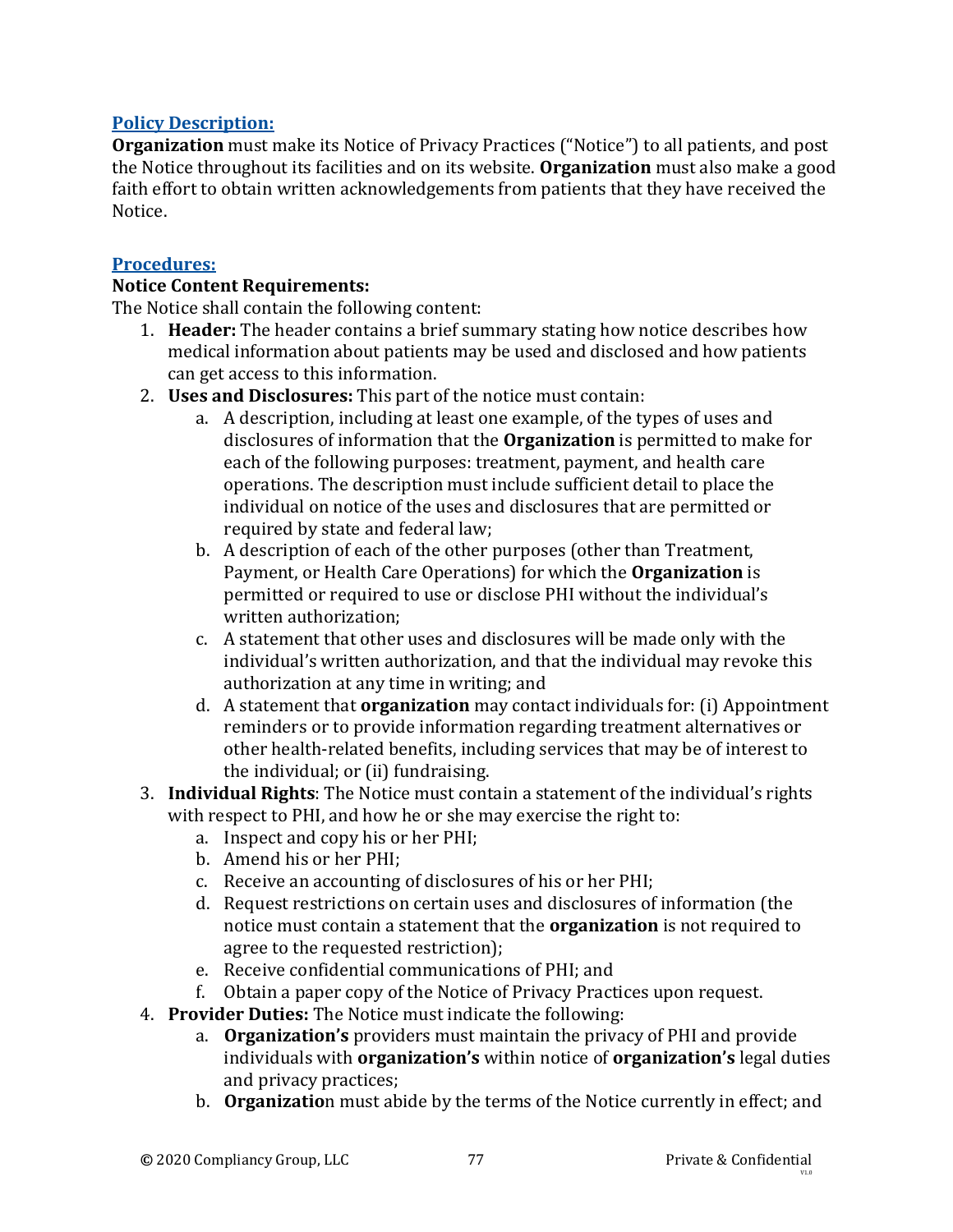## Policy Description:

**Organization** must make its Notice of Privacy Practices ("Notice") to all patients, and post the Notice throughout its facilities and on its website. **Organization** must also make a good faith effort to obtain written acknowledgements from patients that they have received the Notice.

## Procedures:

**Notice Content Requirements:**

The Notice shall contain the following content:

1. **Header:** The header contains a brief summary stating how notice describes how medical information about patients may be used and disclosed and how patients can get access to this information.
2. **Uses and Disclosures:** This part of the notice must contain:
    a. A description, including at least one example, of the types of uses and disclosures of information that the **Organization** is permitted to make for each of the following purposes: treatment, payment, and health care operations. The description must include sufficient detail to place the individual on notice of the uses and disclosures that are permitted or required by state and federal law;
    b. A description of each of the other purposes (other than Treatment, Payment, or Health Care Operations) for which the **Organization** is permitted or required to use or disclose PHI without the individual's written authorization;
    c. A statement that other uses and disclosures will be made only with the individual's written authorization, and that the individual may revoke this authorization at any time in writing; and
    d. A statement that **organization** may contact individuals for: (i) Appointment reminders or to provide information regarding treatment alternatives or other health-related benefits, including services that may be of interest to the individual; or (ii) fundraising.
3. **Individual Rights**: The Notice must contain a statement of the individual's rights with respect to PHI, and how he or she may exercise the right to:
    a. Inspect and copy his or her PHI;
    b. Amend his or her PHI;
    c. Receive an accounting of disclosures of his or her PHI;
    d. Request restrictions on certain uses and disclosures of information (the notice must contain a statement that the **organization** is not required to agree to the requested restriction);
    e. Receive confidential communications of PHI; and
    f. Obtain a paper copy of the Notice of Privacy Practices upon request.
4. **Provider Duties:** The Notice must indicate the following:
    a. **Organization's** providers must maintain the privacy of PHI and provide individuals with **organization's** within notice of **organization's** legal duties and privacy practices;
    b. **Organizatio**n must abide by the terms of the Notice currently in effect; and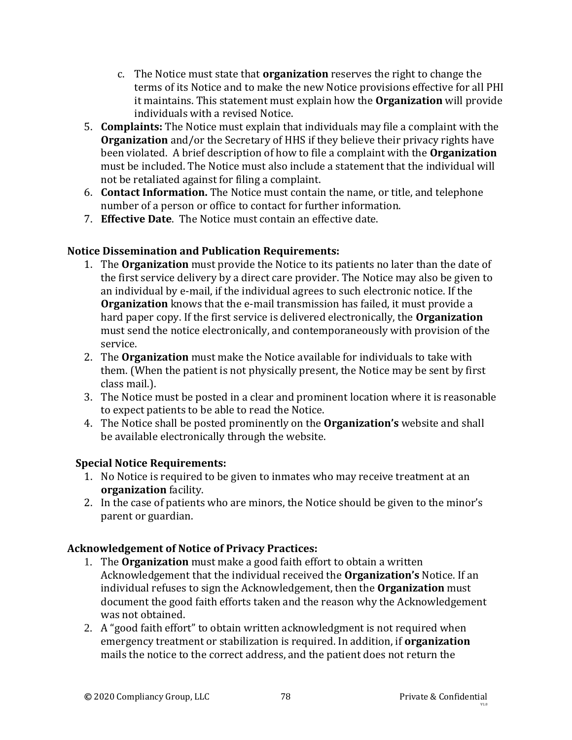c. The Notice must state that **organization** reserves the right to change the terms of its Notice and to make the new Notice provisions effective for all PHI it maintains. This statement must explain how the **Organization** will provide individuals with a revised Notice.

5. **Complaints:** The Notice must explain that individuals may file a complaint with the **Organization** and/or the Secretary of HHS if they believe their privacy rights have been violated. A brief description of how to file a complaint with the **Organization** must be included. The Notice must also include a statement that the individual will not be retaliated against for filing a complaint.
6. **Contact Information.** The Notice must contain the name, or title, and telephone number of a person or office to contact for further information.
7. **Effective Date**. The Notice must contain an effective date.

**Notice Dissemination and Publication Requirements:**

1. The **Organization** must provide the Notice to its patients no later than the date of the first service delivery by a direct care provider. The Notice may also be given to an individual by e-mail, if the individual agrees to such electronic notice. If the **Organization** knows that the e-mail transmission has failed, it must provide a hard paper copy. If the first service is delivered electronically, the **Organization** must send the notice electronically, and contemporaneously with provision of the service.
2. The **Organization** must make the Notice available for individuals to take with them. (When the patient is not physically present, the Notice may be sent by first class mail.).
3. The Notice must be posted in a clear and prominent location where it is reasonable to expect patients to be able to read the Notice.
4. The Notice shall be posted prominently on the **Organization's** website and shall be available electronically through the website.

**Special Notice Requirements:**

1. No Notice is required to be given to inmates who may receive treatment at an **organization** facility.
2. In the case of patients who are minors, the Notice should be given to the minor's parent or guardian.

**Acknowledgement of Notice of Privacy Practices:**

1. The **Organization** must make a good faith effort to obtain a written Acknowledgement that the individual received the **Organization's** Notice. If an individual refuses to sign the Acknowledgement, then the **Organization** must document the good faith efforts taken and the reason why the Acknowledgement was not obtained.
2. A "good faith effort" to obtain written acknowledgment is not required when emergency treatment or stabilization is required. In addition, if **organization** mails the notice to the correct address, and the patient does not return the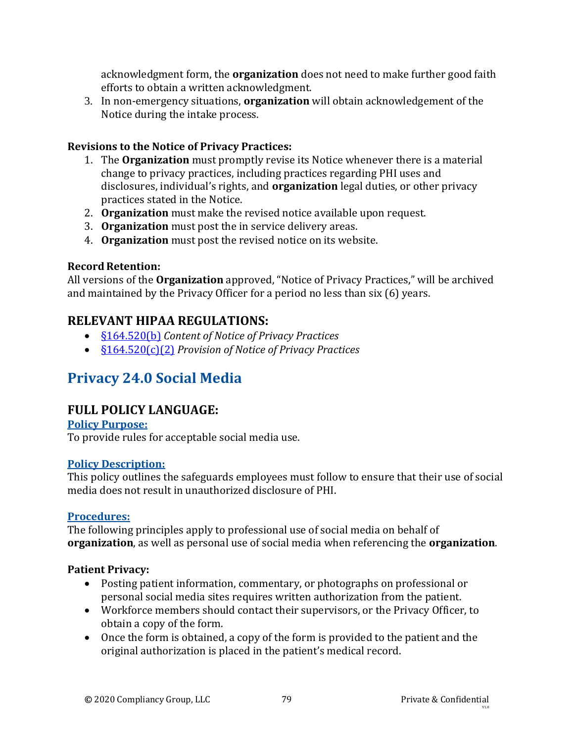acknowledgment form, the **organization** does not need to make further good faith efforts to obtain a written acknowledgment.

3. In non-emergency situations, **organization** will obtain acknowledgement of the Notice during the intake process.

**Revisions to the Notice of Privacy Practices:**

1. The **Organization** must promptly revise its Notice whenever there is a material change to privacy practices, including practices regarding PHI uses and disclosures, individual's rights, and **organization** legal duties, or other privacy practices stated in the Notice.
2. **Organization** must make the revised notice available upon request.
3. **Organization** must post the in service delivery areas.
4. **Organization** must post the revised notice on its website.

**Record Retention:**
All versions of the **Organization** approved, "Notice of Privacy Practices," will be archived and maintained by the Privacy Officer for a period no less than six (6) years.

## RELEVANT HIPAA REGULATIONS:

- §164.520(b) *Content of Notice of Privacy Practices*
- §164.520(c)(2) *Provision of Notice of Privacy Practices*

# Privacy 24.0 Social Media

## FULL POLICY LANGUAGE:

**Policy Purpose:**
To provide rules for acceptable social media use.

**Policy Description:**
This policy outlines the safeguards employees must follow to ensure that their use of social media does not result in unauthorized disclosure of PHI.

**Procedures:**
The following principles apply to professional use of social media on behalf of **organization**, as well as personal use of social media when referencing the **organization**.

**Patient Privacy:**

- Posting patient information, commentary, or photographs on professional or personal social media sites requires written authorization from the patient.
- Workforce members should contact their supervisors, or the Privacy Officer, to obtain a copy of the form.
- Once the form is obtained, a copy of the form is provided to the patient and the original authorization is placed in the patient's medical record.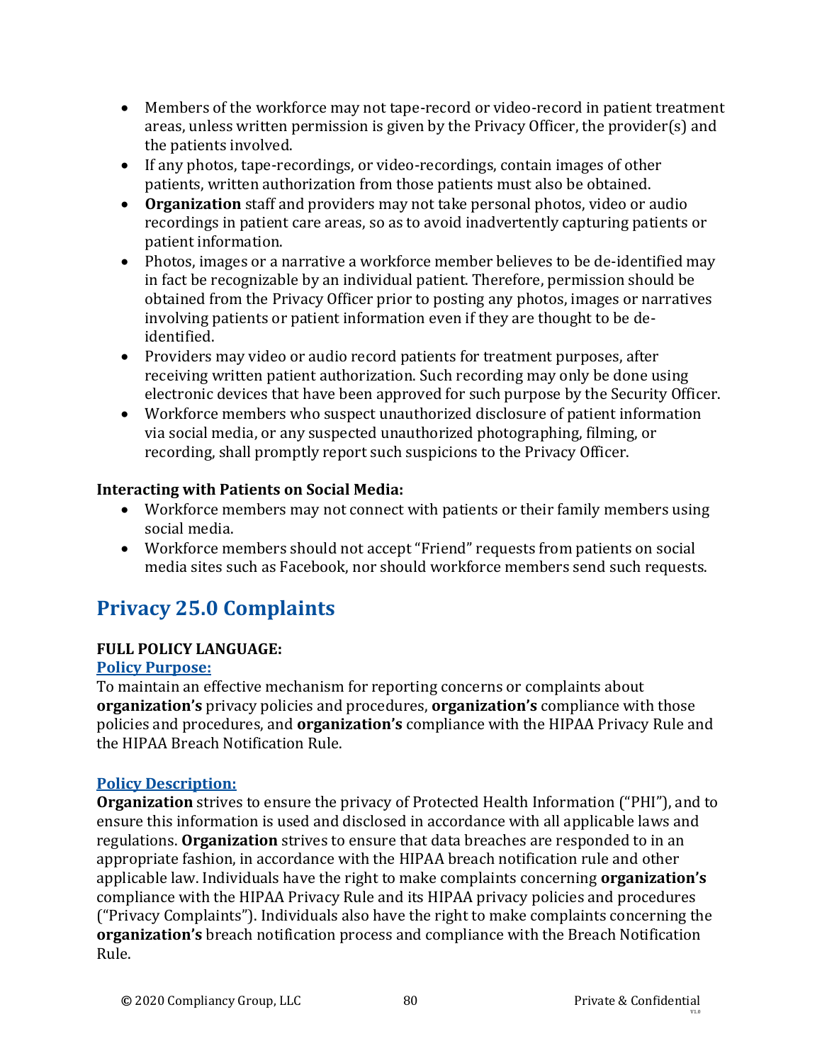- Members of the workforce may not tape-record or video-record in patient treatment areas, unless written permission is given by the Privacy Officer, the provider(s) and the patients involved.
- If any photos, tape-recordings, or video-recordings, contain images of other patients, written authorization from those patients must also be obtained.
- **Organization** staff and providers may not take personal photos, video or audio recordings in patient care areas, so as to avoid inadvertently capturing patients or patient information.
- Photos, images or a narrative a workforce member believes to be de-identified may in fact be recognizable by an individual patient. Therefore, permission should be obtained from the Privacy Officer prior to posting any photos, images or narratives involving patients or patient information even if they are thought to be de-identified.
- Providers may video or audio record patients for treatment purposes, after receiving written patient authorization. Such recording may only be done using electronic devices that have been approved for such purpose by the Security Officer.
- Workforce members who suspect unauthorized disclosure of patient information via social media, or any suspected unauthorized photographing, filming, or recording, shall promptly report such suspicions to the Privacy Officer.

**Interacting with Patients on Social Media:**

- Workforce members may not connect with patients or their family members using social media.
- Workforce members should not accept "Friend" requests from patients on social media sites such as Facebook, nor should workforce members send such requests.

## Privacy 25.0 Complaints

**FULL POLICY LANGUAGE:**

**Policy Purpose:**

To maintain an effective mechanism for reporting concerns or complaints about **organization's** privacy policies and procedures, **organization's** compliance with those policies and procedures, and **organization's** compliance with the HIPAA Privacy Rule and the HIPAA Breach Notification Rule.

**Policy Description:**

**Organization** strives to ensure the privacy of Protected Health Information ("PHI"), and to ensure this information is used and disclosed in accordance with all applicable laws and regulations. **Organization** strives to ensure that data breaches are responded to in an appropriate fashion, in accordance with the HIPAA breach notification rule and other applicable law. Individuals have the right to make complaints concerning **organization's** compliance with the HIPAA Privacy Rule and its HIPAA privacy policies and procedures ("Privacy Complaints"). Individuals also have the right to make complaints concerning the **organization's** breach notification process and compliance with the Breach Notification Rule.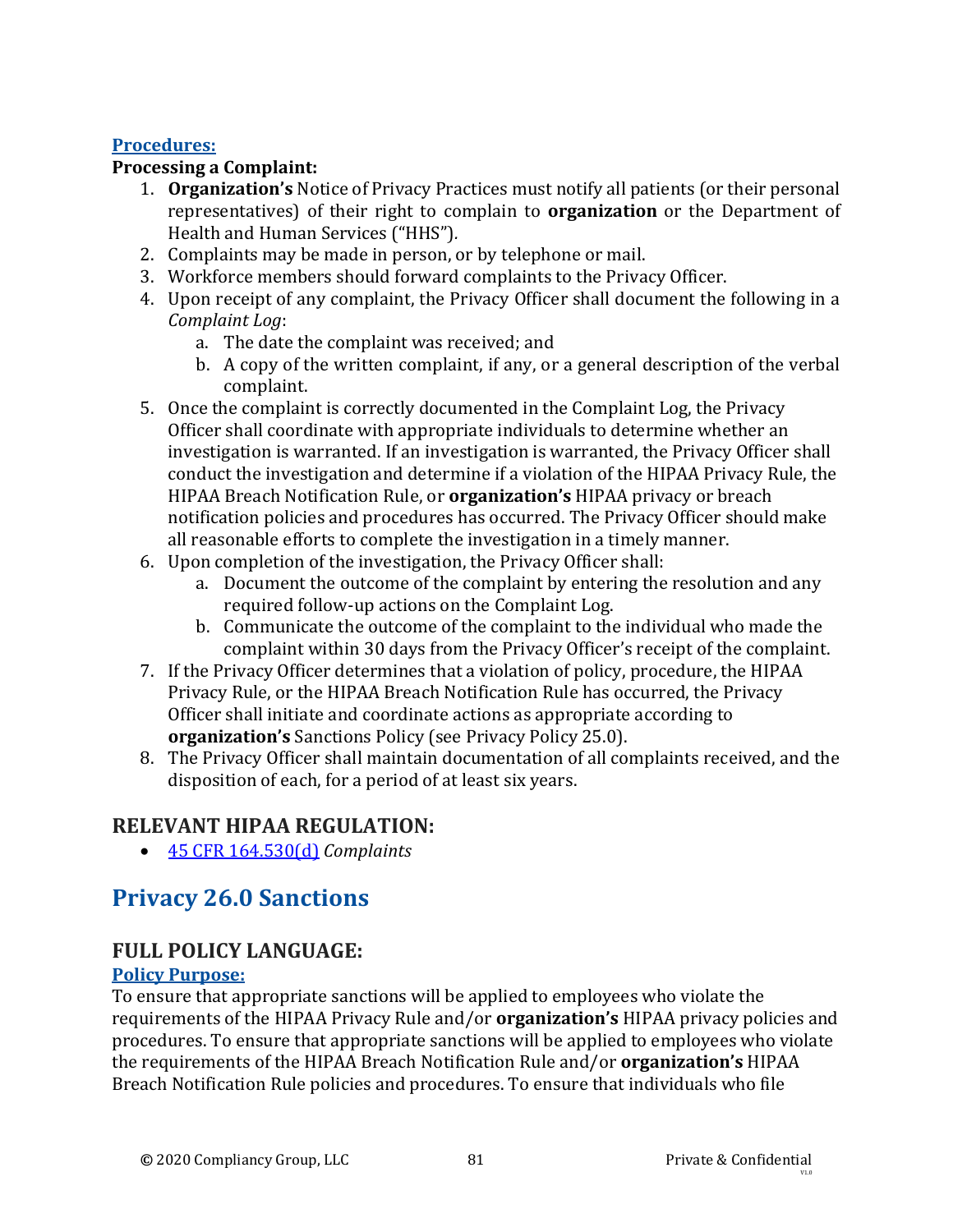**Procedures:**

**Processing a Complaint:**

1. **Organization's** Notice of Privacy Practices must notify all patients (or their personal representatives) of their right to complain to **organization** or the Department of Health and Human Services ("HHS").
2. Complaints may be made in person, or by telephone or mail.
3. Workforce members should forward complaints to the Privacy Officer.
4. Upon receipt of any complaint, the Privacy Officer shall document the following in a *Complaint Log*:
   a. The date the complaint was received; and
   b. A copy of the written complaint, if any, or a general description of the verbal complaint.
5. Once the complaint is correctly documented in the Complaint Log, the Privacy Officer shall coordinate with appropriate individuals to determine whether an investigation is warranted. If an investigation is warranted, the Privacy Officer shall conduct the investigation and determine if a violation of the HIPAA Privacy Rule, the HIPAA Breach Notification Rule, or **organization's** HIPAA privacy or breach notification policies and procedures has occurred. The Privacy Officer should make all reasonable efforts to complete the investigation in a timely manner.
6. Upon completion of the investigation, the Privacy Officer shall:
   a. Document the outcome of the complaint by entering the resolution and any required follow-up actions on the Complaint Log.
   b. Communicate the outcome of the complaint to the individual who made the complaint within 30 days from the Privacy Officer's receipt of the complaint.
7. If the Privacy Officer determines that a violation of policy, procedure, the HIPAA Privacy Rule, or the HIPAA Breach Notification Rule has occurred, the Privacy Officer shall initiate and coordinate actions as appropriate according to **organization's** Sanctions Policy (see Privacy Policy 25.0).
8. The Privacy Officer shall maintain documentation of all complaints received, and the disposition of each, for a period of at least six years.

## RELEVANT HIPAA REGULATION:

- 45 CFR 164.530(d) *Complaints*

# Privacy 26.0 Sanctions

## FULL POLICY LANGUAGE:

**Policy Purpose:**

To ensure that appropriate sanctions will be applied to employees who violate the requirements of the HIPAA Privacy Rule and/or **organization's** HIPAA privacy policies and procedures. To ensure that appropriate sanctions will be applied to employees who violate the requirements of the HIPAA Breach Notification Rule and/or **organization's** HIPAA Breach Notification Rule policies and procedures. To ensure that individuals who file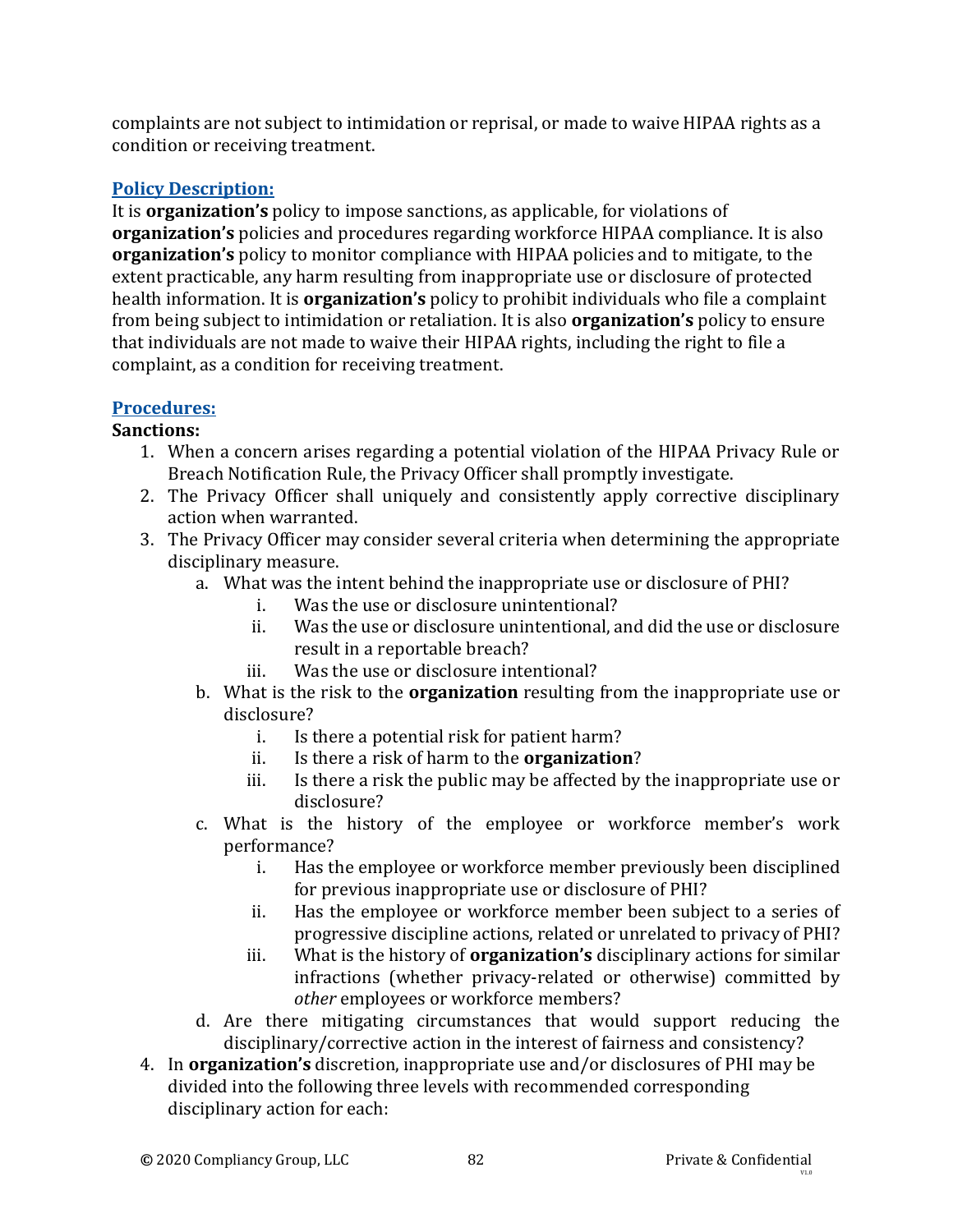complaints are not subject to intimidation or reprisal, or made to waive HIPAA rights as a condition or receiving treatment.

**Policy Description:**

It is **organization's** policy to impose sanctions, as applicable, for violations of **organization's** policies and procedures regarding workforce HIPAA compliance. It is also **organization's** policy to monitor compliance with HIPAA policies and to mitigate, to the extent practicable, any harm resulting from inappropriate use or disclosure of protected health information. It is **organization's** policy to prohibit individuals who file a complaint from being subject to intimidation or retaliation. It is also **organization's** policy to ensure that individuals are not made to waive their HIPAA rights, including the right to file a complaint, as a condition for receiving treatment.

**Procedures:**

**Sanctions:**

1. When a concern arises regarding a potential violation of the HIPAA Privacy Rule or Breach Notification Rule, the Privacy Officer shall promptly investigate.
2. The Privacy Officer shall uniquely and consistently apply corrective disciplinary action when warranted.
3. The Privacy Officer may consider several criteria when determining the appropriate disciplinary measure.
    a. What was the intent behind the inappropriate use or disclosure of PHI?
        i. Was the use or disclosure unintentional?
        ii. Was the use or disclosure unintentional, and did the use or disclosure result in a reportable breach?
        iii. Was the use or disclosure intentional?
    b. What is the risk to the **organization** resulting from the inappropriate use or disclosure?
        i. Is there a potential risk for patient harm?
        ii. Is there a risk of harm to the **organization**?
        iii. Is there a risk the public may be affected by the inappropriate use or disclosure?
    c. What is the history of the employee or workforce member's work performance?
        i. Has the employee or workforce member previously been disciplined for previous inappropriate use or disclosure of PHI?
        ii. Has the employee or workforce member been subject to a series of progressive discipline actions, related or unrelated to privacy of PHI?
        iii. What is the history of **organization's** disciplinary actions for similar infractions (whether privacy-related or otherwise) committed by *other* employees or workforce members?
    d. Are there mitigating circumstances that would support reducing the disciplinary/corrective action in the interest of fairness and consistency?
4. In **organization's** discretion, inappropriate use and/or disclosures of PHI may be divided into the following three levels with recommended corresponding disciplinary action for each: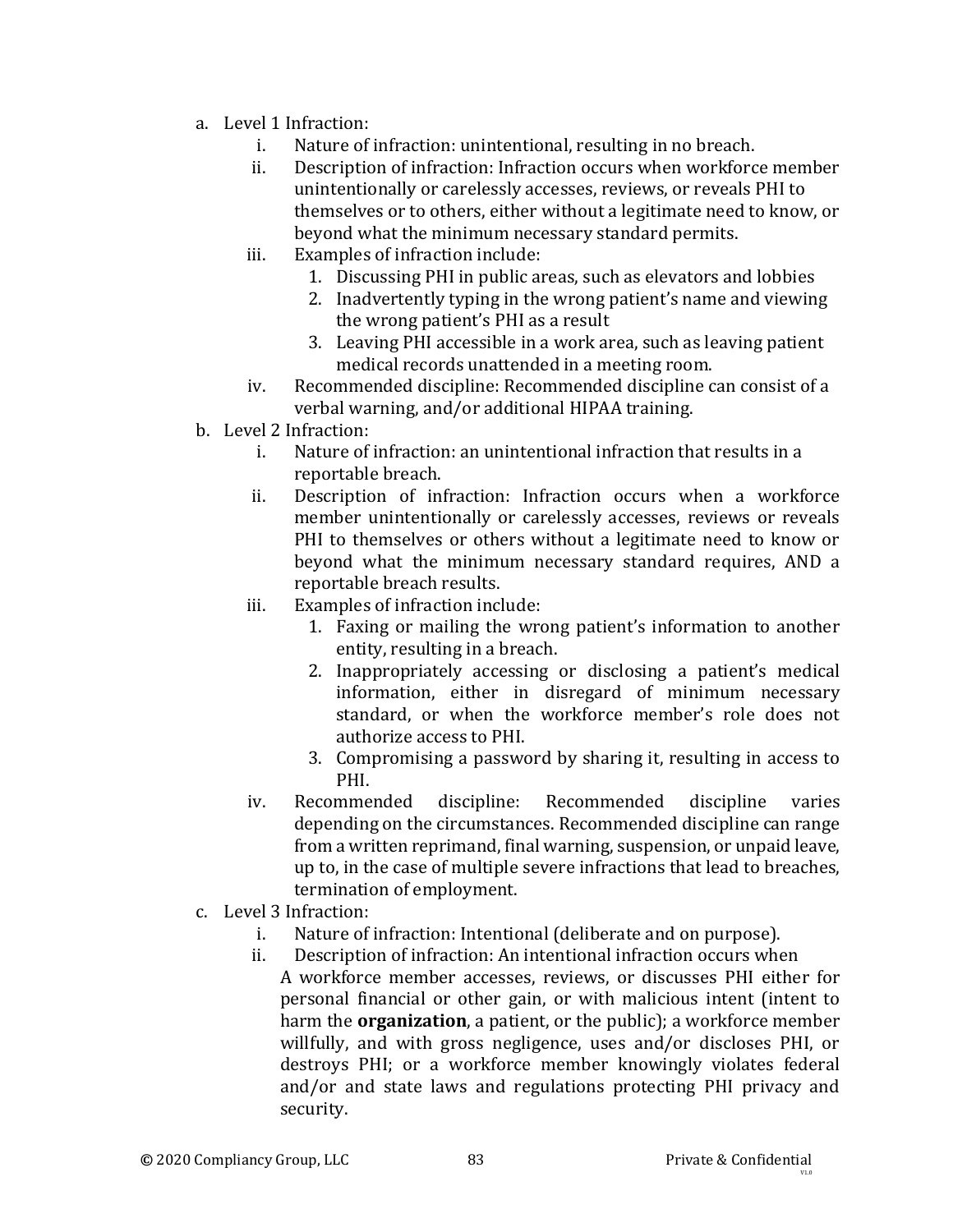a. Level 1 Infraction:
    i. Nature of infraction: unintentional, resulting in no breach.
    ii. Description of infraction: Infraction occurs when workforce member unintentionally or carelessly accesses, reviews, or reveals PHI to themselves or to others, either without a legitimate need to know, or beyond what the minimum necessary standard permits.
    iii. Examples of infraction include:
        1. Discussing PHI in public areas, such as elevators and lobbies
        2. Inadvertently typing in the wrong patient's name and viewing the wrong patient's PHI as a result
        3. Leaving PHI accessible in a work area, such as leaving patient medical records unattended in a meeting room.
    iv. Recommended discipline: Recommended discipline can consist of a verbal warning, and/or additional HIPAA training.

b. Level 2 Infraction:
    i. Nature of infraction: an unintentional infraction that results in a reportable breach.
    ii. Description of infraction: Infraction occurs when a workforce member unintentionally or carelessly accesses, reviews or reveals PHI to themselves or others without a legitimate need to know or beyond what the minimum necessary standard requires, AND a reportable breach results.
    iii. Examples of infraction include:
        1. Faxing or mailing the wrong patient's information to another entity, resulting in a breach.
        2. Inappropriately accessing or disclosing a patient's medical information, either in disregard of minimum necessary standard, or when the workforce member's role does not authorize access to PHI.
        3. Compromising a password by sharing it, resulting in access to PHI.
    iv. Recommended discipline: Recommended discipline varies depending on the circumstances. Recommended discipline can range from a written reprimand, final warning, suspension, or unpaid leave, up to, in the case of multiple severe infractions that lead to breaches, termination of employment.

c. Level 3 Infraction:
    i. Nature of infraction: Intentional (deliberate and on purpose).
    ii. Description of infraction: An intentional infraction occurs when A workforce member accesses, reviews, or discusses PHI either for personal financial or other gain, or with malicious intent (intent to harm the **organization**, a patient, or the public); a workforce member willfully, and with gross negligence, uses and/or discloses PHI, or destroys PHI; or a workforce member knowingly violates federal and/or and state laws and regulations protecting PHI privacy and security.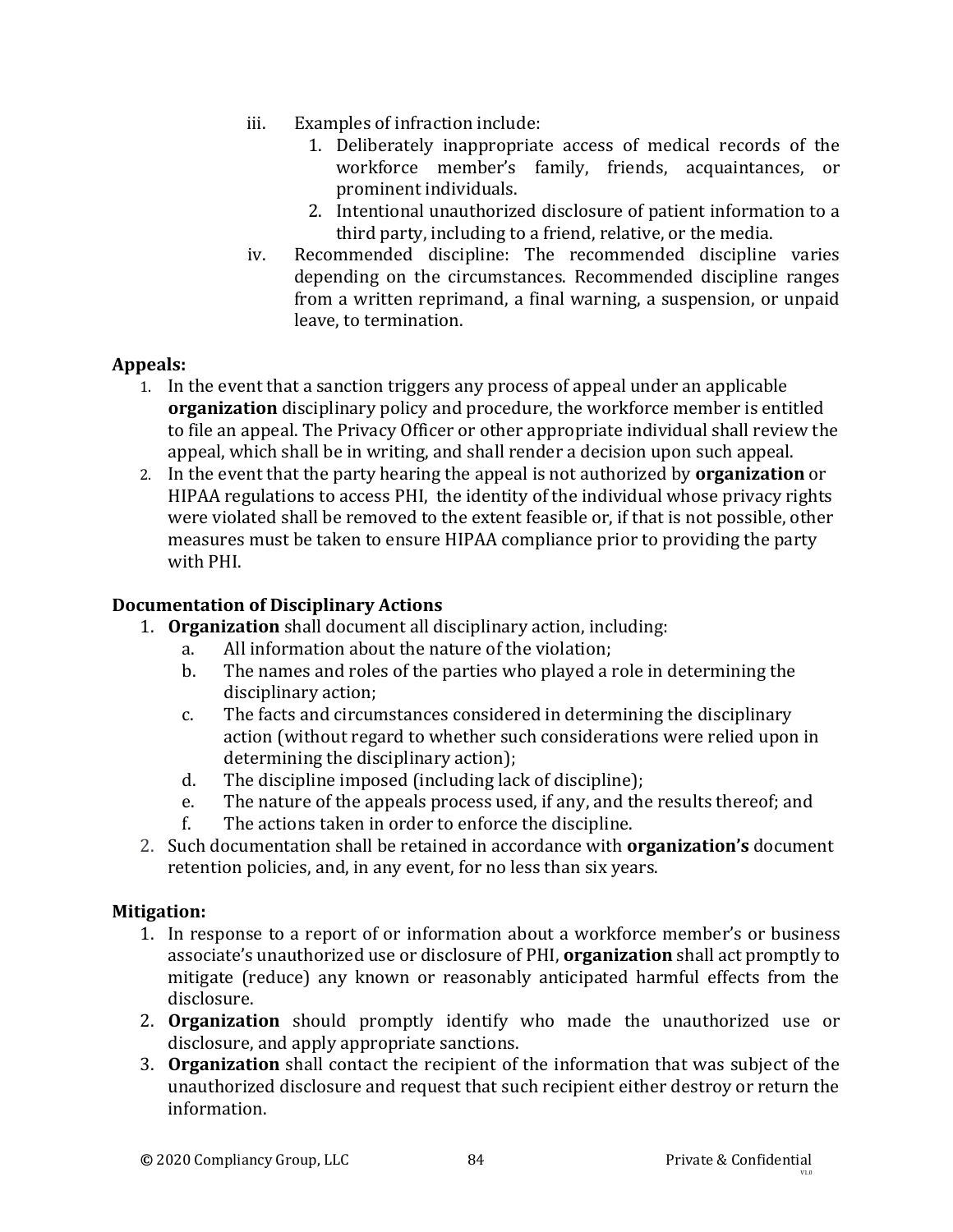iii. Examples of infraction include:
   1. Deliberately inappropriate access of medical records of the workforce member's family, friends, acquaintances, or prominent individuals.
   2. Intentional unauthorized disclosure of patient information to a third party, including to a friend, relative, or the media.

iv. Recommended discipline: The recommended discipline varies depending on the circumstances. Recommended discipline ranges from a written reprimand, a final warning, a suspension, or unpaid leave, to termination.

**Appeals:**

1. In the event that a sanction triggers any process of appeal under an applicable **organization** disciplinary policy and procedure, the workforce member is entitled to file an appeal. The Privacy Officer or other appropriate individual shall review the appeal, which shall be in writing, and shall render a decision upon such appeal.
2. In the event that the party hearing the appeal is not authorized by **organization** or HIPAA regulations to access PHI, the identity of the individual whose privacy rights were violated shall be removed to the extent feasible or, if that is not possible, other measures must be taken to ensure HIPAA compliance prior to providing the party with PHI.

**Documentation of Disciplinary Actions**

1. **Organization** shall document all disciplinary action, including:
   a. All information about the nature of the violation;
   b. The names and roles of the parties who played a role in determining the disciplinary action;
   c. The facts and circumstances considered in determining the disciplinary action (without regard to whether such considerations were relied upon in determining the disciplinary action);
   d. The discipline imposed (including lack of discipline);
   e. The nature of the appeals process used, if any, and the results thereof; and
   f. The actions taken in order to enforce the discipline.
2. Such documentation shall be retained in accordance with **organization's** document retention policies, and, in any event, for no less than six years.

**Mitigation:**

1. In response to a report of or information about a workforce member's or business associate's unauthorized use or disclosure of PHI, **organization** shall act promptly to mitigate (reduce) any known or reasonably anticipated harmful effects from the disclosure.
2. **Organization** should promptly identify who made the unauthorized use or disclosure, and apply appropriate sanctions.
3. **Organization** shall contact the recipient of the information that was subject of the unauthorized disclosure and request that such recipient either destroy or return the information.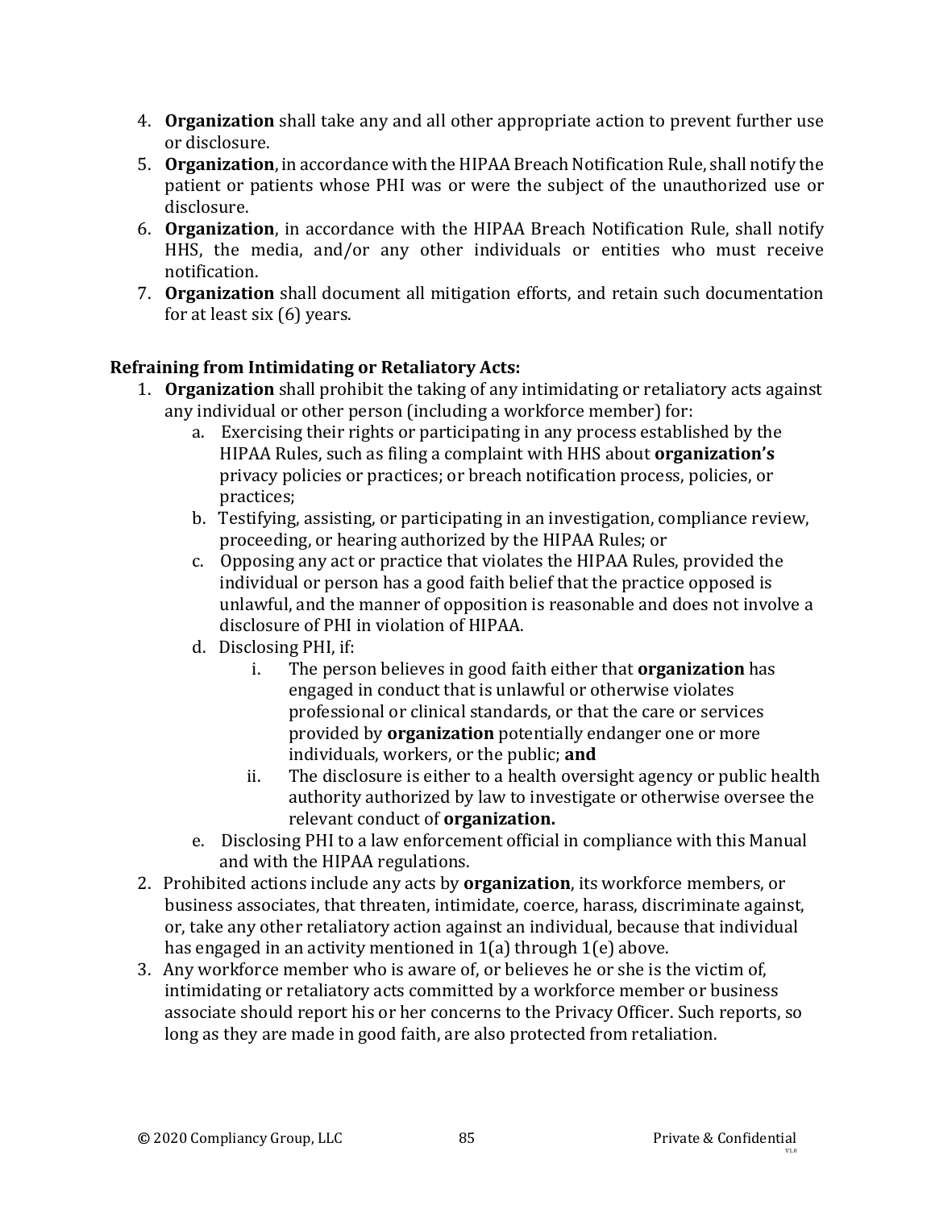4. **Organization** shall take any and all other appropriate action to prevent further use or disclosure.
5. **Organization**, in accordance with the HIPAA Breach Notification Rule, shall notify the patient or patients whose PHI was or were the subject of the unauthorized use or disclosure.
6. **Organization**, in accordance with the HIPAA Breach Notification Rule, shall notify HHS, the media, and/or any other individuals or entities who must receive notification.
7. **Organization** shall document all mitigation efforts, and retain such documentation for at least six (6) years.

**Refraining from Intimidating or Retaliatory Acts:**

1. **Organization** shall prohibit the taking of any intimidating or retaliatory acts against any individual or other person (including a workforce member) for:
   a. Exercising their rights or participating in any process established by the HIPAA Rules, such as filing a complaint with HHS about **organization's** privacy policies or practices; or breach notification process, policies, or practices;
   b. Testifying, assisting, or participating in an investigation, compliance review, proceeding, or hearing authorized by the HIPAA Rules; or
   c. Opposing any act or practice that violates the HIPAA Rules, provided the individual or person has a good faith belief that the practice opposed is unlawful, and the manner of opposition is reasonable and does not involve a disclosure of PHI in violation of HIPAA.
   d. Disclosing PHI, if:
      i. The person believes in good faith either that **organization** has engaged in conduct that is unlawful or otherwise violates professional or clinical standards, or that the care or services provided by **organization** potentially endanger one or more individuals, workers, or the public; **and**
      ii. The disclosure is either to a health oversight agency or public health authority authorized by law to investigate or otherwise oversee the relevant conduct of **organization.**
   e. Disclosing PHI to a law enforcement official in compliance with this Manual and with the HIPAA regulations.
2. Prohibited actions include any acts by **organization**, its workforce members, or business associates, that threaten, intimidate, coerce, harass, discriminate against, or, take any other retaliatory action against an individual, because that individual has engaged in an activity mentioned in 1(a) through 1(e) above.
3. Any workforce member who is aware of, or believes he or she is the victim of, intimidating or retaliatory acts committed by a workforce member or business associate should report his or her concerns to the Privacy Officer. Such reports, so long as they are made in good faith, are also protected from retaliation.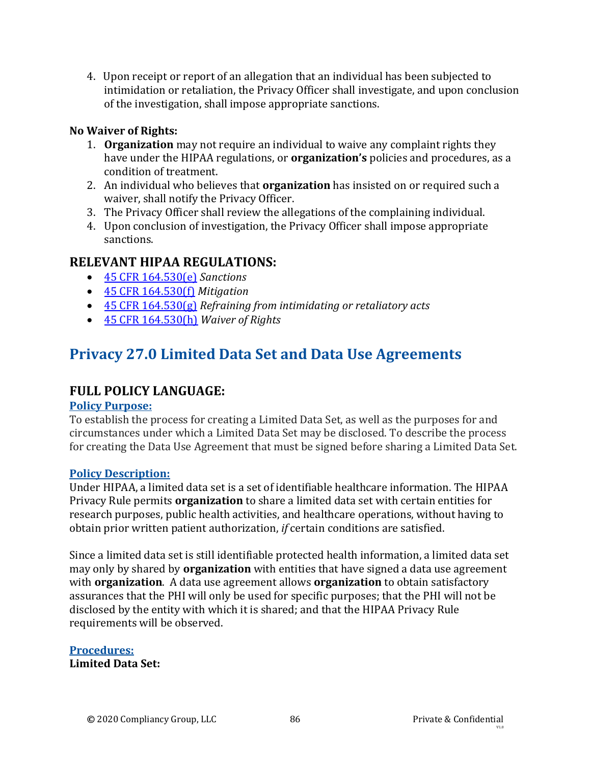4. Upon receipt or report of an allegation that an individual has been subjected to intimidation or retaliation, the Privacy Officer shall investigate, and upon conclusion of the investigation, shall impose appropriate sanctions.

**No Waiver of Rights:**

1. **Organization** may not require an individual to waive any complaint rights they have under the HIPAA regulations, or **organization's** policies and procedures, as a condition of treatment.
2. An individual who believes that **organization** has insisted on or required such a waiver, shall notify the Privacy Officer.
3. The Privacy Officer shall review the allegations of the complaining individual.
4. Upon conclusion of investigation, the Privacy Officer shall impose appropriate sanctions.

### RELEVANT HIPAA REGULATIONS:

- 45 CFR 164.530(e) *Sanctions*
- 45 CFR 164.530(f) *Mitigation*
- 45 CFR 164.530(g) *Refraining from intimidating or retaliatory acts*
- 45 CFR 164.530(h) *Waiver of Rights*

## Privacy 27.0 Limited Data Set and Data Use Agreements

### FULL POLICY LANGUAGE:

**Policy Purpose:**

To establish the process for creating a Limited Data Set, as well as the purposes for and circumstances under which a Limited Data Set may be disclosed. To describe the process for creating the Data Use Agreement that must be signed before sharing a Limited Data Set.

**Policy Description:**

Under HIPAA, a limited data set is a set of identifiable healthcare information. The HIPAA Privacy Rule permits **organization** to share a limited data set with certain entities for research purposes, public health activities, and healthcare operations, without having to obtain prior written patient authorization, *if* certain conditions are satisfied.

Since a limited data set is still identifiable protected health information, a limited data set may only by shared by **organization** with entities that have signed a data use agreement with **organization**. A data use agreement allows **organization** to obtain satisfactory assurances that the PHI will only be used for specific purposes; that the PHI will not be disclosed by the entity with which it is shared; and that the HIPAA Privacy Rule requirements will be observed.

**Procedures:**

**Limited Data Set:**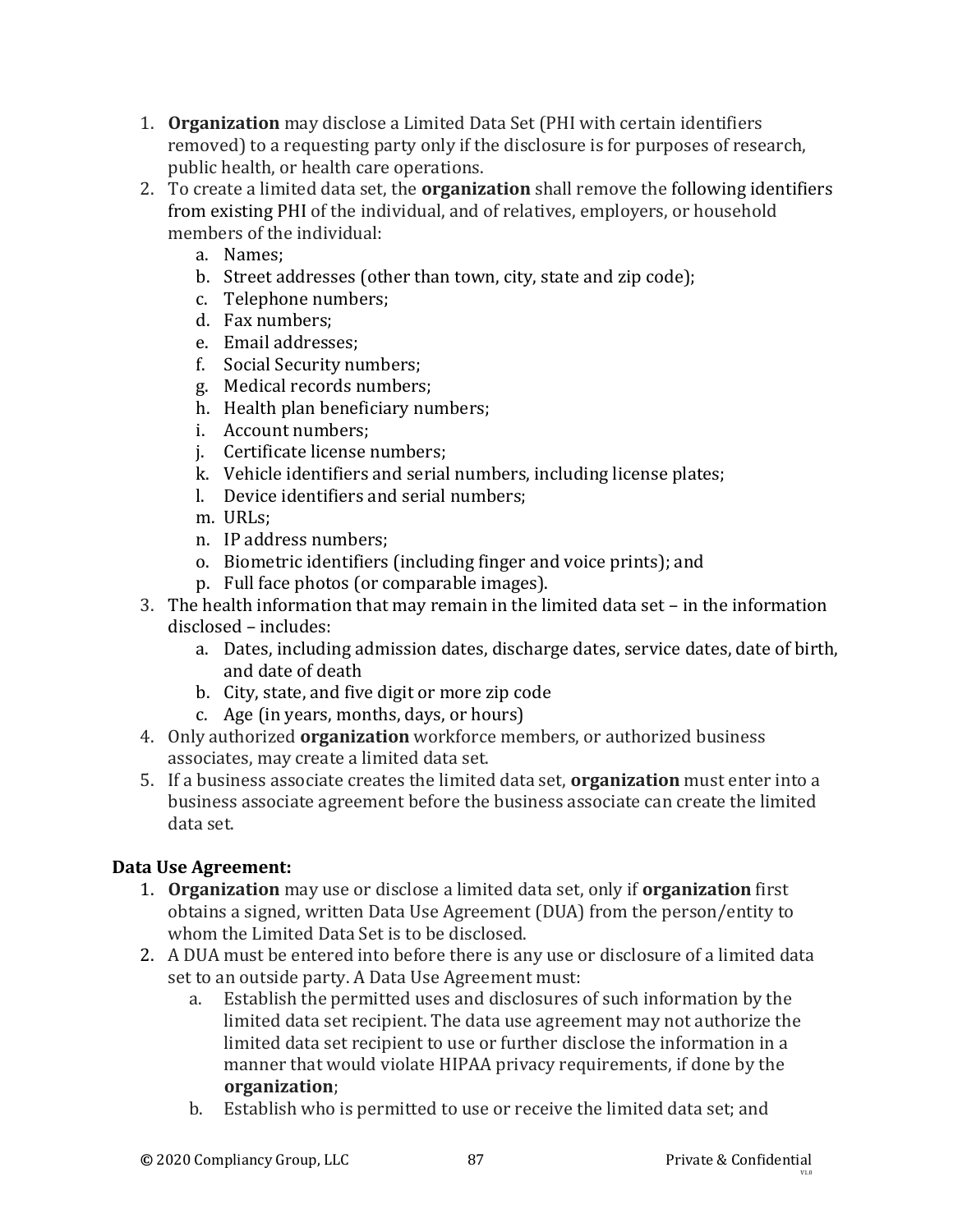1. **Organization** may disclose a Limited Data Set (PHI with certain identifiers removed) to a requesting party only if the disclosure is for purposes of research, public health, or health care operations.
2. To create a limited data set, the **organization** shall remove the following identifiers from existing PHI of the individual, and of relatives, employers, or household members of the individual:
   a. Names;
   b. Street addresses (other than town, city, state and zip code);
   c. Telephone numbers;
   d. Fax numbers;
   e. Email addresses;
   f. Social Security numbers;
   g. Medical records numbers;
   h. Health plan beneficiary numbers;
   i. Account numbers;
   j. Certificate license numbers;
   k. Vehicle identifiers and serial numbers, including license plates;
   l. Device identifiers and serial numbers;
   m. URLs;
   n. IP address numbers;
   o. Biometric identifiers (including finger and voice prints); and
   p. Full face photos (or comparable images).
3. The health information that may remain in the limited data set – in the information disclosed – includes:
   a. Dates, including admission dates, discharge dates, service dates, date of birth, and date of death
   b. City, state, and five digit or more zip code
   c. Age (in years, months, days, or hours)
4. Only authorized **organization** workforce members, or authorized business associates, may create a limited data set.
5. If a business associate creates the limited data set, **organization** must enter into a business associate agreement before the business associate can create the limited data set.

**Data Use Agreement:**

1. **Organization** may use or disclose a limited data set, only if **organization** first obtains a signed, written Data Use Agreement (DUA) from the person/entity to whom the Limited Data Set is to be disclosed.
2. A DUA must be entered into before there is any use or disclosure of a limited data set to an outside party. A Data Use Agreement must:
   a. Establish the permitted uses and disclosures of such information by the limited data set recipient. The data use agreement may not authorize the limited data set recipient to use or further disclose the information in a manner that would violate HIPAA privacy requirements, if done by the **organization**;
   b. Establish who is permitted to use or receive the limited data set; and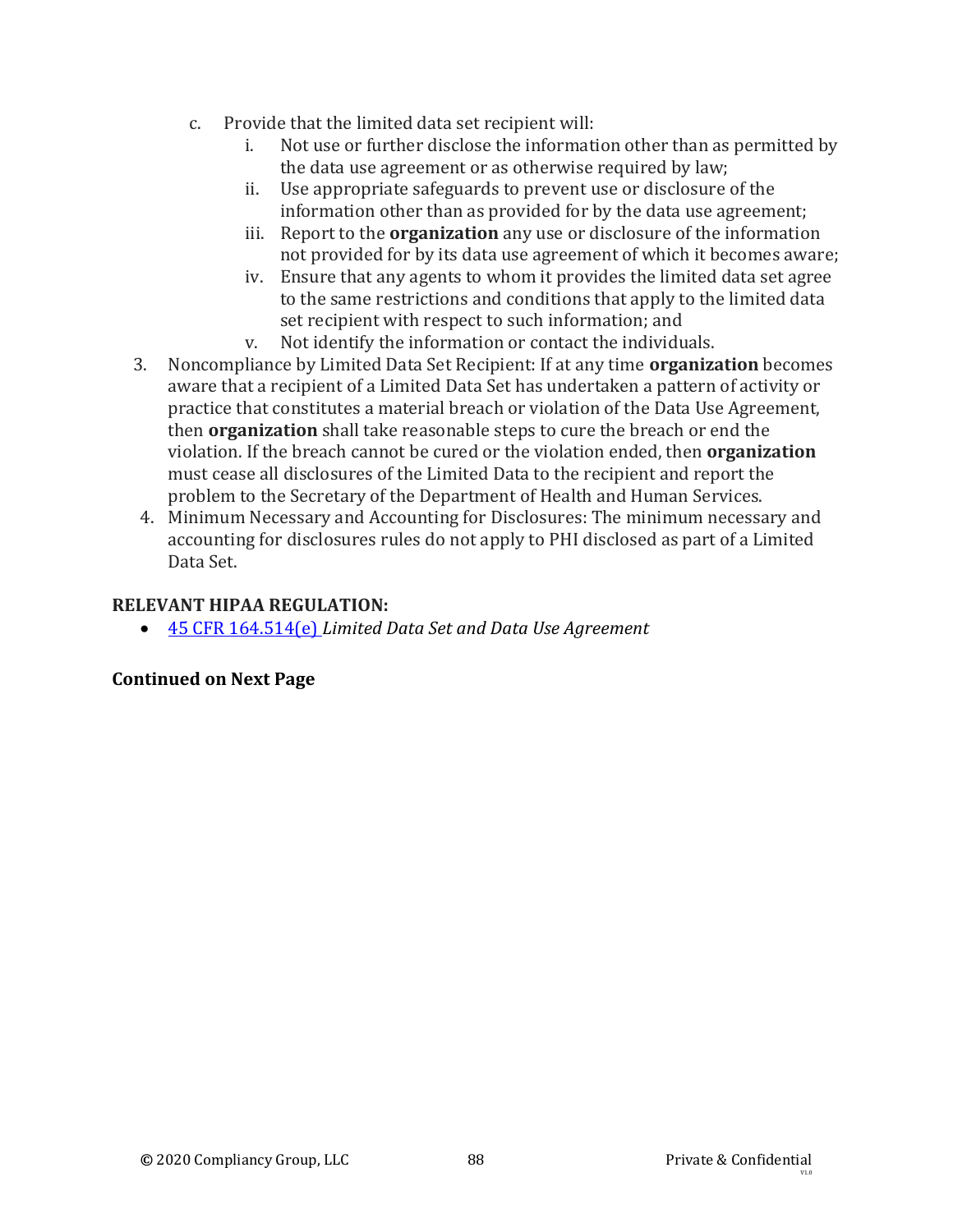c. Provide that the limited data set recipient will:
    i. Not use or further disclose the information other than as permitted by the data use agreement or as otherwise required by law;
    ii. Use appropriate safeguards to prevent use or disclosure of the information other than as provided for by the data use agreement;
    iii. Report to the **organization** any use or disclosure of the information not provided for by its data use agreement of which it becomes aware;
    iv. Ensure that any agents to whom it provides the limited data set agree to the same restrictions and conditions that apply to the limited data set recipient with respect to such information; and
    v. Not identify the information or contact the individuals.

3. Noncompliance by Limited Data Set Recipient: If at any time **organization** becomes aware that a recipient of a Limited Data Set has undertaken a pattern of activity or practice that constitutes a material breach or violation of the Data Use Agreement, then **organization** shall take reasonable steps to cure the breach or end the violation. If the breach cannot be cured or the violation ended, then **organization** must cease all disclosures of the Limited Data to the recipient and report the problem to the Secretary of the Department of Health and Human Services.
4. Minimum Necessary and Accounting for Disclosures: The minimum necessary and accounting for disclosures rules do not apply to PHI disclosed as part of a Limited Data Set.

**RELEVANT HIPAA REGULATION:**

- 45 CFR 164.514(e) *Limited Data Set and Data Use Agreement*

**Continued on Next Page**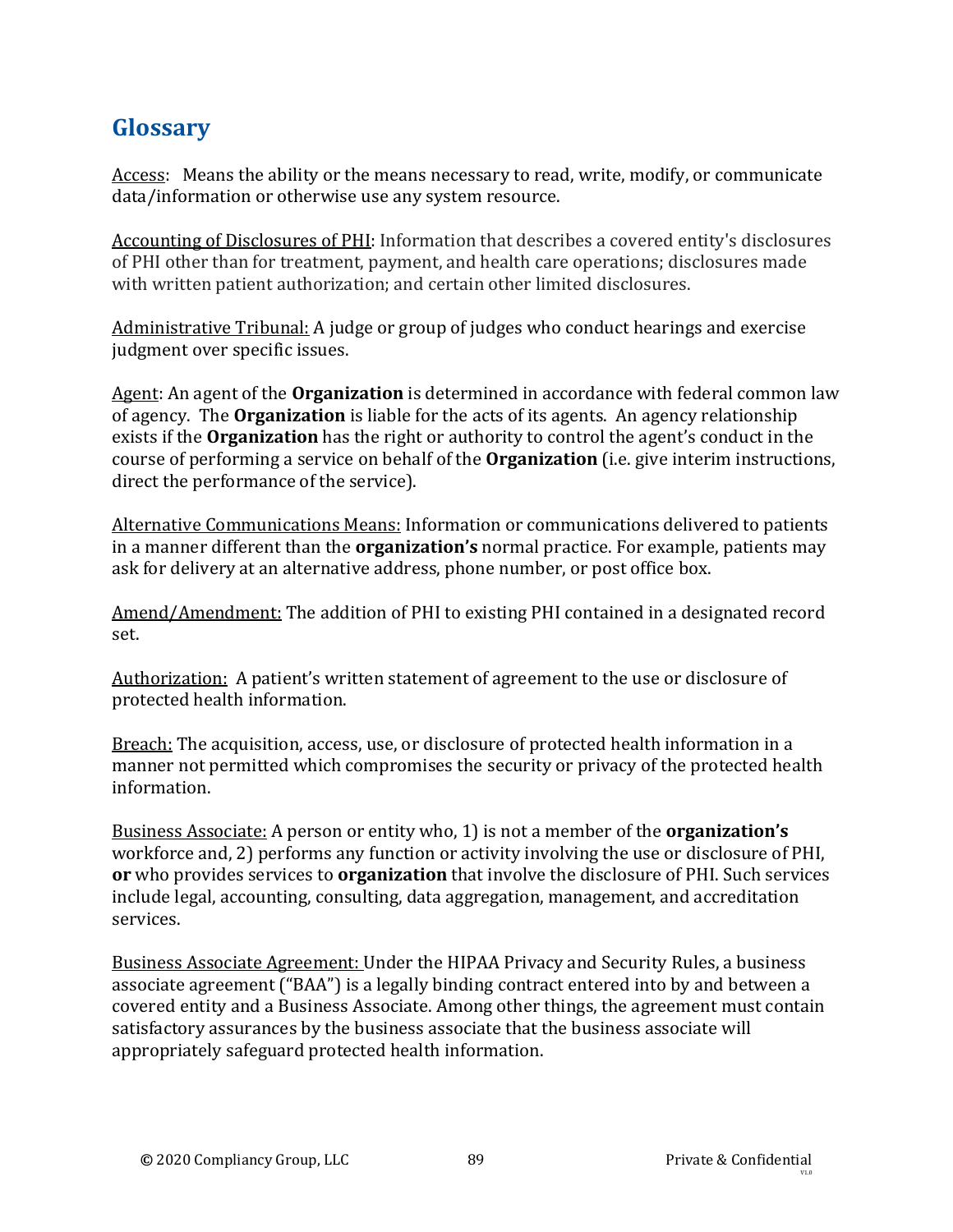## Glossary

Access: Means the ability or the means necessary to read, write, modify, or communicate data/information or otherwise use any system resource.

Accounting of Disclosures of PHI: Information that describes a covered entity's disclosures of PHI other than for treatment, payment, and health care operations; disclosures made with written patient authorization; and certain other limited disclosures.

Administrative Tribunal: A judge or group of judges who conduct hearings and exercise judgment over specific issues.

Agent: An agent of the **Organization** is determined in accordance with federal common law of agency. The **Organization** is liable for the acts of its agents. An agency relationship exists if the **Organization** has the right or authority to control the agent's conduct in the course of performing a service on behalf of the **Organization** (i.e. give interim instructions, direct the performance of the service).

Alternative Communications Means: Information or communications delivered to patients in a manner different than the **organization's** normal practice. For example, patients may ask for delivery at an alternative address, phone number, or post office box.

Amend/Amendment: The addition of PHI to existing PHI contained in a designated record set.

Authorization: A patient's written statement of agreement to the use or disclosure of protected health information.

Breach: The acquisition, access, use, or disclosure of protected health information in a manner not permitted which compromises the security or privacy of the protected health information.

Business Associate: A person or entity who, 1) is not a member of the **organization's** workforce and, 2) performs any function or activity involving the use or disclosure of PHI, **or** who provides services to **organization** that involve the disclosure of PHI. Such services include legal, accounting, consulting, data aggregation, management, and accreditation services.

Business Associate Agreement: Under the HIPAA Privacy and Security Rules, a business associate agreement ("BAA") is a legally binding contract entered into by and between a covered entity and a Business Associate. Among other things, the agreement must contain satisfactory assurances by the business associate that the business associate will appropriately safeguard protected health information.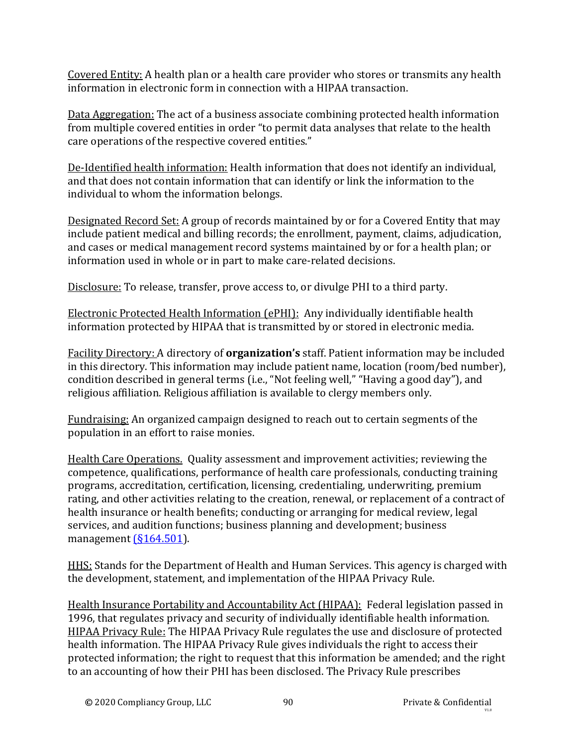Covered Entity: A health plan or a health care provider who stores or transmits any health information in electronic form in connection with a HIPAA transaction.

Data Aggregation: The act of a business associate combining protected health information from multiple covered entities in order "to permit data analyses that relate to the health care operations of the respective covered entities."

De-Identified health information: Health information that does not identify an individual, and that does not contain information that can identify or link the information to the individual to whom the information belongs.

Designated Record Set: A group of records maintained by or for a Covered Entity that may include patient medical and billing records; the enrollment, payment, claims, adjudication, and cases or medical management record systems maintained by or for a health plan; or information used in whole or in part to make care-related decisions.

Disclosure: To release, transfer, prove access to, or divulge PHI to a third party.

Electronic Protected Health Information (ePHI): Any individually identifiable health information protected by HIPAA that is transmitted by or stored in electronic media.

Facility Directory: A directory of **organization's** staff. Patient information may be included in this directory. This information may include patient name, location (room/bed number), condition described in general terms (i.e., "Not feeling well," "Having a good day"), and religious affiliation. Religious affiliation is available to clergy members only.

Fundraising: An organized campaign designed to reach out to certain segments of the population in an effort to raise monies.

Health Care Operations. Quality assessment and improvement activities; reviewing the competence, qualifications, performance of health care professionals, conducting training programs, accreditation, certification, licensing, credentialing, underwriting, premium rating, and other activities relating to the creation, renewal, or replacement of a contract of health insurance or health benefits; conducting or arranging for medical review, legal services, and audition functions; business planning and development; business management (§164.501).

HHS: Stands for the Department of Health and Human Services. This agency is charged with the development, statement, and implementation of the HIPAA Privacy Rule.

Health Insurance Portability and Accountability Act (HIPAA): Federal legislation passed in 1996, that regulates privacy and security of individually identifiable health information.
HIPAA Privacy Rule: The HIPAA Privacy Rule regulates the use and disclosure of protected health information. The HIPAA Privacy Rule gives individuals the right to access their protected information; the right to request that this information be amended; and the right to an accounting of how their PHI has been disclosed. The Privacy Rule prescribes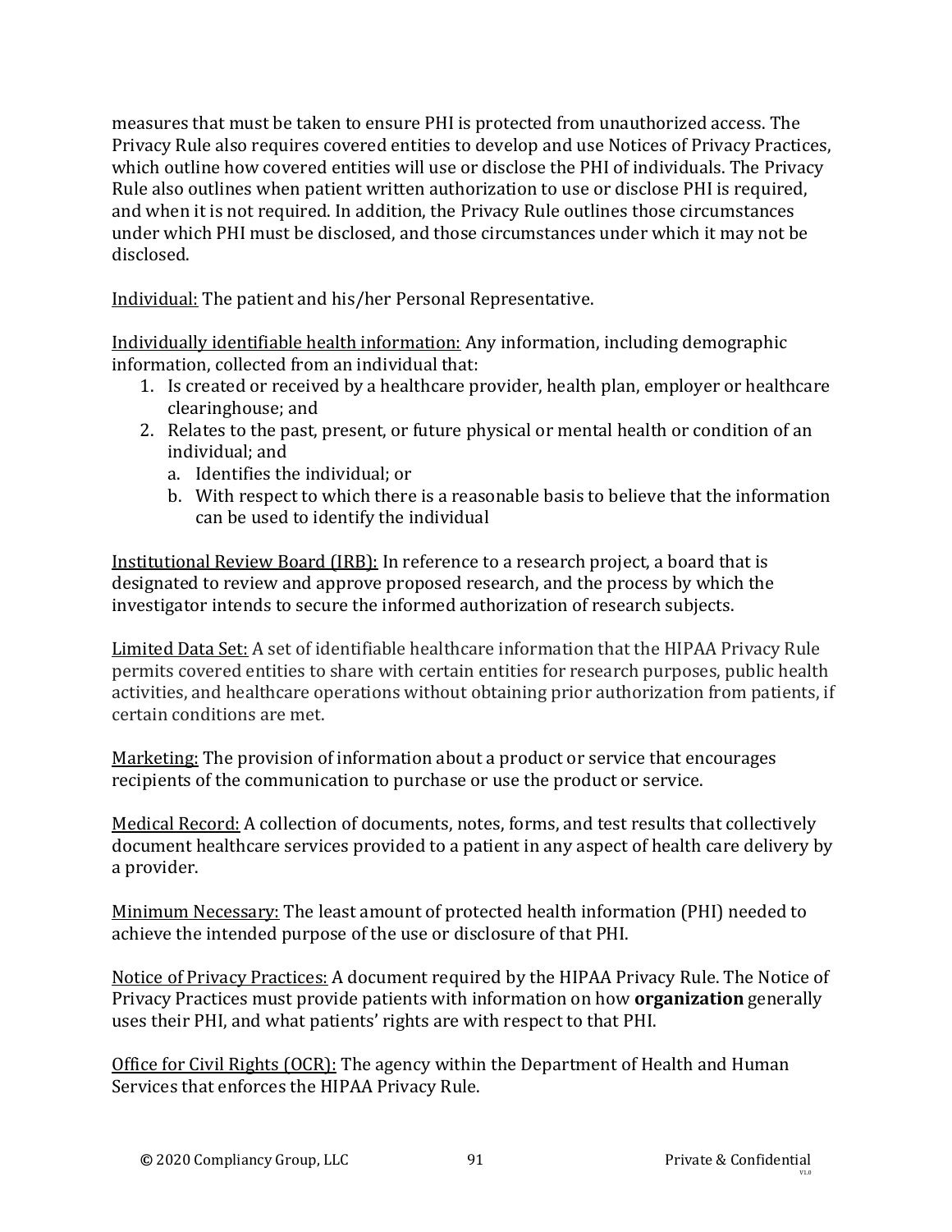measures that must be taken to ensure PHI is protected from unauthorized access. The Privacy Rule also requires covered entities to develop and use Notices of Privacy Practices, which outline how covered entities will use or disclose the PHI of individuals. The Privacy Rule also outlines when patient written authorization to use or disclose PHI is required, and when it is not required. In addition, the Privacy Rule outlines those circumstances under which PHI must be disclosed, and those circumstances under which it may not be disclosed.

<u>Individual:</u> The patient and his/her Personal Representative.

<u>Individually identifiable health information:</u> Any information, including demographic information, collected from an individual that:

1. Is created or received by a healthcare provider, health plan, employer or healthcare clearinghouse; and
2. Relates to the past, present, or future physical or mental health or condition of an individual; and
    a. Identifies the individual; or
    b. With respect to which there is a reasonable basis to believe that the information can be used to identify the individual

<u>Institutional Review Board (IRB):</u> In reference to a research project, a board that is designated to review and approve proposed research, and the process by which the investigator intends to secure the informed authorization of research subjects.

<u>Limited Data Set:</u> A set of identifiable healthcare information that the HIPAA Privacy Rule permits covered entities to share with certain entities for research purposes, public health activities, and healthcare operations without obtaining prior authorization from patients, if certain conditions are met.

<u>Marketing:</u> The provision of information about a product or service that encourages recipients of the communication to purchase or use the product or service.

<u>Medical Record:</u> A collection of documents, notes, forms, and test results that collectively document healthcare services provided to a patient in any aspect of health care delivery by a provider.

<u>Minimum Necessary:</u> The least amount of protected health information (PHI) needed to achieve the intended purpose of the use or disclosure of that PHI.

<u>Notice of Privacy Practices:</u> A document required by the HIPAA Privacy Rule. The Notice of Privacy Practices must provide patients with information on how **organization** generally uses their PHI, and what patients' rights are with respect to that PHI.

<u>Office for Civil Rights (OCR):</u> The agency within the Department of Health and Human Services that enforces the HIPAA Privacy Rule.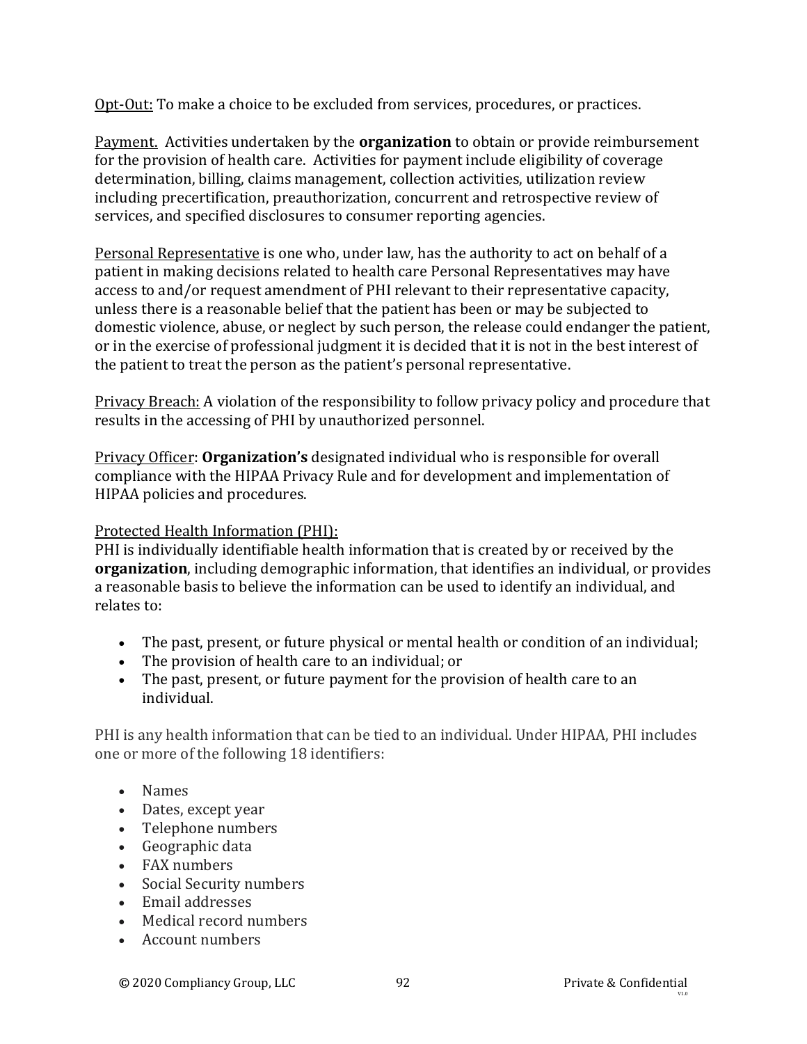Opt-Out: To make a choice to be excluded from services, procedures, or practices.

Payment. Activities undertaken by the **organization** to obtain or provide reimbursement for the provision of health care. Activities for payment include eligibility of coverage determination, billing, claims management, collection activities, utilization review including precertification, preauthorization, concurrent and retrospective review of services, and specified disclosures to consumer reporting agencies.

Personal Representative is one who, under law, has the authority to act on behalf of a patient in making decisions related to health care Personal Representatives may have access to and/or request amendment of PHI relevant to their representative capacity, unless there is a reasonable belief that the patient has been or may be subjected to domestic violence, abuse, or neglect by such person, the release could endanger the patient, or in the exercise of professional judgment it is decided that it is not in the best interest of the patient to treat the person as the patient's personal representative.

Privacy Breach: A violation of the responsibility to follow privacy policy and procedure that results in the accessing of PHI by unauthorized personnel.

Privacy Officer: **Organization's** designated individual who is responsible for overall compliance with the HIPAA Privacy Rule and for development and implementation of HIPAA policies and procedures.

Protected Health Information (PHI):
PHI is individually identifiable health information that is created by or received by the **organization**, including demographic information, that identifies an individual, or provides a reasonable basis to believe the information can be used to identify an individual, and relates to:

- The past, present, or future physical or mental health or condition of an individual;
- The provision of health care to an individual; or
- The past, present, or future payment for the provision of health care to an individual.

PHI is any health information that can be tied to an individual. Under HIPAA, PHI includes one or more of the following 18 identifiers:

- Names
- Dates, except year
- Telephone numbers
- Geographic data
- FAX numbers
- Social Security numbers
- Email addresses
- Medical record numbers
- Account numbers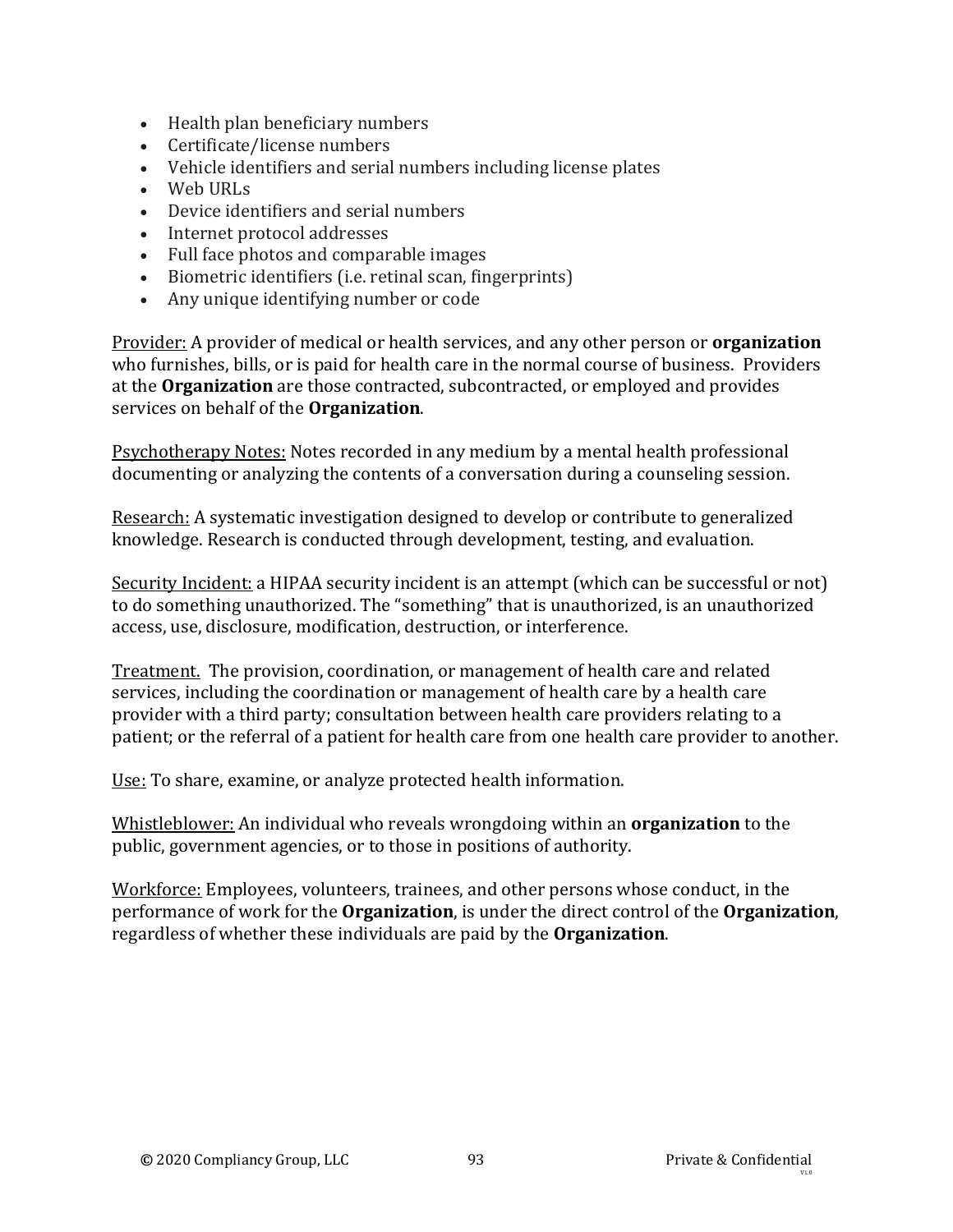- Health plan beneficiary numbers
- Certificate/license numbers
- Vehicle identifiers and serial numbers including license plates
- Web URLs
- Device identifiers and serial numbers
- Internet protocol addresses
- Full face photos and comparable images
- Biometric identifiers (i.e. retinal scan, fingerprints)
- Any unique identifying number or code

<u>Provider:</u> A provider of medical or health services, and any other person or **organization** who furnishes, bills, or is paid for health care in the normal course of business. Providers at the **Organization** are those contracted, subcontracted, or employed and provides services on behalf of the **Organization**.

<u>Psychotherapy Notes:</u> Notes recorded in any medium by a mental health professional documenting or analyzing the contents of a conversation during a counseling session.

<u>Research:</u> A systematic investigation designed to develop or contribute to generalized knowledge. Research is conducted through development, testing, and evaluation.

<u>Security Incident:</u> a HIPAA security incident is an attempt (which can be successful or not) to do something unauthorized. The "something" that is unauthorized, is an unauthorized access, use, disclosure, modification, destruction, or interference.

<u>Treatment.</u> The provision, coordination, or management of health care and related services, including the coordination or management of health care by a health care provider with a third party; consultation between health care providers relating to a patient; or the referral of a patient for health care from one health care provider to another.

<u>Use:</u> To share, examine, or analyze protected health information.

<u>Whistleblower:</u> An individual who reveals wrongdoing within an **organization** to the public, government agencies, or to those in positions of authority.

<u>Workforce:</u> Employees, volunteers, trainees, and other persons whose conduct, in the performance of work for the **Organization**, is under the direct control of the **Organization**, regardless of whether these individuals are paid by the **Organization**.